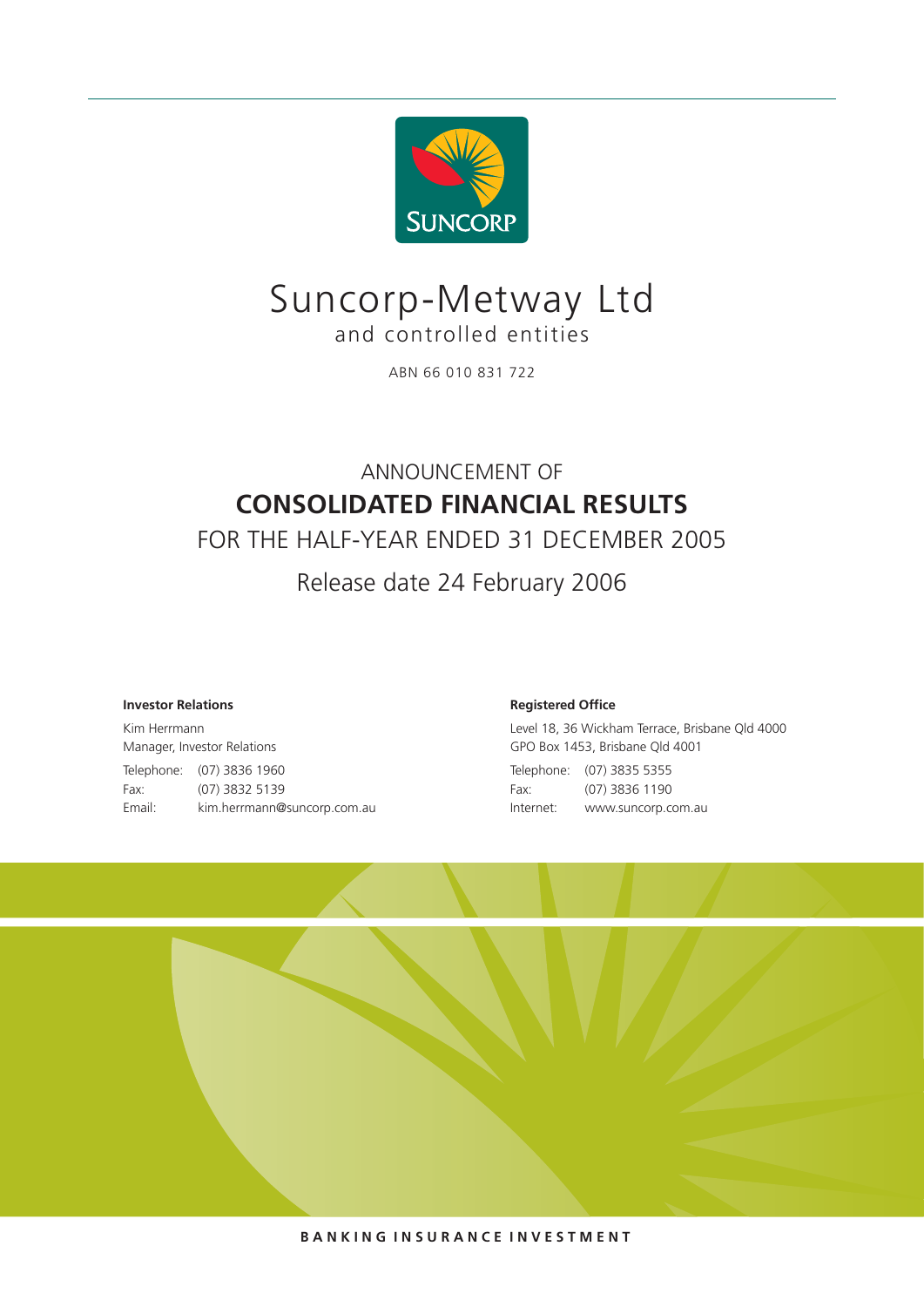SUNCORP

# Suncorp-Metway Ltd

and controlled entities

ABN 66 010 831 722

ANNOUNCEMENT OF

# CONSOLIDATED FINANCIAL RESULTS

FOR THE HALF-YEAR ENDED 31 DECEMBER 2005

Release date 24 February 2006

**Investor Relations**

Kim Herrmann
Manager, Investor Relations

Telephone: (07) 3836 1960
Fax: (07) 3832 5139
Email: kim.herrmann@suncorp.com.au

**Registered Office**

Level 18, 36 Wickham Terrace, Brisbane Qld 4000
GPO Box 1453, Brisbane Qld 4001

Telephone: (07) 3835 5355
Fax: (07) 3836 1190
Internet: www.suncorp.com.au

BANKING INSURANCE INVESTMENT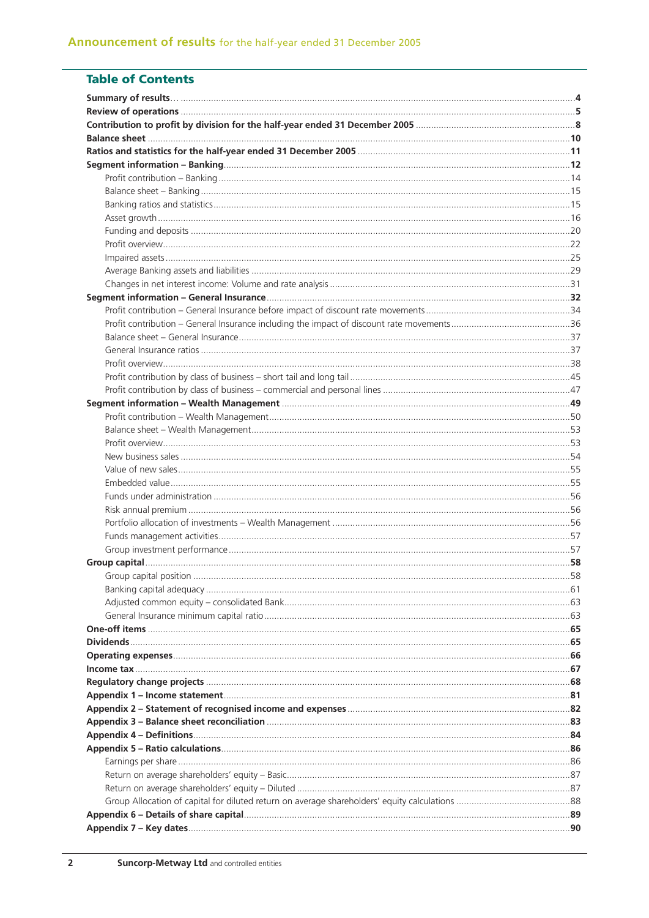## Table of Contents

| | |
|---|---|
| **Summary of results** | **4** |
| **Review of operations** | **5** |
| **Contribution to profit by division for the half-year ended 31 December 2005** | **8** |
| **Balance sheet** | **10** |
| **Ratios and statistics for the half-year ended 31 December 2005** | **11** |
| **Segment information – Banking** | **12** |
| Profit contribution – Banking | 14 |
| Balance sheet – Banking | 15 |
| Banking ratios and statistics | 15 |
| Asset growth | 16 |
| Funding and deposits | 20 |
| Profit overview | 22 |
| Impaired assets | 25 |
| Average Banking assets and liabilities | 29 |
| Changes in net interest income: Volume and rate analysis | 31 |
| **Segment information – General Insurance** | **32** |
| Profit contribution – General Insurance before impact of discount rate movements | 34 |
| Profit contribution – General Insurance including the impact of discount rate movements | 36 |
| Balance sheet – General Insurance | 37 |
| General Insurance ratios | 37 |
| Profit overview | 38 |
| Profit contribution by class of business – short tail and long tail | 45 |
| Profit contribution by class of business – commercial and personal lines | 47 |
| **Segment information – Wealth Management** | **49** |
| Profit contribution – Wealth Management | 50 |
| Balance sheet – Wealth Management | 53 |
| Profit overview | 53 |
| New business sales | 54 |
| Value of new sales | 55 |
| Embedded value | 55 |
| Funds under administration | 56 |
| Risk annual premium | 56 |
| Portfolio allocation of investments – Wealth Management | 56 |
| Funds management activities | 57 |
| Group investment performance | 57 |
| **Group capital** | **58** |
| Group capital position | 58 |
| Banking capital adequacy | 61 |
| Adjusted common equity – consolidated Bank | 63 |
| General Insurance minimum capital ratio | 63 |
| **One-off items** | **65** |
| **Dividends** | **65** |
| **Operating expenses** | **66** |
| **Income tax** | **67** |
| **Regulatory change projects** | **68** |
| **Appendix 1 – Income statement** | **81** |
| **Appendix 2 – Statement of recognised income and expenses** | **82** |
| **Appendix 3 – Balance sheet reconciliation** | **83** |
| **Appendix 4 – Definitions** | **84** |
| **Appendix 5 – Ratio calculations** | **86** |
| Earnings per share | 86 |
| Return on average shareholders' equity – Basic | 87 |
| Return on average shareholders' equity – Diluted | 87 |
| Group Allocation of capital for diluted return on average shareholders' equity calculations | 88 |
| **Appendix 6 – Details of share capital** | **89** |
| **Appendix 7 – Key dates** | **90** |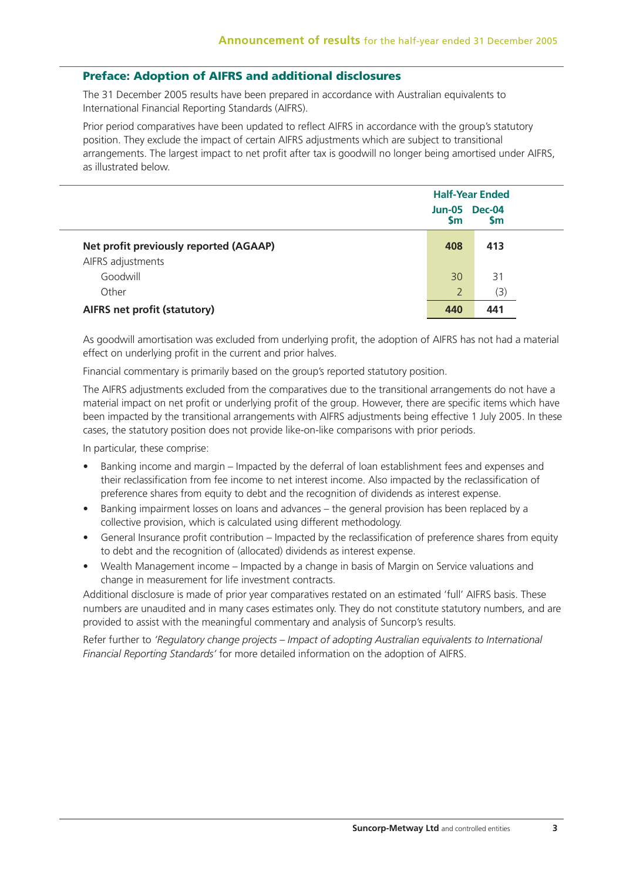## Preface: Adoption of AIFRS and additional disclosures

The 31 December 2005 results have been prepared in accordance with Australian equivalents to International Financial Reporting Standards (AIFRS).

Prior period comparatives have been updated to reflect AIFRS in accordance with the group's statutory position. They exclude the impact of certain AIFRS adjustments which are subject to transitional arrangements. The largest impact to net profit after tax is goodwill no longer being amortised under AIFRS, as illustrated below.

| | Half-Year Ended | |
|---|---|---|
| | Jun-05 $m | Dec-04 $m |
| **Net profit previously reported (AGAAP)** | **408** | **413** |
| AIFRS adjustments | | |
| Goodwill | 30 | 31 |
| Other | 2 | (3) |
| **AIFRS net profit (statutory)** | **440** | **441** |

As goodwill amortisation was excluded from underlying profit, the adoption of AIFRS has not had a material effect on underlying profit in the current and prior halves.

Financial commentary is primarily based on the group's reported statutory position.

The AIFRS adjustments excluded from the comparatives due to the transitional arrangements do not have a material impact on net profit or underlying profit of the group. However, there are specific items which have been impacted by the transitional arrangements with AIFRS adjustments being effective 1 July 2005. In these cases, the statutory position does not provide like-on-like comparisons with prior periods.

In particular, these comprise:

- Banking income and margin – Impacted by the deferral of loan establishment fees and expenses and their reclassification from fee income to net interest income. Also impacted by the reclassification of preference shares from equity to debt and the recognition of dividends as interest expense.
- Banking impairment losses on loans and advances – the general provision has been replaced by a collective provision, which is calculated using different methodology.
- General Insurance profit contribution – Impacted by the reclassification of preference shares from equity to debt and the recognition of (allocated) dividends as interest expense.
- Wealth Management income – Impacted by a change in basis of Margin on Service valuations and change in measurement for life investment contracts.

Additional disclosure is made of prior year comparatives restated on an estimated 'full' AIFRS basis. These numbers are unaudited and in many cases estimates only. They do not constitute statutory numbers, and are provided to assist with the meaningful commentary and analysis of Suncorp's results.

Refer further to *'Regulatory change projects – Impact of adopting Australian equivalents to International Financial Reporting Standards'* for more detailed information on the adoption of AIFRS.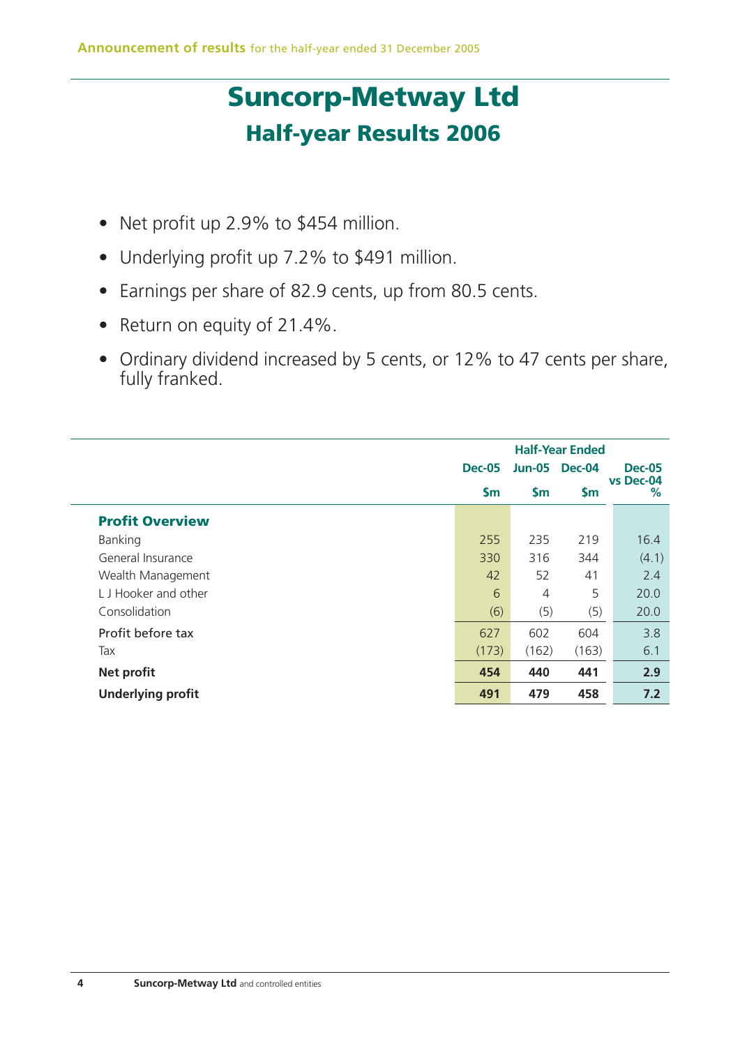# Suncorp-Metway Ltd

## Half-year Results 2006

- Net profit up 2.9% to $454 million.
- Underlying profit up 7.2% to $491 million.
- Earnings per share of 82.9 cents, up from 80.5 cents.
- Return on equity of 21.4%.
- Ordinary dividend increased by 5 cents, or 12% to 47 cents per share, fully franked.

| | Half-Year Ended | | | |
|---|---|---|---|---|
| | Dec-05 | Jun-05 | Dec-04 | Dec-05 vs Dec-04 |
| | $m | $m | $m | % |
| **Profit Overview** | | | | |
| Banking | 255 | 235 | 219 | 16.4 |
| General Insurance | 330 | 316 | 344 | (4.1) |
| Wealth Management | 42 | 52 | 41 | 2.4 |
| L J Hooker and other | 6 | 4 | 5 | 20.0 |
| Consolidation | (6) | (5) | (5) | 20.0 |
| Profit before tax | 627 | 602 | 604 | 3.8 |
| Tax | (173) | (162) | (163) | 6.1 |
| **Net profit** | **454** | **440** | **441** | **2.9** |
| **Underlying profit** | **491** | **479** | **458** | **7.2** |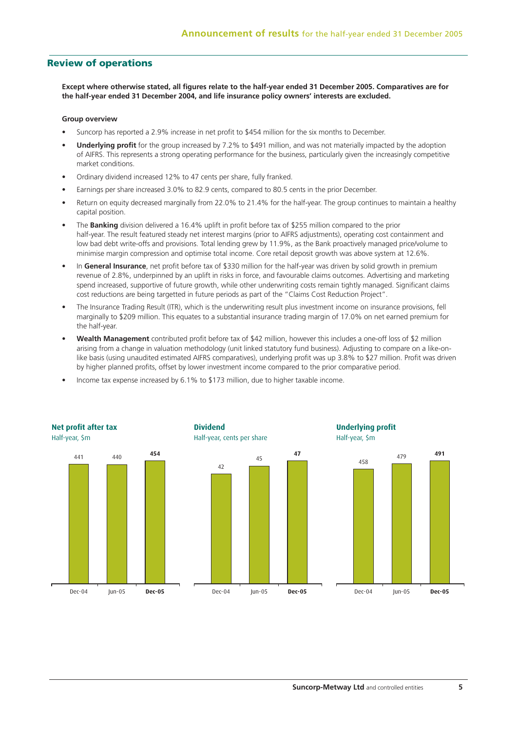## Review of operations

**Except where otherwise stated, all figures relate to the half-year ended 31 December 2005. Comparatives are for the half-year ended 31 December 2004, and life insurance policy owners' interests are excluded.**

**Group overview**

- Suncorp has reported a 2.9% increase in net profit to $454 million for the six months to December.
- **Underlying profit** for the group increased by 7.2% to $491 million, and was not materially impacted by the adoption of AIFRS. This represents a strong operating performance for the business, particularly given the increasingly competitive market conditions.
- Ordinary dividend increased 12% to 47 cents per share, fully franked.
- Earnings per share increased 3.0% to 82.9 cents, compared to 80.5 cents in the prior December.
- Return on equity decreased marginally from 22.0% to 21.4% for the half-year. The group continues to maintain a healthy capital position.
- The **Banking** division delivered a 16.4% uplift in profit before tax of $255 million compared to the prior half-year. The result featured steady net interest margins (prior to AIFRS adjustments), operating cost containment and low bad debt write-offs and provisions. Total lending grew by 11.9%, as the Bank proactively managed price/volume to minimise margin compression and optimise total income. Core retail deposit growth was above system at 12.6%.
- In **General Insurance**, net profit before tax of $330 million for the half-year was driven by solid growth in premium revenue of 2.8%, underpinned by an uplift in risks in force, and favourable claims outcomes. Advertising and marketing spend increased, supportive of future growth, while other underwriting costs remain tightly managed. Significant claims cost reductions are being targetted in future periods as part of the "Claims Cost Reduction Project".
- The Insurance Trading Result (ITR), which is the underwriting result plus investment income on insurance provisions, fell marginally to $209 million. This equates to a substantial insurance trading margin of 17.0% on net earned premium for the half-year.
- **Wealth Management** contributed profit before tax of $42 million, however this includes a one-off loss of $2 million arising from a change in valuation methodology (unit linked statutory fund business). Adjusting to compare on a like-on-like basis (using unaudited estimated AIFRS comparatives), underlying profit was up 3.8% to $27 million. Profit was driven by higher planned profits, offset by lower investment income compared to the prior comparative period.
- Income tax expense increased by 6.1% to $173 million, due to higher taxable income.

**Net profit after tax**
Half-year, $m

| Dec-04 | Jun-05 | **Dec-05** |
|---|---|---|
| 441 | 440 | **454** |

**Dividend**
Half-year, cents per share

| Dec-04 | Jun-05 | **Dec-05** |
|---|---|---|
| 42 | 45 | **47** |

**Underlying profit**
Half-year, $m

| Dec-04 | Jun-05 | **Dec-05** |
|---|---|---|
| 458 | 479 | **491** |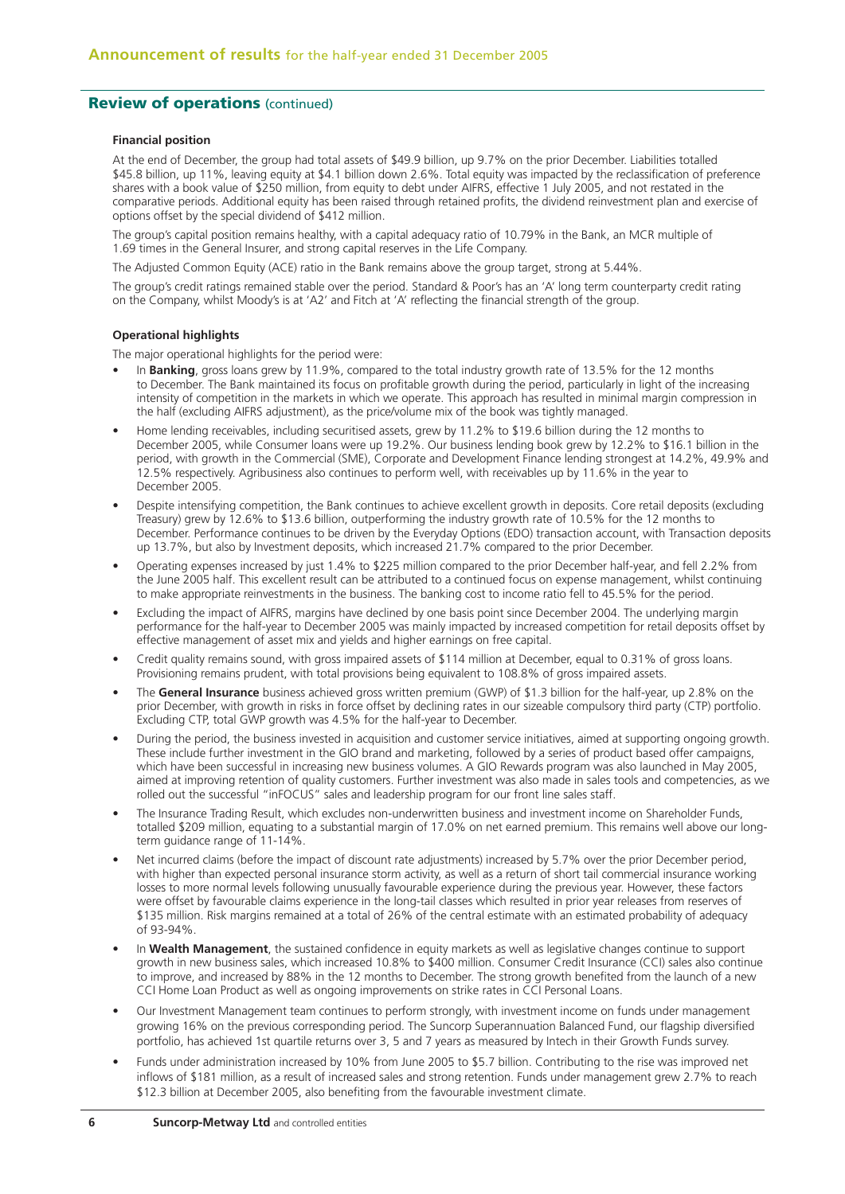## Review of operations (continued)

### Financial position

At the end of December, the group had total assets of $49.9 billion, up 9.7% on the prior December. Liabilities totalled $45.8 billion, up 11%, leaving equity at $4.1 billion down 2.6%. Total equity was impacted by the reclassification of preference shares with a book value of $250 million, from equity to debt under AIFRS, effective 1 July 2005, and not restated in the comparative periods. Additional equity has been raised through retained profits, the dividend reinvestment plan and exercise of options offset by the special dividend of $412 million.

The group's capital position remains healthy, with a capital adequacy ratio of 10.79% in the Bank, an MCR multiple of 1.69 times in the General Insurer, and strong capital reserves in the Life Company.

The Adjusted Common Equity (ACE) ratio in the Bank remains above the group target, strong at 5.44%.

The group's credit ratings remained stable over the period. Standard & Poor's has an 'A' long term counterparty credit rating on the Company, whilst Moody's is at 'A2' and Fitch at 'A' reflecting the financial strength of the group.

### Operational highlights

The major operational highlights for the period were:

- In **Banking**, gross loans grew by 11.9%, compared to the total industry growth rate of 13.5% for the 12 months to December. The Bank maintained its focus on profitable growth during the period, particularly in light of the increasing intensity of competition in the markets in which we operate. This approach has resulted in minimal margin compression in the half (excluding AIFRS adjustment), as the price/volume mix of the book was tightly managed.
- Home lending receivables, including securitised assets, grew by 11.2% to $19.6 billion during the 12 months to December 2005, while Consumer loans were up 19.2%. Our business lending book grew by 12.2% to $16.1 billion in the period, with growth in the Commercial (SME), Corporate and Development Finance lending strongest at 14.2%, 49.9% and 12.5% respectively. Agribusiness also continues to perform well, with receivables up by 11.6% in the year to December 2005.
- Despite intensifying competition, the Bank continues to achieve excellent growth in deposits. Core retail deposits (excluding Treasury) grew by 12.6% to $13.6 billion, outperforming the industry growth rate of 10.5% for the 12 months to December. Performance continues to be driven by the Everyday Options (EDO) transaction account, with Transaction deposits up 13.7%, but also by Investment deposits, which increased 21.7% compared to the prior December.
- Operating expenses increased by just 1.4% to $225 million compared to the prior December half-year, and fell 2.2% from the June 2005 half. This excellent result can be attributed to a continued focus on expense management, whilst continuing to make appropriate reinvestments in the business. The banking cost to income ratio fell to 45.5% for the period.
- Excluding the impact of AIFRS, margins have declined by one basis point since December 2004. The underlying margin performance for the half-year to December 2005 was mainly impacted by increased competition for retail deposits offset by effective management of asset mix and yields and higher earnings on free capital.
- Credit quality remains sound, with gross impaired assets of $114 million at December, equal to 0.31% of gross loans. Provisioning remains prudent, with total provisions being equivalent to 108.8% of gross impaired assets.
- The **General Insurance** business achieved gross written premium (GWP) of $1.3 billion for the half-year, up 2.8% on the prior December, with growth in risks in force offset by declining rates in our sizeable compulsory third party (CTP) portfolio. Excluding CTP, total GWP growth was 4.5% for the half-year to December.
- During the period, the business invested in acquisition and customer service initiatives, aimed at supporting ongoing growth. These include further investment in the GIO brand and marketing, followed by a series of product based offer campaigns, which have been successful in increasing new business volumes. A GIO Rewards program was also launched in May 2005, aimed at improving retention of quality customers. Further investment was also made in sales tools and competencies, as we rolled out the successful "inFOCUS" sales and leadership program for our front line sales staff.
- The Insurance Trading Result, which excludes non-underwritten business and investment income on Shareholder Funds, totalled $209 million, equating to a substantial margin of 17.0% on net earned premium. This remains well above our long-term guidance range of 11-14%.
- Net incurred claims (before the impact of discount rate adjustments) increased by 5.7% over the prior December period, with higher than expected personal insurance storm activity, as well as a return of short tail commercial insurance working losses to more normal levels following unusually favourable experience during the previous year. However, these factors were offset by favourable claims experience in the long-tail classes which resulted in prior year releases from reserves of $135 million. Risk margins remained at a total of 26% of the central estimate with an estimated probability of adequacy of 93-94%.
- In **Wealth Management**, the sustained confidence in equity markets as well as legislative changes continue to support growth in new business sales, which increased 10.8% to $400 million. Consumer Credit Insurance (CCI) sales also continue to improve, and increased by 88% in the 12 months to December. The strong growth benefited from the launch of a new CCI Home Loan Product as well as ongoing improvements on strike rates in CCI Personal Loans.
- Our Investment Management team continues to perform strongly, with investment income on funds under management growing 16% on the previous corresponding period. The Suncorp Superannuation Balanced Fund, our flagship diversified portfolio, has achieved 1st quartile returns over 3, 5 and 7 years as measured by Intech in their Growth Funds survey.
- Funds under administration increased by 10% from June 2005 to $5.7 billion. Contributing to the rise was improved net inflows of $181 million, as a result of increased sales and strong retention. Funds under management grew 2.7% to reach $12.3 billion at December 2005, also benefiting from the favourable investment climate.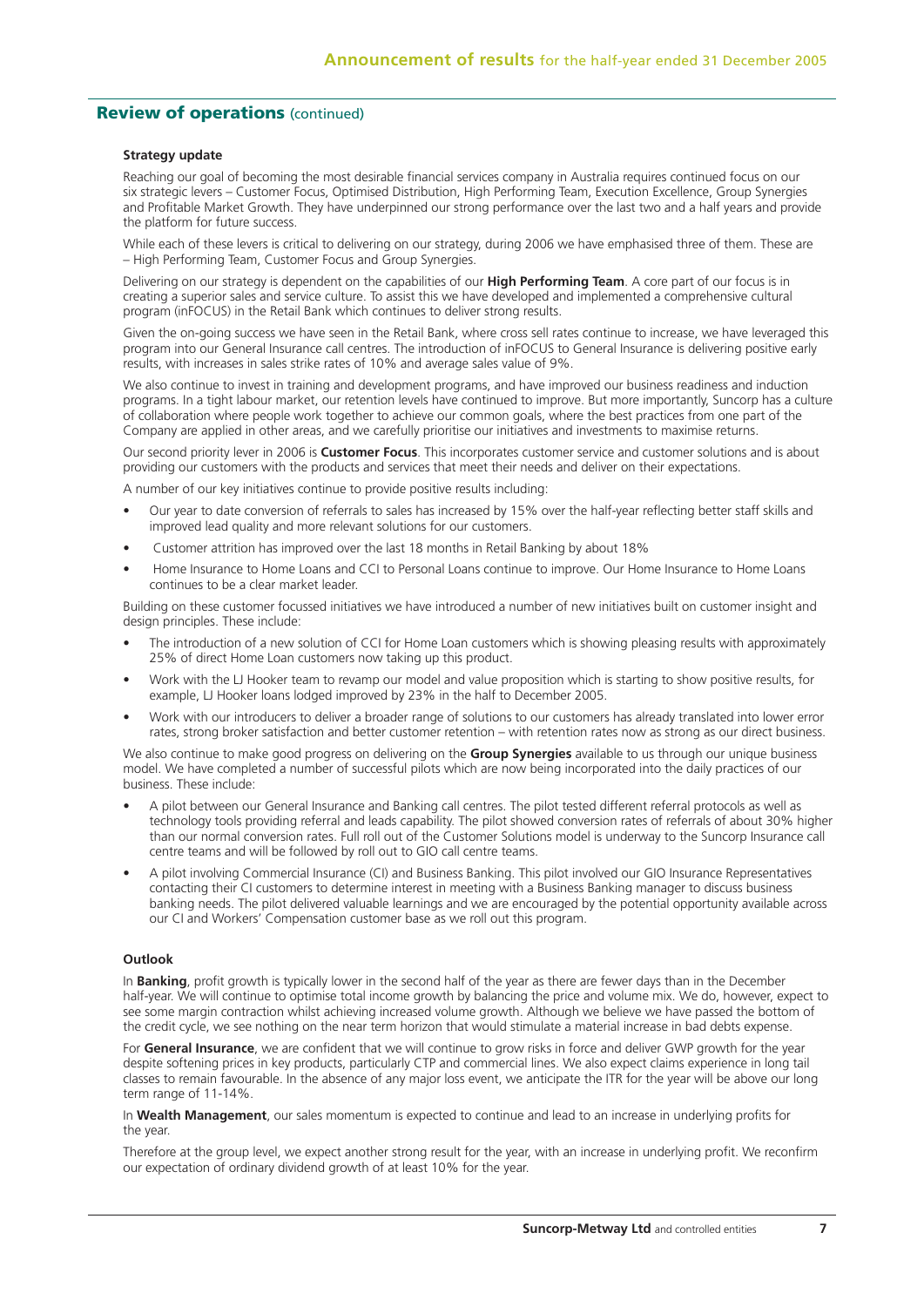## Review of operations (continued)

### Strategy update

Reaching our goal of becoming the most desirable financial services company in Australia requires continued focus on our six strategic levers – Customer Focus, Optimised Distribution, High Performing Team, Execution Excellence, Group Synergies and Profitable Market Growth. They have underpinned our strong performance over the last two and a half years and provide the platform for future success.

While each of these levers is critical to delivering on our strategy, during 2006 we have emphasised three of them. These are – High Performing Team, Customer Focus and Group Synergies.

Delivering on our strategy is dependent on the capabilities of our **High Performing Team**. A core part of our focus is in creating a superior sales and service culture. To assist this we have developed and implemented a comprehensive cultural program (inFOCUS) in the Retail Bank which continues to deliver strong results.

Given the on-going success we have seen in the Retail Bank, where cross sell rates continue to increase, we have leveraged this program into our General Insurance call centres. The introduction of inFOCUS to General Insurance is delivering positive early results, with increases in sales strike rates of 10% and average sales value of 9%.

We also continue to invest in training and development programs, and have improved our business readiness and induction programs. In a tight labour market, our retention levels have continued to improve. But more importantly, Suncorp has a culture of collaboration where people work together to achieve our common goals, where the best practices from one part of the Company are applied in other areas, and we carefully prioritise our initiatives and investments to maximise returns.

Our second priority lever in 2006 is **Customer Focus**. This incorporates customer service and customer solutions and is about providing our customers with the products and services that meet their needs and deliver on their expectations.

A number of our key initiatives continue to provide positive results including:

- Our year to date conversion of referrals to sales has increased by 15% over the half-year reflecting better staff skills and improved lead quality and more relevant solutions for our customers.
- Customer attrition has improved over the last 18 months in Retail Banking by about 18%
- Home Insurance to Home Loans and CCI to Personal Loans continue to improve. Our Home Insurance to Home Loans continues to be a clear market leader.

Building on these customer focussed initiatives we have introduced a number of new initiatives built on customer insight and design principles. These include:

- The introduction of a new solution of CCI for Home Loan customers which is showing pleasing results with approximately 25% of direct Home Loan customers now taking up this product.
- Work with the LJ Hooker team to revamp our model and value proposition which is starting to show positive results, for example, LJ Hooker loans lodged improved by 23% in the half to December 2005.
- Work with our introducers to deliver a broader range of solutions to our customers has already translated into lower error rates, strong broker satisfaction and better customer retention – with retention rates now as strong as our direct business.

We also continue to make good progress on delivering on the **Group Synergies** available to us through our unique business model. We have completed a number of successful pilots which are now being incorporated into the daily practices of our business. These include:

- A pilot between our General Insurance and Banking call centres. The pilot tested different referral protocols as well as technology tools providing referral and leads capability. The pilot showed conversion rates of referrals of about 30% higher than our normal conversion rates. Full roll out of the Customer Solutions model is underway to the Suncorp Insurance call centre teams and will be followed by roll out to GIO call centre teams.
- A pilot involving Commercial Insurance (CI) and Business Banking. This pilot involved our GIO Insurance Representatives contacting their CI customers to determine interest in meeting with a Business Banking manager to discuss business banking needs. The pilot delivered valuable learnings and we are encouraged by the potential opportunity available across our CI and Workers' Compensation customer base as we roll out this program.

### Outlook

In **Banking**, profit growth is typically lower in the second half of the year as there are fewer days than in the December half-year. We will continue to optimise total income growth by balancing the price and volume mix. We do, however, expect to see some margin contraction whilst achieving increased volume growth. Although we believe we have passed the bottom of the credit cycle, we see nothing on the near term horizon that would stimulate a material increase in bad debts expense.

For **General Insurance**, we are confident that we will continue to grow risks in force and deliver GWP growth for the year despite softening prices in key products, particularly CTP and commercial lines. We also expect claims experience in long tail classes to remain favourable. In the absence of any major loss event, we anticipate the ITR for the year will be above our long term range of 11-14%.

In **Wealth Management**, our sales momentum is expected to continue and lead to an increase in underlying profits for the year.

Therefore at the group level, we expect another strong result for the year, with an increase in underlying profit. We reconfirm our expectation of ordinary dividend growth of at least 10% for the year.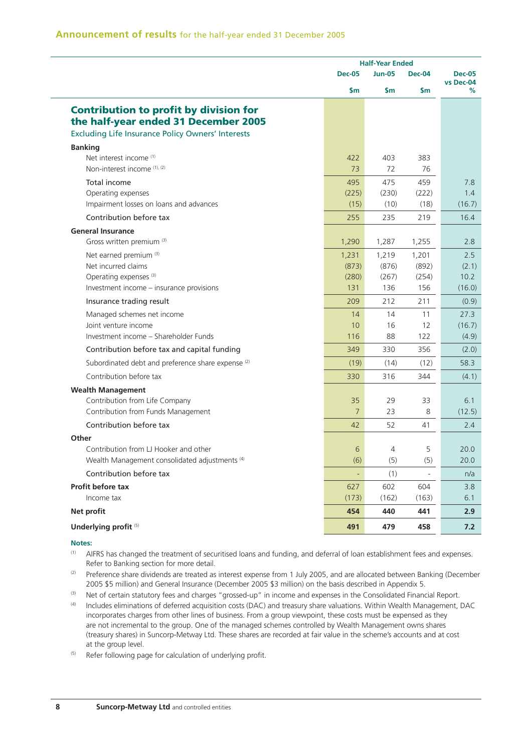## Announcement of results for the half-year ended 31 December 2005

| | Half-Year Ended | | | |
|---|---|---|---|---|
| | Dec-05 | Jun-05 | Dec-04 | Dec-05 vs Dec-04 |
| | $m | $m | $m | % |
| **Contribution to profit by division for the half-year ended 31 December 2005** | | | | |
| Excluding Life Insurance Policy Owners' Interests | | | | |
| **Banking** | | | | |
| Net interest income [(1)] | 422 | 403 | 383 | |
| Non-interest income [(1), (2)] | 73 | 72 | 76 | |
| Total income | 495 | 475 | 459 | 7.8 |
| Operating expenses | (225) | (230) | (222) | 1.4 |
| Impairment losses on loans and advances | (15) | (10) | (18) | (16.7) |
| Contribution before tax | 255 | 235 | 219 | 16.4 |
| **General Insurance** | | | | |
| Gross written premium [(3)] | 1,290 | 1,287 | 1,255 | 2.8 |
| Net earned premium [(3)] | 1,231 | 1,219 | 1,201 | 2.5 |
| Net incurred claims | (873) | (876) | (892) | (2.1) |
| Operating expenses [(3)] | (280) | (267) | (254) | 10.2 |
| Investment income – insurance provisions | 131 | 136 | 156 | (16.0) |
| Insurance trading result | 209 | 212 | 211 | (0.9) |
| Managed schemes net income | 14 | 14 | 11 | 27.3 |
| Joint venture income | 10 | 16 | 12 | (16.7) |
| Investment income – Shareholder Funds | 116 | 88 | 122 | (4.9) |
| Contribution before tax and capital funding | 349 | 330 | 356 | (2.0) |
| Subordinated debt and preference share expense [(2)] | (19) | (14) | (12) | 58.3 |
| Contribution before tax | 330 | 316 | 344 | (4.1) |
| **Wealth Management** | | | | |
| Contribution from Life Company | 35 | 29 | 33 | 6.1 |
| Contribution from Funds Management | 7 | 23 | 8 | (12.5) |
| Contribution before tax | 42 | 52 | 41 | 2.4 |
| **Other** | | | | |
| Contribution from LJ Hooker and other | 6 | 4 | 5 | 20.0 |
| Wealth Management consolidated adjustments [(4)] | (6) | (5) | (5) | 20.0 |
| Contribution before tax | - | (1) | - | n/a |
| **Profit before tax** | 627 | 602 | 604 | 3.8 |
| Income tax | (173) | (162) | (163) | 6.1 |
| **Net profit** | **454** | **440** | **441** | **2.9** |
| **Underlying profit** [(5)] | **491** | **479** | **458** | **7.2** |

**Notes:**

(1) AIFRS has changed the treatment of securitised loans and funding, and deferral of loan establishment fees and expenses. Refer to Banking section for more detail.

(2) Preference share dividends are treated as interest expense from 1 July 2005, and are allocated between Banking (December 2005 $5 million) and General Insurance (December 2005 $3 million) on the basis described in Appendix 5.

(3) Net of certain statutory fees and charges "grossed-up" in income and expenses in the Consolidated Financial Report.

(4) Includes eliminations of deferred acquisition costs (DAC) and treasury share valuations. Within Wealth Management, DAC incorporates charges from other lines of business. From a group viewpoint, these costs must be expensed as they are not incremental to the group. One of the managed schemes controlled by Wealth Management owns shares (treasury shares) in Suncorp-Metway Ltd. These shares are recorded at fair value in the scheme's accounts and at cost at the group level.

(5) Refer following page for calculation of underlying profit.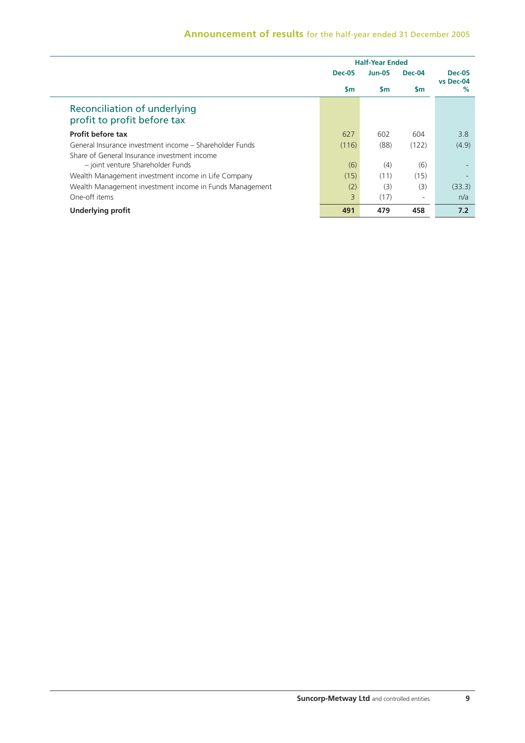## Reconciliation of underlying profit to profit before tax

| | Half-Year Ended | | | |
|---|---|---|---|---|
| | Dec-05 | Jun-05 | Dec-04 | Dec-05 vs Dec-04 |
| | $m | $m | $m | % |
| **Profit before tax** | 627 | 602 | 604 | 3.8 |
| General Insurance investment income – Shareholder Funds | (116) | (88) | (122) | (4.9) |
| Share of General Insurance investment income – joint venture Shareholder Funds | (6) | (4) | (6) | - |
| Wealth Management investment income in Life Company | (15) | (11) | (15) | - |
| Wealth Management investment income in Funds Management | (2) | (3) | (3) | (33.3) |
| One-off items | 3 | (17) | - | n/a |
| **Underlying profit** | **491** | **479** | **458** | **7.2** |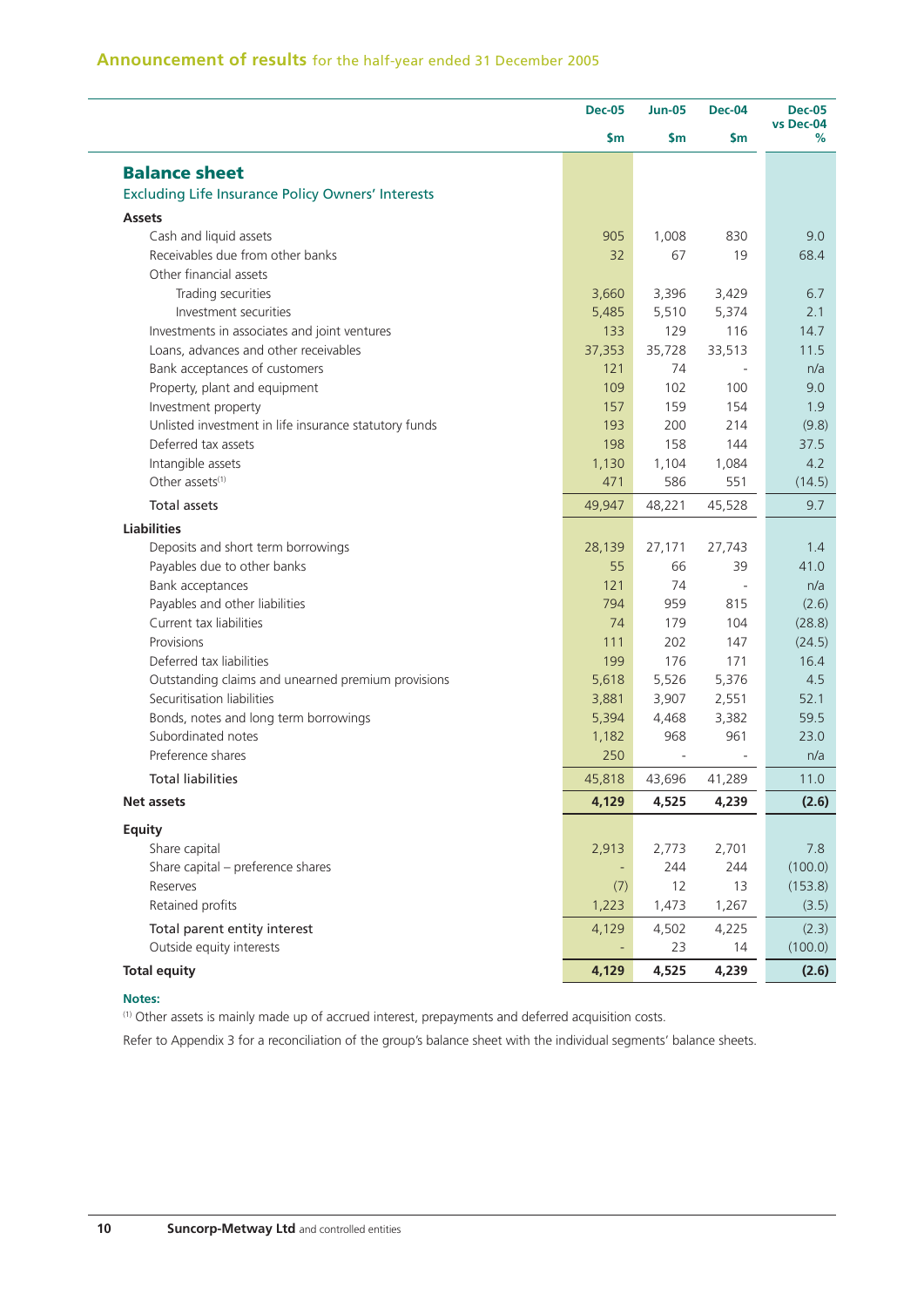## Announcement of results for the half-year ended 31 December 2005

| | Dec-05 $m | Jun-05 $m | Dec-04 $m | Dec-05 vs Dec-04 % |
|---|---|---|---|---|
| **Balance sheet** | | | | |
| Excluding Life Insurance Policy Owners' Interests | | | | |
| **Assets** | | | | |
| Cash and liquid assets | 905 | 1,008 | 830 | 9.0 |
| Receivables due from other banks | 32 | 67 | 19 | 68.4 |
| Other financial assets | | | | |
| Trading securities | 3,660 | 3,396 | 3,429 | 6.7 |
| Investment securities | 5,485 | 5,510 | 5,374 | 2.1 |
| Investments in associates and joint ventures | 133 | 129 | 116 | 14.7 |
| Loans, advances and other receivables | 37,353 | 35,728 | 33,513 | 11.5 |
| Bank acceptances of customers | 121 | 74 | - | n/a |
| Property, plant and equipment | 109 | 102 | 100 | 9.0 |
| Investment property | 157 | 159 | 154 | 1.9 |
| Unlisted investment in life insurance statutory funds | 193 | 200 | 214 | (9.8) |
| Deferred tax assets | 198 | 158 | 144 | 37.5 |
| Intangible assets | 1,130 | 1,104 | 1,084 | 4.2 |
| Other assets[1] | 471 | 586 | 551 | (14.5) |
| Total assets | 49,947 | 48,221 | 45,528 | 9.7 |
| **Liabilities** | | | | |
| Deposits and short term borrowings | 28,139 | 27,171 | 27,743 | 1.4 |
| Payables due to other banks | 55 | 66 | 39 | 41.0 |
| Bank acceptances | 121 | 74 | - | n/a |
| Payables and other liabilities | 794 | 959 | 815 | (2.6) |
| Current tax liabilities | 74 | 179 | 104 | (28.8) |
| Provisions | 111 | 202 | 147 | (24.5) |
| Deferred tax liabilities | 199 | 176 | 171 | 16.4 |
| Outstanding claims and unearned premium provisions | 5,618 | 5,526 | 5,376 | 4.5 |
| Securitisation liabilities | 3,881 | 3,907 | 2,551 | 52.1 |
| Bonds, notes and long term borrowings | 5,394 | 4,468 | 3,382 | 59.5 |
| Subordinated notes | 1,182 | 968 | 961 | 23.0 |
| Preference shares | 250 | - | - | n/a |
| Total liabilities | 45,818 | 43,696 | 41,289 | 11.0 |
| **Net assets** | **4,129** | **4,525** | **4,239** | **(2.6)** |
| **Equity** | | | | |
| Share capital | 2,913 | 2,773 | 2,701 | 7.8 |
| Share capital – preference shares | - | 244 | 244 | (100.0) |
| Reserves | (7) | 12 | 13 | (153.8) |
| Retained profits | 1,223 | 1,473 | 1,267 | (3.5) |
| Total parent entity interest | 4,129 | 4,502 | 4,225 | (2.3) |
| Outside equity interests | - | 23 | 14 | (100.0) |
| **Total equity** | **4,129** | **4,525** | **4,239** | **(2.6)** |

**Notes:**

[1] Other assets is mainly made up of accrued interest, prepayments and deferred acquisition costs.

Refer to Appendix 3 for a reconciliation of the group's balance sheet with the individual segments' balance sheets.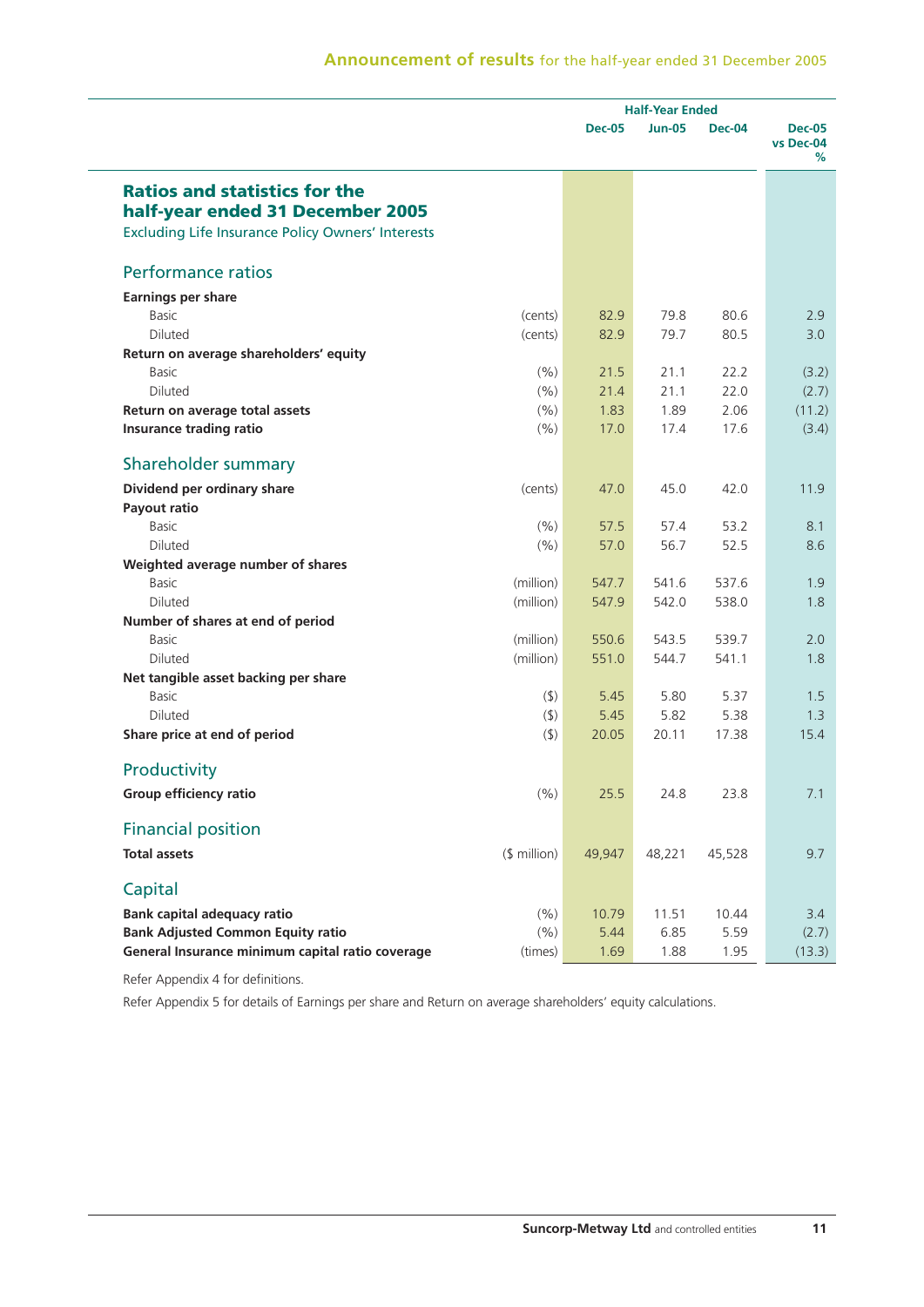# Ratios and statistics for the half-year ended 31 December 2005

Excluding Life Insurance Policy Owners' Interests

| | | Half-Year Ended | | | |
|---|---|---|---|---|---|
| | | Dec-05 | Jun-05 | Dec-04 | Dec-05 vs Dec-04 % |
| **Performance ratios** | | | | | |
| **Earnings per share** | | | | | |
| Basic | (cents) | 82.9 | 79.8 | 80.6 | 2.9 |
| Diluted | (cents) | 82.9 | 79.7 | 80.5 | 3.0 |
| **Return on average shareholders' equity** | | | | | |
| Basic | (%) | 21.5 | 21.1 | 22.2 | (3.2) |
| Diluted | (%) | 21.4 | 21.1 | 22.0 | (2.7) |
| **Return on average total assets** | (%) | 1.83 | 1.89 | 2.06 | (11.2) |
| **Insurance trading ratio** | (%) | 17.0 | 17.4 | 17.6 | (3.4) |
| **Shareholder summary** | | | | | |
| **Dividend per ordinary share** | (cents) | 47.0 | 45.0 | 42.0 | 11.9 |
| **Payout ratio** | | | | | |
| Basic | (%) | 57.5 | 57.4 | 53.2 | 8.1 |
| Diluted | (%) | 57.0 | 56.7 | 52.5 | 8.6 |
| **Weighted average number of shares** | | | | | |
| Basic | (million) | 547.7 | 541.6 | 537.6 | 1.9 |
| Diluted | (million) | 547.9 | 542.0 | 538.0 | 1.8 |
| **Number of shares at end of period** | | | | | |
| Basic | (million) | 550.6 | 543.5 | 539.7 | 2.0 |
| Diluted | (million) | 551.0 | 544.7 | 541.1 | 1.8 |
| **Net tangible asset backing per share** | | | | | |
| Basic | ($) | 5.45 | 5.80 | 5.37 | 1.5 |
| Diluted | ($) | 5.45 | 5.82 | 5.38 | 1.3 |
| **Share price at end of period** | ($) | 20.05 | 20.11 | 17.38 | 15.4 |
| **Productivity** | | | | | |
| **Group efficiency ratio** | (%) | 25.5 | 24.8 | 23.8 | 7.1 |
| **Financial position** | | | | | |
| **Total assets** | ($ million) | 49,947 | 48,221 | 45,528 | 9.7 |
| **Capital** | | | | | |
| **Bank capital adequacy ratio** | (%) | 10.79 | 11.51 | 10.44 | 3.4 |
| **Bank Adjusted Common Equity ratio** | (%) | 5.44 | 6.85 | 5.59 | (2.7) |
| **General Insurance minimum capital ratio coverage** | (times) | 1.69 | 1.88 | 1.95 | (13.3) |

Refer Appendix 4 for definitions.

Refer Appendix 5 for details of Earnings per share and Return on average shareholders' equity calculations.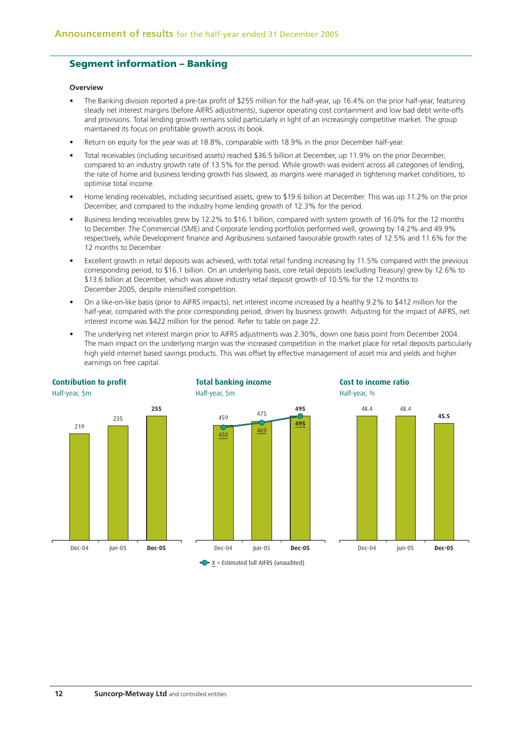## Segment information – Banking

### Overview

- The Banking division reported a pre-tax profit of $255 million for the half-year, up 16.4% on the prior half-year, featuring steady net interest margins (before AIFRS adjustments), superior operating cost containment and low bad debt write-offs and provisions. Total lending growth remains solid particularly in light of an increasingly competitive market. The group maintained its focus on profitable growth across its book.
- Return on equity for the year was at 18.8%, comparable with 18.9% in the prior December half-year.
- Total receivables (including securitised assets) reached $36.5 billion at December, up 11.9% on the prior December, compared to an industry growth rate of 13.5% for the period. While growth was evident across all categories of lending, the rate of home and business lending growth has slowed, as margins were managed in tightening market conditions, to optimise total income.
- Home lending receivables, including securitised assets, grew to $19.6 billion at December. This was up 11.2% on the prior December, and compared to the industry home lending growth of 12.3% for the period.
- Business lending receivables grew by 12.2% to $16.1 billion, compared with system growth of 16.0% for the 12 months to December. The Commercial (SME) and Corporate lending portfolios performed well, growing by 14.2% and 49.9% respectively, while Development finance and Agribusiness sustained favourable growth rates of 12.5% and 11.6% for the 12 months to December.
- Excellent growth in retail deposits was achieved, with total retail funding increasing by 11.5% compared with the previous corresponding period, to $16.1 billion. On an underlying basis, core retail deposits (excluding Treasury) grew by 12.6% to $13.6 billion at December, which was above industry retail deposit growth of 10.5% for the 12 months to December 2005, despite intensified competition.
- On a like-on-like basis (prior to AIFRS impacts), net interest income increased by a healthy 9.2% to $412 million for the half-year, compared with the prior corresponding period, driven by business growth. Adjusting for the impact of AIFRS, net interest income was $422 million for the period. Refer to table on page 22.
- The underlying net interest margin prior to AIFRS adjustments was 2.30%, down one basis point from December 2004. The main impact on the underlying margin was the increased competition in the market place for retail deposits particularly high yield internet based savings products. This was offset by effective management of asset mix and yields and higher earnings on free capital.

**Contribution to profit**
Half-year, $m

| | Dec-04 | Jun-05 | Dec-05 |
|---|---|---|---|
| Contribution to profit | 219 | 235 | **255** |

**Total banking income**
Half-year, $m

| | Dec-04 | Jun-05 | Dec-05 |
|---|---|---|---|
| Total banking income | 459 | 475 | **495** |
| Estimated full AIFRS (unaudited) | 450 | 469 | 495 |

X = Estimated full AIFRS (unaudited)

**Cost to income ratio**
Half-year, %

| | Dec-04 | Jun-05 | Dec-05 |
|---|---|---|---|
| Cost to income ratio | 48.4 | 48.4 | **45.5** |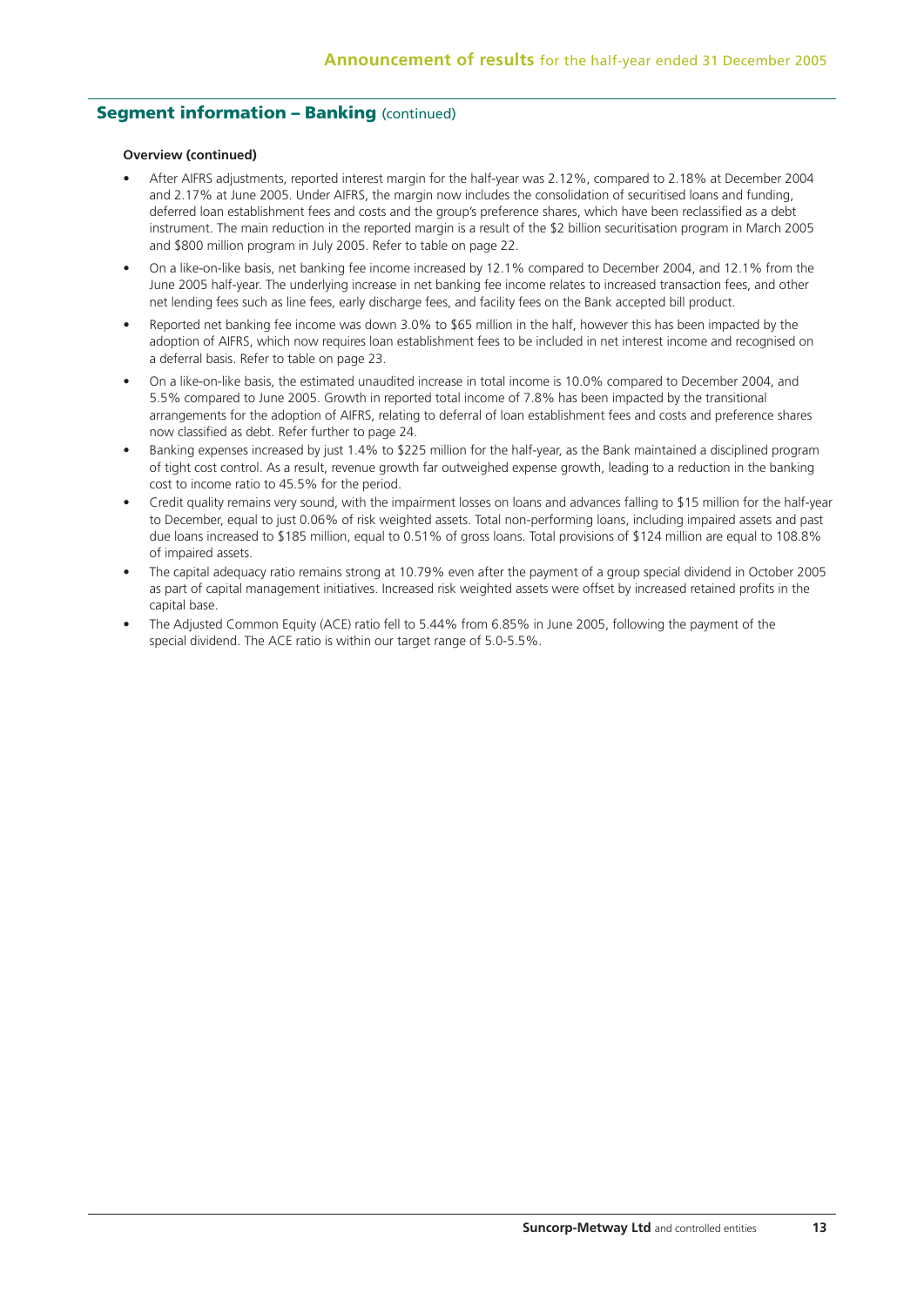## Segment information – Banking (continued)

**Overview (continued)**

- After AIFRS adjustments, reported interest margin for the half-year was 2.12%, compared to 2.18% at December 2004 and 2.17% at June 2005. Under AIFRS, the margin now includes the consolidation of securitised loans and funding, deferred loan establishment fees and costs and the group's preference shares, which have been reclassified as a debt instrument. The main reduction in the reported margin is a result of the $2 billion securitisation program in March 2005 and $800 million program in July 2005. Refer to table on page 22.
- On a like-on-like basis, net banking fee income increased by 12.1% compared to December 2004, and 12.1% from the June 2005 half-year. The underlying increase in net banking fee income relates to increased transaction fees, and other net lending fees such as line fees, early discharge fees, and facility fees on the Bank accepted bill product.
- Reported net banking fee income was down 3.0% to $65 million in the half, however this has been impacted by the adoption of AIFRS, which now requires loan establishment fees to be included in net interest income and recognised on a deferral basis. Refer to table on page 23.
- On a like-on-like basis, the estimated unaudited increase in total income is 10.0% compared to December 2004, and 5.5% compared to June 2005. Growth in reported total income of 7.8% has been impacted by the transitional arrangements for the adoption of AIFRS, relating to deferral of loan establishment fees and costs and preference shares now classified as debt. Refer further to page 24.
- Banking expenses increased by just 1.4% to $225 million for the half-year, as the Bank maintained a disciplined program of tight cost control. As a result, revenue growth far outweighed expense growth, leading to a reduction in the banking cost to income ratio to 45.5% for the period.
- Credit quality remains very sound, with the impairment losses on loans and advances falling to $15 million for the half-year to December, equal to just 0.06% of risk weighted assets. Total non-performing loans, including impaired assets and past due loans increased to $185 million, equal to 0.51% of gross loans. Total provisions of $124 million are equal to 108.8% of impaired assets.
- The capital adequacy ratio remains strong at 10.79% even after the payment of a group special dividend in October 2005 as part of capital management initiatives. Increased risk weighted assets were offset by increased retained profits in the capital base.
- The Adjusted Common Equity (ACE) ratio fell to 5.44% from 6.85% in June 2005, following the payment of the special dividend. The ACE ratio is within our target range of 5.0-5.5%.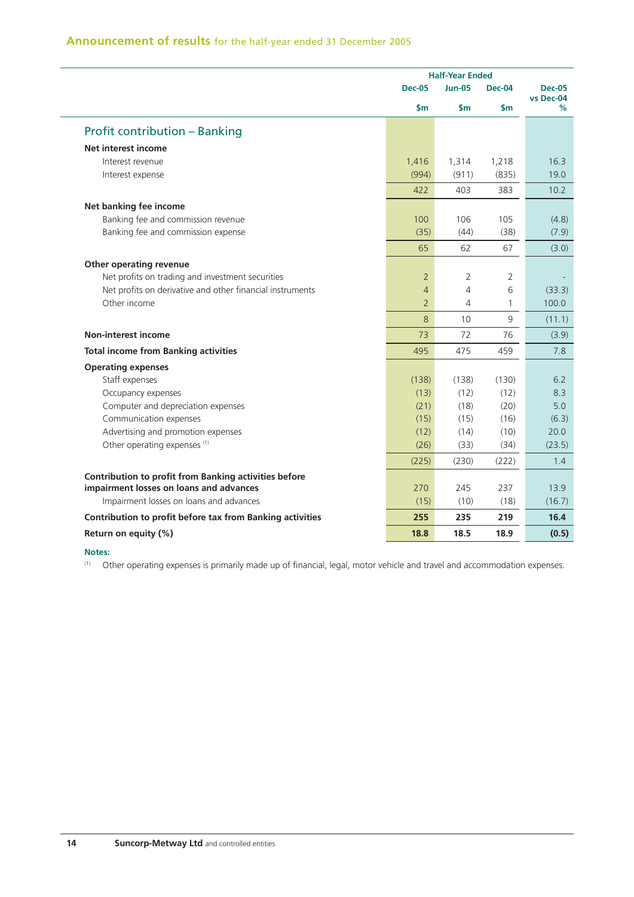## Announcement of results for the half-year ended 31 December 2005

| | Half-Year Ended | | | |
|---|---|---|---|---|
| | Dec-05 | Jun-05 | Dec-04 | Dec-05 vs Dec-04 |
| | $m | $m | $m | % |
| **Profit contribution – Banking** | | | | |
| **Net interest income** | | | | |
| Interest revenue | 1,416 | 1,314 | 1,218 | 16.3 |
| Interest expense | (994) | (911) | (835) | 19.0 |
| | 422 | 403 | 383 | 10.2 |
| **Net banking fee income** | | | | |
| Banking fee and commission revenue | 100 | 106 | 105 | (4.8) |
| Banking fee and commission expense | (35) | (44) | (38) | (7.9) |
| | 65 | 62 | 67 | (3.0) |
| **Other operating revenue** | | | | |
| Net profits on trading and investment securities | 2 | 2 | 2 | - |
| Net profits on derivative and other financial instruments | 4 | 4 | 6 | (33.3) |
| Other income | 2 | 4 | 1 | 100.0 |
| | 8 | 10 | 9 | (11.1) |
| **Non-interest income** | 73 | 72 | 76 | (3.9) |
| **Total income from Banking activities** | 495 | 475 | 459 | 7.8 |
| **Operating expenses** | | | | |
| Staff expenses | (138) | (138) | (130) | 6.2 |
| Occupancy expenses | (13) | (12) | (12) | 8.3 |
| Computer and depreciation expenses | (21) | (18) | (20) | 5.0 |
| Communication expenses | (15) | (15) | (16) | (6.3) |
| Advertising and promotion expenses | (12) | (14) | (10) | 20.0 |
| Other operating expenses [1] | (26) | (33) | (34) | (23.5) |
| | (225) | (230) | (222) | 1.4 |
| **Contribution to profit from Banking activities before impairment losses on loans and advances** | 270 | 245 | 237 | 13.9 |
| Impairment losses on loans and advances | (15) | (10) | (18) | (16.7) |
| **Contribution to profit before tax from Banking activities** | **255** | **235** | **219** | **16.4** |
| **Return on equity (%)** | **18.8** | **18.5** | **18.9** | **(0.5)** |

**Notes:**

[1] Other operating expenses is primarily made up of financial, legal, motor vehicle and travel and accommodation expenses.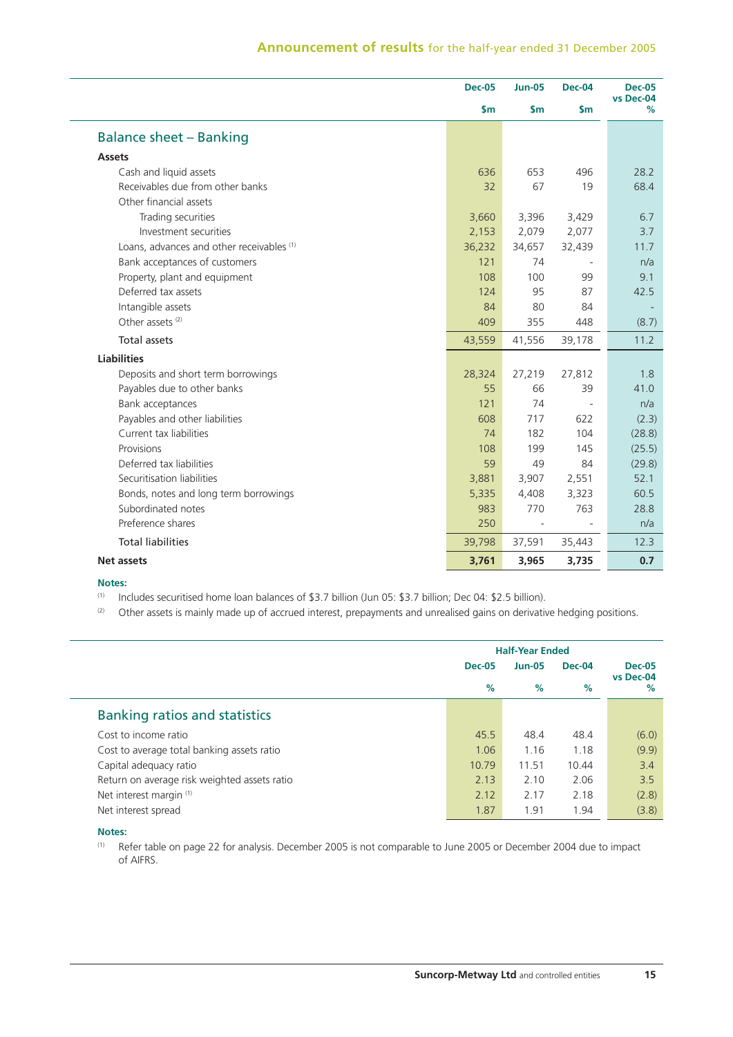| | Dec-05 $m | Jun-05 $m | Dec-04 $m | Dec-05 vs Dec-04 % |
|---|---|---|---|---|
| **Balance sheet – Banking** | | | | |
| **Assets** | | | | |
| Cash and liquid assets | 636 | 653 | 496 | 28.2 |
| Receivables due from other banks | 32 | 67 | 19 | 68.4 |
| Other financial assets | | | | |
| Trading securities | 3,660 | 3,396 | 3,429 | 6.7 |
| Investment securities | 2,153 | 2,079 | 2,077 | 3.7 |
| Loans, advances and other receivables [1] | 36,232 | 34,657 | 32,439 | 11.7 |
| Bank acceptances of customers | 121 | 74 | - | n/a |
| Property, plant and equipment | 108 | 100 | 99 | 9.1 |
| Deferred tax assets | 124 | 95 | 87 | 42.5 |
| Intangible assets | 84 | 80 | 84 | - |
| Other assets [2] | 409 | 355 | 448 | (8.7) |
| Total assets | 43,559 | 41,556 | 39,178 | 11.2 |
| **Liabilities** | | | | |
| Deposits and short term borrowings | 28,324 | 27,219 | 27,812 | 1.8 |
| Payables due to other banks | 55 | 66 | 39 | 41.0 |
| Bank acceptances | 121 | 74 | - | n/a |
| Payables and other liabilities | 608 | 717 | 622 | (2.3) |
| Current tax liabilities | 74 | 182 | 104 | (28.8) |
| Provisions | 108 | 199 | 145 | (25.5) |
| Deferred tax liabilities | 59 | 49 | 84 | (29.8) |
| Securitisation liabilities | 3,881 | 3,907 | 2,551 | 52.1 |
| Bonds, notes and long term borrowings | 5,335 | 4,408 | 3,323 | 60.5 |
| Subordinated notes | 983 | 770 | 763 | 28.8 |
| Preference shares | 250 | - | - | n/a |
| Total liabilities | 39,798 | 37,591 | 35,443 | 12.3 |
| **Net assets** | **3,761** | **3,965** | **3,735** | **0.7** |

**Notes:**

[1] Includes securitised home loan balances of $3.7 billion (Jun 05: $3.7 billion; Dec 04: $2.5 billion).

[2] Other assets is mainly made up of accrued interest, prepayments and unrealised gains on derivative hedging positions.

| | Half-Year Ended | | | |
|---|---|---|---|---|
| | Dec-05 % | Jun-05 % | Dec-04 % | Dec-05 vs Dec-04 % |
| **Banking ratios and statistics** | | | | |
| Cost to income ratio | 45.5 | 48.4 | 48.4 | (6.0) |
| Cost to average total banking assets ratio | 1.06 | 1.16 | 1.18 | (9.9) |
| Capital adequacy ratio | 10.79 | 11.51 | 10.44 | 3.4 |
| Return on average risk weighted assets ratio | 2.13 | 2.10 | 2.06 | 3.5 |
| Net interest margin [1] | 2.12 | 2.17 | 2.18 | (2.8) |
| Net interest spread | 1.87 | 1.91 | 1.94 | (3.8) |

**Notes:**

[1] Refer table on page 22 for analysis. December 2005 is not comparable to June 2005 or December 2004 due to impact of AIFRS.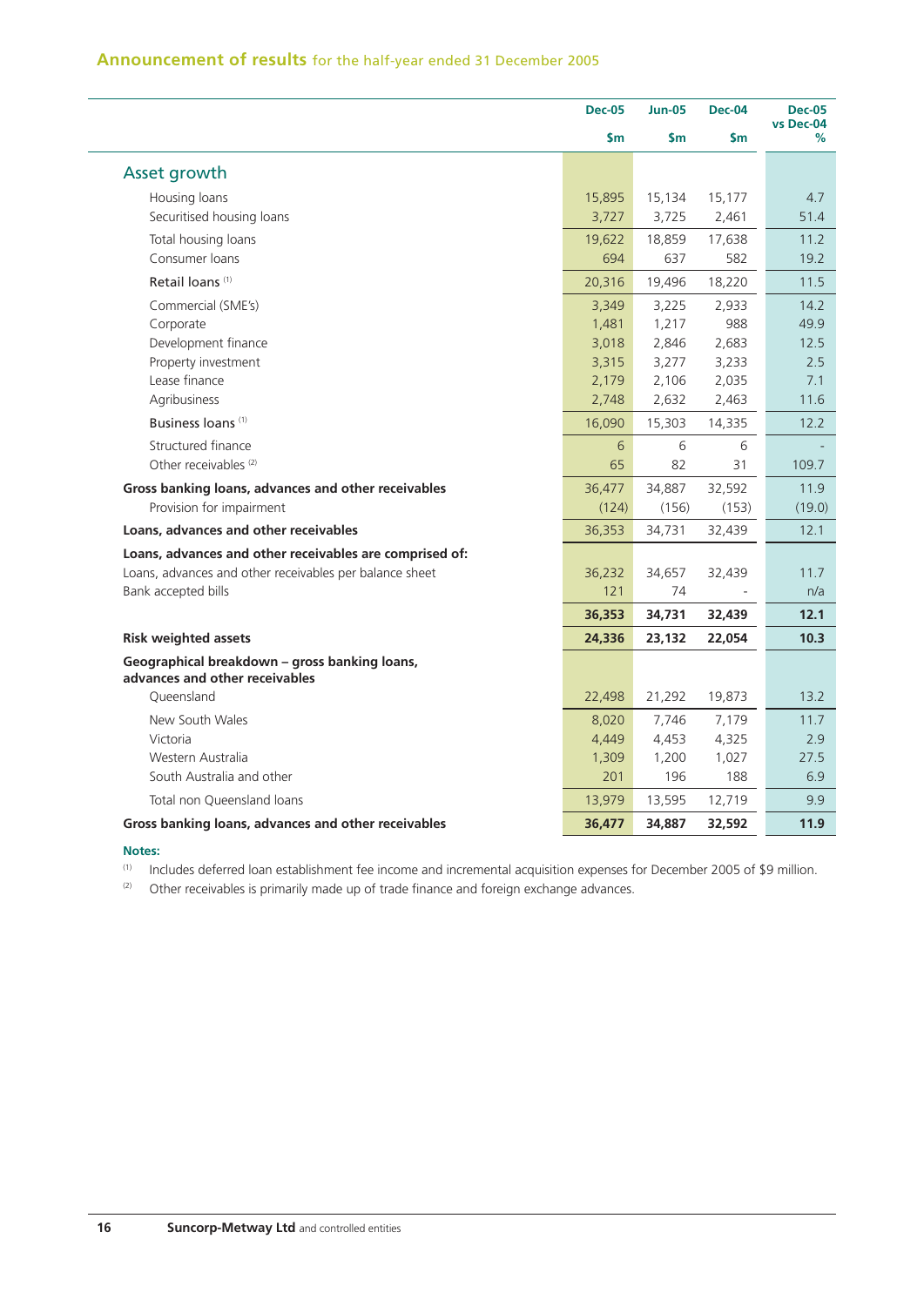## Announcement of results for the half-year ended 31 December 2005

| | Dec-05 $m | Jun-05 $m | Dec-04 $m | Dec-05 vs Dec-04 % |
|---|---|---|---|---|
| **Asset growth** | | | | |
| Housing loans | 15,895 | 15,134 | 15,177 | 4.7 |
| Securitised housing loans | 3,727 | 3,725 | 2,461 | 51.4 |
| Total housing loans | 19,622 | 18,859 | 17,638 | 11.2 |
| Consumer loans | 694 | 637 | 582 | 19.2 |
| Retail loans [(1)] | 20,316 | 19,496 | 18,220 | 11.5 |
| Commercial (SME's) | 3,349 | 3,225 | 2,933 | 14.2 |
| Corporate | 1,481 | 1,217 | 988 | 49.9 |
| Development finance | 3,018 | 2,846 | 2,683 | 12.5 |
| Property investment | 3,315 | 3,277 | 3,233 | 2.5 |
| Lease finance | 2,179 | 2,106 | 2,035 | 7.1 |
| Agribusiness | 2,748 | 2,632 | 2,463 | 11.6 |
| Business loans [(1)] | 16,090 | 15,303 | 14,335 | 12.2 |
| Structured finance | 6 | 6 | 6 | - |
| Other receivables [(2)] | 65 | 82 | 31 | 109.7 |
| **Gross banking loans, advances and other receivables** | 36,477 | 34,887 | 32,592 | 11.9 |
| Provision for impairment | (124) | (156) | (153) | (19.0) |
| **Loans, advances and other receivables** | 36,353 | 34,731 | 32,439 | 12.1 |
| **Loans, advances and other receivables are comprised of:** | | | | |
| Loans, advances and other receivables per balance sheet | 36,232 | 34,657 | 32,439 | 11.7 |
| Bank accepted bills | 121 | 74 | - | n/a |
| | **36,353** | **34,731** | **32,439** | **12.1** |
| **Risk weighted assets** | **24,336** | **23,132** | **22,054** | **10.3** |
| **Geographical breakdown – gross banking loans, advances and other receivables** | | | | |
| Queensland | 22,498 | 21,292 | 19,873 | 13.2 |
| New South Wales | 8,020 | 7,746 | 7,179 | 11.7 |
| Victoria | 4,449 | 4,453 | 4,325 | 2.9 |
| Western Australia | 1,309 | 1,200 | 1,027 | 27.5 |
| South Australia and other | 201 | 196 | 188 | 6.9 |
| Total non Queensland loans | 13,979 | 13,595 | 12,719 | 9.9 |
| **Gross banking loans, advances and other receivables** | **36,477** | **34,887** | **32,592** | **11.9** |

**Notes:**

(1) Includes deferred loan establishment fee income and incremental acquisition expenses for December 2005 of $9 million.

(2) Other receivables is primarily made up of trade finance and foreign exchange advances.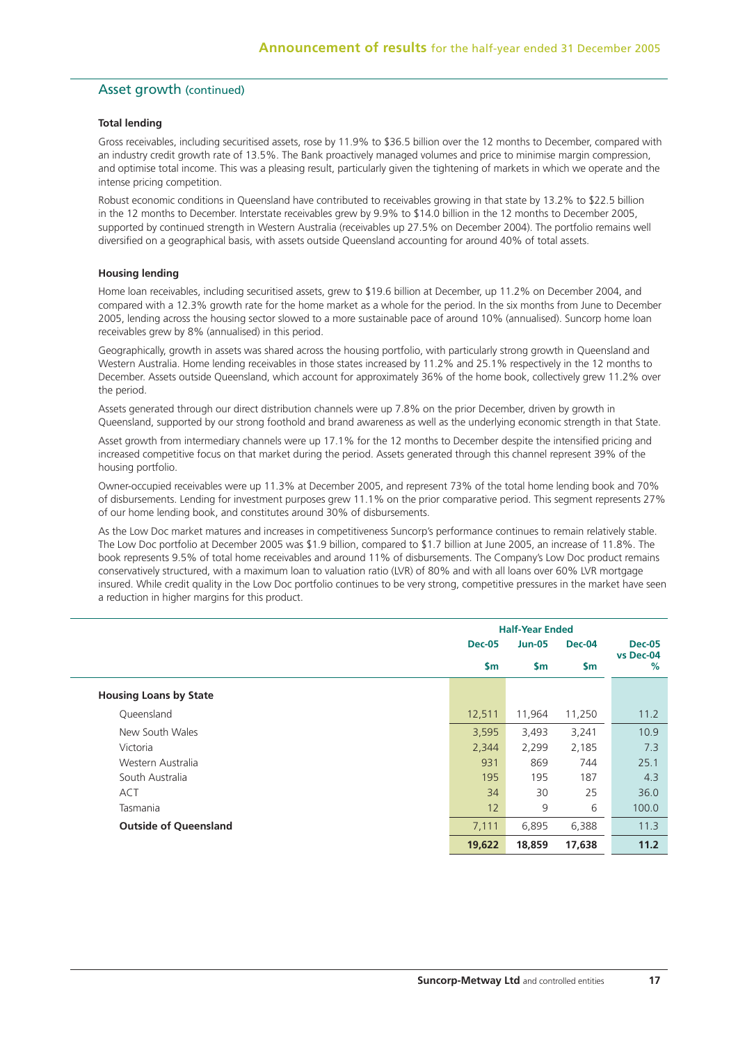## Asset growth (continued)

### Total lending

Gross receivables, including securitised assets, rose by 11.9% to $36.5 billion over the 12 months to December, compared with an industry credit growth rate of 13.5%. The Bank proactively managed volumes and price to minimise margin compression, and optimise total income. This was a pleasing result, particularly given the tightening of markets in which we operate and the intense pricing competition.

Robust economic conditions in Queensland have contributed to receivables growing in that state by 13.2% to $22.5 billion in the 12 months to December. Interstate receivables grew by 9.9% to $14.0 billion in the 12 months to December 2005, supported by continued strength in Western Australia (receivables up 27.5% on December 2004). The portfolio remains well diversified on a geographical basis, with assets outside Queensland accounting for around 40% of total assets.

### Housing lending

Home loan receivables, including securitised assets, grew to $19.6 billion at December, up 11.2% on December 2004, and compared with a 12.3% growth rate for the home market as a whole for the period. In the six months from June to December 2005, lending across the housing sector slowed to a more sustainable pace of around 10% (annualised). Suncorp home loan receivables grew by 8% (annualised) in this period.

Geographically, growth in assets was shared across the housing portfolio, with particularly strong growth in Queensland and Western Australia. Home lending receivables in those states increased by 11.2% and 25.1% respectively in the 12 months to December. Assets outside Queensland, which account for approximately 36% of the home book, collectively grew 11.2% over the period.

Assets generated through our direct distribution channels were up 7.8% on the prior December, driven by growth in Queensland, supported by our strong foothold and brand awareness as well as the underlying economic strength in that State.

Asset growth from intermediary channels were up 17.1% for the 12 months to December despite the intensified pricing and increased competitive focus on that market during the period. Assets generated through this channel represent 39% of the housing portfolio.

Owner-occupied receivables were up 11.3% at December 2005, and represent 73% of the total home lending book and 70% of disbursements. Lending for investment purposes grew 11.1% on the prior comparative period. This segment represents 27% of our home lending book, and constitutes around 30% of disbursements.

As the Low Doc market matures and increases in competitiveness Suncorp's performance continues to remain relatively stable. The Low Doc portfolio at December 2005 was $1.9 billion, compared to $1.7 billion at June 2005, an increase of 11.8%. The book represents 9.5% of total home receivables and around 11% of disbursements. The Company's Low Doc product remains conservatively structured, with a maximum loan to valuation ratio (LVR) of 80% and with all loans over 60% LVR mortgage insured. While credit quality in the Low Doc portfolio continues to be very strong, competitive pressures in the market have seen a reduction in higher margins for this product.

| | Half-Year Ended | | | |
|---|---|---|---|---|
| | Dec-05 | Jun-05 | Dec-04 | Dec-05 vs Dec-04 |
| | $m | $m | $m | % |
| **Housing Loans by State** | | | | |
| Queensland | 12,511 | 11,964 | 11,250 | 11.2 |
| New South Wales | 3,595 | 3,493 | 3,241 | 10.9 |
| Victoria | 2,344 | 2,299 | 2,185 | 7.3 |
| Western Australia | 931 | 869 | 744 | 25.1 |
| South Australia | 195 | 195 | 187 | 4.3 |
| ACT | 34 | 30 | 25 | 36.0 |
| Tasmania | 12 | 9 | 6 | 100.0 |
| **Outside of Queensland** | 7,111 | 6,895 | 6,388 | 11.3 |
| | **19,622** | **18,859** | **17,638** | **11.2** |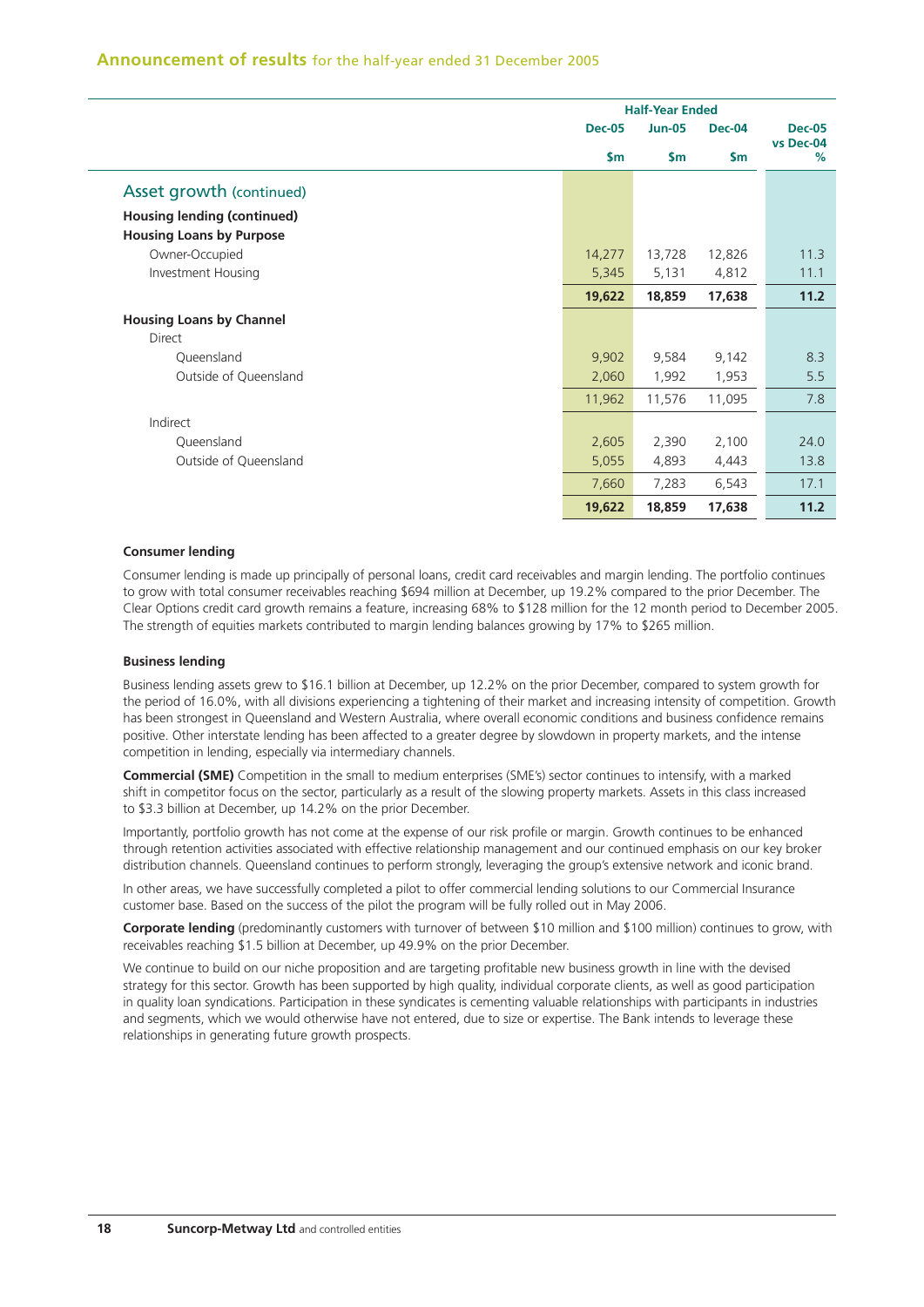## Announcement of results for the half-year ended 31 December 2005

| | Half-Year Ended | | | |
|---|---|---|---|---|
| | Dec-05 | Jun-05 | Dec-04 | Dec-05 vs Dec-04 |
| | $m | $m | $m | % |
| **Asset growth (continued)** | | | | |
| **Housing lending (continued)** | | | | |
| **Housing Loans by Purpose** | | | | |
| Owner-Occupied | 14,277 | 13,728 | 12,826 | 11.3 |
| Investment Housing | 5,345 | 5,131 | 4,812 | 11.1 |
| | **19,622** | **18,859** | **17,638** | **11.2** |
| **Housing Loans by Channel** | | | | |
| Direct | | | | |
| Queensland | 9,902 | 9,584 | 9,142 | 8.3 |
| Outside of Queensland | 2,060 | 1,992 | 1,953 | 5.5 |
| | 11,962 | 11,576 | 11,095 | 7.8 |
| Indirect | | | | |
| Queensland | 2,605 | 2,390 | 2,100 | 24.0 |
| Outside of Queensland | 5,055 | 4,893 | 4,443 | 13.8 |
| | 7,660 | 7,283 | 6,543 | 17.1 |
| | **19,622** | **18,859** | **17,638** | **11.2** |

#### Consumer lending

Consumer lending is made up principally of personal loans, credit card receivables and margin lending. The portfolio continues to grow with total consumer receivables reaching $694 million at December, up 19.2% compared to the prior December. The Clear Options credit card growth remains a feature, increasing 68% to $128 million for the 12 month period to December 2005. The strength of equities markets contributed to margin lending balances growing by 17% to $265 million.

#### Business lending

Business lending assets grew to $16.1 billion at December, up 12.2% on the prior December, compared to system growth for the period of 16.0%, with all divisions experiencing a tightening of their market and increasing intensity of competition. Growth has been strongest in Queensland and Western Australia, where overall economic conditions and business confidence remains positive. Other interstate lending has been affected to a greater degree by slowdown in property markets, and the intense competition in lending, especially via intermediary channels.

**Commercial (SME)** Competition in the small to medium enterprises (SME's) sector continues to intensify, with a marked shift in competitor focus on the sector, particularly as a result of the slowing property markets. Assets in this class increased to $3.3 billion at December, up 14.2% on the prior December.

Importantly, portfolio growth has not come at the expense of our risk profile or margin. Growth continues to be enhanced through retention activities associated with effective relationship management and our continued emphasis on our key broker distribution channels. Queensland continues to perform strongly, leveraging the group's extensive network and iconic brand.

In other areas, we have successfully completed a pilot to offer commercial lending solutions to our Commercial Insurance customer base. Based on the success of the pilot the program will be fully rolled out in May 2006.

**Corporate lending** (predominantly customers with turnover of between $10 million and $100 million) continues to grow, with receivables reaching $1.5 billion at December, up 49.9% on the prior December.

We continue to build on our niche proposition and are targeting profitable new business growth in line with the devised strategy for this sector. Growth has been supported by high quality, individual corporate clients, as well as good participation in quality loan syndications. Participation in these syndicates is cementing valuable relationships with participants in industries and segments, which we would otherwise have not entered, due to size or expertise. The Bank intends to leverage these relationships in generating future growth prospects.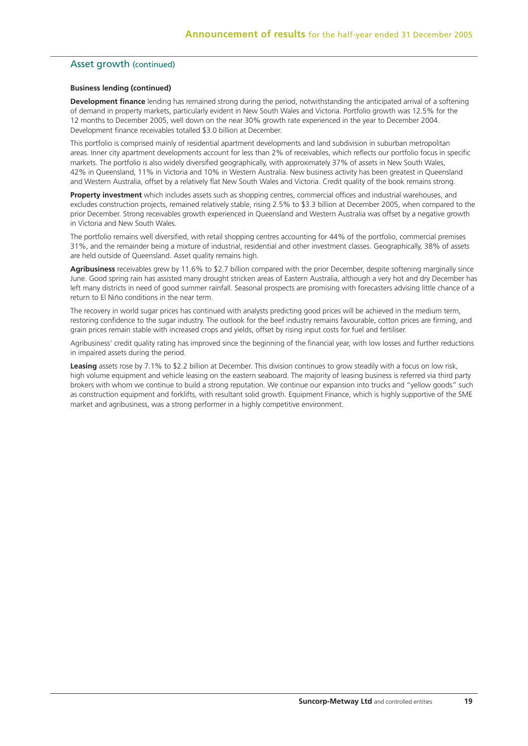## Asset growth (continued)

**Business lending (continued)**

**Development finance** lending has remained strong during the period, notwithstanding the anticipated arrival of a softening of demand in property markets, particularly evident in New South Wales and Victoria. Portfolio growth was 12.5% for the 12 months to December 2005, well down on the near 30% growth rate experienced in the year to December 2004. Development finance receivables totalled $3.0 billion at December.

This portfolio is comprised mainly of residential apartment developments and land subdivision in suburban metropolitan areas. Inner city apartment developments account for less than 2% of receivables, which reflects our portfolio focus in specific markets. The portfolio is also widely diversified geographically, with approximately 37% of assets in New South Wales, 42% in Queensland, 11% in Victoria and 10% in Western Australia. New business activity has been greatest in Queensland and Western Australia, offset by a relatively flat New South Wales and Victoria. Credit quality of the book remains strong.

**Property investment** which includes assets such as shopping centres, commercial offices and industrial warehouses, and excludes construction projects, remained relatively stable, rising 2.5% to $3.3 billion at December 2005, when compared to the prior December. Strong receivables growth experienced in Queensland and Western Australia was offset by a negative growth in Victoria and New South Wales.

The portfolio remains well diversified, with retail shopping centres accounting for 44% of the portfolio, commercial premises 31%, and the remainder being a mixture of industrial, residential and other investment classes. Geographically, 38% of assets are held outside of Queensland. Asset quality remains high.

**Agribusiness** receivables grew by 11.6% to $2.7 billion compared with the prior December, despite softening marginally since June. Good spring rain has assisted many drought stricken areas of Eastern Australia, although a very hot and dry December has left many districts in need of good summer rainfall. Seasonal prospects are promising with forecasters advising little chance of a return to El Niño conditions in the near term.

The recovery in world sugar prices has continued with analysts predicting good prices will be achieved in the medium term, restoring confidence to the sugar industry. The outlook for the beef industry remains favourable, cotton prices are firming, and grain prices remain stable with increased crops and yields, offset by rising input costs for fuel and fertiliser.

Agribusiness' credit quality rating has improved since the beginning of the financial year, with low losses and further reductions in impaired assets during the period.

**Leasing** assets rose by 7.1% to $2.2 billion at December. This division continues to grow steadily with a focus on low risk, high volume equipment and vehicle leasing on the eastern seaboard. The majority of leasing business is referred via third party brokers with whom we continue to build a strong reputation. We continue our expansion into trucks and "yellow goods" such as construction equipment and forklifts, with resultant solid growth. Equipment Finance, which is highly supportive of the SME market and agribusiness, was a strong performer in a highly competitive environment.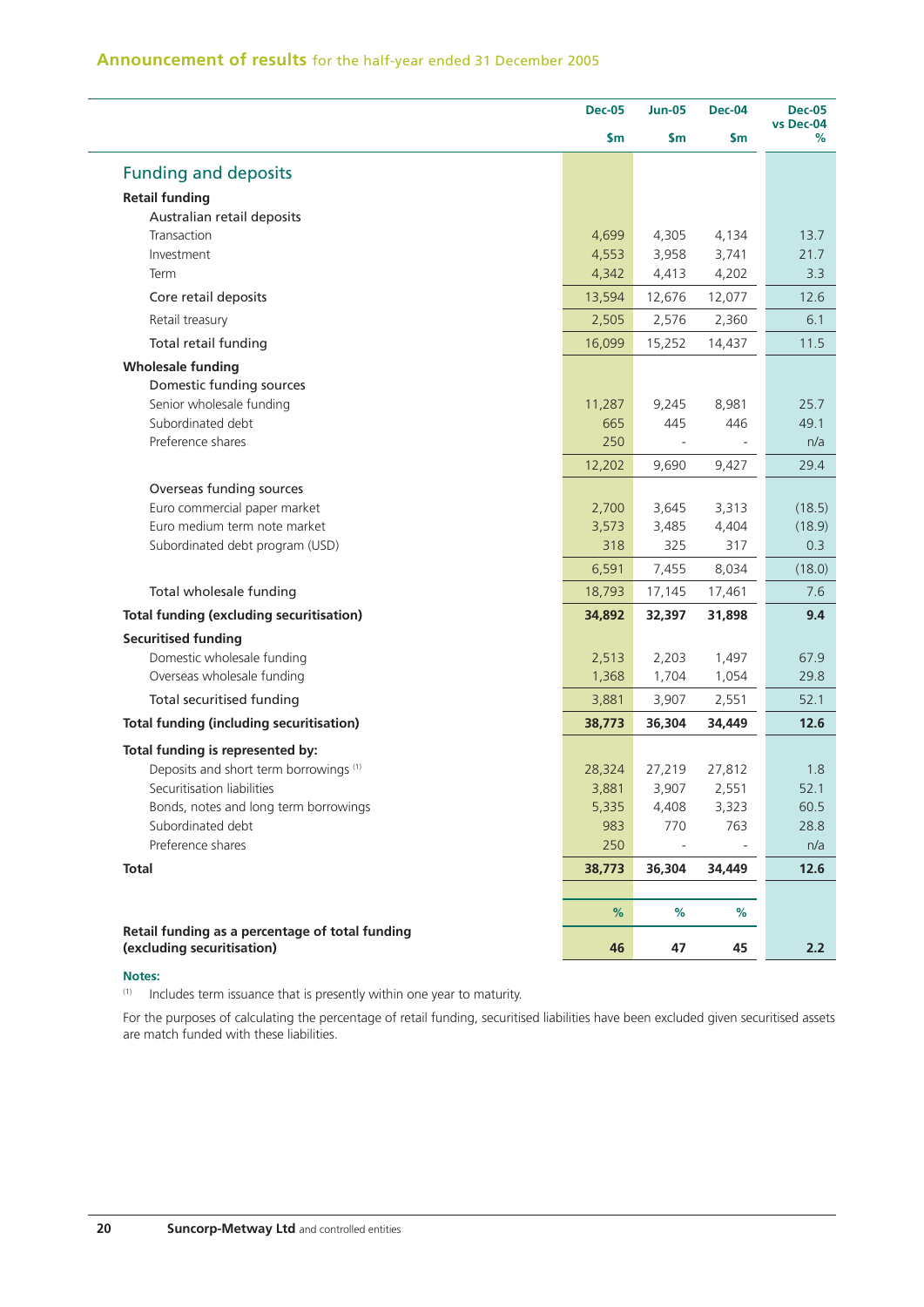## Announcement of results for the half-year ended 31 December 2005

| | Dec-05 $m | Jun-05 $m | Dec-04 $m | Dec-05 vs Dec-04 % |
|---|---|---|---|---|
| **Funding and deposits** | | | | |
| **Retail funding** | | | | |
| Australian retail deposits | | | | |
| Transaction | 4,699 | 4,305 | 4,134 | 13.7 |
| Investment | 4,553 | 3,958 | 3,741 | 21.7 |
| Term | 4,342 | 4,413 | 4,202 | 3.3 |
| Core retail deposits | 13,594 | 12,676 | 12,077 | 12.6 |
| Retail treasury | 2,505 | 2,576 | 2,360 | 6.1 |
| Total retail funding | 16,099 | 15,252 | 14,437 | 11.5 |
| **Wholesale funding** | | | | |
| Domestic funding sources | | | | |
| Senior wholesale funding | 11,287 | 9,245 | 8,981 | 25.7 |
| Subordinated debt | 665 | 445 | 446 | 49.1 |
| Preference shares | 250 | - | - | n/a |
| | 12,202 | 9,690 | 9,427 | 29.4 |
| Overseas funding sources | | | | |
| Euro commercial paper market | 2,700 | 3,645 | 3,313 | (18.5) |
| Euro medium term note market | 3,573 | 3,485 | 4,404 | (18.9) |
| Subordinated debt program (USD) | 318 | 325 | 317 | 0.3 |
| | 6,591 | 7,455 | 8,034 | (18.0) |
| Total wholesale funding | 18,793 | 17,145 | 17,461 | 7.6 |
| **Total funding (excluding securitisation)** | **34,892** | **32,397** | **31,898** | **9.4** |
| **Securitised funding** | | | | |
| Domestic wholesale funding | 2,513 | 2,203 | 1,497 | 67.9 |
| Overseas wholesale funding | 1,368 | 1,704 | 1,054 | 29.8 |
| Total securitised funding | 3,881 | 3,907 | 2,551 | 52.1 |
| **Total funding (including securitisation)** | **38,773** | **36,304** | **34,449** | **12.6** |
| **Total funding is represented by:** | | | | |
| Deposits and short term borrowings [(1)] | 28,324 | 27,219 | 27,812 | 1.8 |
| Securitisation liabilities | 3,881 | 3,907 | 2,551 | 52.1 |
| Bonds, notes and long term borrowings | 5,335 | 4,408 | 3,323 | 60.5 |
| Subordinated debt | 983 | 770 | 763 | 28.8 |
| Preference shares | 250 | - | - | n/a |
| **Total** | **38,773** | **36,304** | **34,449** | **12.6** |
| | % | % | % | |
| **Retail funding as a percentage of total funding (excluding securitisation)** | **46** | **47** | **45** | **2.2** |

**Notes:**

(1) Includes term issuance that is presently within one year to maturity.

For the purposes of calculating the percentage of retail funding, securitised liabilities have been excluded given securitised assets are match funded with these liabilities.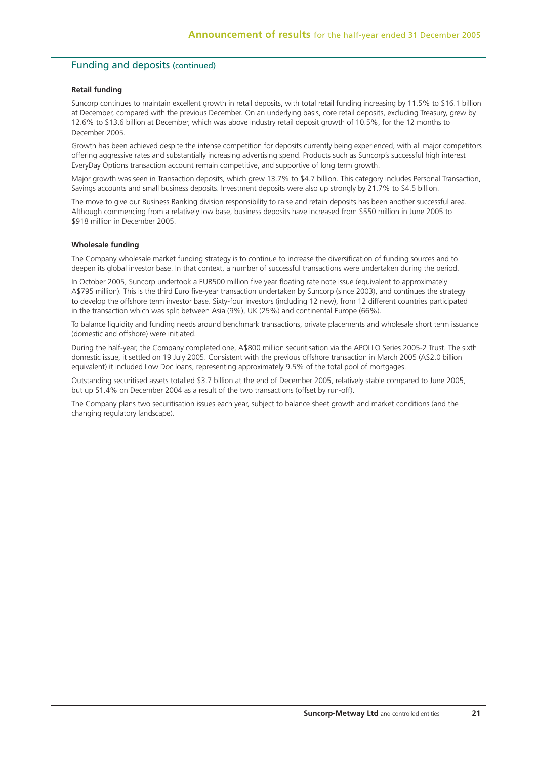## Funding and deposits (continued)

**Retail funding**

Suncorp continues to maintain excellent growth in retail deposits, with total retail funding increasing by 11.5% to $16.1 billion at December, compared with the previous December. On an underlying basis, core retail deposits, excluding Treasury, grew by 12.6% to $13.6 billion at December, which was above industry retail deposit growth of 10.5%, for the 12 months to December 2005.

Growth has been achieved despite the intense competition for deposits currently being experienced, with all major competitors offering aggressive rates and substantially increasing advertising spend. Products such as Suncorp's successful high interest EveryDay Options transaction account remain competitive, and supportive of long term growth.

Major growth was seen in Transaction deposits, which grew 13.7% to $4.7 billion. This category includes Personal Transaction, Savings accounts and small business deposits. Investment deposits were also up strongly by 21.7% to $4.5 billion.

The move to give our Business Banking division responsibility to raise and retain deposits has been another successful area. Although commencing from a relatively low base, business deposits have increased from $550 million in June 2005 to $918 million in December 2005.

**Wholesale funding**

The Company wholesale market funding strategy is to continue to increase the diversification of funding sources and to deepen its global investor base. In that context, a number of successful transactions were undertaken during the period.

In October 2005, Suncorp undertook a EUR500 million five year floating rate note issue (equivalent to approximately A$795 million). This is the third Euro five-year transaction undertaken by Suncorp (since 2003), and continues the strategy to develop the offshore term investor base. Sixty-four investors (including 12 new), from 12 different countries participated in the transaction which was split between Asia (9%), UK (25%) and continental Europe (66%).

To balance liquidity and funding needs around benchmark transactions, private placements and wholesale short term issuance (domestic and offshore) were initiated.

During the half-year, the Company completed one, A$800 million securitisation via the APOLLO Series 2005-2 Trust. The sixth domestic issue, it settled on 19 July 2005. Consistent with the previous offshore transaction in March 2005 (A$2.0 billion equivalent) it included Low Doc loans, representing approximately 9.5% of the total pool of mortgages.

Outstanding securitised assets totalled $3.7 billion at the end of December 2005, relatively stable compared to June 2005, but up 51.4% on December 2004 as a result of the two transactions (offset by run-off).

The Company plans two securitisation issues each year, subject to balance sheet growth and market conditions (and the changing regulatory landscape).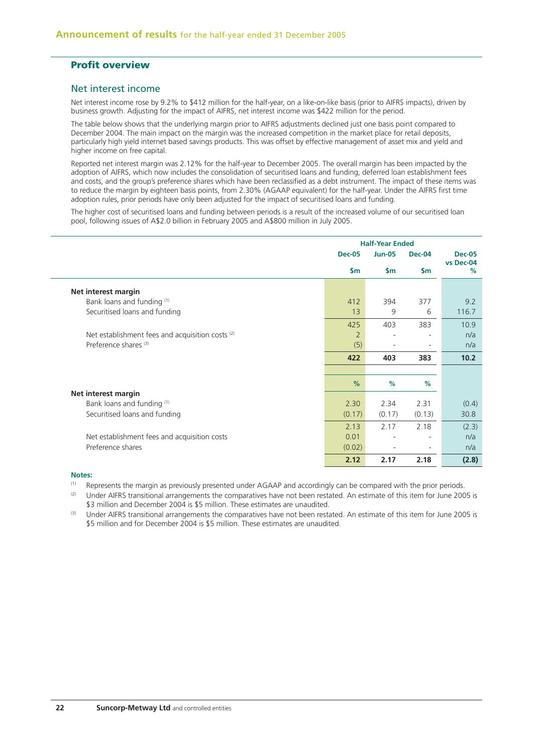## Profit overview

### Net interest income

Net interest income rose by 9.2% to $412 million for the half-year, on a like-on-like basis (prior to AIFRS impacts), driven by business growth. Adjusting for the impact of AIFRS, net interest income was $422 million for the period.

The table below shows that the underlying margin prior to AIFRS adjustments declined just one basis point compared to December 2004. The main impact on the margin was the increased competition in the market place for retail deposits, particularly high yield internet based savings products. This was offset by effective management of asset mix and yield and higher income on free capital.

Reported net interest margin was 2.12% for the half-year to December 2005. The overall margin has been impacted by the adoption of AIFRS, which now includes the consolidation of securitised loans and funding, deferred loan establishment fees and costs, and the group's preference shares which have been reclassified as a debt instrument. The impact of these items was to reduce the margin by eighteen basis points, from 2.30% (AGAAP equivalent) for the half-year. Under the AIFRS first time adoption rules, prior periods have only been adjusted for the impact of securitised loans and funding.

The higher cost of securitised loans and funding between periods is a result of the increased volume of our securitised loan pool, following issues of A$2.0 billion in February 2005 and A$800 million in July 2005.

| | Half-Year Ended | | | |
|---|---|---|---|---|
| | Dec-05 | Jun-05 | Dec-04 | Dec-05 vs Dec-04 |
| | $m | $m | $m | % |
| **Net interest margin** | | | | |
| Bank loans and funding [(1)] | 412 | 394 | 377 | 9.2 |
| Securitised loans and funding | 13 | 9 | 6 | 116.7 |
| | 425 | 403 | 383 | 10.9 |
| Net establishment fees and acquisition costs [(2)] | 2 | - | - | n/a |
| Preference shares [(3)] | (5) | - | - | n/a |
| | **422** | **403** | **383** | **10.2** |
| | % | % | % | |
| **Net interest margin** | | | | |
| Bank loans and funding [(1)] | 2.30 | 2.34 | 2.31 | (0.4) |
| Securitised loans and funding | (0.17) | (0.17) | (0.13) | 30.8 |
| | 2.13 | 2.17 | 2.18 | (2.3) |
| Net establishment fees and acquisition costs | 0.01 | - | - | n/a |
| Preference shares | (0.02) | - | - | n/a |
| | **2.12** | **2.17** | **2.18** | **(2.8)** |

**Notes:**

(1) Represents the margin as previously presented under AGAAP and accordingly can be compared with the prior periods.

(2) Under AIFRS transitional arrangements the comparatives have not been restated. An estimate of this item for June 2005 is $3 million and December 2004 is $5 million. These estimates are unaudited.

(3) Under AIFRS transitional arrangements the comparatives have not been restated. An estimate of this item for June 2005 is $5 million and for December 2004 is $5 million. These estimates are unaudited.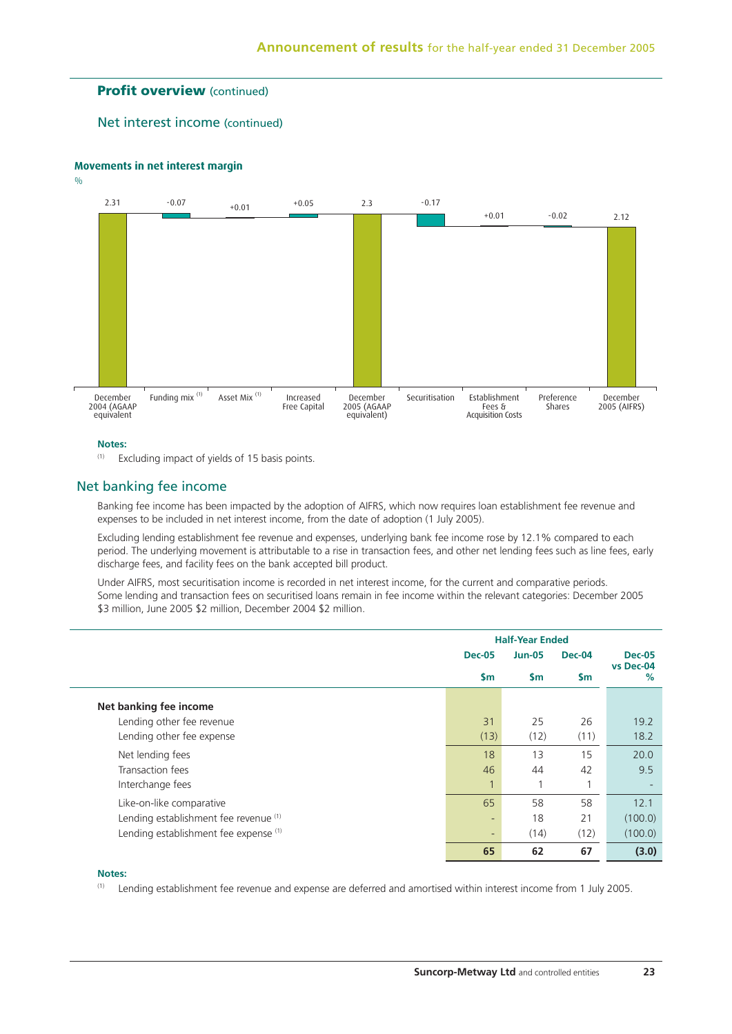## Profit overview (continued)

### Net interest income (continued)

**Movements in net interest margin**

%

| | December 2004 (AGAAP equivalent | Funding mix [1] | Asset Mix [1] | Increased Free Capital | December 2005 (AGAAP equivalent) | Securitisation | Establishment Fees & Acquisition Costs | Preference Shares | December 2005 (AIFRS) |
|---|---|---|---|---|---|---|---|---|---|
| % | 2.31 | -0.07 | +0.01 | +0.05 | 2.3 | -0.17 | +0.01 | -0.02 | 2.12 |

**Notes:**

(1) Excluding impact of yields of 15 basis points.

### Net banking fee income

Banking fee income has been impacted by the adoption of AIFRS, which now requires loan establishment fee revenue and expenses to be included in net interest income, from the date of adoption (1 July 2005).

Excluding lending establishment fee revenue and expenses, underlying bank fee income rose by 12.1% compared to each period. The underlying movement is attributable to a rise in transaction fees, and other net lending fees such as line fees, early discharge fees, and facility fees on the bank accepted bill product.

Under AIFRS, most securitisation income is recorded in net interest income, for the current and comparative periods. Some lending and transaction fees on securitised loans remain in fee income within the relevant categories: December 2005 $3 million, June 2005 $2 million, December 2004 $2 million.

| | Half-Year Ended | | | |
|---|---|---|---|---|
| | Dec-05 | Jun-05 | Dec-04 | Dec-05 vs Dec-04 |
| | $m | $m | $m | % |
| **Net banking fee income** | | | | |
| Lending other fee revenue | 31 | 25 | 26 | 19.2 |
| Lending other fee expense | (13) | (12) | (11) | 18.2 |
| Net lending fees | 18 | 13 | 15 | 20.0 |
| Transaction fees | 46 | 44 | 42 | 9.5 |
| Interchange fees | 1 | 1 | 1 | - |
| Like-on-like comparative | 65 | 58 | 58 | 12.1 |
| Lending establishment fee revenue [1] | - | 18 | 21 | (100.0) |
| Lending establishment fee expense [1] | - | (14) | (12) | (100.0) |
| | **65** | **62** | **67** | **(3.0)** |

**Notes:**

(1) Lending establishment fee revenue and expense are deferred and amortised within interest income from 1 July 2005.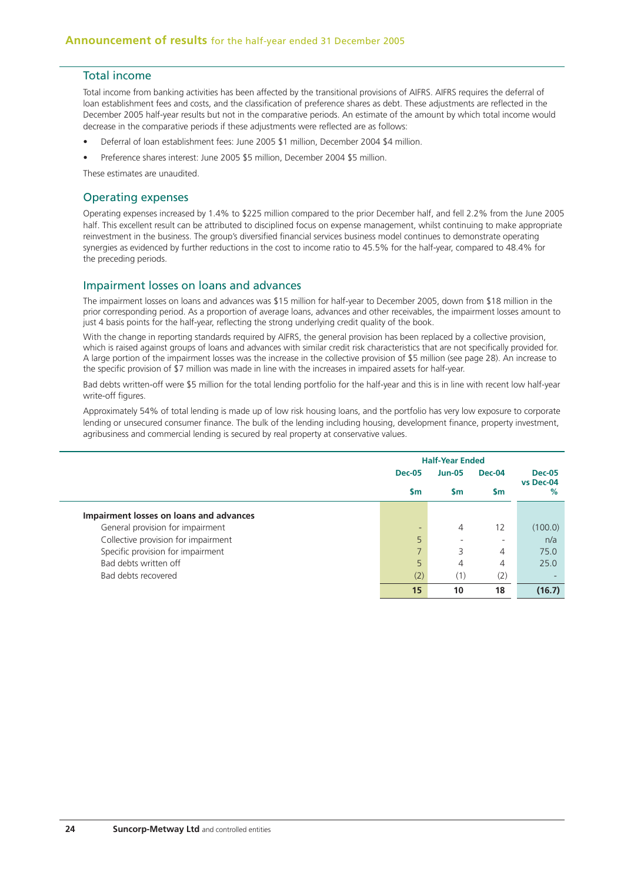## Total income

Total income from banking activities has been affected by the transitional provisions of AIFRS. AIFRS requires the deferral of loan establishment fees and costs, and the classification of preference shares as debt. These adjustments are reflected in the December 2005 half-year results but not in the comparative periods. An estimate of the amount by which total income would decrease in the comparative periods if these adjustments were reflected are as follows:

- Deferral of loan establishment fees: June 2005 $1 million, December 2004 $4 million.
- Preference shares interest: June 2005 $5 million, December 2004 $5 million.

These estimates are unaudited.

## Operating expenses

Operating expenses increased by 1.4% to $225 million compared to the prior December half, and fell 2.2% from the June 2005 half. This excellent result can be attributed to disciplined focus on expense management, whilst continuing to make appropriate reinvestment in the business. The group's diversified financial services business model continues to demonstrate operating synergies as evidenced by further reductions in the cost to income ratio to 45.5% for the half-year, compared to 48.4% for the preceding periods.

## Impairment losses on loans and advances

The impairment losses on loans and advances was $15 million for half-year to December 2005, down from $18 million in the prior corresponding period. As a proportion of average loans, advances and other receivables, the impairment losses amount to just 4 basis points for the half-year, reflecting the strong underlying credit quality of the book.

With the change in reporting standards required by AIFRS, the general provision has been replaced by a collective provision, which is raised against groups of loans and advances with similar credit risk characteristics that are not specifically provided for. A large portion of the impairment losses was the increase in the collective provision of $5 million (see page 28). An increase to the specific provision of $7 million was made in line with the increases in impaired assets for half-year.

Bad debts written-off were $5 million for the total lending portfolio for the half-year and this is in line with recent low half-year write-off figures.

Approximately 54% of total lending is made up of low risk housing loans, and the portfolio has very low exposure to corporate lending or unsecured consumer finance. The bulk of the lending including housing, development finance, property investment, agribusiness and commercial lending is secured by real property at conservative values.

| | Half-Year Ended | | | |
|---|---|---|---|---|
| | Dec-05<br>$m | Jun-05<br>$m | Dec-04<br>$m | Dec-05 vs Dec-04<br>% |
| **Impairment losses on loans and advances** | | | | |
| General provision for impairment | - | 4 | 12 | (100.0) |
| Collective provision for impairment | 5 | - | - | n/a |
| Specific provision for impairment | 7 | 3 | 4 | 75.0 |
| Bad debts written off | 5 | 4 | 4 | 25.0 |
| Bad debts recovered | (2) | (1) | (2) | - |
| | **15** | **10** | **18** | **(16.7)** |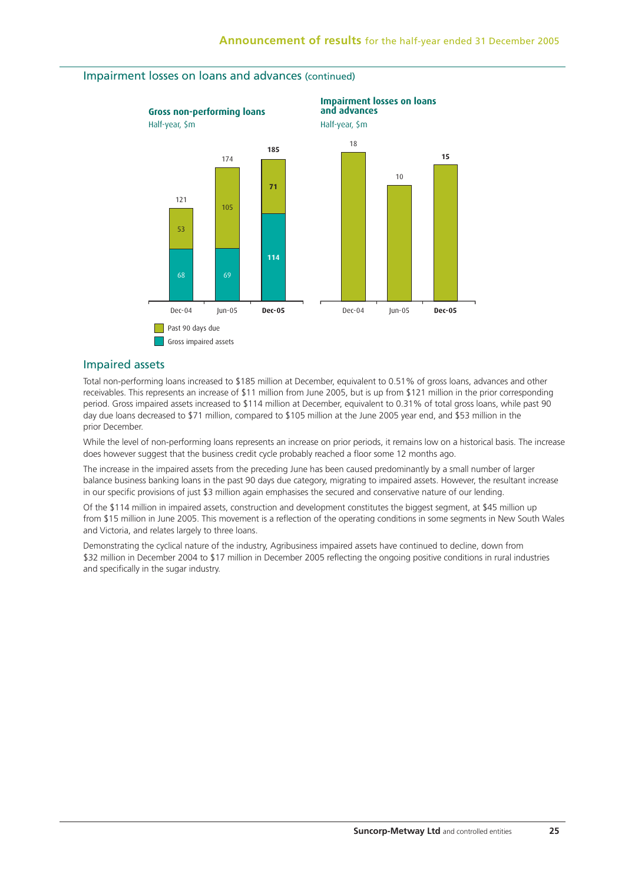## Impairment losses on loans and advances (continued)

**Gross non-performing loans**
Half-year, $m

| | Dec-04 | Jun-05 | Dec-05 |
|---|---|---|---|
| Past 90 days due | 53 | 105 | 71 |
| Gross impaired assets | 68 | 69 | 114 |
| Total | 121 | 174 | 185 |

**Impairment losses on loans and advances**
Half-year, $m

| Dec-04 | Jun-05 | Dec-05 |
|---|---|---|
| 18 | 10 | 15 |

## Impaired assets

Total non-performing loans increased to $185 million at December, equivalent to 0.51% of gross loans, advances and other receivables. This represents an increase of $11 million from June 2005, but is up from $121 million in the prior corresponding period. Gross impaired assets increased to $114 million at December, equivalent to 0.31% of total gross loans, while past 90 day due loans decreased to $71 million, compared to $105 million at the June 2005 year end, and $53 million in the prior December.

While the level of non-performing loans represents an increase on prior periods, it remains low on a historical basis. The increase does however suggest that the business credit cycle probably reached a floor some 12 months ago.

The increase in the impaired assets from the preceding June has been caused predominantly by a small number of larger balance business banking loans in the past 90 days due category, migrating to impaired assets. However, the resultant increase in our specific provisions of just $3 million again emphasises the secured and conservative nature of our lending.

Of the $114 million in impaired assets, construction and development constitutes the biggest segment, at $45 million up from $15 million in June 2005. This movement is a reflection of the operating conditions in some segments in New South Wales and Victoria, and relates largely to three loans.

Demonstrating the cyclical nature of the industry, Agribusiness impaired assets have continued to decline, down from $32 million in December 2004 to $17 million in December 2005 reflecting the ongoing positive conditions in rural industries and specifically in the sugar industry.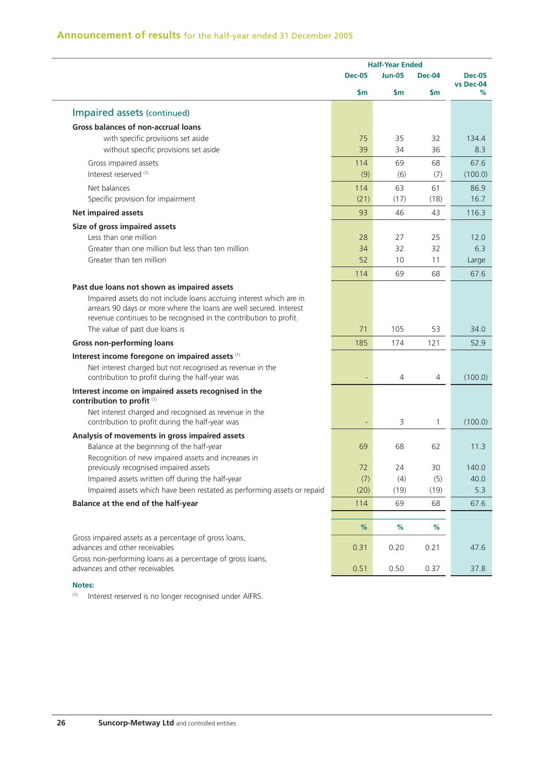## Announcement of results for the half-year ended 31 December 2005

| | Half-Year Ended | | | |
|---|---|---|---|---|
| | Dec-05 | Jun-05 | Dec-04 | Dec-05 vs Dec-04 |
| | $m | $m | $m | % |
| **Impaired assets (continued)** | | | | |
| **Gross balances of non-accrual loans** | | | | |
| with specific provisions set aside | 75 | 35 | 32 | 134.4 |
| without specific provisions set aside | 39 | 34 | 36 | 8.3 |
| Gross impaired assets | 114 | 69 | 68 | 67.6 |
| Interest reserved [(1)] | (9) | (6) | (7) | (100.0) |
| Net balances | 114 | 63 | 61 | 86.9 |
| Specific provision for impairment | (21) | (17) | (18) | 16.7 |
| **Net impaired assets** | 93 | 46 | 43 | 116.3 |
| **Size of gross impaired assets** | | | | |
| Less than one million | 28 | 27 | 25 | 12.0 |
| Greater than one million but less than ten million | 34 | 32 | 32 | 6.3 |
| Greater than ten million | 52 | 10 | 11 | Large |
| | 114 | 69 | 68 | 67.6 |
| **Past due loans not shown as impaired assets** | | | | |
| Impaired assets do not include loans accruing interest which are in arrears 90 days or more where the loans are well secured. Interest revenue continues to be recognised in the contribution to profit. | | | | |
| The value of past due loans is | 71 | 105 | 53 | 34.0 |
| **Gross non-performing loans** | 185 | 174 | 121 | 52.9 |
| **Interest income foregone on impaired assets** [(1)] | | | | |
| Net interest charged but not recognised as revenue in the contribution to profit during the half-year was | - | 4 | 4 | (100.0) |
| **Interest income on impaired assets recognised in the contribution to profit** [(1)] | | | | |
| Net interest charged and recognised as revenue in the contribution to profit during the half-year was | - | 3 | 1 | (100.0) |
| **Analysis of movements in gross impaired assets** | | | | |
| Balance at the beginning of the half-year | 69 | 68 | 62 | 11.3 |
| Recognition of new impaired assets and increases in previously recognised impaired assets | 72 | 24 | 30 | 140.0 |
| Impaired assets written off during the half-year | (7) | (4) | (5) | 40.0 |
| Impaired assets which have been restated as performing assets or repaid | (20) | (19) | (19) | 5.3 |
| **Balance at the end of the half-year** | 114 | 69 | 68 | 67.6 |
| | % | % | % | |
| Gross impaired assets as a percentage of gross loans, advances and other receivables | 0.31 | 0.20 | 0.21 | 47.6 |
| Gross non-performing loans as a percentage of gross loans, advances and other receivables | 0.51 | 0.50 | 0.37 | 37.8 |

**Notes:**

(1) Interest reserved is no longer recognised under AIFRS.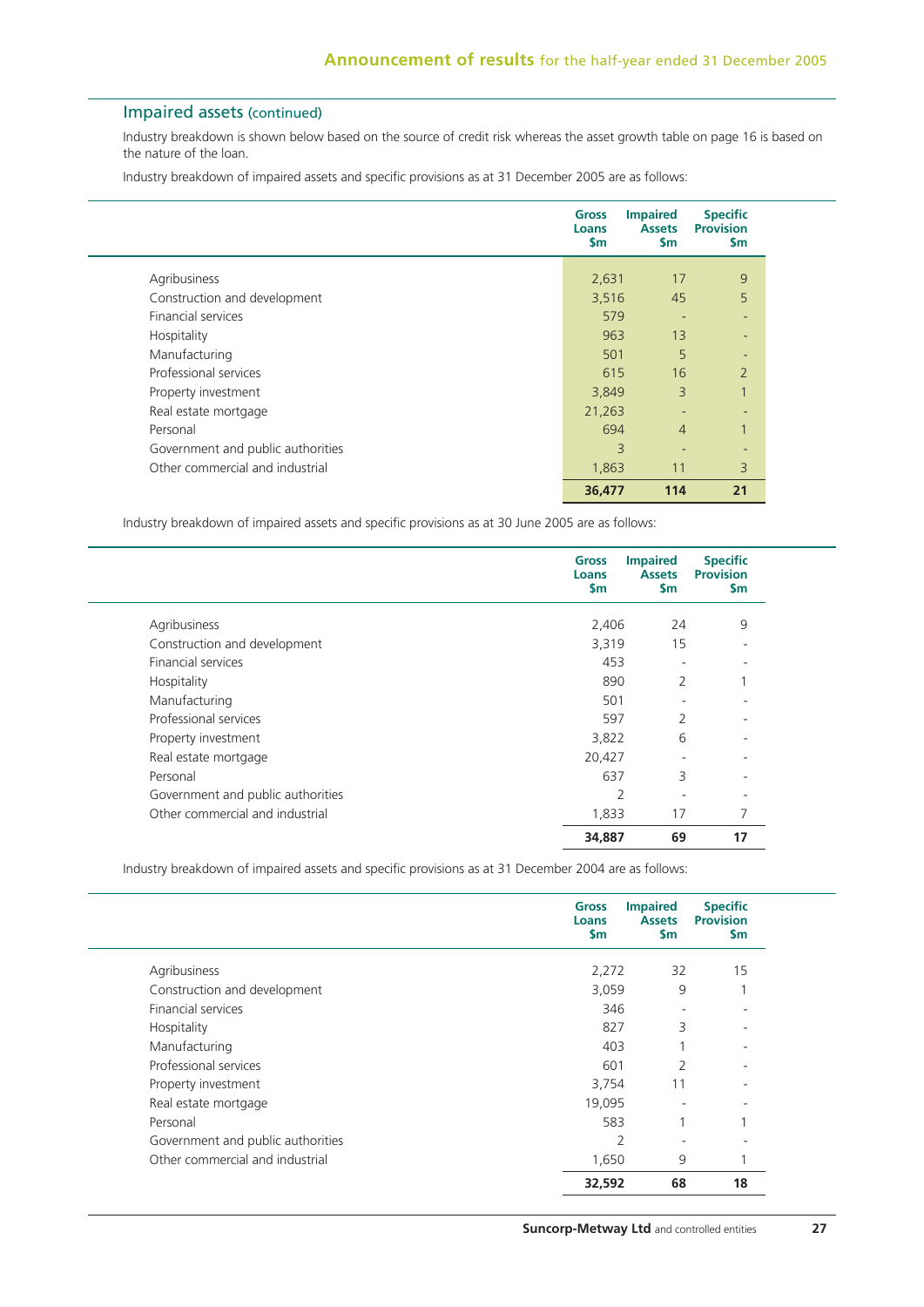## Impaired assets (continued)

Industry breakdown is shown below based on the source of credit risk whereas the asset growth table on page 16 is based on the nature of the loan.

Industry breakdown of impaired assets and specific provisions as at 31 December 2005 are as follows:

| | Gross Loans $m | Impaired Assets $m | Specific Provision $m |
|---|---|---|---|
| Agribusiness | 2,631 | 17 | 9 |
| Construction and development | 3,516 | 45 | 5 |
| Financial services | 579 | - | - |
| Hospitality | 963 | 13 | - |
| Manufacturing | 501 | 5 | - |
| Professional services | 615 | 16 | 2 |
| Property investment | 3,849 | 3 | 1 |
| Real estate mortgage | 21,263 | - | - |
| Personal | 694 | 4 | 1 |
| Government and public authorities | 3 | - | - |
| Other commercial and industrial | 1,863 | 11 | 3 |
| | **36,477** | **114** | **21** |

Industry breakdown of impaired assets and specific provisions as at 30 June 2005 are as follows:

| | Gross Loans $m | Impaired Assets $m | Specific Provision $m |
|---|---|---|---|
| Agribusiness | 2,406 | 24 | 9 |
| Construction and development | 3,319 | 15 | - |
| Financial services | 453 | - | - |
| Hospitality | 890 | 2 | 1 |
| Manufacturing | 501 | - | - |
| Professional services | 597 | 2 | - |
| Property investment | 3,822 | 6 | - |
| Real estate mortgage | 20,427 | - | - |
| Personal | 637 | 3 | - |
| Government and public authorities | 2 | - | - |
| Other commercial and industrial | 1,833 | 17 | 7 |
| | **34,887** | **69** | **17** |

Industry breakdown of impaired assets and specific provisions as at 31 December 2004 are as follows:

| | Gross Loans $m | Impaired Assets $m | Specific Provision $m |
|---|---|---|---|
| Agribusiness | 2,272 | 32 | 15 |
| Construction and development | 3,059 | 9 | 1 |
| Financial services | 346 | - | - |
| Hospitality | 827 | 3 | - |
| Manufacturing | 403 | 1 | - |
| Professional services | 601 | 2 | - |
| Property investment | 3,754 | 11 | - |
| Real estate mortgage | 19,095 | - | - |
| Personal | 583 | 1 | 1 |
| Government and public authorities | 2 | - | - |
| Other commercial and industrial | 1,650 | 9 | 1 |
| | **32,592** | **68** | **18** |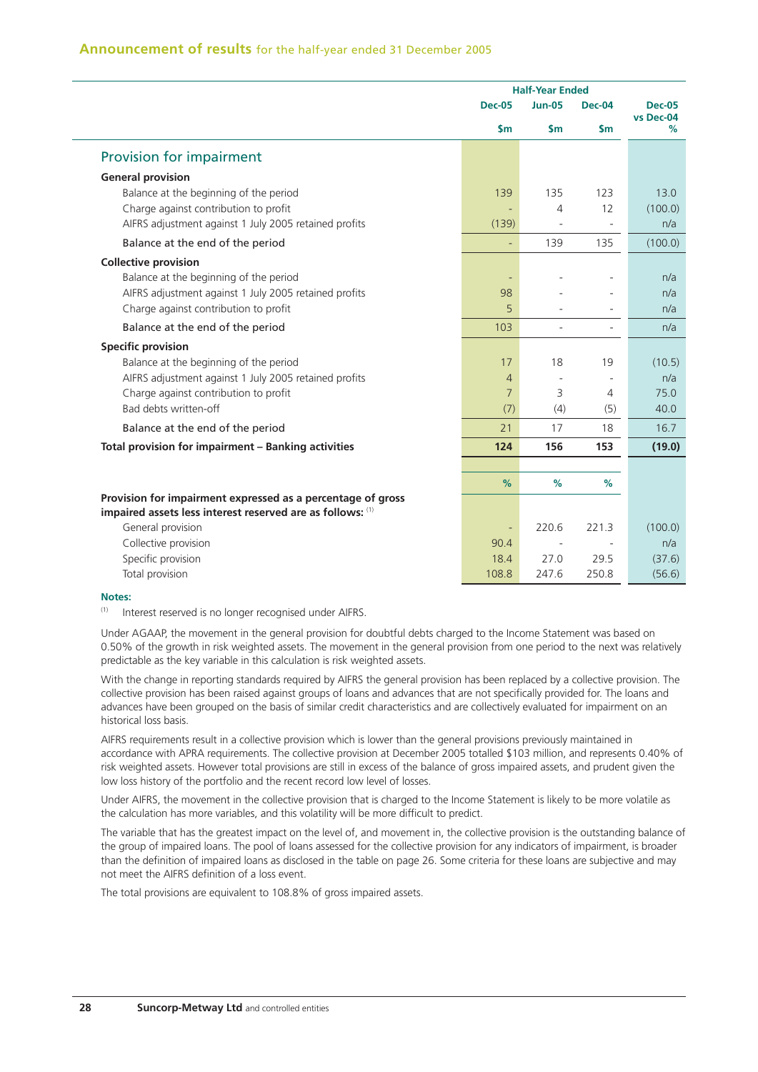## Announcement of results for the half-year ended 31 December 2005

| | Half-Year Ended | | | |
|---|---|---|---|---|
| | Dec-05 | Jun-05 | Dec-04 | Dec-05 vs Dec-04 |
| | $m | $m | $m | % |
| **Provision for impairment** | | | | |
| **General provision** | | | | |
| Balance at the beginning of the period | 139 | 135 | 123 | 13.0 |
| Charge against contribution to profit | - | 4 | 12 | (100.0) |
| AIFRS adjustment against 1 July 2005 retained profits | (139) | - | - | n/a |
| Balance at the end of the period | - | 139 | 135 | (100.0) |
| **Collective provision** | | | | |
| Balance at the beginning of the period | - | - | - | n/a |
| AIFRS adjustment against 1 July 2005 retained profits | 98 | - | - | n/a |
| Charge against contribution to profit | 5 | - | - | n/a |
| Balance at the end of the period | 103 | - | - | n/a |
| **Specific provision** | | | | |
| Balance at the beginning of the period | 17 | 18 | 19 | (10.5) |
| AIFRS adjustment against 1 July 2005 retained profits | 4 | - | - | n/a |
| Charge against contribution to profit | 7 | 3 | 4 | 75.0 |
| Bad debts written-off | (7) | (4) | (5) | 40.0 |
| Balance at the end of the period | 21 | 17 | 18 | 16.7 |
| **Total provision for impairment – Banking activities** | **124** | **156** | **153** | **(19.0)** |
| | % | % | % | |
| **Provision for impairment expressed as a percentage of gross impaired assets less interest reserved are as follows:** [1] | | | | |
| General provision | - | 220.6 | 221.3 | (100.0) |
| Collective provision | 90.4 | - | - | n/a |
| Specific provision | 18.4 | 27.0 | 29.5 | (37.6) |
| Total provision | 108.8 | 247.6 | 250.8 | (56.6) |

**Notes:**

[1] Interest reserved is no longer recognised under AIFRS.

Under AGAAP, the movement in the general provision for doubtful debts charged to the Income Statement was based on 0.50% of the growth in risk weighted assets. The movement in the general provision from one period to the next was relatively predictable as the key variable in this calculation is risk weighted assets.

With the change in reporting standards required by AIFRS the general provision has been replaced by a collective provision. The collective provision has been raised against groups of loans and advances that are not specifically provided for. The loans and advances have been grouped on the basis of similar credit characteristics and are collectively evaluated for impairment on an historical loss basis.

AIFRS requirements result in a collective provision which is lower than the general provisions previously maintained in accordance with APRA requirements. The collective provision at December 2005 totalled $103 million, and represents 0.40% of risk weighted assets. However total provisions are still in excess of the balance of gross impaired assets, and prudent given the low loss history of the portfolio and the recent record low level of losses.

Under AIFRS, the movement in the collective provision that is charged to the Income Statement is likely to be more volatile as the calculation has more variables, and this volatility will be more difficult to predict.

The variable that has the greatest impact on the level of, and movement in, the collective provision is the outstanding balance of the group of impaired loans. The pool of loans assessed for the collective provision for any indicators of impairment, is broader than the definition of impaired loans as disclosed in the table on page 26. Some criteria for these loans are subjective and may not meet the AIFRS definition of a loss event.

The total provisions are equivalent to 108.8% of gross impaired assets.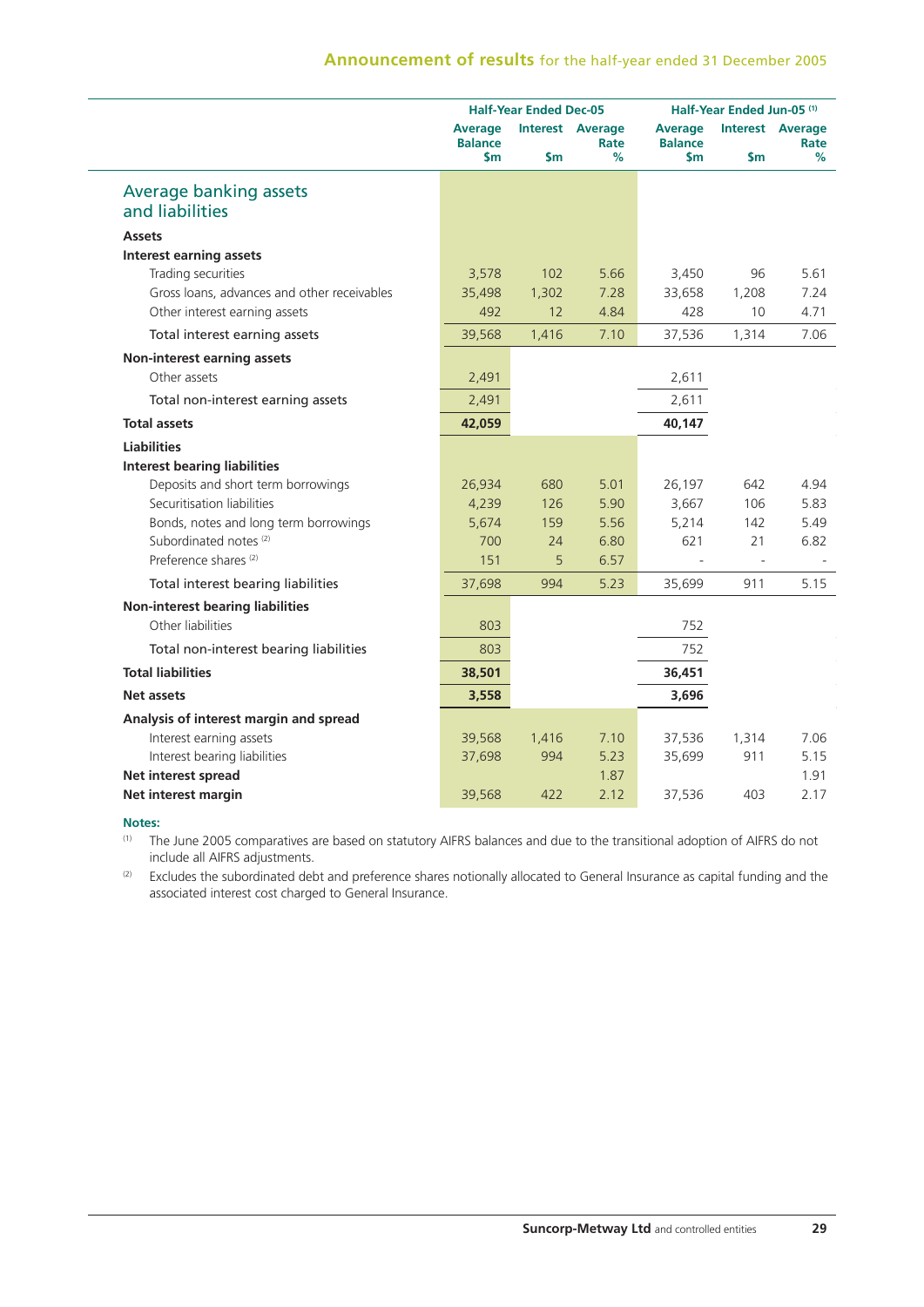| | Half-Year Ended Dec-05 | | | Half-Year Ended Jun-05 [1] | | |
|---|---|---|---|---|---|---|
| | Average Balance $m | Interest $m | Average Rate % | Average Balance $m | Interest $m | Average Rate % |
| **Average banking assets and liabilities** | | | | | | |
| **Assets** | | | | | | |
| **Interest earning assets** | | | | | | |
| Trading securities | 3,578 | 102 | 5.66 | 3,450 | 96 | 5.61 |
| Gross loans, advances and other receivables | 35,498 | 1,302 | 7.28 | 33,658 | 1,208 | 7.24 |
| Other interest earning assets | 492 | 12 | 4.84 | 428 | 10 | 4.71 |
| Total interest earning assets | 39,568 | 1,416 | 7.10 | 37,536 | 1,314 | 7.06 |
| **Non-interest earning assets** | | | | | | |
| Other assets | 2,491 | | | 2,611 | | |
| Total non-interest earning assets | 2,491 | | | 2,611 | | |
| **Total assets** | **42,059** | | | **40,147** | | |
| **Liabilities** | | | | | | |
| **Interest bearing liabilities** | | | | | | |
| Deposits and short term borrowings | 26,934 | 680 | 5.01 | 26,197 | 642 | 4.94 |
| Securitisation liabilities | 4,239 | 126 | 5.90 | 3,667 | 106 | 5.83 |
| Bonds, notes and long term borrowings | 5,674 | 159 | 5.56 | 5,214 | 142 | 5.49 |
| Subordinated notes [2] | 700 | 24 | 6.80 | 621 | 21 | 6.82 |
| Preference shares [2] | 151 | 5 | 6.57 | - | - | - |
| Total interest bearing liabilities | 37,698 | 994 | 5.23 | 35,699 | 911 | 5.15 |
| **Non-interest bearing liabilities** | | | | | | |
| Other liabilities | 803 | | | 752 | | |
| Total non-interest bearing liabilities | 803 | | | 752 | | |
| **Total liabilities** | **38,501** | | | **36,451** | | |
| **Net assets** | **3,558** | | | **3,696** | | |
| **Analysis of interest margin and spread** | | | | | | |
| Interest earning assets | 39,568 | 1,416 | 7.10 | 37,536 | 1,314 | 7.06 |
| Interest bearing liabilities | 37,698 | 994 | 5.23 | 35,699 | 911 | 5.15 |
| **Net interest spread** | | | 1.87 | | | 1.91 |
| **Net interest margin** | 39,568 | 422 | 2.12 | 37,536 | 403 | 2.17 |

**Notes:**

[1] The June 2005 comparatives are based on statutory AIFRS balances and due to the transitional adoption of AIFRS do not include all AIFRS adjustments.

[2] Excludes the subordinated debt and preference shares notionally allocated to General Insurance as capital funding and the associated interest cost charged to General Insurance.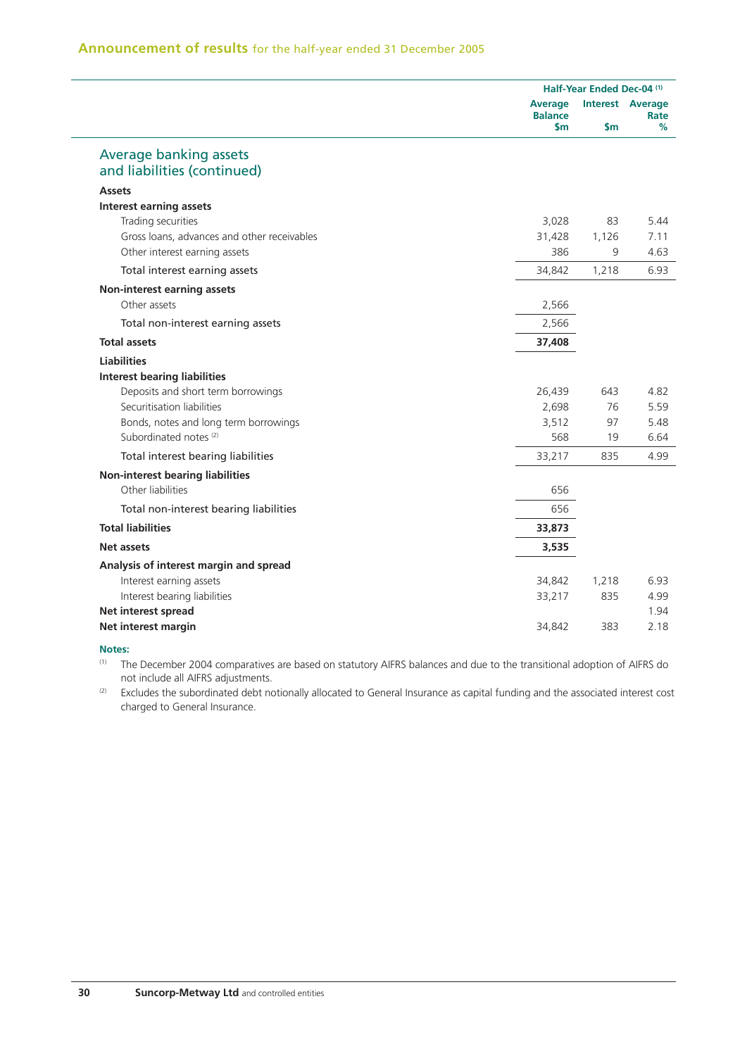## Announcement of results for the half-year ended 31 December 2005

| | Half-Year Ended Dec-04 [1] | | |
|---|---|---|---|
| | Average Balance $m | Interest $m | Average Rate % |
| **Average banking assets and liabilities (continued)** | | | |
| **Assets** | | | |
| **Interest earning assets** | | | |
| Trading securities | 3,028 | 83 | 5.44 |
| Gross loans, advances and other receivables | 31,428 | 1,126 | 7.11 |
| Other interest earning assets | 386 | 9 | 4.63 |
| Total interest earning assets | 34,842 | 1,218 | 6.93 |
| **Non-interest earning assets** | | | |
| Other assets | 2,566 | | |
| Total non-interest earning assets | 2,566 | | |
| **Total assets** | **37,408** | | |
| **Liabilities** | | | |
| **Interest bearing liabilities** | | | |
| Deposits and short term borrowings | 26,439 | 643 | 4.82 |
| Securitisation liabilities | 2,698 | 76 | 5.59 |
| Bonds, notes and long term borrowings | 3,512 | 97 | 5.48 |
| Subordinated notes [2] | 568 | 19 | 6.64 |
| Total interest bearing liabilities | 33,217 | 835 | 4.99 |
| **Non-interest bearing liabilities** | | | |
| Other liabilities | 656 | | |
| Total non-interest bearing liabilities | 656 | | |
| **Total liabilities** | **33,873** | | |
| **Net assets** | **3,535** | | |
| **Analysis of interest margin and spread** | | | |
| Interest earning assets | 34,842 | 1,218 | 6.93 |
| Interest bearing liabilities | 33,217 | 835 | 4.99 |
| **Net interest spread** | | | 1.94 |
| **Net interest margin** | 34,842 | 383 | 2.18 |

**Notes:**

[1] The December 2004 comparatives are based on statutory AIFRS balances and due to the transitional adoption of AIFRS do not include all AIFRS adjustments.

[2] Excludes the subordinated debt notionally allocated to General Insurance as capital funding and the associated interest cost charged to General Insurance.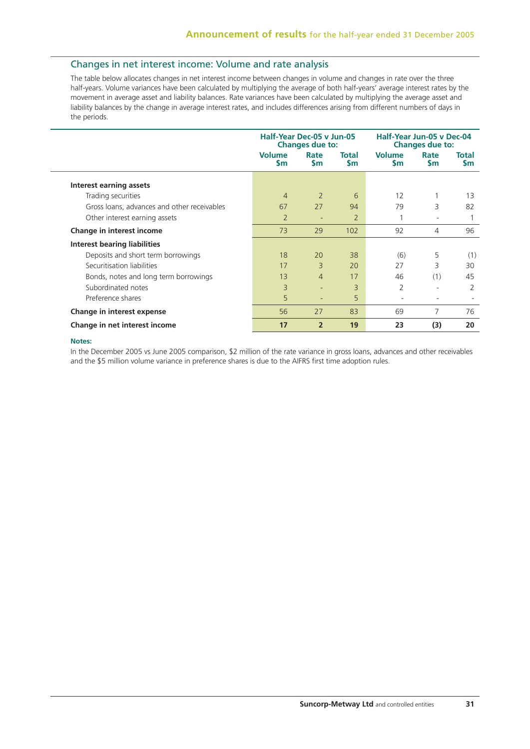## Changes in net interest income: Volume and rate analysis

The table below allocates changes in net interest income between changes in volume and changes in rate over the three half-years. Volume variances have been calculated by multiplying the average of both half-years' average interest rates by the movement in average asset and liability balances. Rate variances have been calculated by multiplying the average asset and liability balances by the change in average interest rates, and includes differences arising from different numbers of days in the periods.

| | Half-Year Dec-05 v Jun-05 Changes due to: | | | Half-Year Jun-05 v Dec-04 Changes due to: | | |
|---|---|---|---|---|---|---|
| | Volume $m | Rate $m | Total $m | Volume $m | Rate $m | Total $m |
| **Interest earning assets** | | | | | | |
| Trading securities | 4 | 2 | 6 | 12 | 1 | 13 |
| Gross loans, advances and other receivables | 67 | 27 | 94 | 79 | 3 | 82 |
| Other interest earning assets | 2 | - | 2 | 1 | - | 1 |
| **Change in interest income** | 73 | 29 | 102 | 92 | 4 | 96 |
| **Interest bearing liabilities** | | | | | | |
| Deposits and short term borrowings | 18 | 20 | 38 | (6) | 5 | (1) |
| Securitisation liabilities | 17 | 3 | 20 | 27 | 3 | 30 |
| Bonds, notes and long term borrowings | 13 | 4 | 17 | 46 | (1) | 45 |
| Subordinated notes | 3 | - | 3 | 2 | - | 2 |
| Preference shares | 5 | - | 5 | - | - | - |
| **Change in interest expense** | 56 | 27 | 83 | 69 | 7 | 76 |
| **Change in net interest income** | **17** | **2** | **19** | **23** | **(3)** | **20** |

**Notes:**

In the December 2005 vs June 2005 comparison, $2 million of the rate variance in gross loans, advances and other receivables and the $5 million volume variance in preference shares is due to the AIFRS first time adoption rules.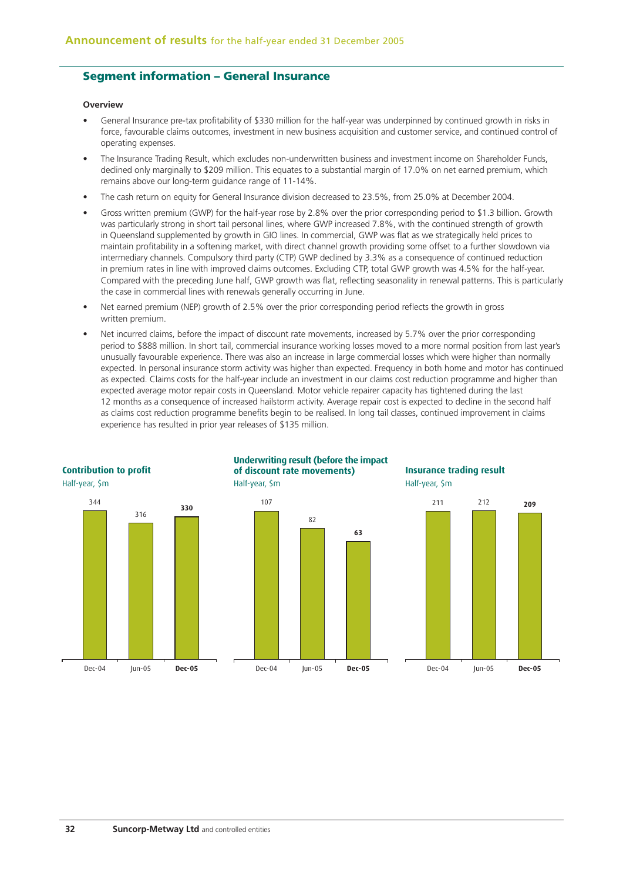## Segment information – General Insurance

**Overview**

- General Insurance pre-tax profitability of $330 million for the half-year was underpinned by continued growth in risks in force, favourable claims outcomes, investment in new business acquisition and customer service, and continued control of operating expenses.
- The Insurance Trading Result, which excludes non-underwritten business and investment income on Shareholder Funds, declined only marginally to $209 million. This equates to a substantial margin of 17.0% on net earned premium, which remains above our long-term guidance range of 11-14%.
- The cash return on equity for General Insurance division decreased to 23.5%, from 25.0% at December 2004.
- Gross written premium (GWP) for the half-year rose by 2.8% over the prior corresponding period to $1.3 billion. Growth was particularly strong in short tail personal lines, where GWP increased 7.8%, with the continued strength of growth in Queensland supplemented by growth in GIO lines. In commercial, GWP was flat as we strategically held prices to maintain profitability in a softening market, with direct channel growth providing some offset to a further slowdown via intermediary channels. Compulsory third party (CTP) GWP declined by 3.3% as a consequence of continued reduction in premium rates in line with improved claims outcomes. Excluding CTP, total GWP growth was 4.5% for the half-year. Compared with the preceding June half, GWP growth was flat, reflecting seasonality in renewal patterns. This is particularly the case in commercial lines with renewals generally occurring in June.
- Net earned premium (NEP) growth of 2.5% over the prior corresponding period reflects the growth in gross written premium.
- Net incurred claims, before the impact of discount rate movements, increased by 5.7% over the prior corresponding period to $888 million. In short tail, commercial insurance working losses moved to a more normal position from last year's unusually favourable experience. There was also an increase in large commercial losses which were higher than normally expected. In personal insurance storm activity was higher than expected. Frequency in both home and motor has continued as expected. Claims costs for the half-year include an investment in our claims cost reduction programme and higher than expected average motor repair costs in Queensland. Motor vehicle repairer capacity has tightened during the last 12 months as a consequence of increased hailstorm activity. Average repair cost is expected to decline in the second half as claims cost reduction programme benefits begin to be realised. In long tail classes, continued improvement in claims experience has resulted in prior year releases of $135 million.

**Contribution to profit**
Half-year, $m

| Dec-04 | Jun-05 | **Dec-05** |
|---|---|---|
| 344 | 316 | **330** |

**Underwriting result (before the impact of discount rate movements)**
Half-year, $m

| Dec-04 | Jun-05 | **Dec-05** |
|---|---|---|
| 107 | 82 | **63** |

**Insurance trading result**
Half-year, $m

| Dec-04 | Jun-05 | **Dec-05** |
|---|---|---|
| 211 | 212 | **209** |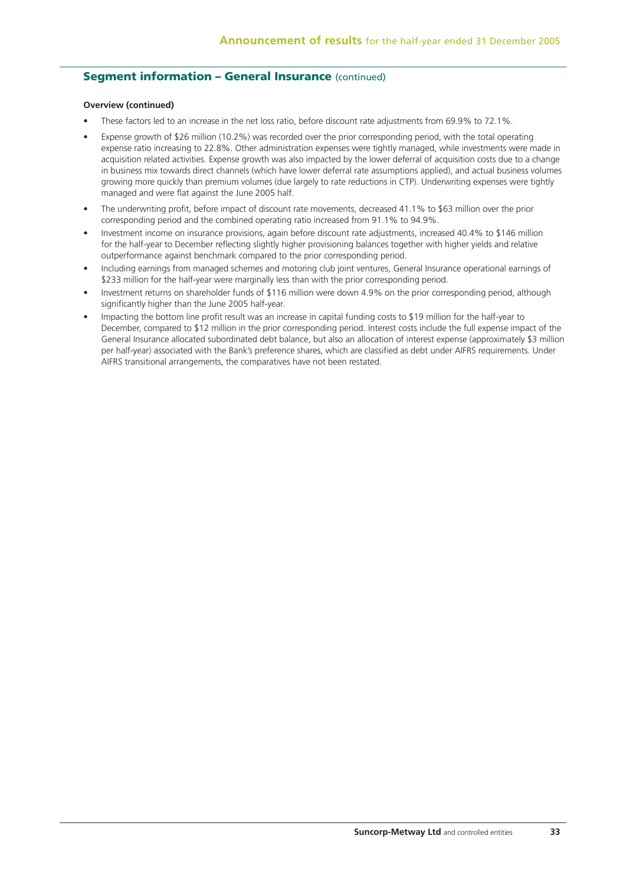## Segment information – General Insurance (continued)

**Overview (continued)**

- These factors led to an increase in the net loss ratio, before discount rate adjustments from 69.9% to 72.1%.
- Expense growth of $26 million (10.2%) was recorded over the prior corresponding period, with the total operating expense ratio increasing to 22.8%. Other administration expenses were tightly managed, while investments were made in acquisition related activities. Expense growth was also impacted by the lower deferral of acquisition costs due to a change in business mix towards direct channels (which have lower deferral rate assumptions applied), and actual business volumes growing more quickly than premium volumes (due largely to rate reductions in CTP). Underwriting expenses were tightly managed and were flat against the June 2005 half.
- The underwriting profit, before impact of discount rate movements, decreased 41.1% to $63 million over the prior corresponding period and the combined operating ratio increased from 91.1% to 94.9%.
- Investment income on insurance provisions, again before discount rate adjustments, increased 40.4% to $146 million for the half-year to December reflecting slightly higher provisioning balances together with higher yields and relative outperformance against benchmark compared to the prior corresponding period.
- Including earnings from managed schemes and motoring club joint ventures, General Insurance operational earnings of $233 million for the half-year were marginally less than with the prior corresponding period.
- Investment returns on shareholder funds of $116 million were down 4.9% on the prior corresponding period, although significantly higher than the June 2005 half-year.
- Impacting the bottom line profit result was an increase in capital funding costs to $19 million for the half-year to December, compared to $12 million in the prior corresponding period. Interest costs include the full expense impact of the General Insurance allocated subordinated debt balance, but also an allocation of interest expense (approximately $3 million per half-year) associated with the Bank's preference shares, which are classified as debt under AIFRS requirements. Under AIFRS transitional arrangements, the comparatives have not been restated.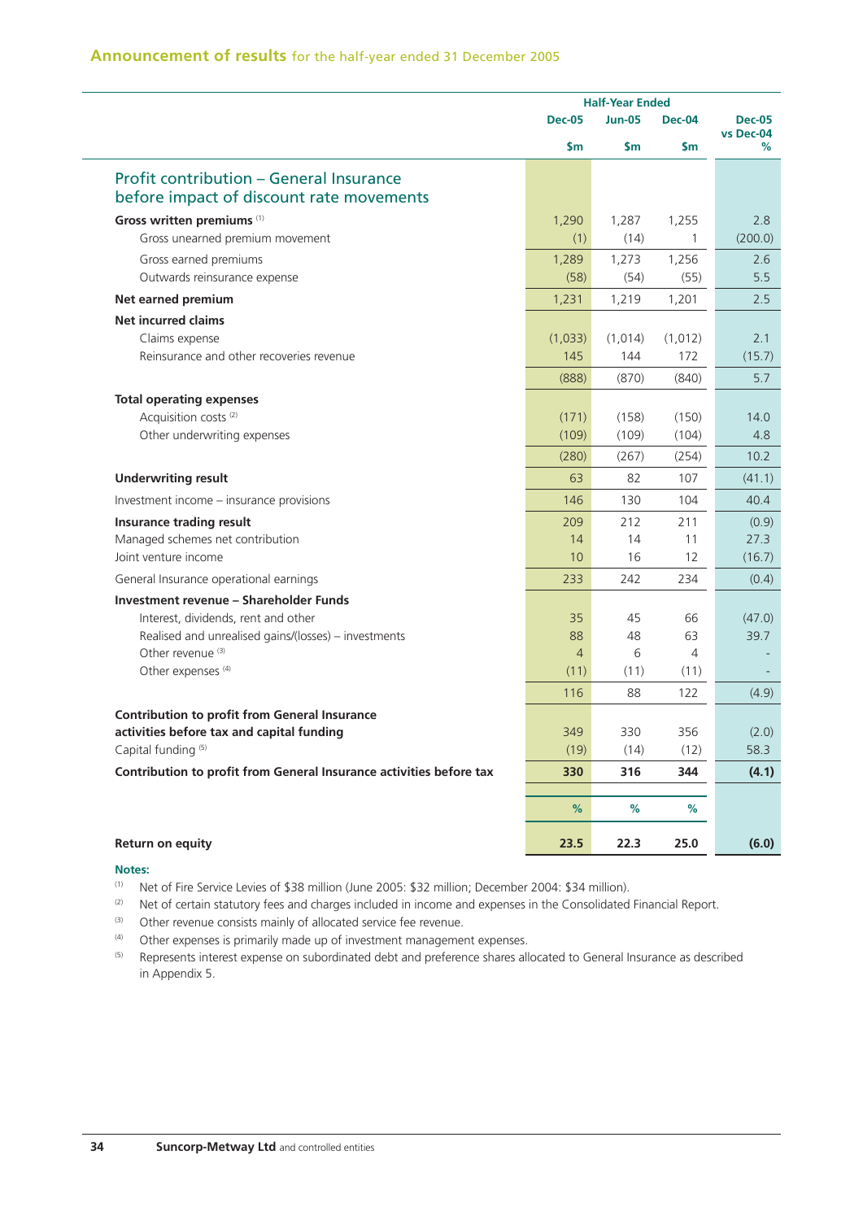## Announcement of results for the half-year ended 31 December 2005

| | Half-Year Ended | | | |
|---|---|---|---|---|
| | Dec-05 | Jun-05 | Dec-04 | Dec-05 vs Dec-04 |
| | $m | $m | $m | % |
| **Profit contribution – General Insurance before impact of discount rate movements** | | | | |
| **Gross written premiums** [(1)] | 1,290 | 1,287 | 1,255 | 2.8 |
| Gross unearned premium movement | (1) | (14) | 1 | (200.0) |
| Gross earned premiums | 1,289 | 1,273 | 1,256 | 2.6 |
| Outwards reinsurance expense | (58) | (54) | (55) | 5.5 |
| **Net earned premium** | 1,231 | 1,219 | 1,201 | 2.5 |
| **Net incurred claims** | | | | |
| Claims expense | (1,033) | (1,014) | (1,012) | 2.1 |
| Reinsurance and other recoveries revenue | 145 | 144 | 172 | (15.7) |
| | (888) | (870) | (840) | 5.7 |
| **Total operating expenses** | | | | |
| Acquisition costs [(2)] | (171) | (158) | (150) | 14.0 |
| Other underwriting expenses | (109) | (109) | (104) | 4.8 |
| | (280) | (267) | (254) | 10.2 |
| **Underwriting result** | 63 | 82 | 107 | (41.1) |
| Investment income – insurance provisions | 146 | 130 | 104 | 40.4 |
| **Insurance trading result** | 209 | 212 | 211 | (0.9) |
| Managed schemes net contribution | 14 | 14 | 11 | 27.3 |
| Joint venture income | 10 | 16 | 12 | (16.7) |
| General Insurance operational earnings | 233 | 242 | 234 | (0.4) |
| **Investment revenue – Shareholder Funds** | | | | |
| Interest, dividends, rent and other | 35 | 45 | 66 | (47.0) |
| Realised and unrealised gains/(losses) – investments | 88 | 48 | 63 | 39.7 |
| Other revenue [(3)] | 4 | 6 | 4 | - |
| Other expenses [(4)] | (11) | (11) | (11) | - |
| | 116 | 88 | 122 | (4.9) |
| **Contribution to profit from General Insurance activities before tax and capital funding** | 349 | 330 | 356 | (2.0) |
| Capital funding [(5)] | (19) | (14) | (12) | 58.3 |
| **Contribution to profit from General Insurance activities before tax** | **330** | **316** | **344** | **(4.1)** |
| | % | % | % | |
| **Return on equity** | **23.5** | **22.3** | **25.0** | **(6.0)** |

**Notes:**

(1) Net of Fire Service Levies of $38 million (June 2005: $32 million; December 2004: $34 million).

(2) Net of certain statutory fees and charges included in income and expenses in the Consolidated Financial Report.

(3) Other revenue consists mainly of allocated service fee revenue.

(4) Other expenses is primarily made up of investment management expenses.

(5) Represents interest expense on subordinated debt and preference shares allocated to General Insurance as described in Appendix 5.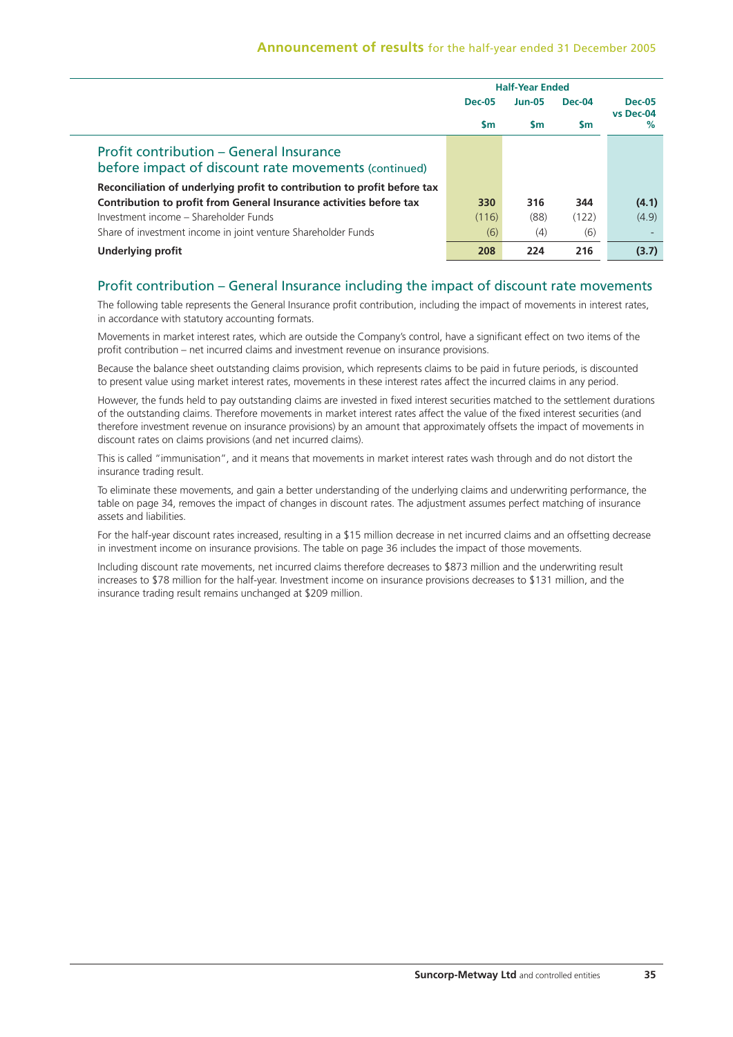| | Half-Year Ended | | | |
|---|---|---|---|---|
| | Dec-05 | Jun-05 | Dec-04 | Dec-05 vs Dec-04 |
| | $m | $m | $m | % |
| **Profit contribution – General Insurance before impact of discount rate movements** (continued) | | | | |
| **Reconciliation of underlying profit to contribution to profit before tax** | | | | |
| **Contribution to profit from General Insurance activities before tax** | **330** | **316** | **344** | **(4.1)** |
| Investment income – Shareholder Funds | (116) | (88) | (122) | (4.9) |
| Share of investment income in joint venture Shareholder Funds | (6) | (4) | (6) | - |
| **Underlying profit** | **208** | **224** | **216** | **(3.7)** |

## Profit contribution – General Insurance including the impact of discount rate movements

The following table represents the General Insurance profit contribution, including the impact of movements in interest rates, in accordance with statutory accounting formats.

Movements in market interest rates, which are outside the Company's control, have a significant effect on two items of the profit contribution – net incurred claims and investment revenue on insurance provisions.

Because the balance sheet outstanding claims provision, which represents claims to be paid in future periods, is discounted to present value using market interest rates, movements in these interest rates affect the incurred claims in any period.

However, the funds held to pay outstanding claims are invested in fixed interest securities matched to the settlement durations of the outstanding claims. Therefore movements in market interest rates affect the value of the fixed interest securities (and therefore investment revenue on insurance provisions) by an amount that approximately offsets the impact of movements in discount rates on claims provisions (and net incurred claims).

This is called "immunisation", and it means that movements in market interest rates wash through and do not distort the insurance trading result.

To eliminate these movements, and gain a better understanding of the underlying claims and underwriting performance, the table on page 34, removes the impact of changes in discount rates. The adjustment assumes perfect matching of insurance assets and liabilities.

For the half-year discount rates increased, resulting in a $15 million decrease in net incurred claims and an offsetting decrease in investment income on insurance provisions. The table on page 36 includes the impact of those movements.

Including discount rate movements, net incurred claims therefore decreases to $873 million and the underwriting result increases to $78 million for the half-year. Investment income on insurance provisions decreases to $131 million, and the insurance trading result remains unchanged at $209 million.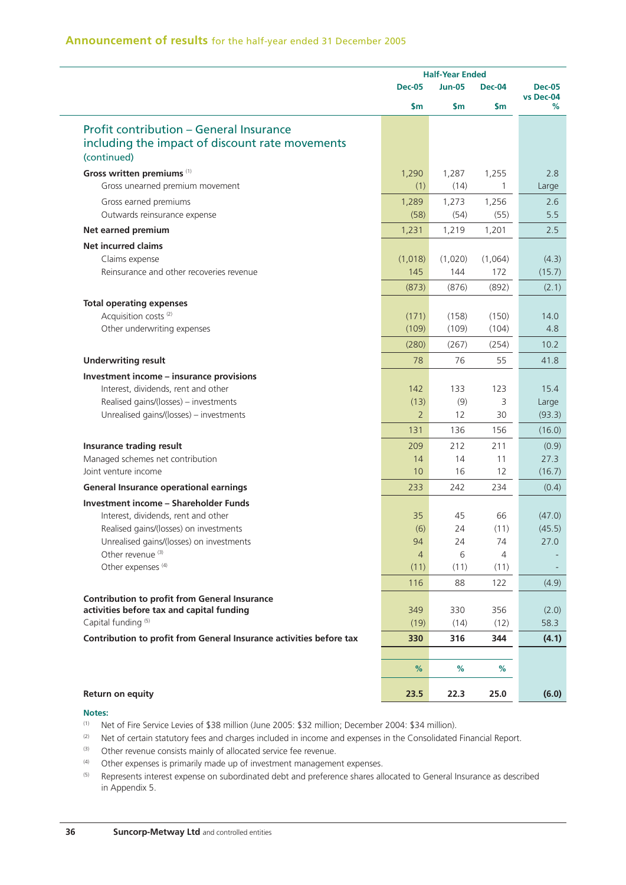## Announcement of results for the half-year ended 31 December 2005

| | Half-Year Ended | | | |
|---|---|---|---|---|
| | Dec-05 | Jun-05 | Dec-04 | Dec-05 vs Dec-04 |
| | $m | $m | $m | % |
| **Profit contribution – General Insurance including the impact of discount rate movements (continued)** | | | | |
| **Gross written premiums** [1] | 1,290 | 1,287 | 1,255 | 2.8 |
| Gross unearned premium movement | (1) | (14) | 1 | Large |
| Gross earned premiums | 1,289 | 1,273 | 1,256 | 2.6 |
| Outwards reinsurance expense | (58) | (54) | (55) | 5.5 |
| **Net earned premium** | 1,231 | 1,219 | 1,201 | 2.5 |
| **Net incurred claims** | | | | |
| Claims expense | (1,018) | (1,020) | (1,064) | (4.3) |
| Reinsurance and other recoveries revenue | 145 | 144 | 172 | (15.7) |
| | (873) | (876) | (892) | (2.1) |
| **Total operating expenses** | | | | |
| Acquisition costs [2] | (171) | (158) | (150) | 14.0 |
| Other underwriting expenses | (109) | (109) | (104) | 4.8 |
| | (280) | (267) | (254) | 10.2 |
| **Underwriting result** | 78 | 76 | 55 | 41.8 |
| **Investment income – insurance provisions** | | | | |
| Interest, dividends, rent and other | 142 | 133 | 123 | 15.4 |
| Realised gains/(losses) – investments | (13) | (9) | 3 | Large |
| Unrealised gains/(losses) – investments | 2 | 12 | 30 | (93.3) |
| | 131 | 136 | 156 | (16.0) |
| **Insurance trading result** | 209 | 212 | 211 | (0.9) |
| Managed schemes net contribution | 14 | 14 | 11 | 27.3 |
| Joint venture income | 10 | 16 | 12 | (16.7) |
| **General Insurance operational earnings** | 233 | 242 | 234 | (0.4) |
| **Investment income – Shareholder Funds** | | | | |
| Interest, dividends, rent and other | 35 | 45 | 66 | (47.0) |
| Realised gains/(losses) on investments | (6) | 24 | (11) | (45.5) |
| Unrealised gains/(losses) on investments | 94 | 24 | 74 | 27.0 |
| Other revenue [3] | 4 | 6 | 4 | - |
| Other expenses [4] | (11) | (11) | (11) | - |
| | 116 | 88 | 122 | (4.9) |
| **Contribution to profit from General Insurance activities before tax and capital funding** | 349 | 330 | 356 | (2.0) |
| Capital funding [5] | (19) | (14) | (12) | 58.3 |
| **Contribution to profit from General Insurance activities before tax** | **330** | **316** | **344** | **(4.1)** |
| | % | % | % | |
| **Return on equity** | **23.5** | **22.3** | **25.0** | **(6.0)** |

**Notes:**

(1) Net of Fire Service Levies of $38 million (June 2005: $32 million; December 2004: $34 million).

(2) Net of certain statutory fees and charges included in income and expenses in the Consolidated Financial Report.

(3) Other revenue consists mainly of allocated service fee revenue.

(4) Other expenses is primarily made up of investment management expenses.

(5) Represents interest expense on subordinated debt and preference shares allocated to General Insurance as described in Appendix 5.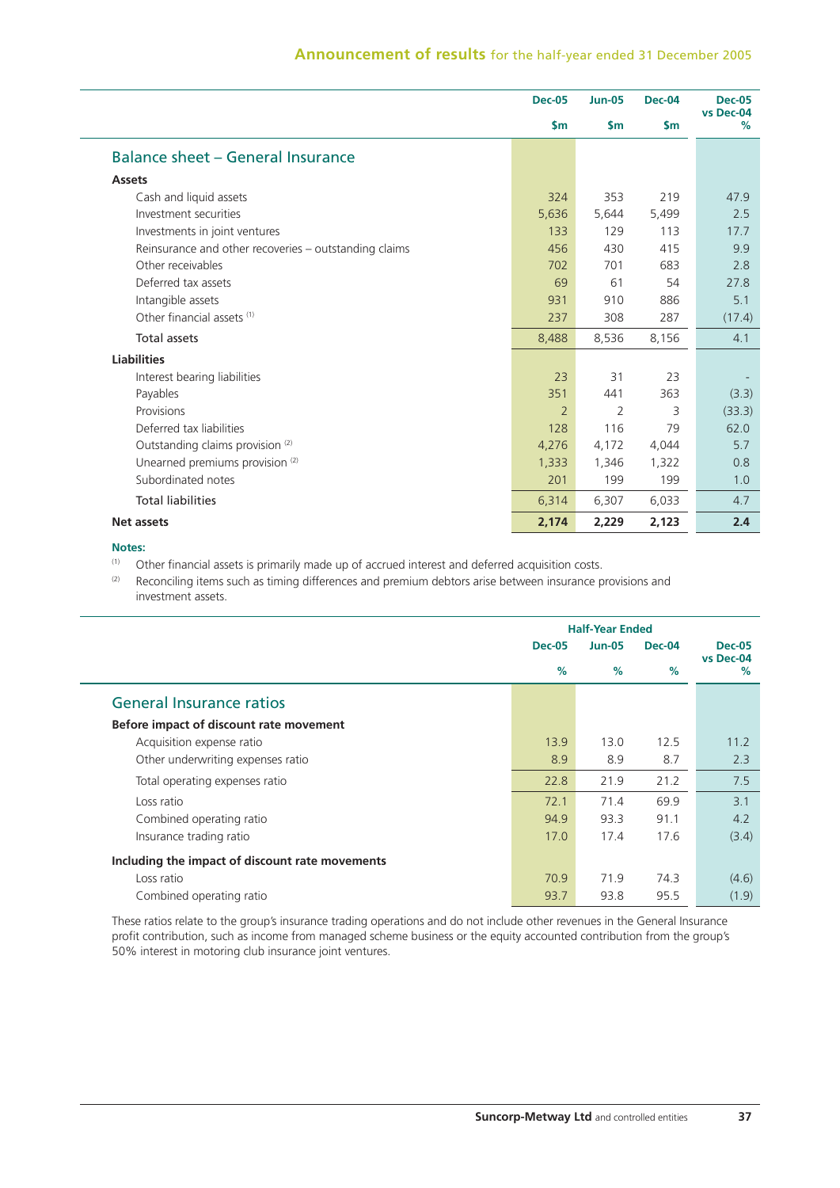## Balance sheet – General Insurance

| | Dec-05 $m | Jun-05 $m | Dec-04 $m | Dec-05 vs Dec-04 % |
|---|---|---|---|---|
| **Assets** | | | | |
| Cash and liquid assets | 324 | 353 | 219 | 47.9 |
| Investment securities | 5,636 | 5,644 | 5,499 | 2.5 |
| Investments in joint ventures | 133 | 129 | 113 | 17.7 |
| Reinsurance and other recoveries – outstanding claims | 456 | 430 | 415 | 9.9 |
| Other receivables | 702 | 701 | 683 | 2.8 |
| Deferred tax assets | 69 | 61 | 54 | 27.8 |
| Intangible assets | 931 | 910 | 886 | 5.1 |
| Other financial assets [1] | 237 | 308 | 287 | (17.4) |
| Total assets | 8,488 | 8,536 | 8,156 | 4.1 |
| **Liabilities** | | | | |
| Interest bearing liabilities | 23 | 31 | 23 | - |
| Payables | 351 | 441 | 363 | (3.3) |
| Provisions | 2 | 2 | 3 | (33.3) |
| Deferred tax liabilities | 128 | 116 | 79 | 62.0 |
| Outstanding claims provision [2] | 4,276 | 4,172 | 4,044 | 5.7 |
| Unearned premiums provision [2] | 1,333 | 1,346 | 1,322 | 0.8 |
| Subordinated notes | 201 | 199 | 199 | 1.0 |
| Total liabilities | 6,314 | 6,307 | 6,033 | 4.7 |
| **Net assets** | **2,174** | **2,229** | **2,123** | **2.4** |

**Notes:**

[1] Other financial assets is primarily made up of accrued interest and deferred acquisition costs.

[2] Reconciling items such as timing differences and premium debtors arise between insurance provisions and investment assets.

## General Insurance ratios

| | Half-Year Ended | | | |
|---|---|---|---|---|
| | Dec-05 % | Jun-05 % | Dec-04 % | Dec-05 vs Dec-04 % |
| **Before impact of discount rate movement** | | | | |
| Acquisition expense ratio | 13.9 | 13.0 | 12.5 | 11.2 |
| Other underwriting expenses ratio | 8.9 | 8.9 | 8.7 | 2.3 |
| Total operating expenses ratio | 22.8 | 21.9 | 21.2 | 7.5 |
| Loss ratio | 72.1 | 71.4 | 69.9 | 3.1 |
| Combined operating ratio | 94.9 | 93.3 | 91.1 | 4.2 |
| Insurance trading ratio | 17.0 | 17.4 | 17.6 | (3.4) |
| **Including the impact of discount rate movements** | | | | |
| Loss ratio | 70.9 | 71.9 | 74.3 | (4.6) |
| Combined operating ratio | 93.7 | 93.8 | 95.5 | (1.9) |

These ratios relate to the group's insurance trading operations and do not include other revenues in the General Insurance profit contribution, such as income from managed scheme business or the equity accounted contribution from the group's 50% interest in motoring club insurance joint ventures.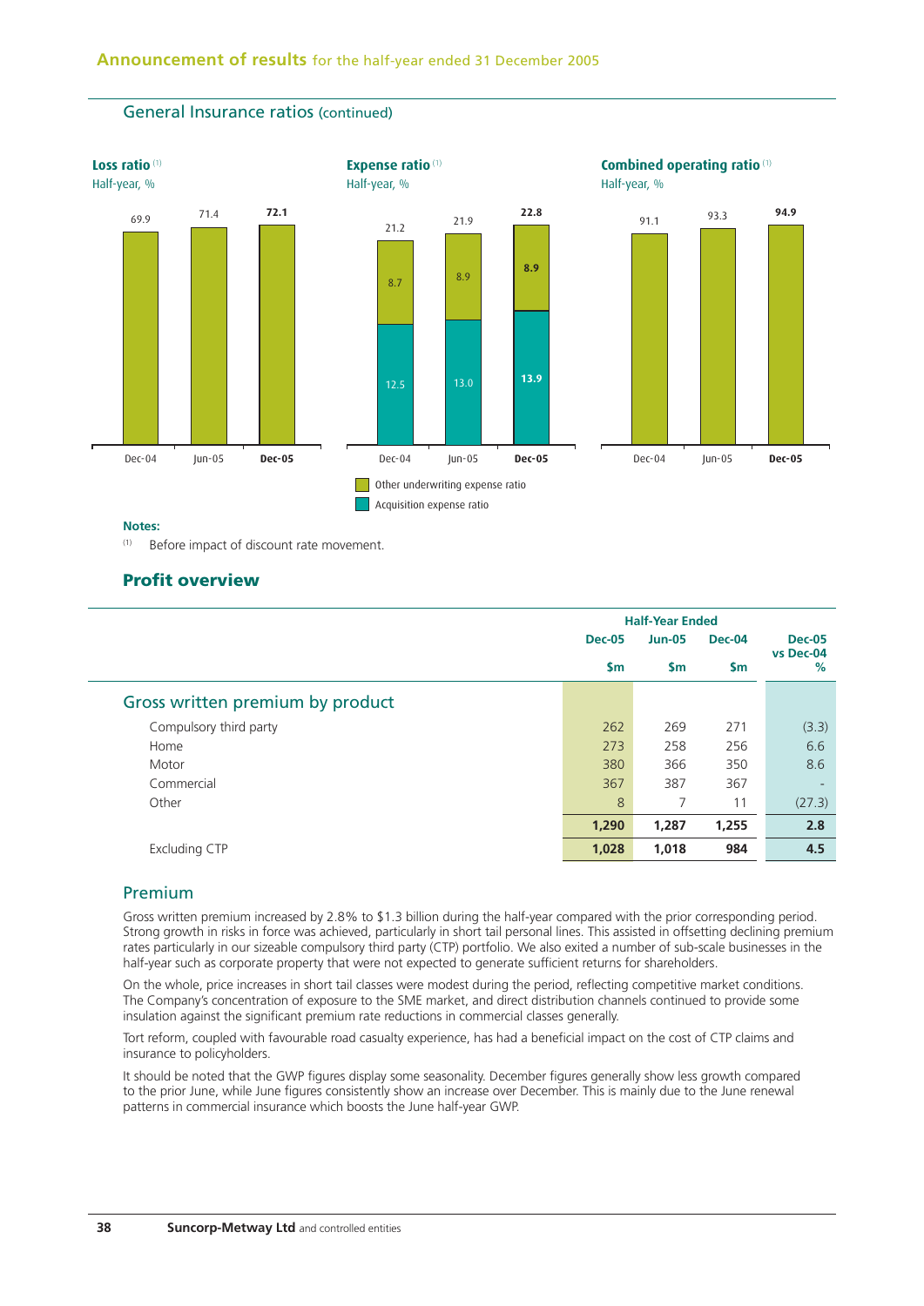## General Insurance ratios (continued)

**Loss ratio** [(1)]
Half-year, %

| Dec-04 | Jun-05 | Dec-05 |
|---|---|---|
| 69.9 | 71.4 | **72.1** |

**Expense ratio** [(1)]
Half-year, %

| | Dec-04 | Jun-05 | Dec-05 |
|---|---|---|---|
| Other underwriting expense ratio | 8.7 | 8.9 | **8.9** |
| Acquisition expense ratio | 12.5 | 13.0 | **13.9** |
| Total | 21.2 | 21.9 | **22.8** |

**Combined operating ratio** [(1)]
Half-year, %

| Dec-04 | Jun-05 | Dec-05 |
|---|---|---|
| 91.1 | 93.3 | **94.9** |

**Notes:**

[(1)] Before impact of discount rate movement.

## Profit overview

| | Half-Year Ended | | | |
|---|---|---|---|---|
| | Dec-05 | Jun-05 | Dec-04 | Dec-05 vs Dec-04 |
| | $m | $m | $m | % |
| **Gross written premium by product** | | | | |
| Compulsory third party | 262 | 269 | 271 | (3.3) |
| Home | 273 | 258 | 256 | 6.6 |
| Motor | 380 | 366 | 350 | 8.6 |
| Commercial | 367 | 387 | 367 | - |
| Other | 8 | 7 | 11 | (27.3) |
| | **1,290** | **1,287** | **1,255** | **2.8** |
| Excluding CTP | **1,028** | **1,018** | **984** | **4.5** |

### Premium

Gross written premium increased by 2.8% to $1.3 billion during the half-year compared with the prior corresponding period. Strong growth in risks in force was achieved, particularly in short tail personal lines. This assisted in offsetting declining premium rates particularly in our sizeable compulsory third party (CTP) portfolio. We also exited a number of sub-scale businesses in the half-year such as corporate property that were not expected to generate sufficient returns for shareholders.

On the whole, price increases in short tail classes were modest during the period, reflecting competitive market conditions. The Company's concentration of exposure to the SME market, and direct distribution channels continued to provide some insulation against the significant premium rate reductions in commercial classes generally.

Tort reform, coupled with favourable road casualty experience, has had a beneficial impact on the cost of CTP claims and insurance to policyholders.

It should be noted that the GWP figures display some seasonality. December figures generally show less growth compared to the prior June, while June figures consistently show an increase over December. This is mainly due to the June renewal patterns in commercial insurance which boosts the June half-year GWP.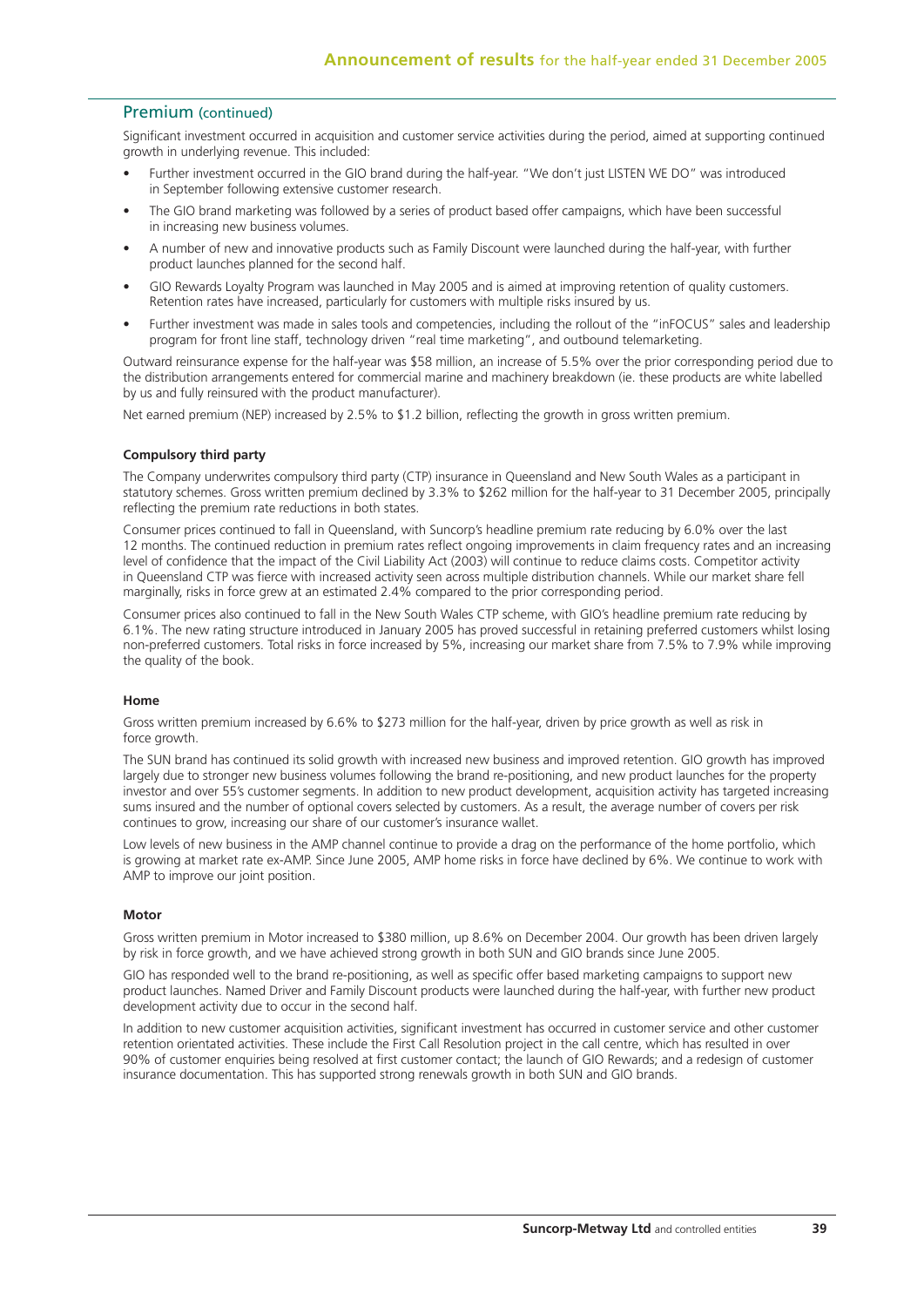## Premium (continued)

Significant investment occurred in acquisition and customer service activities during the period, aimed at supporting continued growth in underlying revenue. This included:

- Further investment occurred in the GIO brand during the half-year. "We don't just LISTEN WE DO" was introduced in September following extensive customer research.
- The GIO brand marketing was followed by a series of product based offer campaigns, which have been successful in increasing new business volumes.
- A number of new and innovative products such as Family Discount were launched during the half-year, with further product launches planned for the second half.
- GIO Rewards Loyalty Program was launched in May 2005 and is aimed at improving retention of quality customers. Retention rates have increased, particularly for customers with multiple risks insured by us.
- Further investment was made in sales tools and competencies, including the rollout of the "inFOCUS" sales and leadership program for front line staff, technology driven "real time marketing", and outbound telemarketing.

Outward reinsurance expense for the half-year was $58 million, an increase of 5.5% over the prior corresponding period due to the distribution arrangements entered for commercial marine and machinery breakdown (ie. these products are white labelled by us and fully reinsured with the product manufacturer).

Net earned premium (NEP) increased by 2.5% to $1.2 billion, reflecting the growth in gross written premium.

### Compulsory third party

The Company underwrites compulsory third party (CTP) insurance in Queensland and New South Wales as a participant in statutory schemes. Gross written premium declined by 3.3% to $262 million for the half-year to 31 December 2005, principally reflecting the premium rate reductions in both states.

Consumer prices continued to fall in Queensland, with Suncorp's headline premium rate reducing by 6.0% over the last 12 months. The continued reduction in premium rates reflect ongoing improvements in claim frequency rates and an increasing level of confidence that the impact of the Civil Liability Act (2003) will continue to reduce claims costs. Competitor activity in Queensland CTP was fierce with increased activity seen across multiple distribution channels. While our market share fell marginally, risks in force grew at an estimated 2.4% compared to the prior corresponding period.

Consumer prices also continued to fall in the New South Wales CTP scheme, with GIO's headline premium rate reducing by 6.1%. The new rating structure introduced in January 2005 has proved successful in retaining preferred customers whilst losing non-preferred customers. Total risks in force increased by 5%, increasing our market share from 7.5% to 7.9% while improving the quality of the book.

### Home

Gross written premium increased by 6.6% to $273 million for the half-year, driven by price growth as well as risk in force growth.

The SUN brand has continued its solid growth with increased new business and improved retention. GIO growth has improved largely due to stronger new business volumes following the brand re-positioning, and new product launches for the property investor and over 55's customer segments. In addition to new product development, acquisition activity has targeted increasing sums insured and the number of optional covers selected by customers. As a result, the average number of covers per risk continues to grow, increasing our share of our customer's insurance wallet.

Low levels of new business in the AMP channel continue to provide a drag on the performance of the home portfolio, which is growing at market rate ex-AMP. Since June 2005, AMP home risks in force have declined by 6%. We continue to work with AMP to improve our joint position.

### Motor

Gross written premium in Motor increased to $380 million, up 8.6% on December 2004. Our growth has been driven largely by risk in force growth, and we have achieved strong growth in both SUN and GIO brands since June 2005.

GIO has responded well to the brand re-positioning, as well as specific offer based marketing campaigns to support new product launches. Named Driver and Family Discount products were launched during the half-year, with further new product development activity due to occur in the second half.

In addition to new customer acquisition activities, significant investment has occurred in customer service and other customer retention orientated activities. These include the First Call Resolution project in the call centre, which has resulted in over 90% of customer enquiries being resolved at first customer contact; the launch of GIO Rewards; and a redesign of customer insurance documentation. This has supported strong renewals growth in both SUN and GIO brands.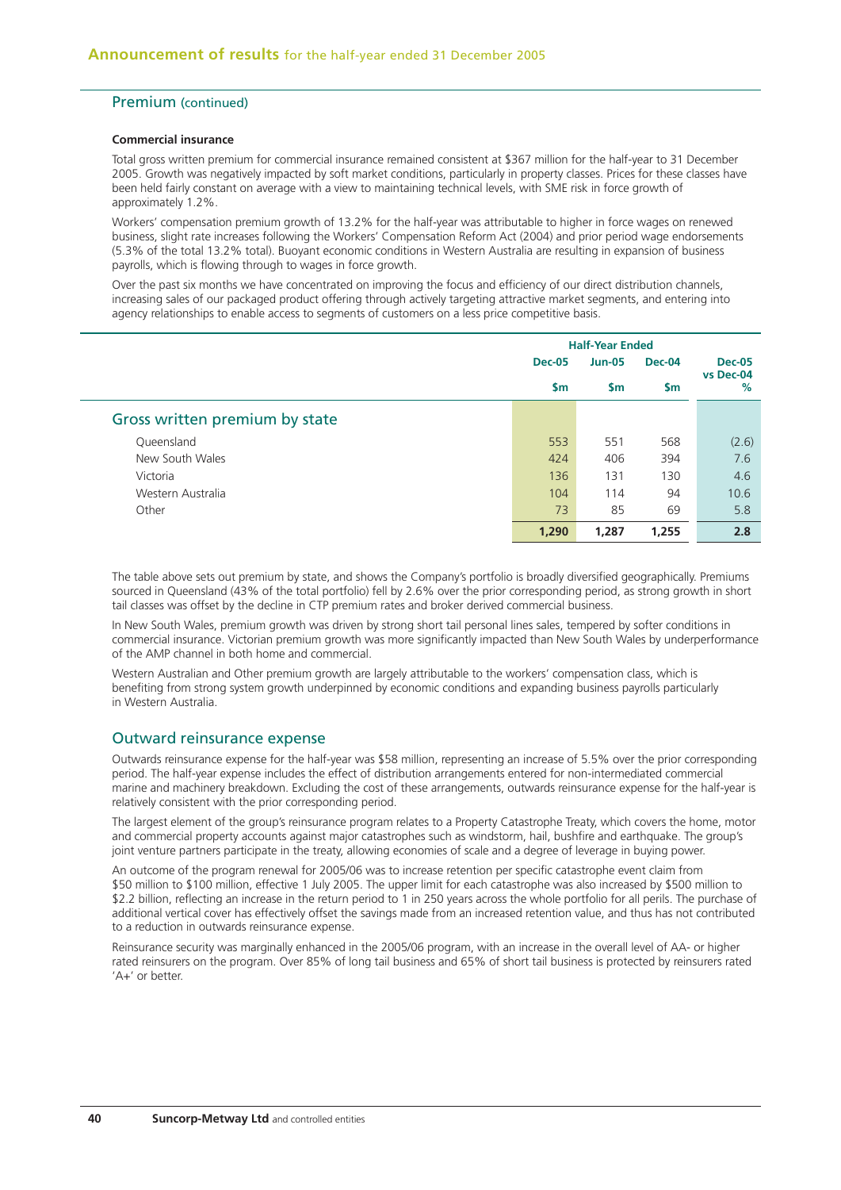## Premium (continued)

### Commercial insurance

Total gross written premium for commercial insurance remained consistent at $367 million for the half-year to 31 December 2005. Growth was negatively impacted by soft market conditions, particularly in property classes. Prices for these classes have been held fairly constant on average with a view to maintaining technical levels, with SME risk in force growth of approximately 1.2%.

Workers' compensation premium growth of 13.2% for the half-year was attributable to higher in force wages on renewed business, slight rate increases following the Workers' Compensation Reform Act (2004) and prior period wage endorsements (5.3% of the total 13.2% total). Buoyant economic conditions in Western Australia are resulting in expansion of business payrolls, which is flowing through to wages in force growth.

Over the past six months we have concentrated on improving the focus and efficiency of our direct distribution channels, increasing sales of our packaged product offering through actively targeting attractive market segments, and entering into agency relationships to enable access to segments of customers on a less price competitive basis.

| | Half-Year Ended | | | |
|---|---|---|---|---|
| | Dec-05 | Jun-05 | Dec-04 | Dec-05 vs Dec-04 |
| | $m | $m | $m | % |
| **Gross written premium by state** | | | | |
| Queensland | 553 | 551 | 568 | (2.6) |
| New South Wales | 424 | 406 | 394 | 7.6 |
| Victoria | 136 | 131 | 130 | 4.6 |
| Western Australia | 104 | 114 | 94 | 10.6 |
| Other | 73 | 85 | 69 | 5.8 |
| | **1,290** | **1,287** | **1,255** | **2.8** |

The table above sets out premium by state, and shows the Company's portfolio is broadly diversified geographically. Premiums sourced in Queensland (43% of the total portfolio) fell by 2.6% over the prior corresponding period, as strong growth in short tail classes was offset by the decline in CTP premium rates and broker derived commercial business.

In New South Wales, premium growth was driven by strong short tail personal lines sales, tempered by softer conditions in commercial insurance. Victorian premium growth was more significantly impacted than New South Wales by underperformance of the AMP channel in both home and commercial.

Western Australian and Other premium growth are largely attributable to the workers' compensation class, which is benefiting from strong system growth underpinned by economic conditions and expanding business payrolls particularly in Western Australia.

## Outward reinsurance expense

Outwards reinsurance expense for the half-year was $58 million, representing an increase of 5.5% over the prior corresponding period. The half-year expense includes the effect of distribution arrangements entered for non-intermediated commercial marine and machinery breakdown. Excluding the cost of these arrangements, outwards reinsurance expense for the half-year is relatively consistent with the prior corresponding period.

The largest element of the group's reinsurance program relates to a Property Catastrophe Treaty, which covers the home, motor and commercial property accounts against major catastrophes such as windstorm, hail, bushfire and earthquake. The group's joint venture partners participate in the treaty, allowing economies of scale and a degree of leverage in buying power.

An outcome of the program renewal for 2005/06 was to increase retention per specific catastrophe event claim from $50 million to $100 million, effective 1 July 2005. The upper limit for each catastrophe was also increased by $500 million to $2.2 billion, reflecting an increase in the return period to 1 in 250 years across the whole portfolio for all perils. The purchase of additional vertical cover has effectively offset the savings made from an increased retention value, and thus has not contributed to a reduction in outwards reinsurance expense.

Reinsurance security was marginally enhanced in the 2005/06 program, with an increase in the overall level of AA- or higher rated reinsurers on the program. Over 85% of long tail business and 65% of short tail business is protected by reinsurers rated 'A+' or better.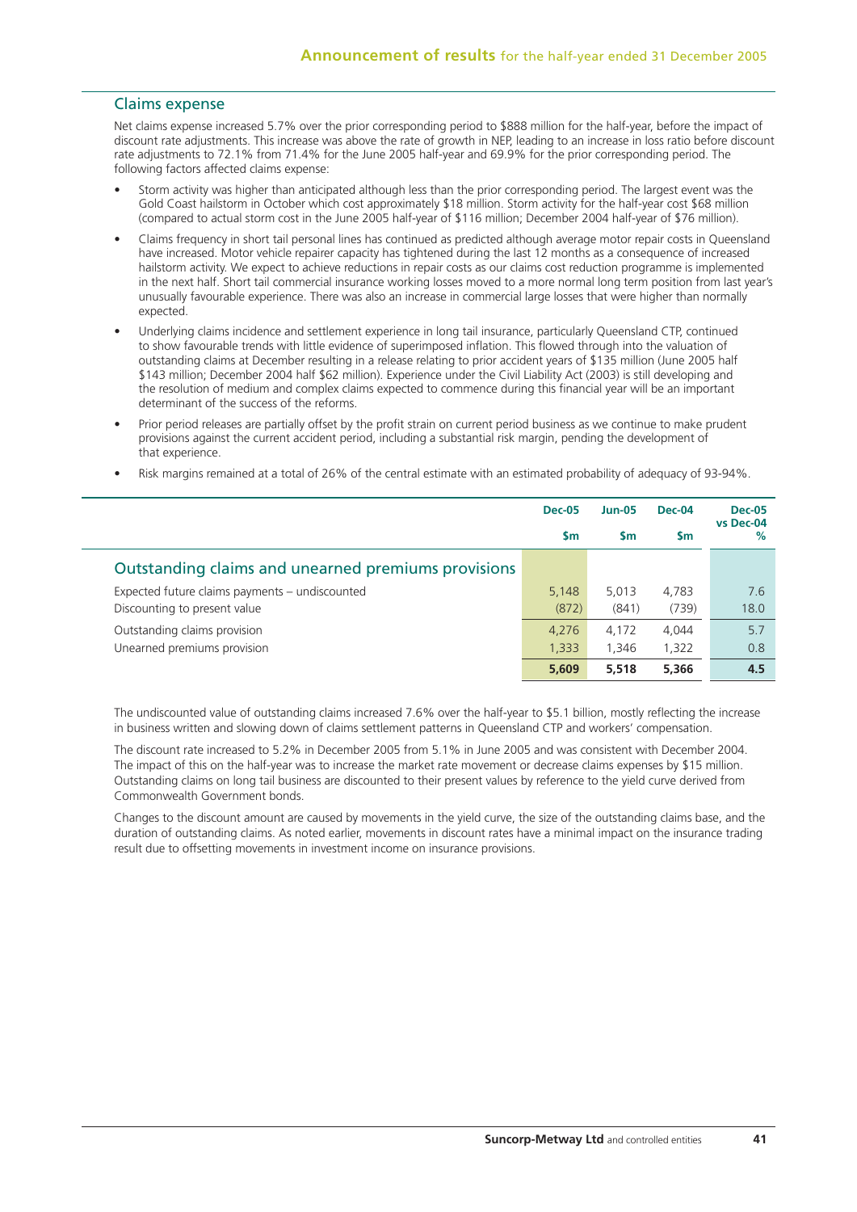## Claims expense

Net claims expense increased 5.7% over the prior corresponding period to $888 million for the half-year, before the impact of discount rate adjustments. This increase was above the rate of growth in NEP, leading to an increase in loss ratio before discount rate adjustments to 72.1% from 71.4% for the June 2005 half-year and 69.9% for the prior corresponding period. The following factors affected claims expense:

- Storm activity was higher than anticipated although less than the prior corresponding period. The largest event was the Gold Coast hailstorm in October which cost approximately $18 million. Storm activity for the half-year cost $68 million (compared to actual storm cost in the June 2005 half-year of $116 million; December 2004 half-year of $76 million).
- Claims frequency in short tail personal lines has continued as predicted although average motor repair costs in Queensland have increased. Motor vehicle repairer capacity has tightened during the last 12 months as a consequence of increased hailstorm activity. We expect to achieve reductions in repair costs as our claims cost reduction programme is implemented in the next half. Short tail commercial insurance working losses moved to a more normal long term position from last year's unusually favourable experience. There was also an increase in commercial large losses that were higher than normally expected.
- Underlying claims incidence and settlement experience in long tail insurance, particularly Queensland CTP, continued to show favourable trends with little evidence of superimposed inflation. This flowed through into the valuation of outstanding claims at December resulting in a release relating to prior accident years of $135 million (June 2005 half $143 million; December 2004 half $62 million). Experience under the Civil Liability Act (2003) is still developing and the resolution of medium and complex claims expected to commence during this financial year will be an important determinant of the success of the reforms.
- Prior period releases are partially offset by the profit strain on current period business as we continue to make prudent provisions against the current accident period, including a substantial risk margin, pending the development of that experience.
- Risk margins remained at a total of 26% of the central estimate with an estimated probability of adequacy of 93-94%.

| | Dec-05 $m | Jun-05 $m | Dec-04 $m | Dec-05 vs Dec-04 % |
|---|---|---|---|---|
| **Outstanding claims and unearned premiums provisions** | | | | |
| Expected future claims payments – undiscounted | 5,148 | 5,013 | 4,783 | 7.6 |
| Discounting to present value | (872) | (841) | (739) | 18.0 |
| Outstanding claims provision | 4,276 | 4,172 | 4,044 | 5.7 |
| Unearned premiums provision | 1,333 | 1,346 | 1,322 | 0.8 |
| | **5,609** | **5,518** | **5,366** | **4.5** |

The undiscounted value of outstanding claims increased 7.6% over the half-year to $5.1 billion, mostly reflecting the increase in business written and slowing down of claims settlement patterns in Queensland CTP and workers' compensation.

The discount rate increased to 5.2% in December 2005 from 5.1% in June 2005 and was consistent with December 2004. The impact of this on the half-year was to increase the market rate movement or decrease claims expenses by $15 million. Outstanding claims on long tail business are discounted to their present values by reference to the yield curve derived from Commonwealth Government bonds.

Changes to the discount amount are caused by movements in the yield curve, the size of the outstanding claims base, and the duration of outstanding claims. As noted earlier, movements in discount rates have a minimal impact on the insurance trading result due to offsetting movements in investment income on insurance provisions.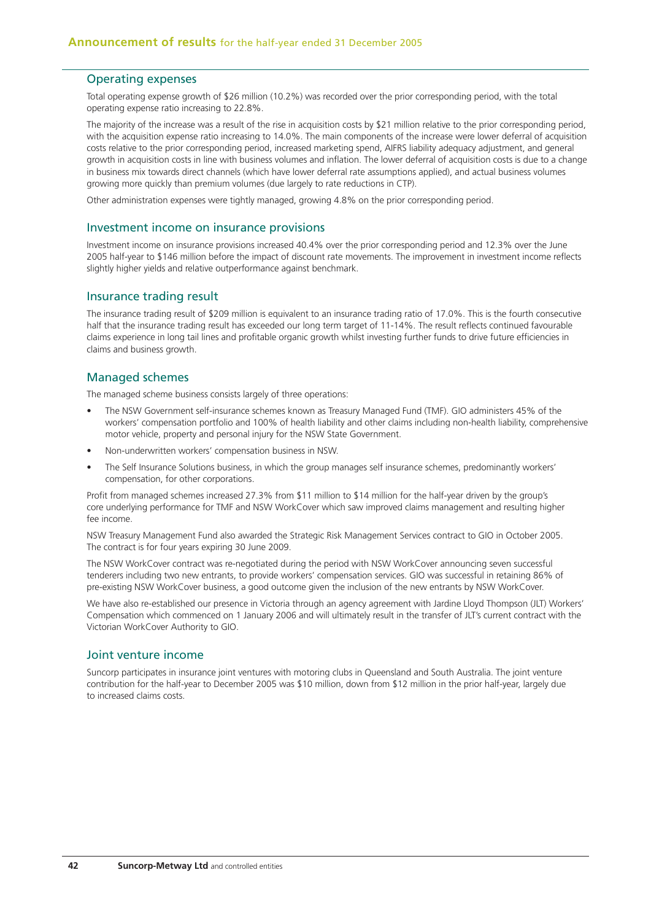## Operating expenses

Total operating expense growth of $26 million (10.2%) was recorded over the prior corresponding period, with the total operating expense ratio increasing to 22.8%.

The majority of the increase was a result of the rise in acquisition costs by $21 million relative to the prior corresponding period, with the acquisition expense ratio increasing to 14.0%. The main components of the increase were lower deferral of acquisition costs relative to the prior corresponding period, increased marketing spend, AIFRS liability adequacy adjustment, and general growth in acquisition costs in line with business volumes and inflation. The lower deferral of acquisition costs is due to a change in business mix towards direct channels (which have lower deferral rate assumptions applied), and actual business volumes growing more quickly than premium volumes (due largely to rate reductions in CTP).

Other administration expenses were tightly managed, growing 4.8% on the prior corresponding period.

## Investment income on insurance provisions

Investment income on insurance provisions increased 40.4% over the prior corresponding period and 12.3% over the June 2005 half-year to $146 million before the impact of discount rate movements. The improvement in investment income reflects slightly higher yields and relative outperformance against benchmark.

## Insurance trading result

The insurance trading result of $209 million is equivalent to an insurance trading ratio of 17.0%. This is the fourth consecutive half that the insurance trading result has exceeded our long term target of 11-14%. The result reflects continued favourable claims experience in long tail lines and profitable organic growth whilst investing further funds to drive future efficiencies in claims and business growth.

## Managed schemes

The managed scheme business consists largely of three operations:

- The NSW Government self-insurance schemes known as Treasury Managed Fund (TMF). GIO administers 45% of the workers' compensation portfolio and 100% of health liability and other claims including non-health liability, comprehensive motor vehicle, property and personal injury for the NSW State Government.
- Non-underwritten workers' compensation business in NSW.
- The Self Insurance Solutions business, in which the group manages self insurance schemes, predominantly workers' compensation, for other corporations.

Profit from managed schemes increased 27.3% from $11 million to $14 million for the half-year driven by the group's core underlying performance for TMF and NSW WorkCover which saw improved claims management and resulting higher fee income.

NSW Treasury Management Fund also awarded the Strategic Risk Management Services contract to GIO in October 2005. The contract is for four years expiring 30 June 2009.

The NSW WorkCover contract was re-negotiated during the period with NSW WorkCover announcing seven successful tenderers including two new entrants, to provide workers' compensation services. GIO was successful in retaining 86% of pre-existing NSW WorkCover business, a good outcome given the inclusion of the new entrants by NSW WorkCover.

We have also re-established our presence in Victoria through an agency agreement with Jardine Lloyd Thompson (JLT) Workers' Compensation which commenced on 1 January 2006 and will ultimately result in the transfer of JLT's current contract with the Victorian WorkCover Authority to GIO.

## Joint venture income

Suncorp participates in insurance joint ventures with motoring clubs in Queensland and South Australia. The joint venture contribution for the half-year to December 2005 was $10 million, down from $12 million in the prior half-year, largely due to increased claims costs.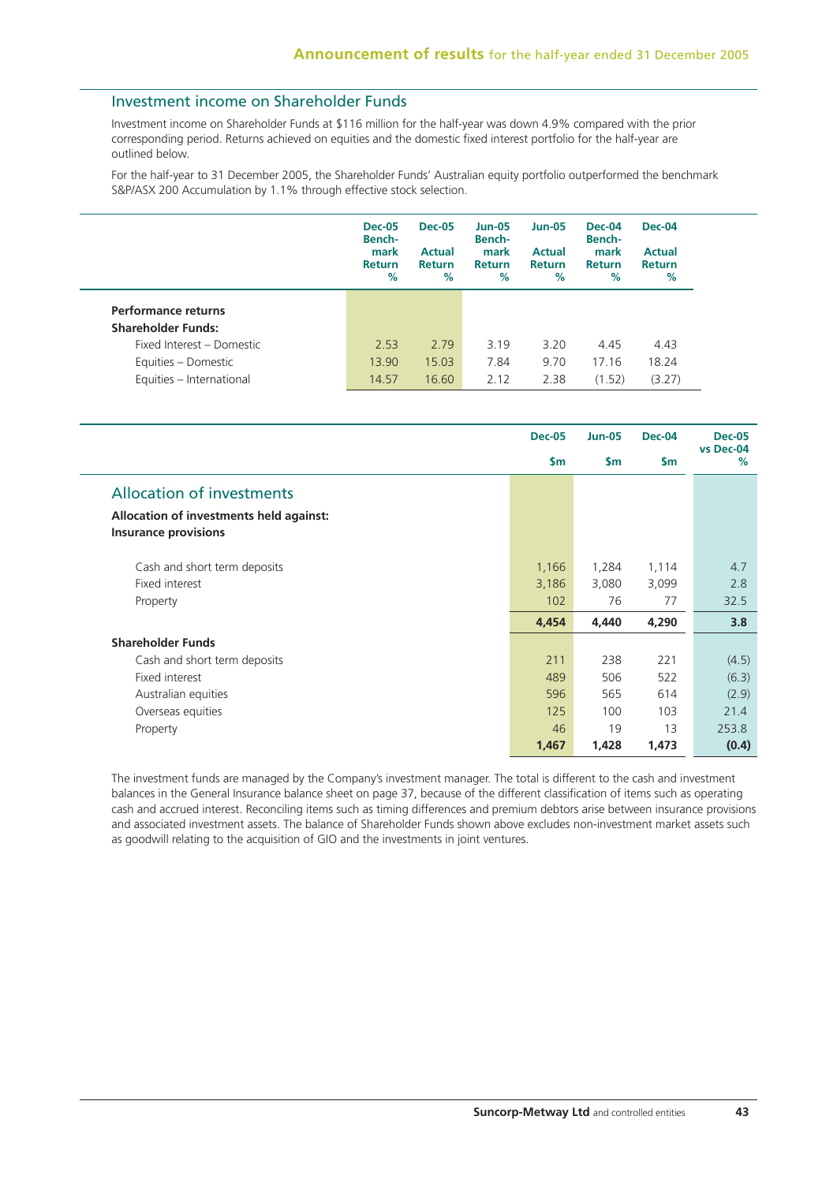## Investment income on Shareholder Funds

Investment income on Shareholder Funds at $116 million for the half-year was down 4.9% compared with the prior corresponding period. Returns achieved on equities and the domestic fixed interest portfolio for the half-year are outlined below.

For the half-year to 31 December 2005, the Shareholder Funds' Australian equity portfolio outperformed the benchmark S&P/ASX 200 Accumulation by 1.1% through effective stock selection.

| | Dec-05 Benchmark Return % | Dec-05 Actual Return % | Jun-05 Benchmark Return % | Jun-05 Actual Return % | Dec-04 Benchmark Return % | Dec-04 Actual Return % |
|---|---|---|---|---|---|---|
| **Performance returns** | | | | | | |
| **Shareholder Funds:** | | | | | | |
| Fixed Interest – Domestic | 2.53 | 2.79 | 3.19 | 3.20 | 4.45 | 4.43 |
| Equities – Domestic | 13.90 | 15.03 | 7.84 | 9.70 | 17.16 | 18.24 |
| Equities – International | 14.57 | 16.60 | 2.12 | 2.38 | (1.52) | (3.27) |

| | Dec-05 $m | Jun-05 $m | Dec-04 $m | Dec-05 vs Dec-04 % |
|---|---|---|---|---|
| **Allocation of investments** | | | | |
| **Allocation of investments held against: Insurance provisions** | | | | |
| Cash and short term deposits | 1,166 | 1,284 | 1,114 | 4.7 |
| Fixed interest | 3,186 | 3,080 | 3,099 | 2.8 |
| Property | 102 | 76 | 77 | 32.5 |
| | **4,454** | **4,440** | **4,290** | **3.8** |
| **Shareholder Funds** | | | | |
| Cash and short term deposits | 211 | 238 | 221 | (4.5) |
| Fixed interest | 489 | 506 | 522 | (6.3) |
| Australian equities | 596 | 565 | 614 | (2.9) |
| Overseas equities | 125 | 100 | 103 | 21.4 |
| Property | 46 | 19 | 13 | 253.8 |
| | **1,467** | **1,428** | **1,473** | **(0.4)** |

The investment funds are managed by the Company's investment manager. The total is different to the cash and investment balances in the General Insurance balance sheet on page 37, because of the different classification of items such as operating cash and accrued interest. Reconciling items such as timing differences and premium debtors arise between insurance provisions and associated investment assets. The balance of Shareholder Funds shown above excludes non-investment market assets such as goodwill relating to the acquisition of GIO and the investments in joint ventures.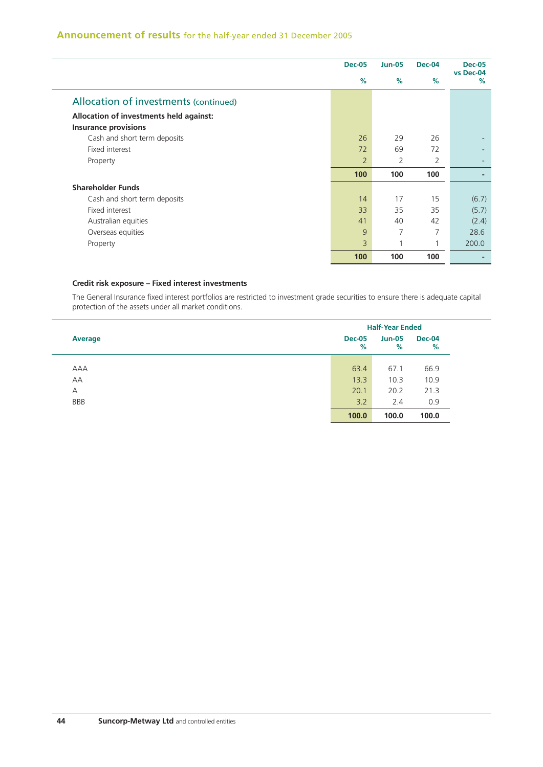## Allocation of investments (continued)

| | Dec-05 % | Jun-05 % | Dec-04 % | Dec-05 vs Dec-04 % |
|---|---|---|---|---|
| **Allocation of investments held against:** | | | | |
| **Insurance provisions** | | | | |
| Cash and short term deposits | 26 | 29 | 26 | - |
| Fixed interest | 72 | 69 | 72 | - |
| Property | 2 | 2 | 2 | - |
| | **100** | **100** | **100** | **-** |
| **Shareholder Funds** | | | | |
| Cash and short term deposits | 14 | 17 | 15 | (6.7) |
| Fixed interest | 33 | 35 | 35 | (5.7) |
| Australian equities | 41 | 40 | 42 | (2.4) |
| Overseas equities | 9 | 7 | 7 | 28.6 |
| Property | 3 | 1 | 1 | 200.0 |
| | **100** | **100** | **100** | **-** |

### Credit risk exposure – Fixed interest investments

The General Insurance fixed interest portfolios are restricted to investment grade securities to ensure there is adequate capital protection of the assets under all market conditions.

| | Half-Year Ended | | |
|---|---|---|---|
| **Average** | **Dec-05 %** | **Jun-05 %** | **Dec-04 %** |
| AAA | 63.4 | 67.1 | 66.9 |
| AA | 13.3 | 10.3 | 10.9 |
| A | 20.1 | 20.2 | 21.3 |
| BBB | 3.2 | 2.4 | 0.9 |
| | **100.0** | **100.0** | **100.0** |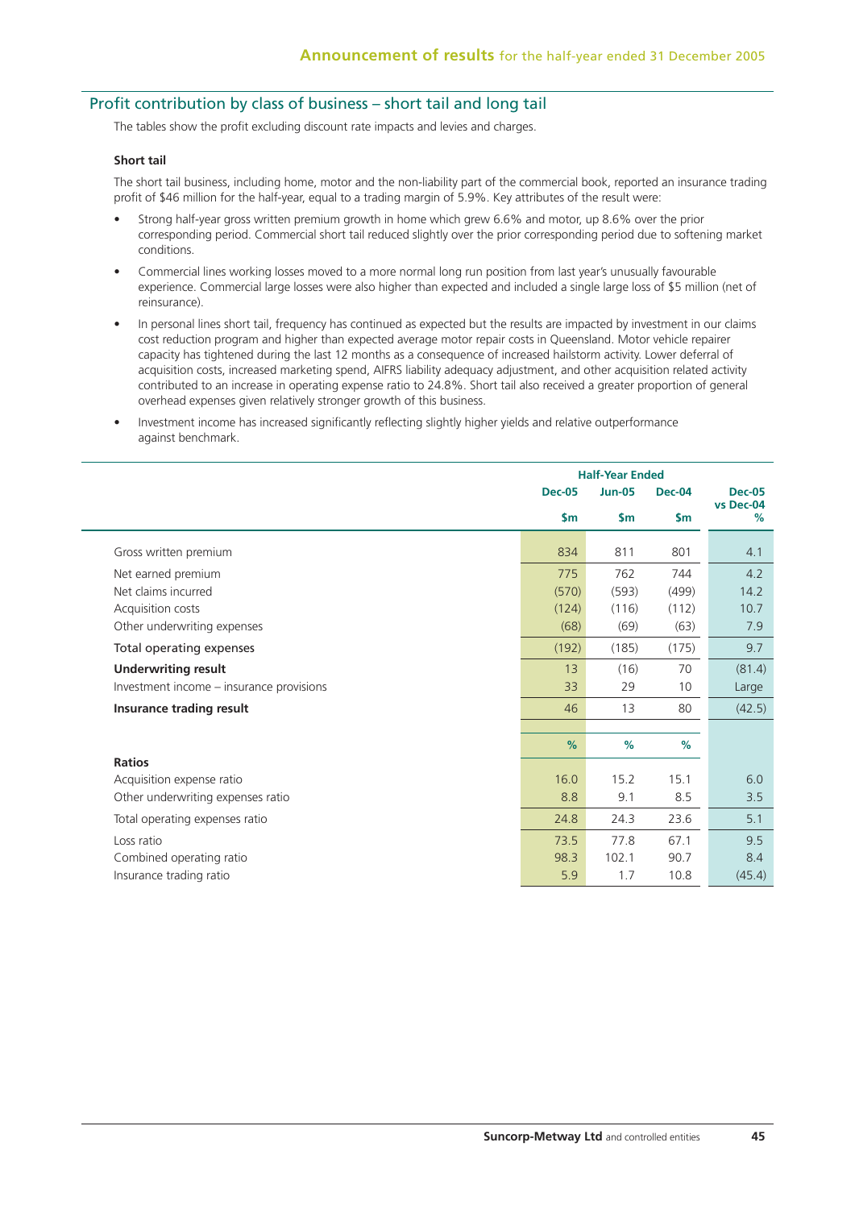## Profit contribution by class of business – short tail and long tail

The tables show the profit excluding discount rate impacts and levies and charges.

### Short tail

The short tail business, including home, motor and the non-liability part of the commercial book, reported an insurance trading profit of $46 million for the half-year, equal to a trading margin of 5.9%. Key attributes of the result were:

- Strong half-year gross written premium growth in home which grew 6.6% and motor, up 8.6% over the prior corresponding period. Commercial short tail reduced slightly over the prior corresponding period due to softening market conditions.
- Commercial lines working losses moved to a more normal long run position from last year's unusually favourable experience. Commercial large losses were also higher than expected and included a single large loss of $5 million (net of reinsurance).
- In personal lines short tail, frequency has continued as expected but the results are impacted by investment in our claims cost reduction program and higher than expected average motor repair costs in Queensland. Motor vehicle repairer capacity has tightened during the last 12 months as a consequence of increased hailstorm activity. Lower deferral of acquisition costs, increased marketing spend, AIFRS liability adequacy adjustment, and other acquisition related activity contributed to an increase in operating expense ratio to 24.8%. Short tail also received a greater proportion of general overhead expenses given relatively stronger growth of this business.
- Investment income has increased significantly reflecting slightly higher yields and relative outperformance against benchmark.

| | Half-Year Ended | | | |
|---|---|---|---|---|
| | Dec-05 | Jun-05 | Dec-04 | Dec-05 vs Dec-04 |
| | $m | $m | $m | % |
| Gross written premium | 834 | 811 | 801 | 4.1 |
| Net earned premium | 775 | 762 | 744 | 4.2 |
| Net claims incurred | (570) | (593) | (499) | 14.2 |
| Acquisition costs | (124) | (116) | (112) | 10.7 |
| Other underwriting expenses | (68) | (69) | (63) | 7.9 |
| Total operating expenses | (192) | (185) | (175) | 9.7 |
| **Underwriting result** | 13 | (16) | 70 | (81.4) |
| Investment income – insurance provisions | 33 | 29 | 10 | Large |
| **Insurance trading result** | 46 | 13 | 80 | (42.5) |
| | % | % | % | |
| **Ratios** | | | | |
| Acquisition expense ratio | 16.0 | 15.2 | 15.1 | 6.0 |
| Other underwriting expenses ratio | 8.8 | 9.1 | 8.5 | 3.5 |
| Total operating expenses ratio | 24.8 | 24.3 | 23.6 | 5.1 |
| Loss ratio | 73.5 | 77.8 | 67.1 | 9.5 |
| Combined operating ratio | 98.3 | 102.1 | 90.7 | 8.4 |
| Insurance trading ratio | 5.9 | 1.7 | 10.8 | (45.4) |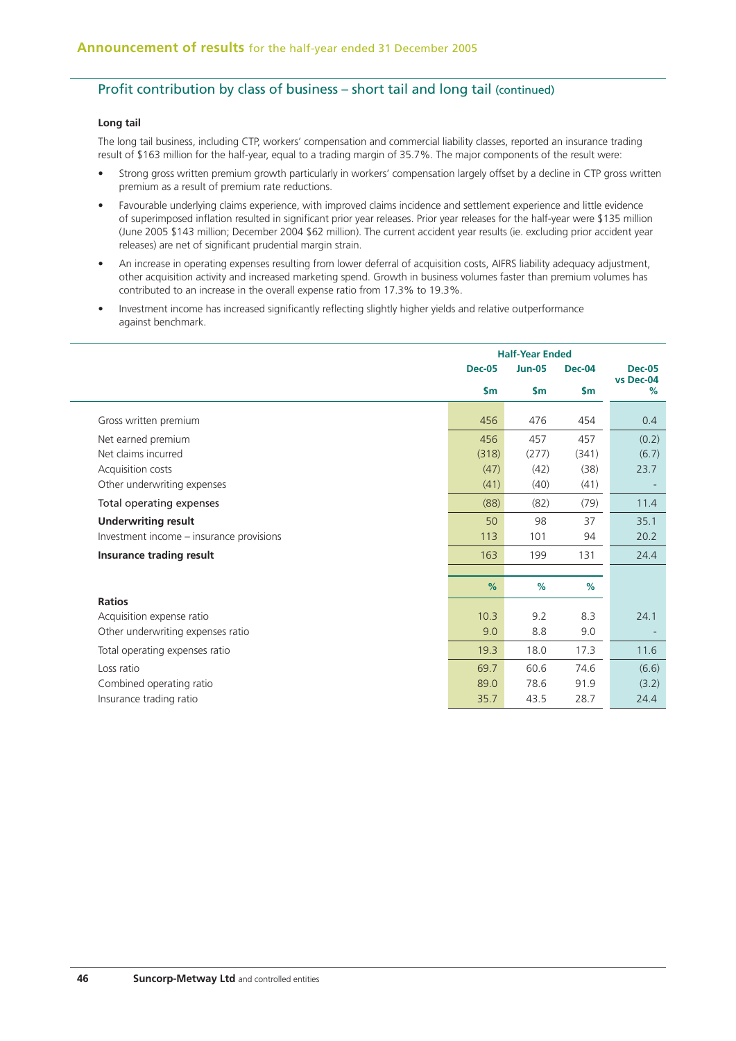## Profit contribution by class of business – short tail and long tail (continued)

### Long tail

The long tail business, including CTP, workers' compensation and commercial liability classes, reported an insurance trading result of $163 million for the half-year, equal to a trading margin of 35.7%. The major components of the result were:

- Strong gross written premium growth particularly in workers' compensation largely offset by a decline in CTP gross written premium as a result of premium rate reductions.
- Favourable underlying claims experience, with improved claims incidence and settlement experience and little evidence of superimposed inflation resulted in significant prior year releases. Prior year releases for the half-year were $135 million (June 2005 $143 million; December 2004 $62 million). The current accident year results (ie. excluding prior accident year releases) are net of significant prudential margin strain.
- An increase in operating expenses resulting from lower deferral of acquisition costs, AIFRS liability adequacy adjustment, other acquisition activity and increased marketing spend. Growth in business volumes faster than premium volumes has contributed to an increase in the overall expense ratio from 17.3% to 19.3%.
- Investment income has increased significantly reflecting slightly higher yields and relative outperformance against benchmark.

| | Half-Year Ended | | | |
|---|---|---|---|---|
| | Dec-05 | Jun-05 | Dec-04 | Dec-05 vs Dec-04 |
| | $m | $m | $m | % |
| Gross written premium | 456 | 476 | 454 | 0.4 |
| Net earned premium | 456 | 457 | 457 | (0.2) |
| Net claims incurred | (318) | (277) | (341) | (6.7) |
| Acquisition costs | (47) | (42) | (38) | 23.7 |
| Other underwriting expenses | (41) | (40) | (41) | - |
| Total operating expenses | (88) | (82) | (79) | 11.4 |
| **Underwriting result** | 50 | 98 | 37 | 35.1 |
| Investment income – insurance provisions | 113 | 101 | 94 | 20.2 |
| **Insurance trading result** | 163 | 199 | 131 | 24.4 |
| | % | % | % | |
| **Ratios** | | | | |
| Acquisition expense ratio | 10.3 | 9.2 | 8.3 | 24.1 |
| Other underwriting expenses ratio | 9.0 | 8.8 | 9.0 | - |
| Total operating expenses ratio | 19.3 | 18.0 | 17.3 | 11.6 |
| Loss ratio | 69.7 | 60.6 | 74.6 | (6.6) |
| Combined operating ratio | 89.0 | 78.6 | 91.9 | (3.2) |
| Insurance trading ratio | 35.7 | 43.5 | 28.7 | 24.4 |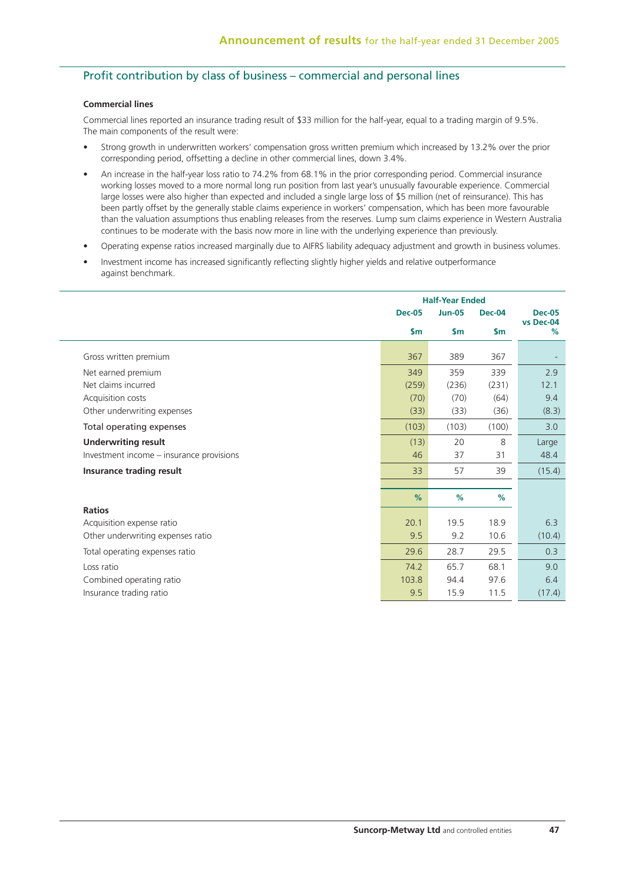## Profit contribution by class of business – commercial and personal lines

### Commercial lines

Commercial lines reported an insurance trading result of $33 million for the half-year, equal to a trading margin of 9.5%. The main components of the result were:

- Strong growth in underwritten workers' compensation gross written premium which increased by 13.2% over the prior corresponding period, offsetting a decline in other commercial lines, down 3.4%.
- An increase in the half-year loss ratio to 74.2% from 68.1% in the prior corresponding period. Commercial insurance working losses moved to a more normal long run position from last year's unusually favourable experience. Commercial large losses were also higher than expected and included a single large loss of $5 million (net of reinsurance). This has been partly offset by the generally stable claims experience in workers' compensation, which has been more favourable than the valuation assumptions thus enabling releases from the reserves. Lump sum claims experience in Western Australia continues to be moderate with the basis now more in line with the underlying experience than previously.
- Operating expense ratios increased marginally due to AIFRS liability adequacy adjustment and growth in business volumes.
- Investment income has increased significantly reflecting slightly higher yields and relative outperformance against benchmark.

| | Half-Year Ended | | | |
|---|---|---|---|---|
| | Dec-05 | Jun-05 | Dec-04 | Dec-05 vs Dec-04 |
| | $m | $m | $m | % |
| Gross written premium | 367 | 389 | 367 | - |
| Net earned premium | 349 | 359 | 339 | 2.9 |
| Net claims incurred | (259) | (236) | (231) | 12.1 |
| Acquisition costs | (70) | (70) | (64) | 9.4 |
| Other underwriting expenses | (33) | (33) | (36) | (8.3) |
| Total operating expenses | (103) | (103) | (100) | 3.0 |
| **Underwriting result** | (13) | 20 | 8 | Large |
| Investment income – insurance provisions | 46 | 37 | 31 | 48.4 |
| **Insurance trading result** | 33 | 57 | 39 | (15.4) |
| | % | % | % | |
| **Ratios** | | | | |
| Acquisition expense ratio | 20.1 | 19.5 | 18.9 | 6.3 |
| Other underwriting expenses ratio | 9.5 | 9.2 | 10.6 | (10.4) |
| Total operating expenses ratio | 29.6 | 28.7 | 29.5 | 0.3 |
| Loss ratio | 74.2 | 65.7 | 68.1 | 9.0 |
| Combined operating ratio | 103.8 | 94.4 | 97.6 | 6.4 |
| Insurance trading ratio | 9.5 | 15.9 | 11.5 | (17.4) |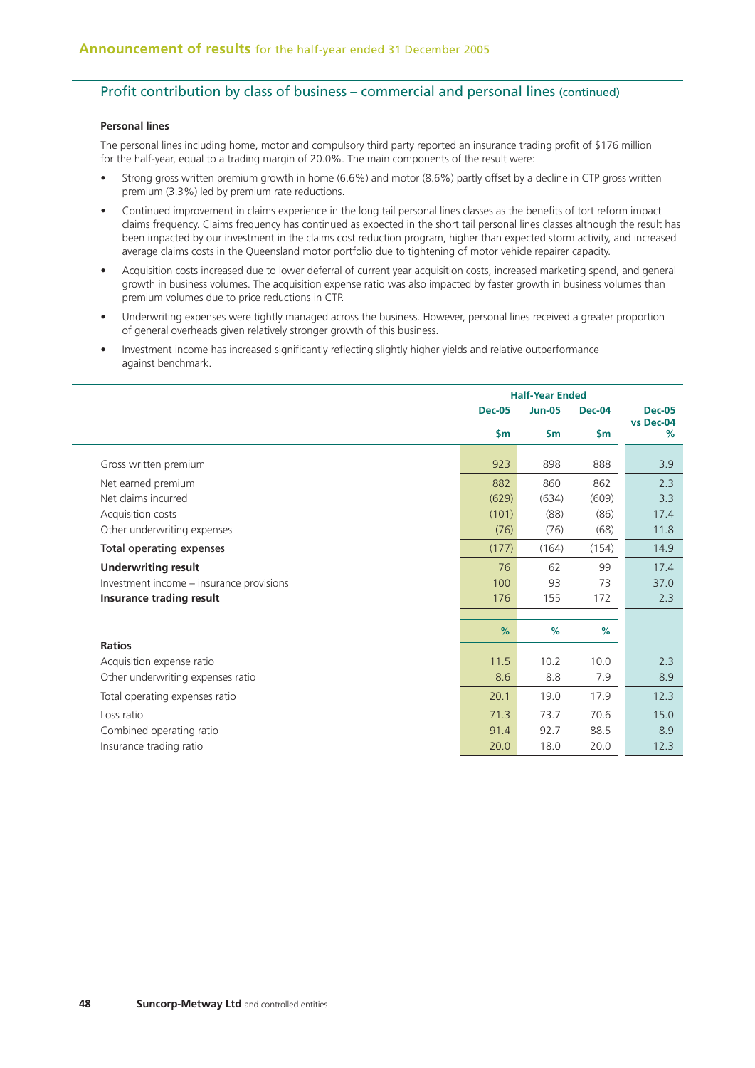## Profit contribution by class of business – commercial and personal lines (continued)

### Personal lines

The personal lines including home, motor and compulsory third party reported an insurance trading profit of $176 million for the half-year, equal to a trading margin of 20.0%. The main components of the result were:

- Strong gross written premium growth in home (6.6%) and motor (8.6%) partly offset by a decline in CTP gross written premium (3.3%) led by premium rate reductions.
- Continued improvement in claims experience in the long tail personal lines classes as the benefits of tort reform impact claims frequency. Claims frequency has continued as expected in the short tail personal lines classes although the result has been impacted by our investment in the claims cost reduction program, higher than expected storm activity, and increased average claims costs in the Queensland motor portfolio due to tightening of motor vehicle repairer capacity.
- Acquisition costs increased due to lower deferral of current year acquisition costs, increased marketing spend, and general growth in business volumes. The acquisition expense ratio was also impacted by faster growth in business volumes than premium volumes due to price reductions in CTP.
- Underwriting expenses were tightly managed across the business. However, personal lines received a greater proportion of general overheads given relatively stronger growth of this business.
- Investment income has increased significantly reflecting slightly higher yields and relative outperformance against benchmark.

| | Half-Year Ended | | | |
|---|---|---|---|---|
| | Dec-05 | Jun-05 | Dec-04 | Dec-05 vs Dec-04 |
| | $m | $m | $m | % |
| Gross written premium | 923 | 898 | 888 | 3.9 |
| Net earned premium | 882 | 860 | 862 | 2.3 |
| Net claims incurred | (629) | (634) | (609) | 3.3 |
| Acquisition costs | (101) | (88) | (86) | 17.4 |
| Other underwriting expenses | (76) | (76) | (68) | 11.8 |
| Total operating expenses | (177) | (164) | (154) | 14.9 |
| **Underwriting result** | 76 | 62 | 99 | 17.4 |
| Investment income – insurance provisions | 100 | 93 | 73 | 37.0 |
| **Insurance trading result** | 176 | 155 | 172 | 2.3 |
| | % | % | % | |
| **Ratios** | | | | |
| Acquisition expense ratio | 11.5 | 10.2 | 10.0 | 2.3 |
| Other underwriting expenses ratio | 8.6 | 8.8 | 7.9 | 8.9 |
| Total operating expenses ratio | 20.1 | 19.0 | 17.9 | 12.3 |
| Loss ratio | 71.3 | 73.7 | 70.6 | 15.0 |
| Combined operating ratio | 91.4 | 92.7 | 88.5 | 8.9 |
| Insurance trading ratio | 20.0 | 18.0 | 20.0 | 12.3 |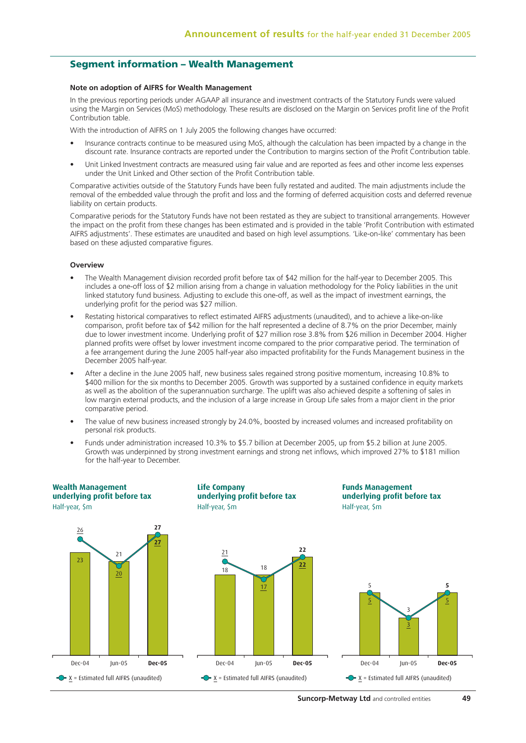## Segment information – Wealth Management

### Note on adoption of AIFRS for Wealth Management

In the previous reporting periods under AGAAP all insurance and investment contracts of the Statutory Funds were valued using the Margin on Services (MoS) methodology. These results are disclosed on the Margin on Services profit line of the Profit Contribution table.

With the introduction of AIFRS on 1 July 2005 the following changes have occurred:

- Insurance contracts continue to be measured using MoS, although the calculation has been impacted by a change in the discount rate. Insurance contracts are reported under the Contribution to margins section of the Profit Contribution table.
- Unit Linked Investment contracts are measured using fair value and are reported as fees and other income less expenses under the Unit Linked and Other section of the Profit Contribution table.

Comparative activities outside of the Statutory Funds have been fully restated and audited. The main adjustments include the removal of the embedded value through the profit and loss and the forming of deferred acquisition costs and deferred revenue liability on certain products.

Comparative periods for the Statutory Funds have not been restated as they are subject to transitional arrangements. However the impact on the profit from these changes has been estimated and is provided in the table 'Profit Contribution with estimated AIFRS adjustments'. These estimates are unaudited and based on high level assumptions. 'Like-on-like' commentary has been based on these adjusted comparative figures.

### Overview

- The Wealth Management division recorded profit before tax of $42 million for the half-year to December 2005. This includes a one-off loss of $2 million arising from a change in valuation methodology for the Policy liabilities in the unit linked statutory fund business. Adjusting to exclude this one-off, as well as the impact of investment earnings, the underlying profit for the period was $27 million.
- Restating historical comparatives to reflect estimated AIFRS adjustments (unaudited), and to achieve a like-on-like comparison, profit before tax of $42 million for the half represented a decline of 8.7% on the prior December, mainly due to lower investment income. Underlying profit of $27 million rose 3.8% from $26 million in December 2004. Higher planned profits were offset by lower investment income compared to the prior comparative period. The termination of a fee arrangement during the June 2005 half-year also impacted profitability for the Funds Management business in the December 2005 half-year.
- After a decline in the June 2005 half, new business sales regained strong positive momentum, increasing 10.8% to $400 million for the six months to December 2005. Growth was supported by a sustained confidence in equity markets as well as the abolition of the superannuation surcharge. The uplift was also achieved despite a softening of sales in low margin external products, and the inclusion of a large increase in Group Life sales from a major client in the prior comparative period.
- The value of new business increased strongly by 24.0%, boosted by increased volumes and increased profitability on personal risk products.
- Funds under administration increased 10.3% to $5.7 billion at December 2005, up from $5.2 billion at June 2005. Growth was underpinned by strong investment earnings and strong net inflows, which improved 27% to $181 million for the half-year to December.

**Wealth Management underlying profit before tax**
Half-year, $m

| | Dec-04 | Jun-05 | Dec-05 |
|---|---|---|---|
| Reported | 23 | 21 | 27 |
| Estimated full AIFRS (unaudited) | 26 | 20 | 27 |

**Life Company underlying profit before tax**
Half-year, $m

| | Dec-04 | Jun-05 | Dec-05 |
|---|---|---|---|
| Reported | 18 | 18 | 22 |
| Estimated full AIFRS (unaudited) | 21 | 17 | 22 |

**Funds Management underlying profit before tax**
Half-year, $m

| | Dec-04 | Jun-05 | Dec-05 |
|---|---|---|---|
| Reported | 5 | 3 | 5 |
| Estimated full AIFRS (unaudited) | 5 | 3 | 5 |

X = Estimated full AIFRS (unaudited)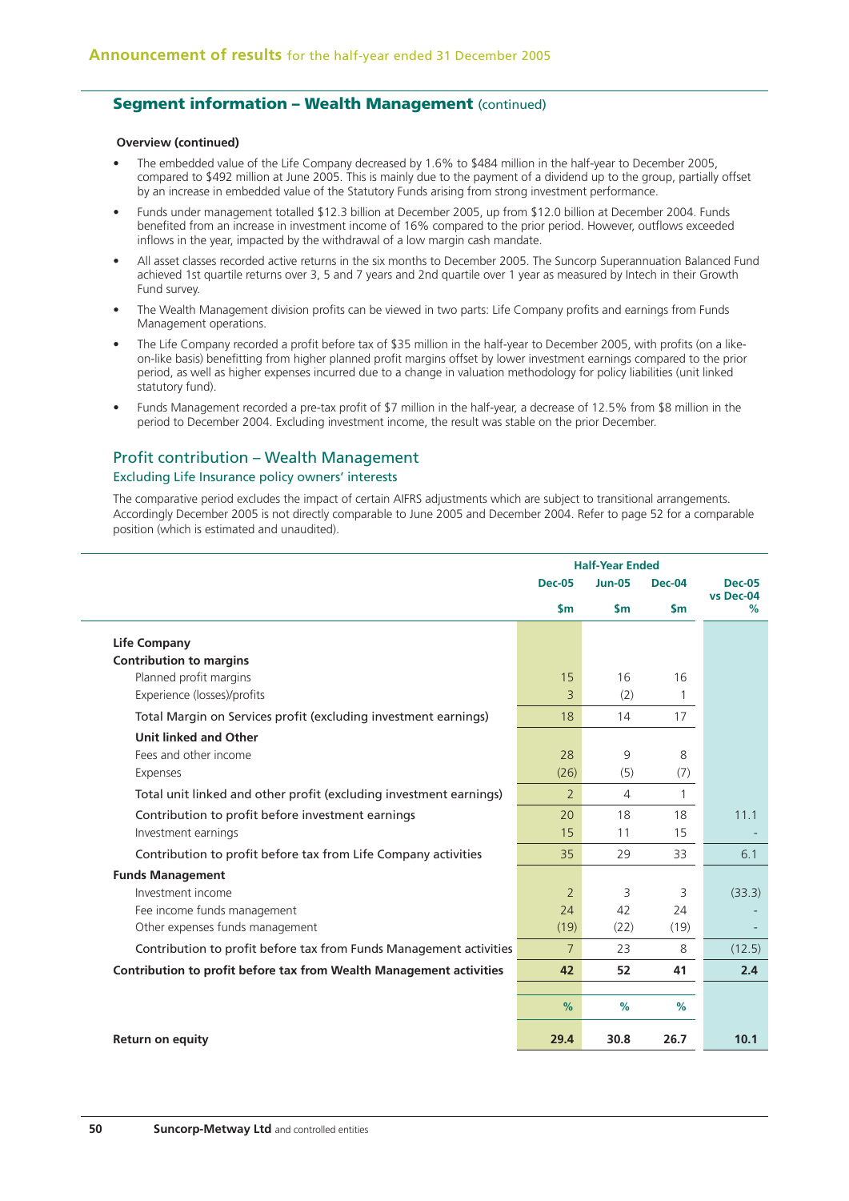## Segment information – Wealth Management (continued)

**Overview (continued)**

- The embedded value of the Life Company decreased by 1.6% to $484 million in the half-year to December 2005, compared to $492 million at June 2005. This is mainly due to the payment of a dividend up to the group, partially offset by an increase in embedded value of the Statutory Funds arising from strong investment performance.
- Funds under management totalled $12.3 billion at December 2005, up from $12.0 billion at December 2004. Funds benefited from an increase in investment income of 16% compared to the prior period. However, outflows exceeded inflows in the year, impacted by the withdrawal of a low margin cash mandate.
- All asset classes recorded active returns in the six months to December 2005. The Suncorp Superannuation Balanced Fund achieved 1st quartile returns over 3, 5 and 7 years and 2nd quartile over 1 year as measured by Intech in their Growth Fund survey.
- The Wealth Management division profits can be viewed in two parts: Life Company profits and earnings from Funds Management operations.
- The Life Company recorded a profit before tax of $35 million in the half-year to December 2005, with profits (on a like-on-like basis) benefitting from higher planned profit margins offset by lower investment earnings compared to the prior period, as well as higher expenses incurred due to a change in valuation methodology for policy liabilities (unit linked statutory fund).
- Funds Management recorded a pre-tax profit of $7 million in the half-year, a decrease of 12.5% from $8 million in the period to December 2004. Excluding investment income, the result was stable on the prior December.

### Profit contribution – Wealth Management

#### Excluding Life Insurance policy owners' interests

The comparative period excludes the impact of certain AIFRS adjustments which are subject to transitional arrangements. Accordingly December 2005 is not directly comparable to June 2005 and December 2004. Refer to page 52 for a comparable position (which is estimated and unaudited).

| | Half-Year Ended | | | |
|---|---|---|---|---|
| | Dec-05 | Jun-05 | Dec-04 | Dec-05 vs Dec-04 |
| | $m | $m | $m | % |
| **Life Company** | | | | |
| **Contribution to margins** | | | | |
| Planned profit margins | 15 | 16 | 16 | |
| Experience (losses)/profits | 3 | (2) | 1 | |
| Total Margin on Services profit (excluding investment earnings) | 18 | 14 | 17 | |
| **Unit linked and Other** | | | | |
| Fees and other income | 28 | 9 | 8 | |
| Expenses | (26) | (5) | (7) | |
| Total unit linked and other profit (excluding investment earnings) | 2 | 4 | 1 | |
| Contribution to profit before investment earnings | 20 | 18 | 18 | 11.1 |
| Investment earnings | 15 | 11 | 15 | - |
| Contribution to profit before tax from Life Company activities | 35 | 29 | 33 | 6.1 |
| **Funds Management** | | | | |
| Investment income | 2 | 3 | 3 | (33.3) |
| Fee income funds management | 24 | 42 | 24 | - |
| Other expenses funds management | (19) | (22) | (19) | - |
| Contribution to profit before tax from Funds Management activities | 7 | 23 | 8 | (12.5) |
| **Contribution to profit before tax from Wealth Management activities** | **42** | **52** | **41** | **2.4** |
| | % | % | % | |
| **Return on equity** | **29.4** | **30.8** | **26.7** | **10.1** |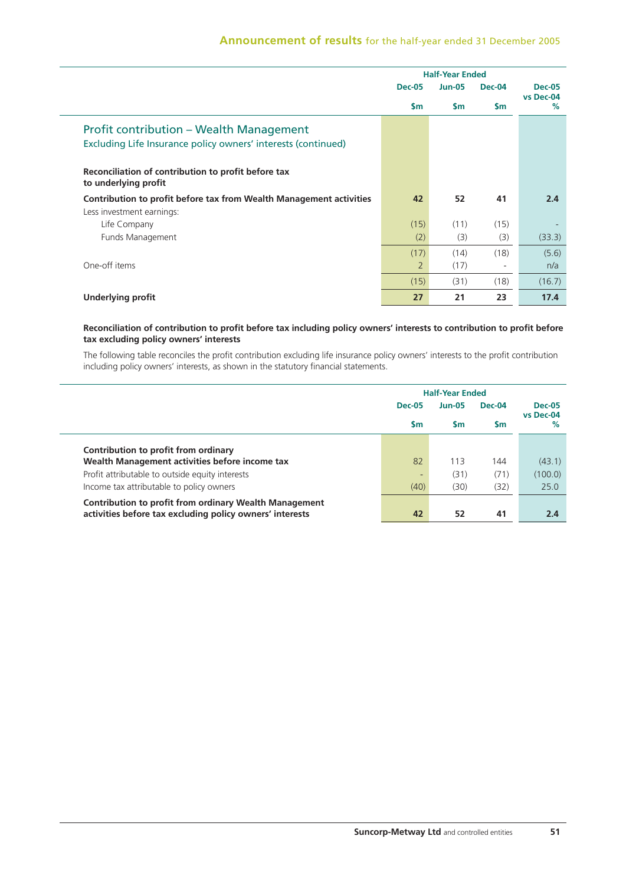| | Half-Year Ended | | | |
|---|---|---|---|---|
| | Dec-05 | Jun-05 | Dec-04 | Dec-05 vs Dec-04 |
| | $m | $m | $m | % |

## Profit contribution – Wealth Management

Excluding Life Insurance policy owners' interests (continued)

**Reconciliation of contribution to profit before tax to underlying profit**

| | Dec-05 $m | Jun-05 $m | Dec-04 $m | Dec-05 vs Dec-04 % |
|---|---|---|---|---|
| **Contribution to profit before tax from Wealth Management activities** | **42** | **52** | **41** | **2.4** |
| Less investment earnings: | | | | |
| Life Company | (15) | (11) | (15) | - |
| Funds Management | (2) | (3) | (3) | (33.3) |
| | (17) | (14) | (18) | (5.6) |
| One-off items | 2 | (17) | - | n/a |
| | (15) | (31) | (18) | (16.7) |
| **Underlying profit** | **27** | **21** | **23** | **17.4** |

**Reconciliation of contribution to profit before tax including policy owners' interests to contribution to profit before tax excluding policy owners' interests**

The following table reconciles the profit contribution excluding life insurance policy owners' interests to the profit contribution including policy owners' interests, as shown in the statutory financial statements.

| | Half-Year Ended | | | |
|---|---|---|---|---|
| | Dec-05 | Jun-05 | Dec-04 | Dec-05 vs Dec-04 |
| | $m | $m | $m | % |
| **Contribution to profit from ordinary Wealth Management activities before income tax** | 82 | 113 | 144 | (43.1) |
| Profit attributable to outside equity interests | - | (31) | (71) | (100.0) |
| Income tax attributable to policy owners | (40) | (30) | (32) | 25.0 |
| **Contribution to profit from ordinary Wealth Management activities before tax excluding policy owners' interests** | **42** | **52** | **41** | **2.4** |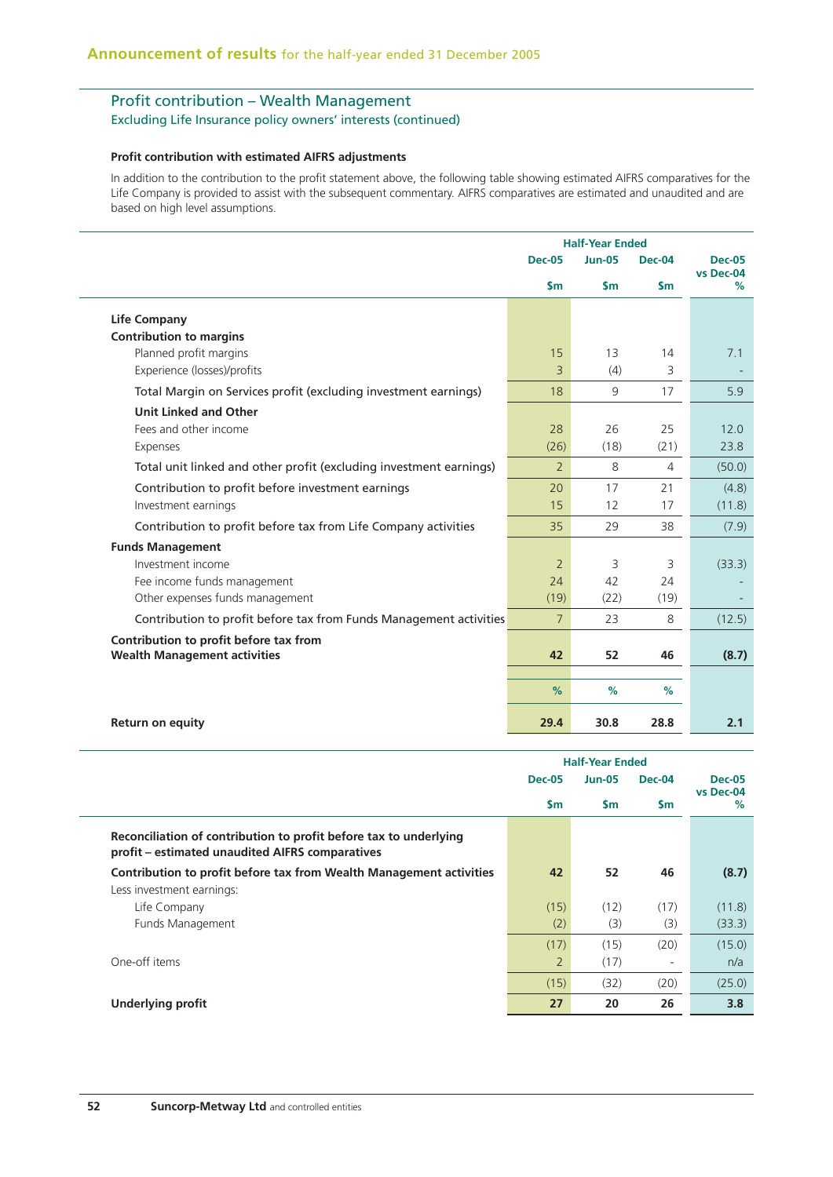## Profit contribution – Wealth Management

### Excluding Life Insurance policy owners' interests (continued)

**Profit contribution with estimated AIFRS adjustments**

In addition to the contribution to the profit statement above, the following table showing estimated AIFRS comparatives for the Life Company is provided to assist with the subsequent commentary. AIFRS comparatives are estimated and unaudited and are based on high level assumptions.

| | Half-Year Ended | | | |
|---|---|---|---|---|
| | Dec-05 | Jun-05 | Dec-04 | Dec-05 vs Dec-04 |
| | $m | $m | $m | % |
| **Life Company** | | | | |
| **Contribution to margins** | | | | |
| Planned profit margins | 15 | 13 | 14 | 7.1 |
| Experience (losses)/profits | 3 | (4) | 3 | - |
| Total Margin on Services profit (excluding investment earnings) | 18 | 9 | 17 | 5.9 |
| **Unit Linked and Other** | | | | |
| Fees and other income | 28 | 26 | 25 | 12.0 |
| Expenses | (26) | (18) | (21) | 23.8 |
| Total unit linked and other profit (excluding investment earnings) | 2 | 8 | 4 | (50.0) |
| Contribution to profit before investment earnings | 20 | 17 | 21 | (4.8) |
| Investment earnings | 15 | 12 | 17 | (11.8) |
| Contribution to profit before tax from Life Company activities | 35 | 29 | 38 | (7.9) |
| **Funds Management** | | | | |
| Investment income | 2 | 3 | 3 | (33.3) |
| Fee income funds management | 24 | 42 | 24 | - |
| Other expenses funds management | (19) | (22) | (19) | - |
| Contribution to profit before tax from Funds Management activities | 7 | 23 | 8 | (12.5) |
| **Contribution to profit before tax from Wealth Management activities** | **42** | **52** | **46** | **(8.7)** |
| | % | % | % | |
| **Return on equity** | **29.4** | **30.8** | **28.8** | **2.1** |

| | Half-Year Ended | | | |
|---|---|---|---|---|
| | Dec-05 | Jun-05 | Dec-04 | Dec-05 vs Dec-04 |
| | $m | $m | $m | % |
| **Reconciliation of contribution to profit before tax to underlying profit – estimated unaudited AIFRS comparatives** | | | | |
| **Contribution to profit before tax from Wealth Management activities** | **42** | **52** | **46** | **(8.7)** |
| Less investment earnings: | | | | |
| Life Company | (15) | (12) | (17) | (11.8) |
| Funds Management | (2) | (3) | (3) | (33.3) |
| | (17) | (15) | (20) | (15.0) |
| One-off items | 2 | (17) | - | n/a |
| | (15) | (32) | (20) | (25.0) |
| **Underlying profit** | **27** | **20** | **26** | **3.8** |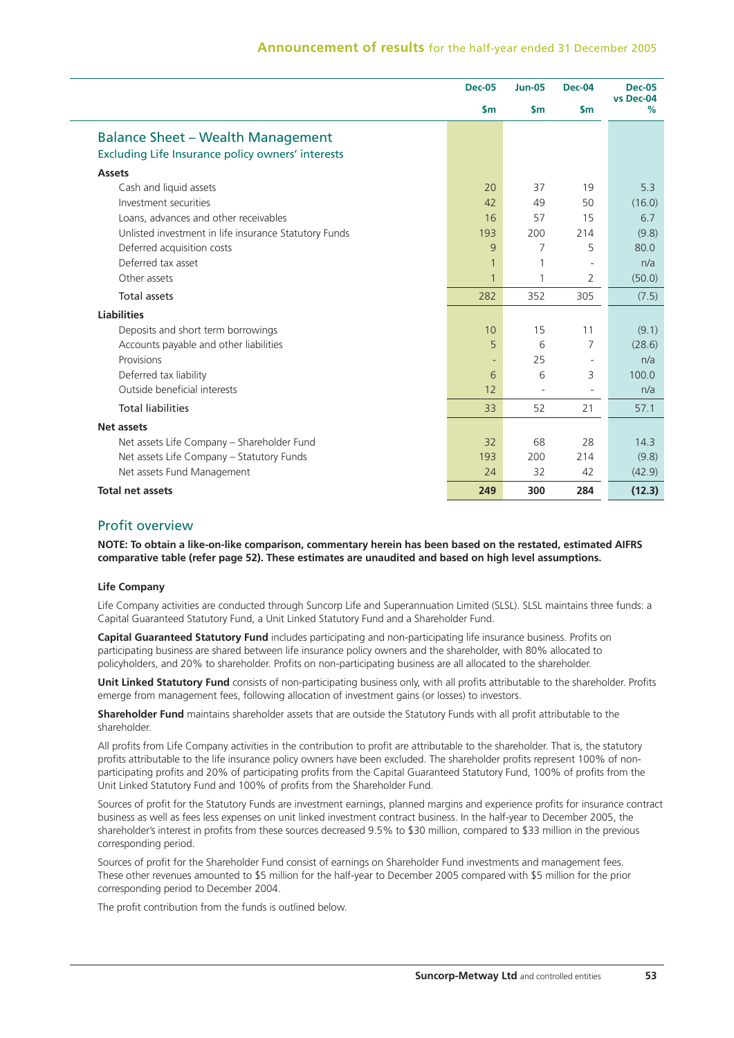| | Dec-05 | Jun-05 | Dec-04 | Dec-05 vs Dec-04 |
|---|---|---|---|---|
| | $m | $m | $m | % |
| **Balance Sheet – Wealth Management** | | | | |
| Excluding Life Insurance policy owners' interests | | | | |
| **Assets** | | | | |
| Cash and liquid assets | 20 | 37 | 19 | 5.3 |
| Investment securities | 42 | 49 | 50 | (16.0) |
| Loans, advances and other receivables | 16 | 57 | 15 | 6.7 |
| Unlisted investment in life insurance Statutory Funds | 193 | 200 | 214 | (9.8) |
| Deferred acquisition costs | 9 | 7 | 5 | 80.0 |
| Deferred tax asset | 1 | 1 | - | n/a |
| Other assets | 1 | 1 | 2 | (50.0) |
| Total assets | 282 | 352 | 305 | (7.5) |
| **Liabilities** | | | | |
| Deposits and short term borrowings | 10 | 15 | 11 | (9.1) |
| Accounts payable and other liabilities | 5 | 6 | 7 | (28.6) |
| Provisions | - | 25 | - | n/a |
| Deferred tax liability | 6 | 6 | 3 | 100.0 |
| Outside beneficial interests | 12 | - | - | n/a |
| Total liabilities | 33 | 52 | 21 | 57.1 |
| **Net assets** | | | | |
| Net assets Life Company – Shareholder Fund | 32 | 68 | 28 | 14.3 |
| Net assets Life Company – Statutory Funds | 193 | 200 | 214 | (9.8) |
| Net assets Fund Management | 24 | 32 | 42 | (42.9) |
| **Total net assets** | **249** | **300** | **284** | **(12.3)** |

## Profit overview

**NOTE: To obtain a like-on-like comparison, commentary herein has been based on the restated, estimated AIFRS comparative table (refer page 52). These estimates are unaudited and based on high level assumptions.**

### Life Company

Life Company activities are conducted through Suncorp Life and Superannuation Limited (SLSL). SLSL maintains three funds: a Capital Guaranteed Statutory Fund, a Unit Linked Statutory Fund and a Shareholder Fund.

**Capital Guaranteed Statutory Fund** includes participating and non-participating life insurance business. Profits on participating business are shared between life insurance policy owners and the shareholder, with 80% allocated to policyholders, and 20% to shareholder. Profits on non-participating business are all allocated to the shareholder.

**Unit Linked Statutory Fund** consists of non-participating business only, with all profits attributable to the shareholder. Profits emerge from management fees, following allocation of investment gains (or losses) to investors.

**Shareholder Fund** maintains shareholder assets that are outside the Statutory Funds with all profit attributable to the shareholder.

All profits from Life Company activities in the contribution to profit are attributable to the shareholder. That is, the statutory profits attributable to the life insurance policy owners have been excluded. The shareholder profits represent 100% of non-participating profits and 20% of participating profits from the Capital Guaranteed Statutory Fund, 100% of profits from the Unit Linked Statutory Fund and 100% of profits from the Shareholder Fund.

Sources of profit for the Statutory Funds are investment earnings, planned margins and experience profits for insurance contract business as well as fees less expenses on unit linked investment contract business. In the half-year to December 2005, the shareholder's interest in profits from these sources decreased 9.5% to $30 million, compared to $33 million in the previous corresponding period.

Sources of profit for the Shareholder Fund consist of earnings on Shareholder Fund investments and management fees. These other revenues amounted to $5 million for the half-year to December 2005 compared with $5 million for the prior corresponding period to December 2004.

The profit contribution from the funds is outlined below.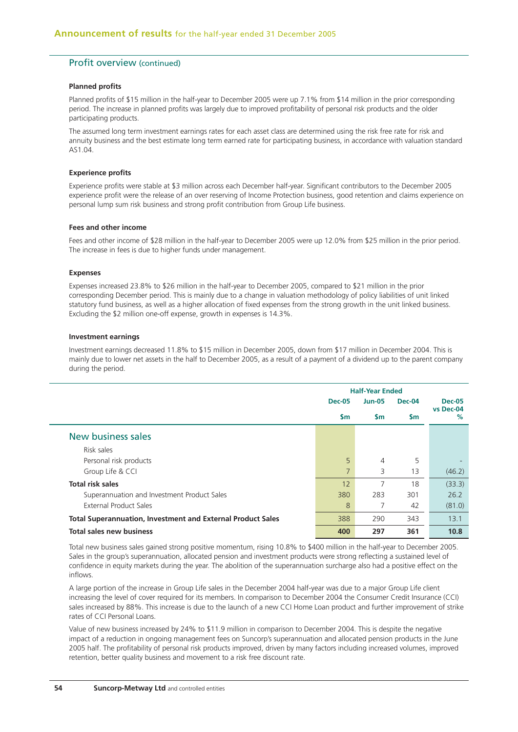## Profit overview (continued)

### Planned profits

Planned profits of $15 million in the half-year to December 2005 were up 7.1% from $14 million in the prior corresponding period. The increase in planned profits was largely due to improved profitability of personal risk products and the older participating products.

The assumed long term investment earnings rates for each asset class are determined using the risk free rate for risk and annuity business and the best estimate long term earned rate for participating business, in accordance with valuation standard AS1.04.

### Experience profits

Experience profits were stable at $3 million across each December half-year. Significant contributors to the December 2005 experience profit were the release of an over reserving of Income Protection business, good retention and claims experience on personal lump sum risk business and strong profit contribution from Group Life business.

### Fees and other income

Fees and other income of $28 million in the half-year to December 2005 were up 12.0% from $25 million in the prior period. The increase in fees is due to higher funds under management.

### Expenses

Expenses increased 23.8% to $26 million in the half-year to December 2005, compared to $21 million in the prior corresponding December period. This is mainly due to a change in valuation methodology of policy liabilities of unit linked statutory fund business, as well as a higher allocation of fixed expenses from the strong growth in the unit linked business. Excluding the $2 million one-off expense, growth in expenses is 14.3%.

### Investment earnings

Investment earnings decreased 11.8% to $15 million in December 2005, down from $17 million in December 2004. This is mainly due to lower net assets in the half to December 2005, as a result of a payment of a dividend up to the parent company during the period.

| | Half-Year Ended | | | |
|---|---|---|---|---|
| | Dec-05 | Jun-05 | Dec-04 | Dec-05 vs Dec-04 |
| | $m | $m | $m | % |
| **New business sales** | | | | |
| Risk sales | | | | |
| Personal risk products | 5 | 4 | 5 | - |
| Group Life & CCI | 7 | 3 | 13 | (46.2) |
| **Total risk sales** | 12 | 7 | 18 | (33.3) |
| Superannuation and Investment Product Sales | 380 | 283 | 301 | 26.2 |
| External Product Sales | 8 | 7 | 42 | (81.0) |
| **Total Superannuation, Investment and External Product Sales** | 388 | 290 | 343 | 13.1 |
| **Total sales new business** | **400** | **297** | **361** | **10.8** |

Total new business sales gained strong positive momentum, rising 10.8% to $400 million in the half-year to December 2005. Sales in the group's superannuation, allocated pension and investment products were strong reflecting a sustained level of confidence in equity markets during the year. The abolition of the superannuation surcharge also had a positive effect on the inflows.

A large portion of the increase in Group Life sales in the December 2004 half-year was due to a major Group Life client increasing the level of cover required for its members. In comparison to December 2004 the Consumer Credit Insurance (CCI) sales increased by 88%. This increase is due to the launch of a new CCI Home Loan product and further improvement of strike rates of CCI Personal Loans.

Value of new business increased by 24% to $11.9 million in comparison to December 2004. This is despite the negative impact of a reduction in ongoing management fees on Suncorp's superannuation and allocated pension products in the June 2005 half. The profitability of personal risk products improved, driven by many factors including increased volumes, improved retention, better quality business and movement to a risk free discount rate.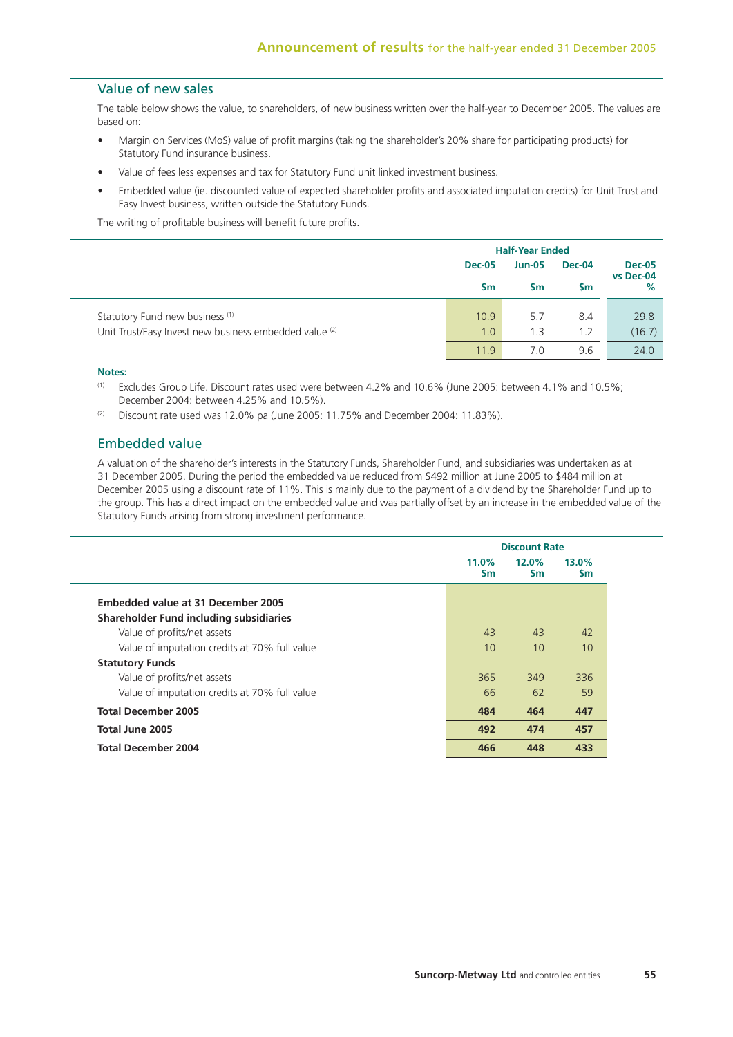## Value of new sales

The table below shows the value, to shareholders, of new business written over the half-year to December 2005. The values are based on:

- Margin on Services (MoS) value of profit margins (taking the shareholder's 20% share for participating products) for Statutory Fund insurance business.
- Value of fees less expenses and tax for Statutory Fund unit linked investment business.
- Embedded value (ie. discounted value of expected shareholder profits and associated imputation credits) for Unit Trust and Easy Invest business, written outside the Statutory Funds.

The writing of profitable business will benefit future profits.

| | Half-Year Ended | | | |
|---|---|---|---|---|
| | Dec-05 | Jun-05 | Dec-04 | Dec-05 vs Dec-04 |
| | $m | $m | $m | % |
| Statutory Fund new business [1] | 10.9 | 5.7 | 8.4 | 29.8 |
| Unit Trust/Easy Invest new business embedded value [2] | 1.0 | 1.3 | 1.2 | (16.7) |
| | 11.9 | 7.0 | 9.6 | 24.0 |

**Notes:**

[1] Excludes Group Life. Discount rates used were between 4.2% and 10.6% (June 2005: between 4.1% and 10.5%; December 2004: between 4.25% and 10.5%).

[2] Discount rate used was 12.0% pa (June 2005: 11.75% and December 2004: 11.83%).

## Embedded value

A valuation of the shareholder's interests in the Statutory Funds, Shareholder Fund, and subsidiaries was undertaken as at 31 December 2005. During the period the embedded value reduced from $492 million at June 2005 to $484 million at December 2005 using a discount rate of 11%. This is mainly due to the payment of a dividend by the Shareholder Fund up to the group. This has a direct impact on the embedded value and was partially offset by an increase in the embedded value of the Statutory Funds arising from strong investment performance.

| | Discount Rate | | |
|---|---|---|---|
| | 11.0% $m | 12.0% $m | 13.0% $m |
| **Embedded value at 31 December 2005** | | | |
| **Shareholder Fund including subsidiaries** | | | |
| Value of profits/net assets | 43 | 43 | 42 |
| Value of imputation credits at 70% full value | 10 | 10 | 10 |
| **Statutory Funds** | | | |
| Value of profits/net assets | 365 | 349 | 336 |
| Value of imputation credits at 70% full value | 66 | 62 | 59 |
| **Total December 2005** | **484** | **464** | **447** |
| **Total June 2005** | **492** | **474** | **457** |
| **Total December 2004** | **466** | **448** | **433** |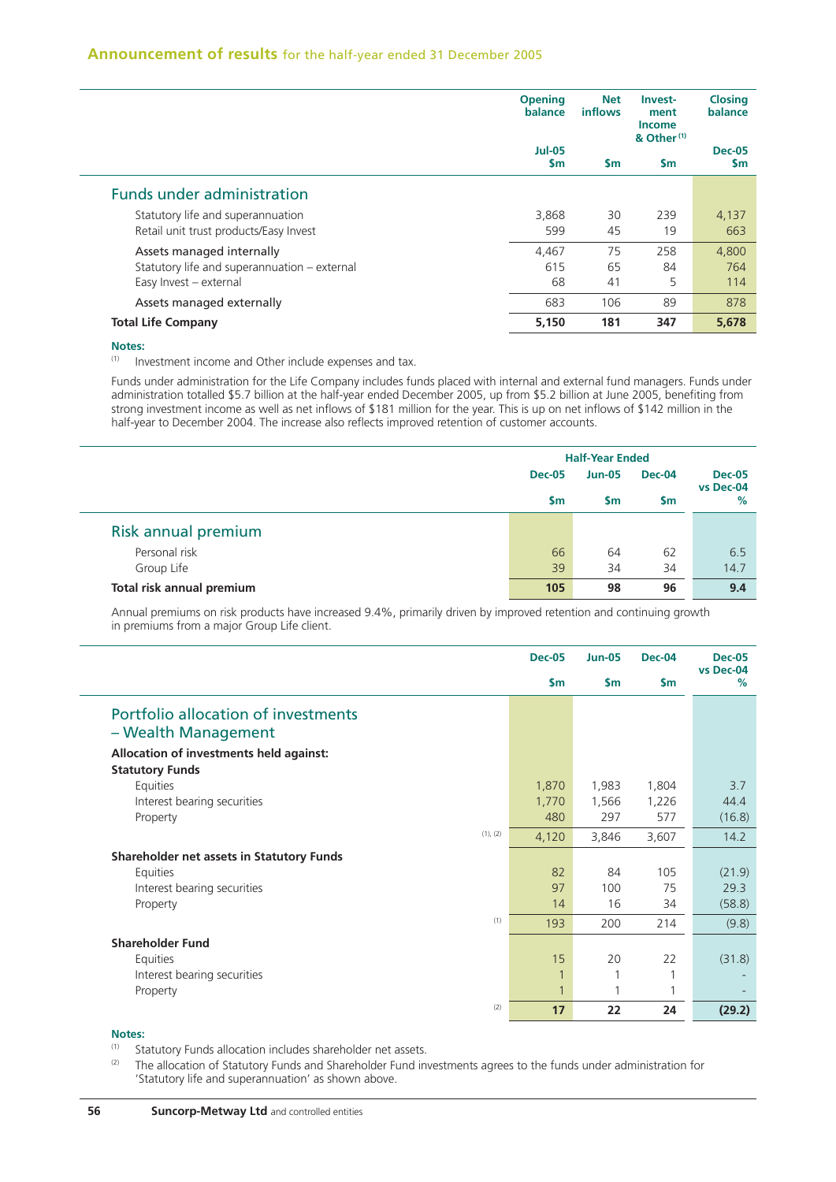## Announcement of results for the half-year ended 31 December 2005

| | Opening balance Jul-05 $m | Net inflows $m | Investment Income & Other [1] $m | Closing balance Dec-05 $m |
|---|---|---|---|---|
| **Funds under administration** | | | | |
| Statutory life and superannuation | 3,868 | 30 | 239 | 4,137 |
| Retail unit trust products/Easy Invest | 599 | 45 | 19 | 663 |
| Assets managed internally | 4,467 | 75 | 258 | 4,800 |
| Statutory life and superannuation – external | 615 | 65 | 84 | 764 |
| Easy Invest – external | 68 | 41 | 5 | 114 |
| Assets managed externally | 683 | 106 | 89 | 878 |
| **Total Life Company** | **5,150** | **181** | **347** | **5,678** |

**Notes:**

[1] Investment income and Other include expenses and tax.

Funds under administration for the Life Company includes funds placed with internal and external fund managers. Funds under administration totalled $5.7 billion at the half-year ended December 2005, up from $5.2 billion at June 2005, benefiting from strong investment income as well as net inflows of $181 million for the year. This is up on net inflows of $142 million in the half-year to December 2004. The increase also reflects improved retention of customer accounts.

| | Half-Year Ended | | | |
|---|---|---|---|---|
| | Dec-05 $m | Jun-05 $m | Dec-04 $m | Dec-05 vs Dec-04 % |
| **Risk annual premium** | | | | |
| Personal risk | 66 | 64 | 62 | 6.5 |
| Group Life | 39 | 34 | 34 | 14.7 |
| **Total risk annual premium** | **105** | **98** | **96** | **9.4** |

Annual premiums on risk products have increased 9.4%, primarily driven by improved retention and continuing growth in premiums from a major Group Life client.

| | | Dec-05 $m | Jun-05 $m | Dec-04 $m | Dec-05 vs Dec-04 % |
|---|---|---|---|---|---|
| **Portfolio allocation of investments – Wealth Management** | | | | | |
| **Allocation of investments held against:** | | | | | |
| **Statutory Funds** | | | | | |
| Equities | | 1,870 | 1,983 | 1,804 | 3.7 |
| Interest bearing securities | | 1,770 | 1,566 | 1,226 | 44.4 |
| Property | | 480 | 297 | 577 | (16.8) |
| | (1), (2) | 4,120 | 3,846 | 3,607 | 14.2 |
| **Shareholder net assets in Statutory Funds** | | | | | |
| Equities | | 82 | 84 | 105 | (21.9) |
| Interest bearing securities | | 97 | 100 | 75 | 29.3 |
| Property | | 14 | 16 | 34 | (58.8) |
| | (1) | 193 | 200 | 214 | (9.8) |
| **Shareholder Fund** | | | | | |
| Equities | | 15 | 20 | 22 | (31.8) |
| Interest bearing securities | | 1 | 1 | 1 | - |
| Property | | 1 | 1 | 1 | - |
| | (2) | **17** | **22** | **24** | **(29.2)** |

**Notes:**

[1] Statutory Funds allocation includes shareholder net assets.

[2] The allocation of Statutory Funds and Shareholder Fund investments agrees to the funds under administration for 'Statutory life and superannuation' as shown above.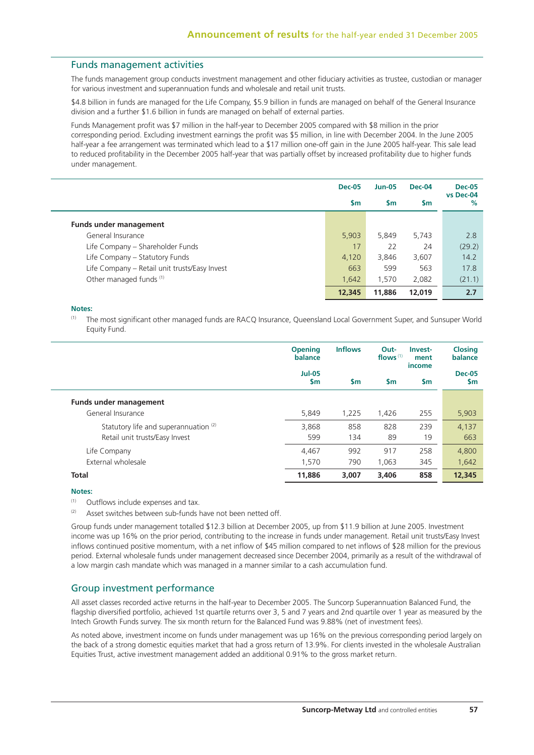## Funds management activities

The funds management group conducts investment management and other fiduciary activities as trustee, custodian or manager for various investment and superannuation funds and wholesale and retail unit trusts.

$4.8 billion in funds are managed for the Life Company, $5.9 billion in funds are managed on behalf of the General Insurance division and a further $1.6 billion in funds are managed on behalf of external parties.

Funds Management profit was $7 million in the half-year to December 2005 compared with $8 million in the prior corresponding period. Excluding investment earnings the profit was $5 million, in line with December 2004. In the June 2005 half-year a fee arrangement was terminated which lead to a $17 million one-off gain in the June 2005 half-year. This sale lead to reduced profitability in the December 2005 half-year that was partially offset by increased profitability due to higher funds under management.

| | Dec-05 $m | Jun-05 $m | Dec-04 $m | Dec-05 vs Dec-04 % |
|---|---|---|---|---|
| **Funds under management** | | | | |
| General Insurance | 5,903 | 5,849 | 5,743 | 2.8 |
| Life Company – Shareholder Funds | 17 | 22 | 24 | (29.2) |
| Life Company – Statutory Funds | 4,120 | 3,846 | 3,607 | 14.2 |
| Life Company – Retail unit trusts/Easy Invest | 663 | 599 | 563 | 17.8 |
| Other managed funds [1] | 1,642 | 1,570 | 2,082 | (21.1) |
| | **12,345** | **11,886** | **12,019** | **2.7** |

**Notes:**

(1) The most significant other managed funds are RACQ Insurance, Queensland Local Government Super, and Sunsuper World Equity Fund.

| | Opening balance Jul-05 $m | Inflows $m | Out-flows [1] $m | Invest-ment income $m | Closing balance Dec-05 $m |
|---|---|---|---|---|---|
| **Funds under management** | | | | | |
| General Insurance | 5,849 | 1,225 | 1,426 | 255 | 5,903 |
| Statutory life and superannuation [2] | 3,868 | 858 | 828 | 239 | 4,137 |
| Retail unit trusts/Easy Invest | 599 | 134 | 89 | 19 | 663 |
| Life Company | 4,467 | 992 | 917 | 258 | 4,800 |
| External wholesale | 1,570 | 790 | 1,063 | 345 | 1,642 |
| **Total** | **11,886** | **3,007** | **3,406** | **858** | **12,345** |

**Notes:**

(1) Outflows include expenses and tax.

(2) Asset switches between sub-funds have not been netted off.

Group funds under management totalled $12.3 billion at December 2005, up from $11.9 billion at June 2005. Investment income was up 16% on the prior period, contributing to the increase in funds under management. Retail unit trusts/Easy Invest inflows continued positive momentum, with a net inflow of $45 million compared to net inflows of $28 million for the previous period. External wholesale funds under management decreased since December 2004, primarily as a result of the withdrawal of a low margin cash mandate which was managed in a manner similar to a cash accumulation fund.

## Group investment performance

All asset classes recorded active returns in the half-year to December 2005. The Suncorp Superannuation Balanced Fund, the flagship diversified portfolio, achieved 1st quartile returns over 3, 5 and 7 years and 2nd quartile over 1 year as measured by the Intech Growth Funds survey. The six month return for the Balanced Fund was 9.88% (net of investment fees).

As noted above, investment income on funds under management was up 16% on the previous corresponding period largely on the back of a strong domestic equities market that had a gross return of 13.9%. For clients invested in the wholesale Australian Equities Trust, active investment management added an additional 0.91% to the gross market return.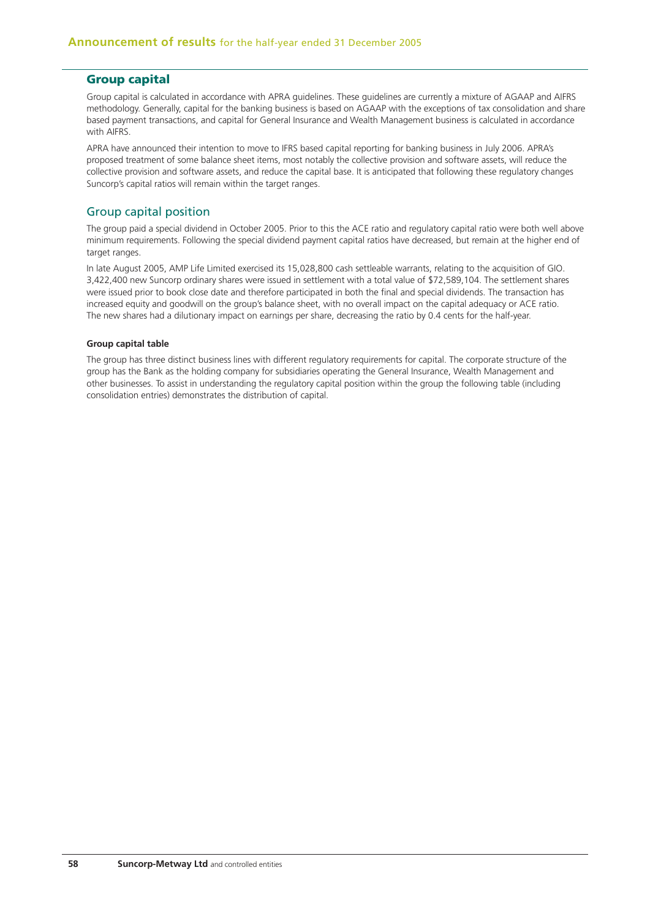## Group capital

Group capital is calculated in accordance with APRA guidelines. These guidelines are currently a mixture of AGAAP and AIFRS methodology. Generally, capital for the banking business is based on AGAAP with the exceptions of tax consolidation and share based payment transactions, and capital for General Insurance and Wealth Management business is calculated in accordance with AIFRS.

APRA have announced their intention to move to IFRS based capital reporting for banking business in July 2006. APRA's proposed treatment of some balance sheet items, most notably the collective provision and software assets, will reduce the collective provision and software assets, and reduce the capital base. It is anticipated that following these regulatory changes Suncorp's capital ratios will remain within the target ranges.

### Group capital position

The group paid a special dividend in October 2005. Prior to this the ACE ratio and regulatory capital ratio were both well above minimum requirements. Following the special dividend payment capital ratios have decreased, but remain at the higher end of target ranges.

In late August 2005, AMP Life Limited exercised its 15,028,800 cash settleable warrants, relating to the acquisition of GIO. 3,422,400 new Suncorp ordinary shares were issued in settlement with a total value of $72,589,104. The settlement shares were issued prior to book close date and therefore participated in both the final and special dividends. The transaction has increased equity and goodwill on the group's balance sheet, with no overall impact on the capital adequacy or ACE ratio. The new shares had a dilutionary impact on earnings per share, decreasing the ratio by 0.4 cents for the half-year.

#### Group capital table

The group has three distinct business lines with different regulatory requirements for capital. The corporate structure of the group has the Bank as the holding company for subsidiaries operating the General Insurance, Wealth Management and other businesses. To assist in understanding the regulatory capital position within the group the following table (including consolidation entries) demonstrates the distribution of capital.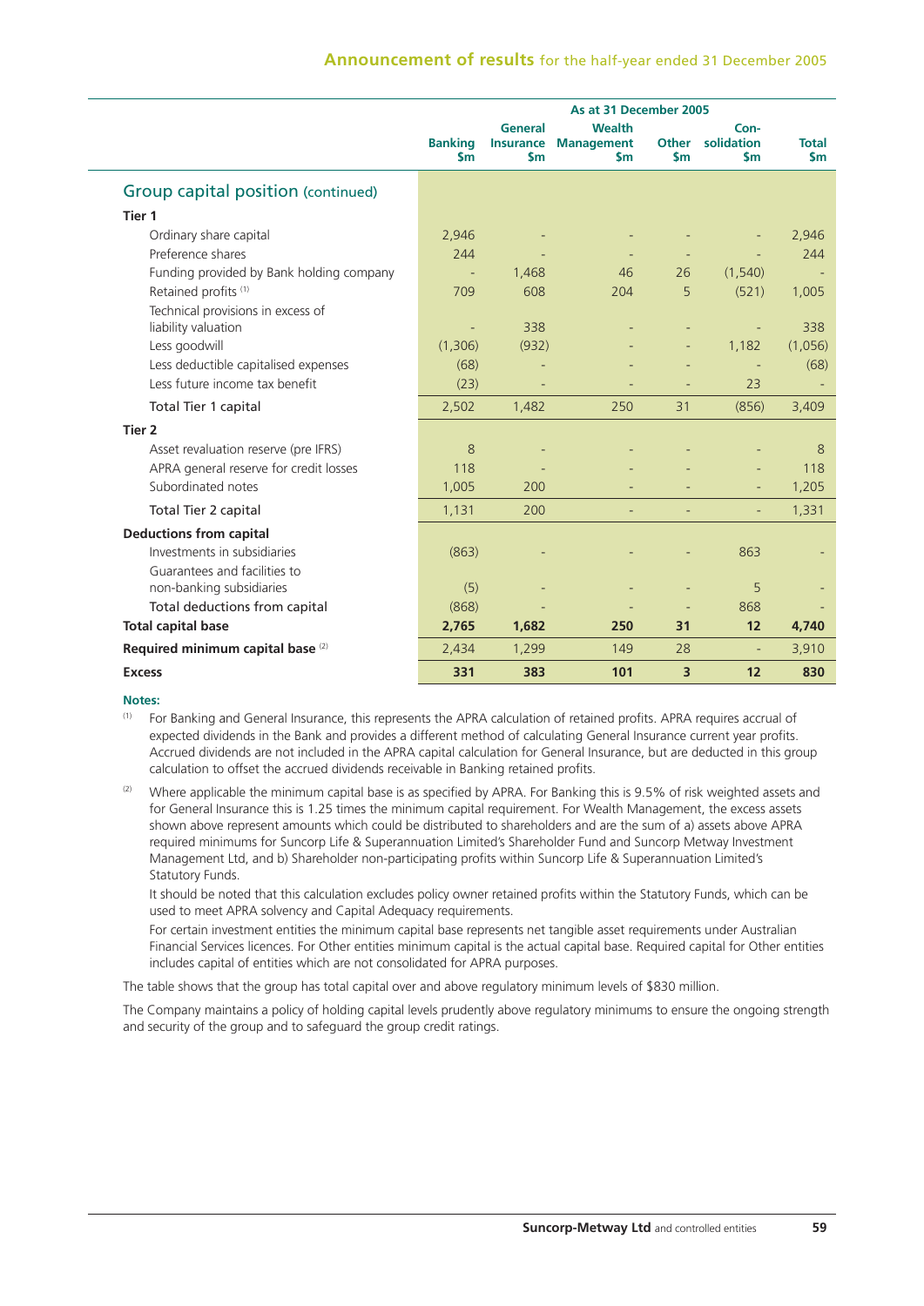|  | As at 31 December 2005 | | | | | |
|---|---|---|---|---|---|---|
|  | Banking $m | General Insurance $m | Wealth Management $m | Other $m | Con-solidation $m | Total $m |
| **Group capital position** (continued) | | | | | | |
| **Tier 1** | | | | | | |
| Ordinary share capital | 2,946 | - | - | - | - | 2,946 |
| Preference shares | 244 | - | - | - | - | 244 |
| Funding provided by Bank holding company | - | 1,468 | 46 | 26 | (1,540) | - |
| Retained profits [(1)] | 709 | 608 | 204 | 5 | (521) | 1,005 |
| Technical provisions in excess of liability valuation | - | 338 | - | - | - | 338 |
| Less goodwill | (1,306) | (932) | - | - | 1,182 | (1,056) |
| Less deductible capitalised expenses | (68) | - | - | - | - | (68) |
| Less future income tax benefit | (23) | - | - | - | 23 | - |
| Total Tier 1 capital | 2,502 | 1,482 | 250 | 31 | (856) | 3,409 |
| **Tier 2** | | | | | | |
| Asset revaluation reserve (pre IFRS) | 8 | - | - | - | - | 8 |
| APRA general reserve for credit losses | 118 | - | - | - | - | 118 |
| Subordinated notes | 1,005 | 200 | - | - | - | 1,205 |
| Total Tier 2 capital | 1,131 | 200 | - | - | - | 1,331 |
| **Deductions from capital** | | | | | | |
| Investments in subsidiaries | (863) | - | - | - | 863 | - |
| Guarantees and facilities to non-banking subsidiaries | (5) | - | - | - | 5 | - |
| Total deductions from capital | (868) | - | - | - | 868 | - |
| **Total capital base** | **2,765** | **1,682** | **250** | **31** | **12** | **4,740** |
| **Required minimum capital base** [(2)] | 2,434 | 1,299 | 149 | 28 | - | 3,910 |
| **Excess** | **331** | **383** | **101** | **3** | **12** | **830** |

**Notes:**

(1) For Banking and General Insurance, this represents the APRA calculation of retained profits. APRA requires accrual of expected dividends in the Bank and provides a different method of calculating General Insurance current year profits. Accrued dividends are not included in the APRA capital calculation for General Insurance, but are deducted in this group calculation to offset the accrued dividends receivable in Banking retained profits.

(2) Where applicable the minimum capital base is as specified by APRA. For Banking this is 9.5% of risk weighted assets and for General Insurance this is 1.25 times the minimum capital requirement. For Wealth Management, the excess assets shown above represent amounts which could be distributed to shareholders and are the sum of a) assets above APRA required minimums for Suncorp Life & Superannuation Limited's Shareholder Fund and Suncorp Metway Investment Management Ltd, and b) Shareholder non-participating profits within Suncorp Life & Superannuation Limited's Statutory Funds.

It should be noted that this calculation excludes policy owner retained profits within the Statutory Funds, which can be used to meet APRA solvency and Capital Adequacy requirements.

For certain investment entities the minimum capital base represents net tangible asset requirements under Australian Financial Services licences. For Other entities minimum capital is the actual capital base. Required capital for Other entities includes capital of entities which are not consolidated for APRA purposes.

The table shows that the group has total capital over and above regulatory minimum levels of $830 million.

The Company maintains a policy of holding capital levels prudently above regulatory minimums to ensure the ongoing strength and security of the group and to safeguard the group credit ratings.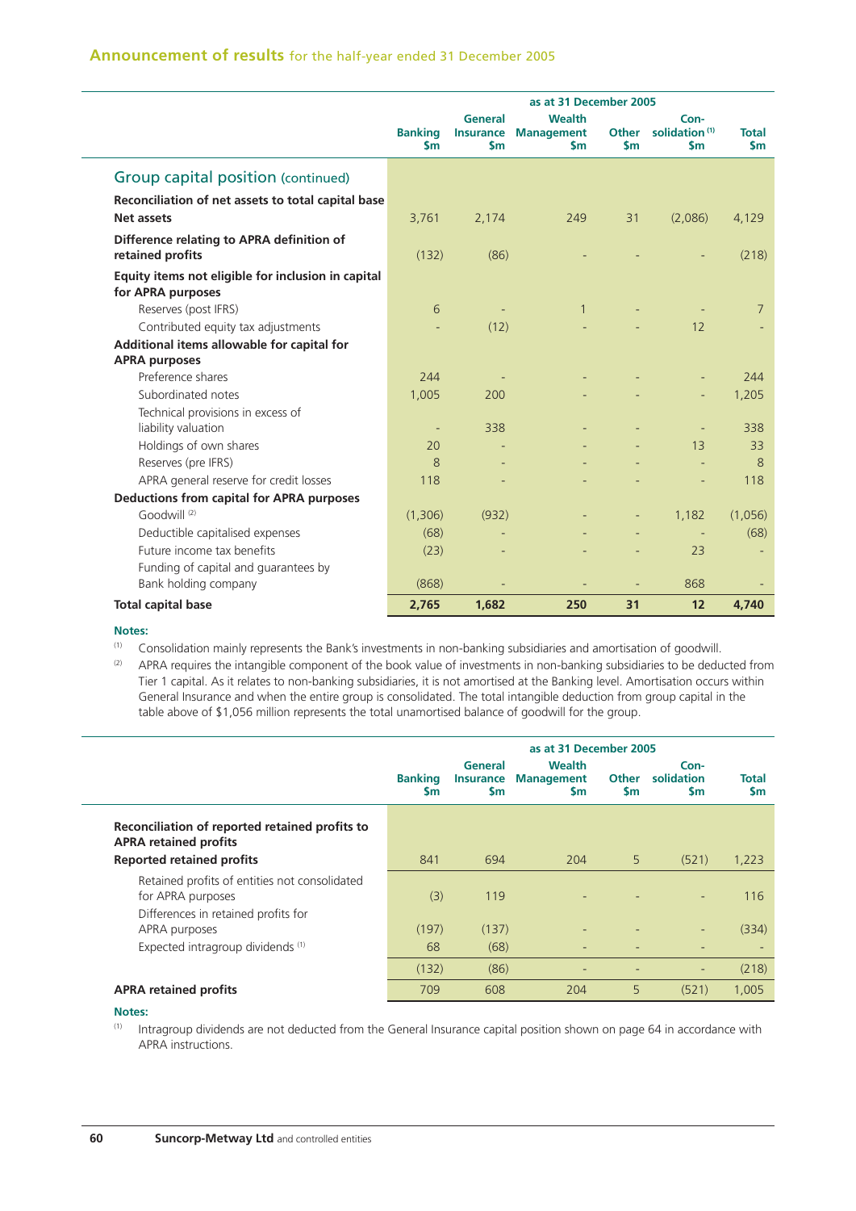## Announcement of results for the half-year ended 31 December 2005

| | as at 31 December 2005 | | | | | |
|---|---|---|---|---|---|---|
| | Banking $m | General Insurance $m | Wealth Management $m | Other $m | Consolidation [(1)] $m | Total $m |
| **Group capital position** (continued) | | | | | | |
| **Reconciliation of net assets to total capital base** | | | | | | |
| **Net assets** | 3,761 | 2,174 | 249 | 31 | (2,086) | 4,129 |
| **Difference relating to APRA definition of retained profits** | (132) | (86) | - | - | - | (218) |
| **Equity items not eligible for inclusion in capital for APRA purposes** | | | | | | |
| Reserves (post IFRS) | 6 | - | 1 | - | - | 7 |
| Contributed equity tax adjustments | - | (12) | - | - | 12 | - |
| **Additional items allowable for capital for APRA purposes** | | | | | | |
| Preference shares | 244 | - | - | - | - | 244 |
| Subordinated notes | 1,005 | 200 | - | - | - | 1,205 |
| Technical provisions in excess of liability valuation | - | 338 | - | - | - | 338 |
| Holdings of own shares | 20 | - | - | - | 13 | 33 |
| Reserves (pre IFRS) | 8 | - | - | - | - | 8 |
| APRA general reserve for credit losses | 118 | - | - | - | - | 118 |
| **Deductions from capital for APRA purposes** | | | | | | |
| Goodwill [(2)] | (1,306) | (932) | - | - | 1,182 | (1,056) |
| Deductible capitalised expenses | (68) | - | - | - | - | (68) |
| Future income tax benefits | (23) | - | - | - | 23 | - |
| Funding of capital and guarantees by Bank holding company | (868) | - | - | - | 868 | - |
| **Total capital base** | **2,765** | **1,682** | **250** | **31** | **12** | **4,740** |

**Notes:**

(1) Consolidation mainly represents the Bank's investments in non-banking subsidiaries and amortisation of goodwill.

(2) APRA requires the intangible component of the book value of investments in non-banking subsidiaries to be deducted from Tier 1 capital. As it relates to non-banking subsidiaries, it is not amortised at the Banking level. Amortisation occurs within General Insurance and when the entire group is consolidated. The total intangible deduction from group capital in the table above of $1,056 million represents the total unamortised balance of goodwill for the group.

| | as at 31 December 2005 | | | | | |
|---|---|---|---|---|---|---|
| | Banking $m | General Insurance $m | Wealth Management $m | Other $m | Consolidation $m | Total $m |
| **Reconciliation of reported retained profits to APRA retained profits** | | | | | | |
| **Reported retained profits** | 841 | 694 | 204 | 5 | (521) | 1,223 |
| Retained profits of entities not consolidated for APRA purposes | (3) | 119 | - | - | - | 116 |
| Differences in retained profits for APRA purposes | (197) | (137) | - | - | - | (334) |
| Expected intragroup dividends [(1)] | 68 | (68) | - | - | - | - |
| | (132) | (86) | - | - | - | (218) |
| **APRA retained profits** | 709 | 608 | 204 | 5 | (521) | 1,005 |

**Notes:**

(1) Intragroup dividends are not deducted from the General Insurance capital position shown on page 64 in accordance with APRA instructions.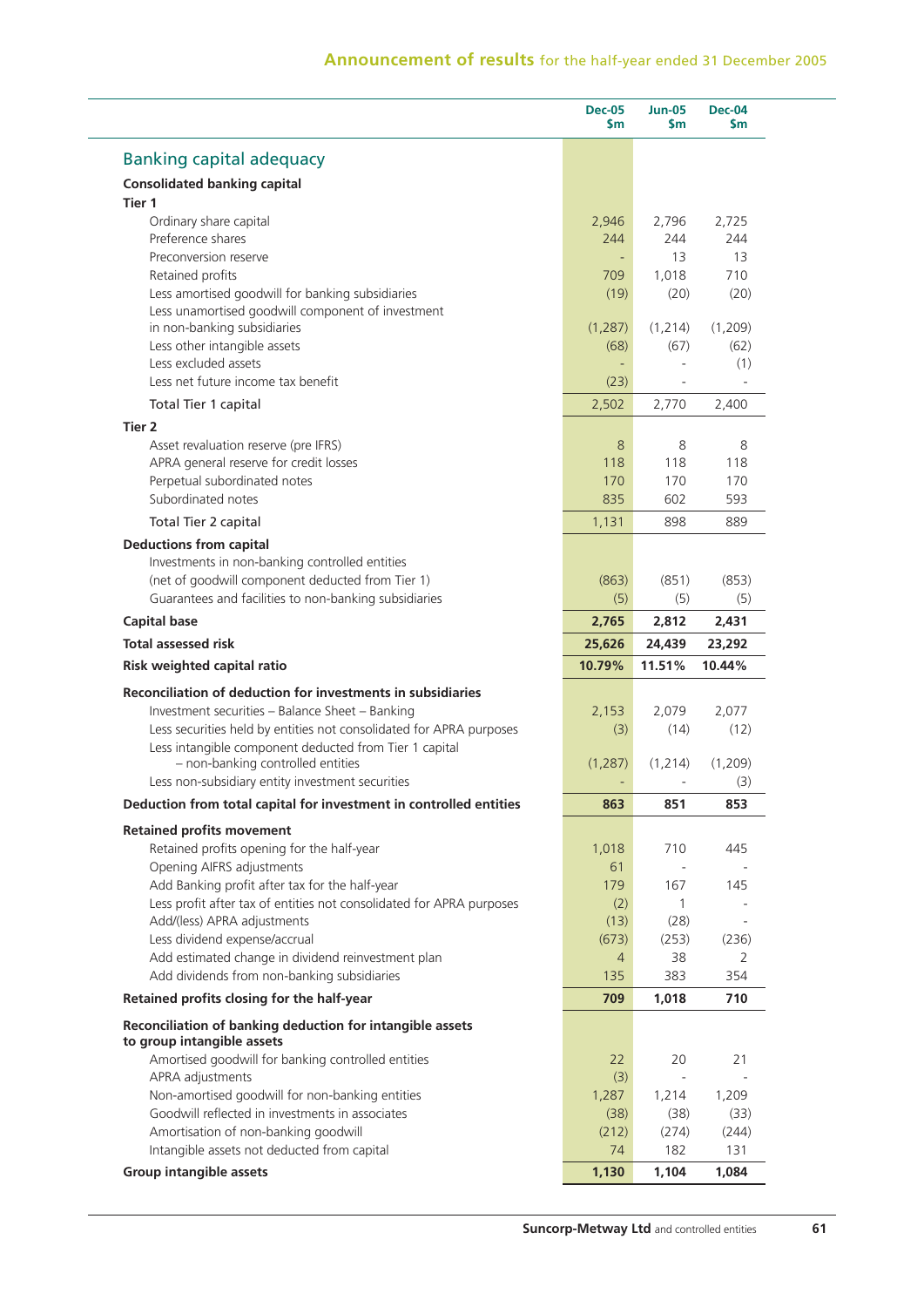## Banking capital adequacy

| | Dec-05 $m | Jun-05 $m | Dec-04 $m |
|---|---|---|---|
| **Consolidated banking capital** | | | |
| **Tier 1** | | | |
| Ordinary share capital | 2,946 | 2,796 | 2,725 |
| Preference shares | 244 | 244 | 244 |
| Preconversion reserve | - | 13 | 13 |
| Retained profits | 709 | 1,018 | 710 |
| Less amortised goodwill for banking subsidiaries | (19) | (20) | (20) |
| Less unamortised goodwill component of investment in non-banking subsidiaries | (1,287) | (1,214) | (1,209) |
| Less other intangible assets | (68) | (67) | (62) |
| Less excluded assets | - | - | (1) |
| Less net future income tax benefit | (23) | - | - |
| Total Tier 1 capital | 2,502 | 2,770 | 2,400 |
| **Tier 2** | | | |
| Asset revaluation reserve (pre IFRS) | 8 | 8 | 8 |
| APRA general reserve for credit losses | 118 | 118 | 118 |
| Perpetual subordinated notes | 170 | 170 | 170 |
| Subordinated notes | 835 | 602 | 593 |
| Total Tier 2 capital | 1,131 | 898 | 889 |
| **Deductions from capital** | | | |
| Investments in non-banking controlled entities (net of goodwill component deducted from Tier 1) | (863) | (851) | (853) |
| Guarantees and facilities to non-banking subsidiaries | (5) | (5) | (5) |
| **Capital base** | **2,765** | **2,812** | **2,431** |
| **Total assessed risk** | **25,626** | **24,439** | **23,292** |
| **Risk weighted capital ratio** | **10.79%** | **11.51%** | **10.44%** |
| **Reconciliation of deduction for investments in subsidiaries** | | | |
| Investment securities – Balance Sheet – Banking | 2,153 | 2,079 | 2,077 |
| Less securities held by entities not consolidated for APRA purposes | (3) | (14) | (12) |
| Less intangible component deducted from Tier 1 capital – non-banking controlled entities | (1,287) | (1,214) | (1,209) |
| Less non-subsidiary entity investment securities | - | - | (3) |
| **Deduction from total capital for investment in controlled entities** | **863** | **851** | **853** |
| **Retained profits movement** | | | |
| Retained profits opening for the half-year | 1,018 | 710 | 445 |
| Opening AIFRS adjustments | 61 | - | - |
| Add Banking profit after tax for the half-year | 179 | 167 | 145 |
| Less profit after tax of entities not consolidated for APRA purposes | (2) | 1 | - |
| Add/(less) APRA adjustments | (13) | (28) | - |
| Less dividend expense/accrual | (673) | (253) | (236) |
| Add estimated change in dividend reinvestment plan | 4 | 38 | 2 |
| Add dividends from non-banking subsidiaries | 135 | 383 | 354 |
| **Retained profits closing for the half-year** | **709** | **1,018** | **710** |
| **Reconciliation of banking deduction for intangible assets to group intangible assets** | | | |
| Amortised goodwill for banking controlled entities | 22 | 20 | 21 |
| APRA adjustments | (3) | - | - |
| Non-amortised goodwill for non-banking entities | 1,287 | 1,214 | 1,209 |
| Goodwill reflected in investments in associates | (38) | (38) | (33) |
| Amortisation of non-banking goodwill | (212) | (274) | (244) |
| Intangible assets not deducted from capital | 74 | 182 | 131 |
| **Group intangible assets** | **1,130** | **1,104** | **1,084** |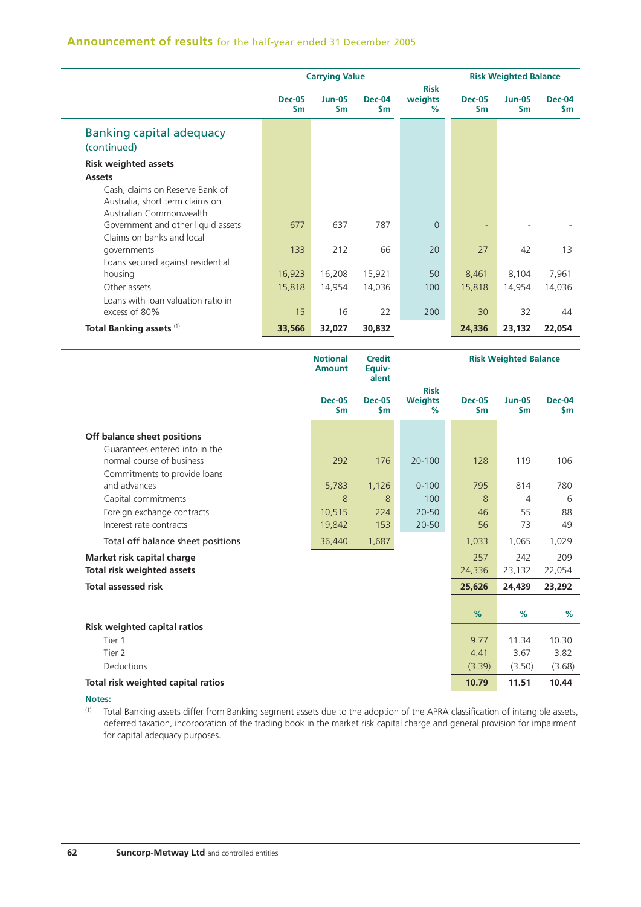## Banking capital adequacy (continued)

| | Carrying Value | | | Risk weights | Risk Weighted Balance | | |
|---|---|---|---|---|---|---|---|
| | Dec-05 $m | Jun-05 $m | Dec-04 $m | % | Dec-05 $m | Jun-05 $m | Dec-04 $m |
| **Risk weighted assets** | | | | | | | |
| **Assets** | | | | | | | |
| Cash, claims on Reserve Bank of Australia, short term claims on Australian Commonwealth Government and other liquid assets | 677 | 637 | 787 | 0 | - | - | - |
| Claims on banks and local governments | 133 | 212 | 66 | 20 | 27 | 42 | 13 |
| Loans secured against residential housing | 16,923 | 16,208 | 15,921 | 50 | 8,461 | 8,104 | 7,961 |
| Other assets | 15,818 | 14,954 | 14,036 | 100 | 15,818 | 14,954 | 14,036 |
| Loans with loan valuation ratio in excess of 80% | 15 | 16 | 22 | 200 | 30 | 32 | 44 |
| **Total Banking assets** [1] | **33,566** | **32,027** | **30,832** | | **24,336** | **23,132** | **22,054** |

| | Notional Amount | Credit Equivalent | Risk Weights | Risk Weighted Balance | | |
|---|---|---|---|---|---|---|
| | Dec-05 $m | Dec-05 $m | % | Dec-05 $m | Jun-05 $m | Dec-04 $m |
| **Off balance sheet positions** | | | | | | |
| Guarantees entered into in the normal course of business | 292 | 176 | 20-100 | 128 | 119 | 106 |
| Commitments to provide loans and advances | 5,783 | 1,126 | 0-100 | 795 | 814 | 780 |
| Capital commitments | 8 | 8 | 100 | 8 | 4 | 6 |
| Foreign exchange contracts | 10,515 | 224 | 20-50 | 46 | 55 | 88 |
| Interest rate contracts | 19,842 | 153 | 20-50 | 56 | 73 | 49 |
| Total off balance sheet positions | 36,440 | 1,687 | | 1,033 | 1,065 | 1,029 |
| **Market risk capital charge** | | | | 257 | 242 | 209 |
| **Total risk weighted assets** | | | | 24,336 | 23,132 | 22,054 |
| **Total assessed risk** | | | | **25,626** | **24,439** | **23,292** |
| | | | | % | % | % |
| **Risk weighted capital ratios** | | | | | | |
| Tier 1 | | | | 9.77 | 11.34 | 10.30 |
| Tier 2 | | | | 4.41 | 3.67 | 3.82 |
| Deductions | | | | (3.39) | (3.50) | (3.68) |
| **Total risk weighted capital ratios** | | | | **10.79** | **11.51** | **10.44** |

**Notes:**

[1] Total Banking assets differ from Banking segment assets due to the adoption of the APRA classification of intangible assets, deferred taxation, incorporation of the trading book in the market risk capital charge and general provision for impairment for capital adequacy purposes.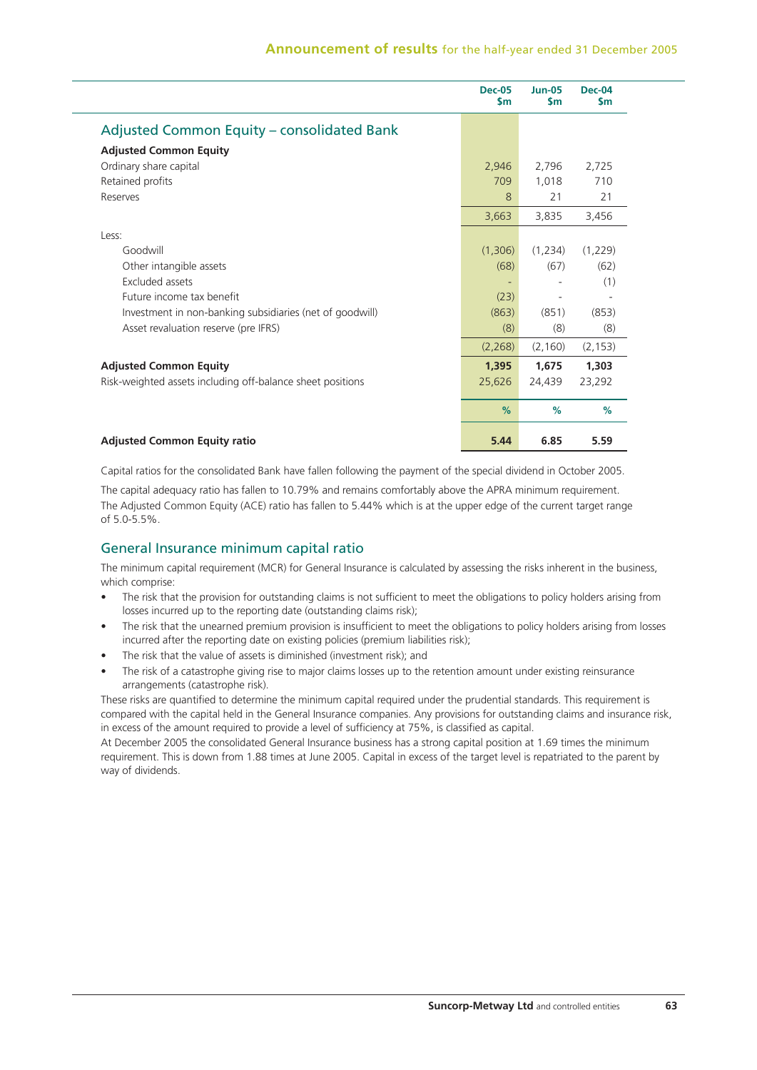## Adjusted Common Equity – consolidated Bank

| | Dec-05 $m | Jun-05 $m | Dec-04 $m |
|---|---|---|---|
| **Adjusted Common Equity** | | | |
| Ordinary share capital | 2,946 | 2,796 | 2,725 |
| Retained profits | 709 | 1,018 | 710 |
| Reserves | 8 | 21 | 21 |
| | 3,663 | 3,835 | 3,456 |
| Less: | | | |
| Goodwill | (1,306) | (1,234) | (1,229) |
| Other intangible assets | (68) | (67) | (62) |
| Excluded assets | - | - | (1) |
| Future income tax benefit | (23) | - | - |
| Investment in non-banking subsidiaries (net of goodwill) | (863) | (851) | (853) |
| Asset revaluation reserve (pre IFRS) | (8) | (8) | (8) |
| | (2,268) | (2,160) | (2,153) |
| **Adjusted Common Equity** | **1,395** | **1,675** | **1,303** |
| Risk-weighted assets including off-balance sheet positions | 25,626 | 24,439 | 23,292 |
| | % | % | % |
| **Adjusted Common Equity ratio** | **5.44** | **6.85** | **5.59** |

Capital ratios for the consolidated Bank have fallen following the payment of the special dividend in October 2005.

The capital adequacy ratio has fallen to 10.79% and remains comfortably above the APRA minimum requirement. The Adjusted Common Equity (ACE) ratio has fallen to 5.44% which is at the upper edge of the current target range of 5.0-5.5%.

## General Insurance minimum capital ratio

The minimum capital requirement (MCR) for General Insurance is calculated by assessing the risks inherent in the business, which comprise:

- The risk that the provision for outstanding claims is not sufficient to meet the obligations to policy holders arising from losses incurred up to the reporting date (outstanding claims risk);
- The risk that the unearned premium provision is insufficient to meet the obligations to policy holders arising from losses incurred after the reporting date on existing policies (premium liabilities risk);
- The risk that the value of assets is diminished (investment risk); and
- The risk of a catastrophe giving rise to major claims losses up to the retention amount under existing reinsurance arrangements (catastrophe risk).

These risks are quantified to determine the minimum capital required under the prudential standards. This requirement is compared with the capital held in the General Insurance companies. Any provisions for outstanding claims and insurance risk, in excess of the amount required to provide a level of sufficiency at 75%, is classified as capital.

At December 2005 the consolidated General Insurance business has a strong capital position at 1.69 times the minimum requirement. This is down from 1.88 times at June 2005. Capital in excess of the target level is repatriated to the parent by way of dividends.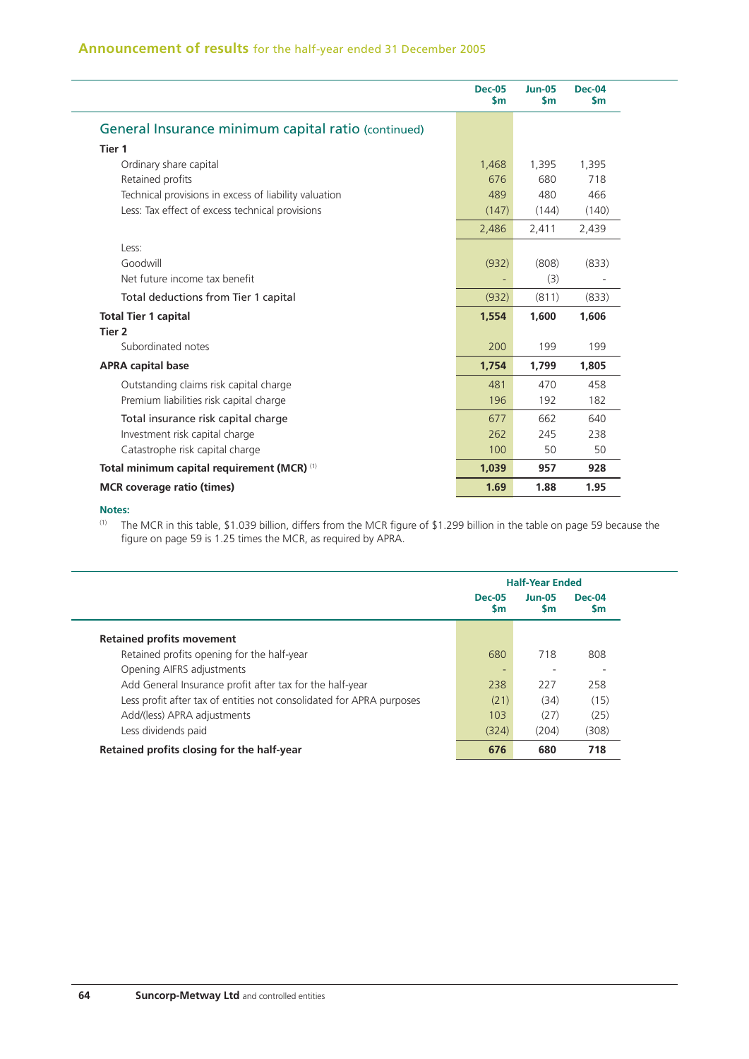| | Dec-05 $m | Jun-05 $m | Dec-04 $m |
|---|---|---|---|
| **General Insurance minimum capital ratio (continued)** | | | |
| **Tier 1** | | | |
| Ordinary share capital | 1,468 | 1,395 | 1,395 |
| Retained profits | 676 | 680 | 718 |
| Technical provisions in excess of liability valuation | 489 | 480 | 466 |
| Less: Tax effect of excess technical provisions | (147) | (144) | (140) |
| | 2,486 | 2,411 | 2,439 |
| Less: | | | |
| Goodwill | (932) | (808) | (833) |
| Net future income tax benefit | - | (3) | - |
| Total deductions from Tier 1 capital | (932) | (811) | (833) |
| **Total Tier 1 capital** | **1,554** | **1,600** | **1,606** |
| **Tier 2** | | | |
| Subordinated notes | 200 | 199 | 199 |
| **APRA capital base** | **1,754** | **1,799** | **1,805** |
| Outstanding claims risk capital charge | 481 | 470 | 458 |
| Premium liabilities risk capital charge | 196 | 192 | 182 |
| Total insurance risk capital charge | 677 | 662 | 640 |
| Investment risk capital charge | 262 | 245 | 238 |
| Catastrophe risk capital charge | 100 | 50 | 50 |
| **Total minimum capital requirement (MCR)** [1] | **1,039** | **957** | **928** |
| **MCR coverage ratio (times)** | **1.69** | **1.88** | **1.95** |

**Notes:**

[1] The MCR in this table, $1.039 billion, differs from the MCR figure of $1.299 billion in the table on page 59 because the figure on page 59 is 1.25 times the MCR, as required by APRA.

| | Half-Year Ended | | |
|---|---|---|---|
| | Dec-05 $m | Jun-05 $m | Dec-04 $m |
| **Retained profits movement** | | | |
| Retained profits opening for the half-year | 680 | 718 | 808 |
| Opening AIFRS adjustments | - | - | - |
| Add General Insurance profit after tax for the half-year | 238 | 227 | 258 |
| Less profit after tax of entities not consolidated for APRA purposes | (21) | (34) | (15) |
| Add/(less) APRA adjustments | 103 | (27) | (25) |
| Less dividends paid | (324) | (204) | (308) |
| **Retained profits closing for the half-year** | **676** | **680** | **718** |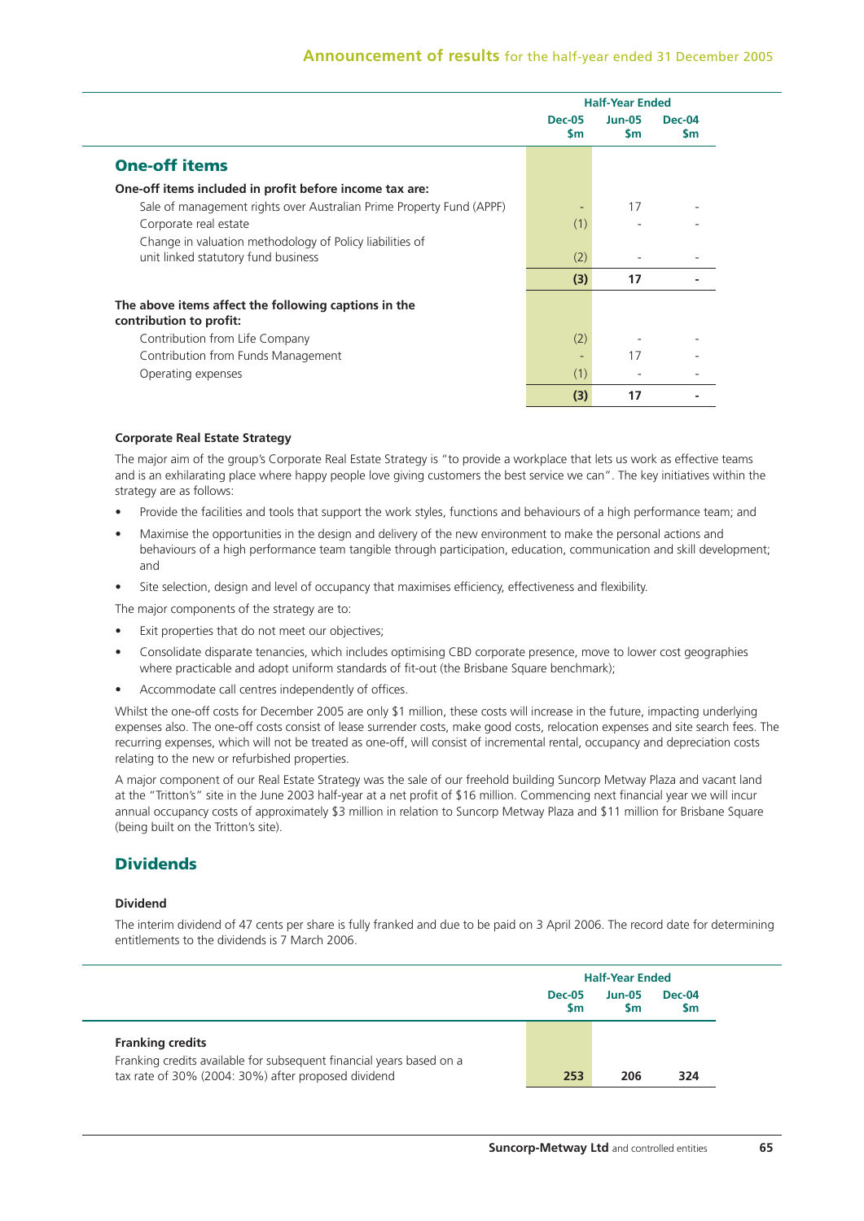| | Half-Year Ended | | |
|---|---|---|---|
| | Dec-05 $m | Jun-05 $m | Dec-04 $m |
| **One-off items** | | | |
| **One-off items included in profit before income tax are:** | | | |
| Sale of management rights over Australian Prime Property Fund (APPF) | - | 17 | - |
| Corporate real estate | (1) | - | - |
| Change in valuation methodology of Policy liabilities of unit linked statutory fund business | (2) | - | - |
| | **(3)** | **17** | **-** |
| **The above items affect the following captions in the contribution to profit:** | | | |
| Contribution from Life Company | (2) | - | - |
| Contribution from Funds Management | - | 17 | - |
| Operating expenses | (1) | - | - |
| | **(3)** | **17** | **-** |

#### Corporate Real Estate Strategy

The major aim of the group's Corporate Real Estate Strategy is "to provide a workplace that lets us work as effective teams and is an exhilarating place where happy people love giving customers the best service we can". The key initiatives within the strategy are as follows:

- Provide the facilities and tools that support the work styles, functions and behaviours of a high performance team; and
- Maximise the opportunities in the design and delivery of the new environment to make the personal actions and behaviours of a high performance team tangible through participation, education, communication and skill development; and
- Site selection, design and level of occupancy that maximises efficiency, effectiveness and flexibility.

The major components of the strategy are to:

- Exit properties that do not meet our objectives;
- Consolidate disparate tenancies, which includes optimising CBD corporate presence, move to lower cost geographies where practicable and adopt uniform standards of fit-out (the Brisbane Square benchmark);
- Accommodate call centres independently of offices.

Whilst the one-off costs for December 2005 are only $1 million, these costs will increase in the future, impacting underlying expenses also. The one-off costs consist of lease surrender costs, make good costs, relocation expenses and site search fees. The recurring expenses, which will not be treated as one-off, will consist of incremental rental, occupancy and depreciation costs relating to the new or refurbished properties.

A major component of our Real Estate Strategy was the sale of our freehold building Suncorp Metway Plaza and vacant land at the "Tritton's" site in the June 2003 half-year at a net profit of $16 million. Commencing next financial year we will incur annual occupancy costs of approximately $3 million in relation to Suncorp Metway Plaza and $11 million for Brisbane Square (being built on the Tritton's site).

## Dividends

#### Dividend

The interim dividend of 47 cents per share is fully franked and due to be paid on 3 April 2006. The record date for determining entitlements to the dividends is 7 March 2006.

| | Half-Year Ended | | |
|---|---|---|---|
| | Dec-05 $m | Jun-05 $m | Dec-04 $m |
| **Franking credits** | | | |
| Franking credits available for subsequent financial years based on a tax rate of 30% (2004: 30%) after proposed dividend | 253 | 206 | 324 |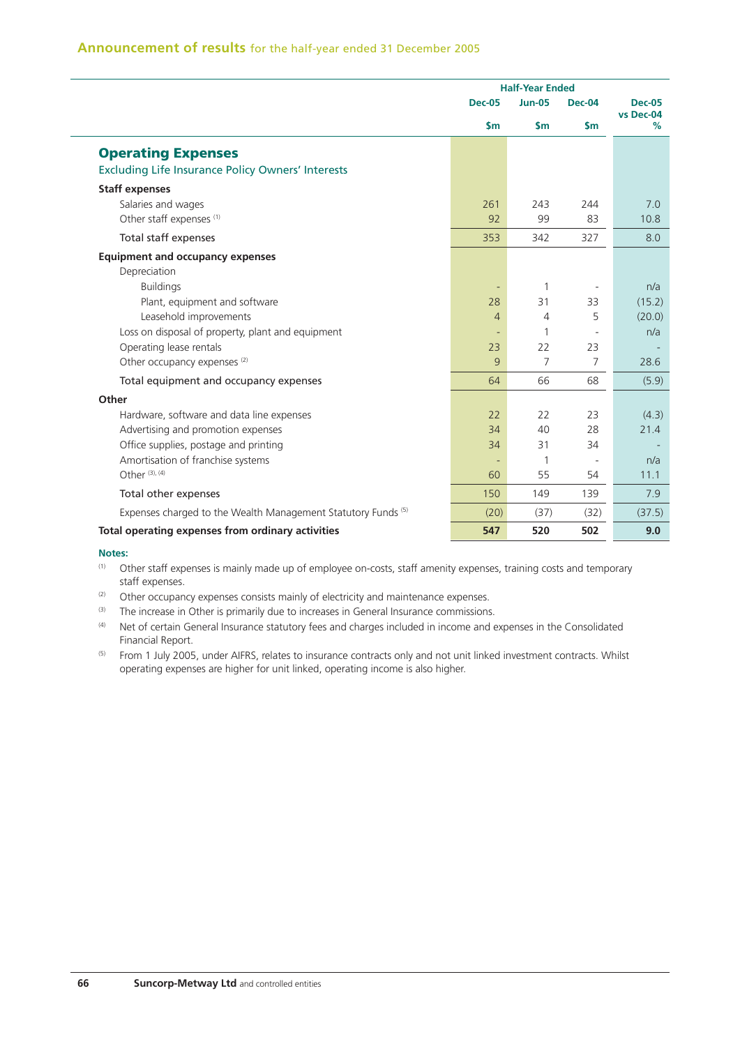## Announcement of results for the half-year ended 31 December 2005

| | Half-Year Ended | | | |
|---|---|---|---|---|
| | Dec-05 | Jun-05 | Dec-04 | Dec-05 vs Dec-04 |
| | $m | $m | $m | % |
| **Operating Expenses** | | | | |
| Excluding Life Insurance Policy Owners' Interests | | | | |
| **Staff expenses** | | | | |
| Salaries and wages | 261 | 243 | 244 | 7.0 |
| Other staff expenses [(1)] | 92 | 99 | 83 | 10.8 |
| Total staff expenses | 353 | 342 | 327 | 8.0 |
| **Equipment and occupancy expenses** | | | | |
| Depreciation | | | | |
| Buildings | - | 1 | - | n/a |
| Plant, equipment and software | 28 | 31 | 33 | (15.2) |
| Leasehold improvements | 4 | 4 | 5 | (20.0) |
| Loss on disposal of property, plant and equipment | - | 1 | - | n/a |
| Operating lease rentals | 23 | 22 | 23 | - |
| Other occupancy expenses [(2)] | 9 | 7 | 7 | 28.6 |
| Total equipment and occupancy expenses | 64 | 66 | 68 | (5.9) |
| **Other** | | | | |
| Hardware, software and data line expenses | 22 | 22 | 23 | (4.3) |
| Advertising and promotion expenses | 34 | 40 | 28 | 21.4 |
| Office supplies, postage and printing | 34 | 31 | 34 | - |
| Amortisation of franchise systems | - | 1 | - | n/a |
| Other [(3), (4)] | 60 | 55 | 54 | 11.1 |
| Total other expenses | 150 | 149 | 139 | 7.9 |
| Expenses charged to the Wealth Management Statutory Funds [(5)] | (20) | (37) | (32) | (37.5) |
| **Total operating expenses from ordinary activities** | **547** | **520** | **502** | **9.0** |

**Notes:**

(1) Other staff expenses is mainly made up of employee on-costs, staff amenity expenses, training costs and temporary staff expenses.

(2) Other occupancy expenses consists mainly of electricity and maintenance expenses.

(3) The increase in Other is primarily due to increases in General Insurance commissions.

(4) Net of certain General Insurance statutory fees and charges included in income and expenses in the Consolidated Financial Report.

(5) From 1 July 2005, under AIFRS, relates to insurance contracts only and not unit linked investment contracts. Whilst operating expenses are higher for unit linked, operating income is also higher.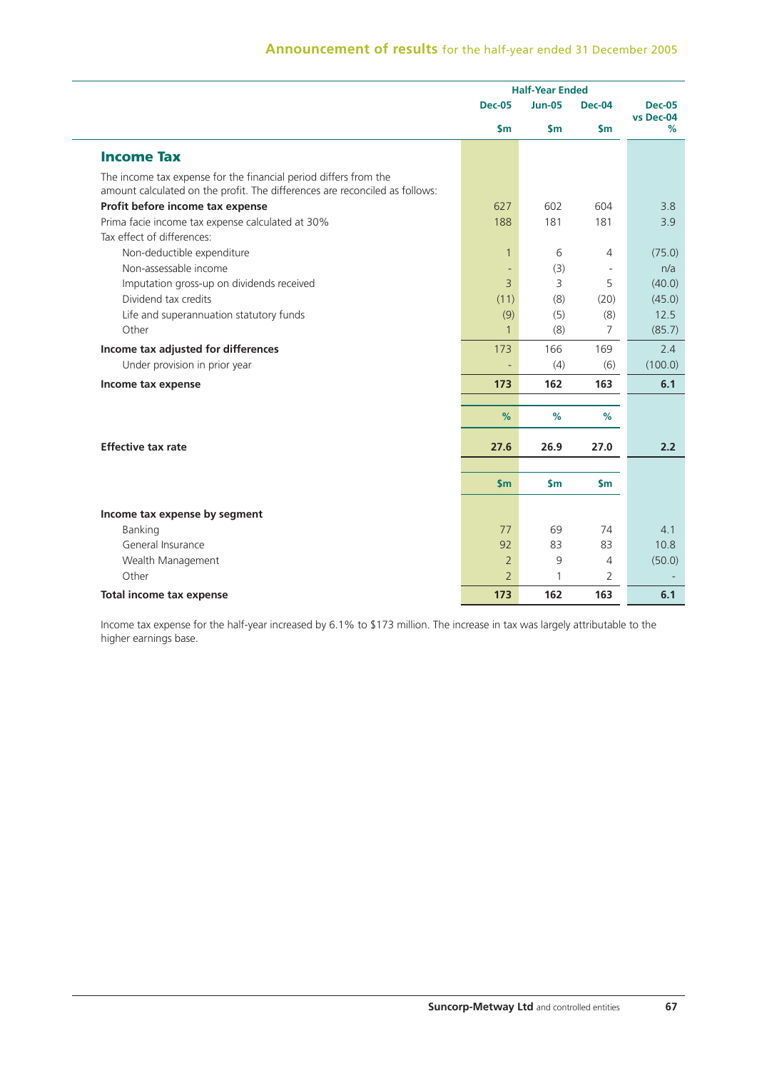|  | Half-Year Ended | | | |
|---|---|---|---|---|
|  | Dec-05 | Jun-05 | Dec-04 | Dec-05 vs Dec-04 |
|  | $m | $m | $m | % |
| **Income Tax** |  |  |  |  |
| The income tax expense for the financial period differs from the amount calculated on the profit. The differences are reconciled as follows: |  |  |  |  |
| **Profit before income tax expense** | 627 | 602 | 604 | 3.8 |
| Prima facie income tax expense calculated at 30% | 188 | 181 | 181 | 3.9 |
| Tax effect of differences: |  |  |  |  |
| Non-deductible expenditure | 1 | 6 | 4 | (75.0) |
| Non-assessable income | - | (3) | - | n/a |
| Imputation gross-up on dividends received | 3 | 3 | 5 | (40.0) |
| Dividend tax credits | (11) | (8) | (20) | (45.0) |
| Life and superannuation statutory funds | (9) | (5) | (8) | 12.5 |
| Other | 1 | (8) | 7 | (85.7) |
| **Income tax adjusted for differences** | 173 | 166 | 169 | 2.4 |
| Under provision in prior year | - | (4) | (6) | (100.0) |
| **Income tax expense** | **173** | **162** | **163** | **6.1** |
|  | % | % | % |  |
| **Effective tax rate** | **27.6** | **26.9** | **27.0** | **2.2** |
|  | $m | $m | $m |  |
| **Income tax expense by segment** |  |  |  |  |
| Banking | 77 | 69 | 74 | 4.1 |
| General Insurance | 92 | 83 | 83 | 10.8 |
| Wealth Management | 2 | 9 | 4 | (50.0) |
| Other | 2 | 1 | 2 | - |
| **Total income tax expense** | **173** | **162** | **163** | **6.1** |

Income tax expense for the half-year increased by 6.1% to $173 million. The increase in tax was largely attributable to the higher earnings base.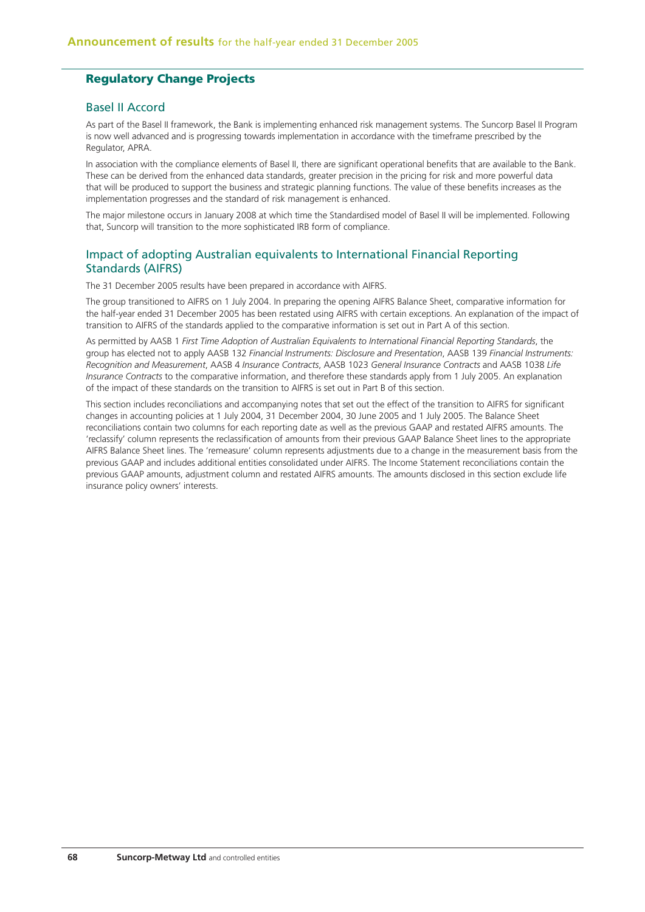## Regulatory Change Projects

### Basel II Accord

As part of the Basel II framework, the Bank is implementing enhanced risk management systems. The Suncorp Basel II Program is now well advanced and is progressing towards implementation in accordance with the timeframe prescribed by the Regulator, APRA.

In association with the compliance elements of Basel II, there are significant operational benefits that are available to the Bank. These can be derived from the enhanced data standards, greater precision in the pricing for risk and more powerful data that will be produced to support the business and strategic planning functions. The value of these benefits increases as the implementation progresses and the standard of risk management is enhanced.

The major milestone occurs in January 2008 at which time the Standardised model of Basel II will be implemented. Following that, Suncorp will transition to the more sophisticated IRB form of compliance.

### Impact of adopting Australian equivalents to International Financial Reporting Standards (AIFRS)

The 31 December 2005 results have been prepared in accordance with AIFRS.

The group transitioned to AIFRS on 1 July 2004. In preparing the opening AIFRS Balance Sheet, comparative information for the half-year ended 31 December 2005 has been restated using AIFRS with certain exceptions. An explanation of the impact of transition to AIFRS of the standards applied to the comparative information is set out in Part A of this section.

As permitted by AASB 1 *First Time Adoption of Australian Equivalents to International Financial Reporting Standards*, the group has elected not to apply AASB 132 *Financial Instruments: Disclosure and Presentation*, AASB 139 *Financial Instruments: Recognition and Measurement*, AASB 4 *Insurance Contracts*, AASB 1023 *General Insurance Contracts* and AASB 1038 *Life Insurance Contracts* to the comparative information, and therefore these standards apply from 1 July 2005. An explanation of the impact of these standards on the transition to AIFRS is set out in Part B of this section.

This section includes reconciliations and accompanying notes that set out the effect of the transition to AIFRS for significant changes in accounting policies at 1 July 2004, 31 December 2004, 30 June 2005 and 1 July 2005. The Balance Sheet reconciliations contain two columns for each reporting date as well as the previous GAAP and restated AIFRS amounts. The 'reclassify' column represents the reclassification of amounts from their previous GAAP Balance Sheet lines to the appropriate AIFRS Balance Sheet lines. The 'remeasure' column represents adjustments due to a change in the measurement basis from the previous GAAP and includes additional entities consolidated under AIFRS. The Income Statement reconciliations contain the previous GAAP amounts, adjustment column and restated AIFRS amounts. The amounts disclosed in this section exclude life insurance policy owners' interests.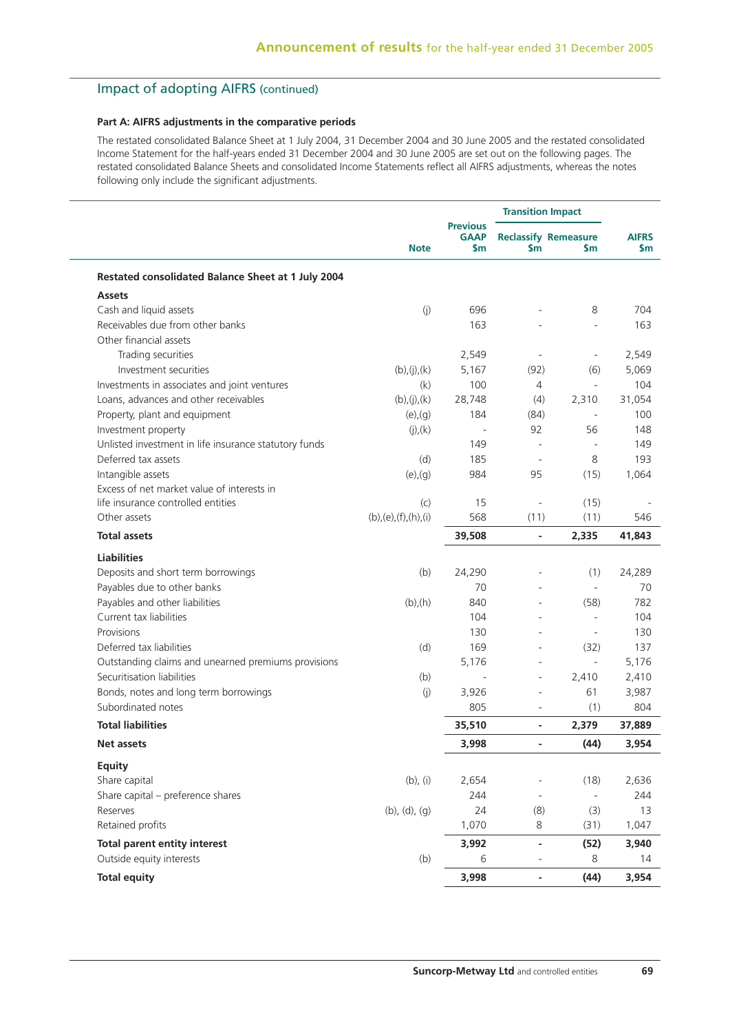## Impact of adopting AIFRS (continued)

### Part A: AIFRS adjustments in the comparative periods

The restated consolidated Balance Sheet at 1 July 2004, 31 December 2004 and 30 June 2005 and the restated consolidated Income Statement for the half-years ended 31 December 2004 and 30 June 2005 are set out on the following pages. The restated consolidated Balance Sheets and consolidated Income Statements reflect all AIFRS adjustments, whereas the notes following only include the significant adjustments.

| | Note | Previous GAAP $m | Transition Impact | | AIFRS $m |
|---|---|---|---|---|---|
| | | | Reclassify $m | Remeasure $m | |
| **Restated consolidated Balance Sheet at 1 July 2004** | | | | | |
| **Assets** | | | | | |
| Cash and liquid assets | (j) | 696 | - | 8 | 704 |
| Receivables due from other banks | | 163 | - | - | 163 |
| Other financial assets | | | | | |
| Trading securities | | 2,549 | - | - | 2,549 |
| Investment securities | (b),(j),(k) | 5,167 | (92) | (6) | 5,069 |
| Investments in associates and joint ventures | (k) | 100 | 4 | - | 104 |
| Loans, advances and other receivables | (b),(j),(k) | 28,748 | (4) | 2,310 | 31,054 |
| Property, plant and equipment | (e),(g) | 184 | (84) | - | 100 |
| Investment property | (j),(k) | - | 92 | 56 | 148 |
| Unlisted investment in life insurance statutory funds | | 149 | - | - | 149 |
| Deferred tax assets | (d) | 185 | - | 8 | 193 |
| Intangible assets | (e),(g) | 984 | 95 | (15) | 1,064 |
| Excess of net market value of interests in life insurance controlled entities | (c) | 15 | - | (15) | - |
| Other assets | (b),(e),(f),(h),(i) | 568 | (11) | (11) | 546 |
| **Total assets** | | **39,508** | **-** | **2,335** | **41,843** |
| **Liabilities** | | | | | |
| Deposits and short term borrowings | (b) | 24,290 | - | (1) | 24,289 |
| Payables due to other banks | | 70 | - | - | 70 |
| Payables and other liabilities | (b),(h) | 840 | - | (58) | 782 |
| Current tax liabilities | | 104 | - | - | 104 |
| Provisions | | 130 | - | - | 130 |
| Deferred tax liabilities | (d) | 169 | - | (32) | 137 |
| Outstanding claims and unearned premiums provisions | | 5,176 | - | - | 5,176 |
| Securitisation liabilities | (b) | - | - | 2,410 | 2,410 |
| Bonds, notes and long term borrowings | (j) | 3,926 | - | 61 | 3,987 |
| Subordinated notes | | 805 | - | (1) | 804 |
| **Total liabilities** | | **35,510** | **-** | **2,379** | **37,889** |
| **Net assets** | | **3,998** | **-** | **(44)** | **3,954** |
| **Equity** | | | | | |
| Share capital | (b), (i) | 2,654 | - | (18) | 2,636 |
| Share capital – preference shares | | 244 | - | - | 244 |
| Reserves | (b), (d), (g) | 24 | (8) | (3) | 13 |
| Retained profits | | 1,070 | 8 | (31) | 1,047 |
| **Total parent entity interest** | | **3,992** | **-** | **(52)** | **3,940** |
| Outside equity interests | (b) | 6 | - | 8 | 14 |
| **Total equity** | | **3,998** | **-** | **(44)** | **3,954** |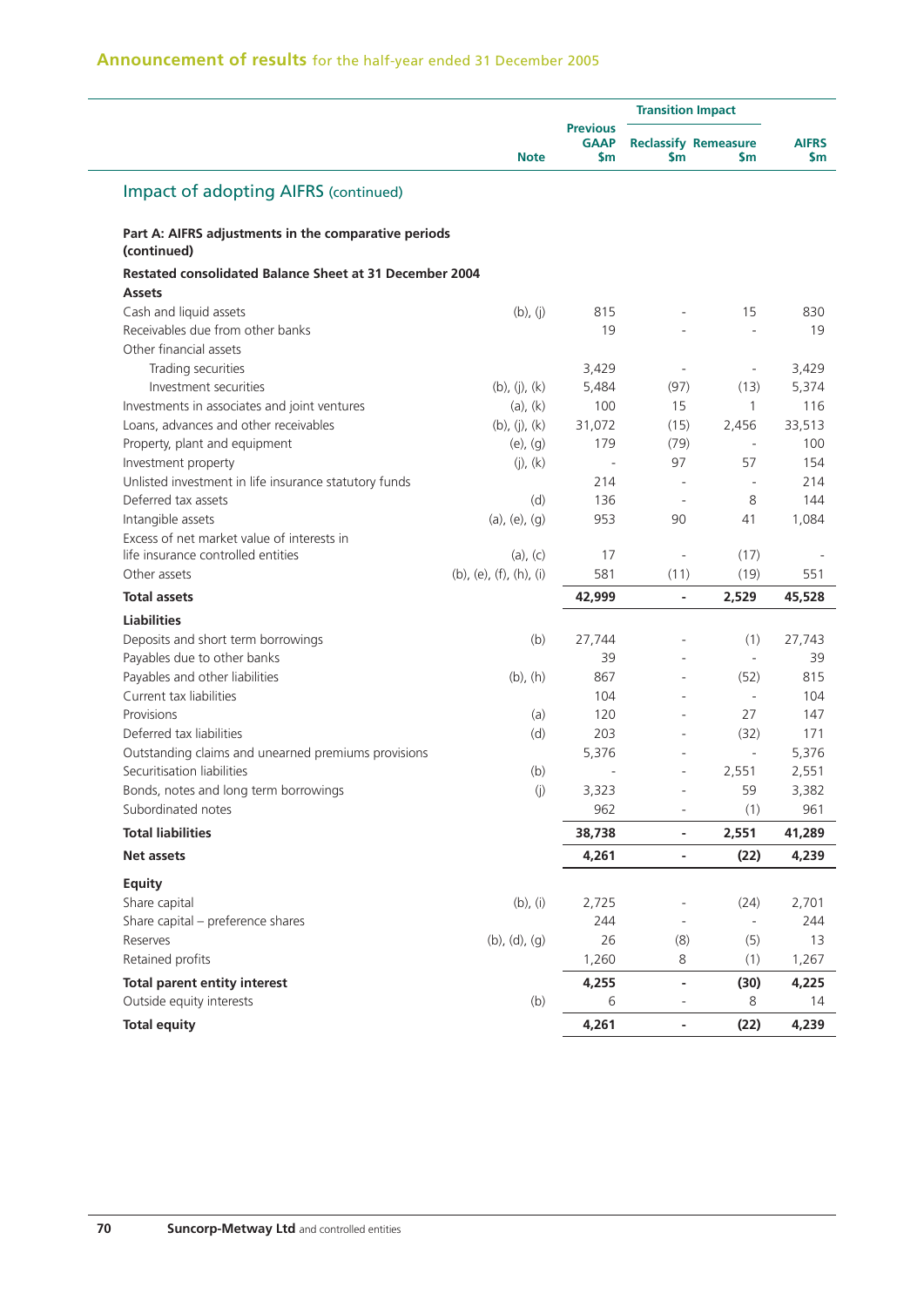## Announcement of results for the half-year ended 31 December 2005

### Impact of adopting AIFRS (continued)

**Part A: AIFRS adjustments in the comparative periods (continued)**

**Restated consolidated Balance Sheet at 31 December 2004**

| | Note | Previous GAAP $m | Transition Impact | | AIFRS $m |
|---|---|---|---|---|---|
| | | | Reclassify $m | Remeasure $m | |
| **Assets** | | | | | |
| Cash and liquid assets | (b), (j) | 815 | - | 15 | 830 |
| Receivables due from other banks | | 19 | - | - | 19 |
| Other financial assets | | | | | |
| Trading securities | | 3,429 | - | - | 3,429 |
| Investment securities | (b), (j), (k) | 5,484 | (97) | (13) | 5,374 |
| Investments in associates and joint ventures | (a), (k) | 100 | 15 | 1 | 116 |
| Loans, advances and other receivables | (b), (j), (k) | 31,072 | (15) | 2,456 | 33,513 |
| Property, plant and equipment | (e), (g) | 179 | (79) | - | 100 |
| Investment property | (j), (k) | - | 97 | 57 | 154 |
| Unlisted investment in life insurance statutory funds | | 214 | - | - | 214 |
| Deferred tax assets | (d) | 136 | - | 8 | 144 |
| Intangible assets | (a), (e), (g) | 953 | 90 | 41 | 1,084 |
| Excess of net market value of interests in life insurance controlled entities | (a), (c) | 17 | - | (17) | - |
| Other assets | (b), (e), (f), (h), (i) | 581 | (11) | (19) | 551 |
| **Total assets** | | **42,999** | **-** | **2,529** | **45,528** |
| **Liabilities** | | | | | |
| Deposits and short term borrowings | (b) | 27,744 | - | (1) | 27,743 |
| Payables due to other banks | | 39 | - | - | 39 |
| Payables and other liabilities | (b), (h) | 867 | - | (52) | 815 |
| Current tax liabilities | | 104 | - | - | 104 |
| Provisions | (a) | 120 | - | 27 | 147 |
| Deferred tax liabilities | (d) | 203 | - | (32) | 171 |
| Outstanding claims and unearned premiums provisions | | 5,376 | - | - | 5,376 |
| Securitisation liabilities | (b) | - | - | 2,551 | 2,551 |
| Bonds, notes and long term borrowings | (j) | 3,323 | - | 59 | 3,382 |
| Subordinated notes | | 962 | - | (1) | 961 |
| **Total liabilities** | | **38,738** | **-** | **2,551** | **41,289** |
| **Net assets** | | **4,261** | **-** | **(22)** | **4,239** |
| **Equity** | | | | | |
| Share capital | (b), (i) | 2,725 | - | (24) | 2,701 |
| Share capital – preference shares | | 244 | - | - | 244 |
| Reserves | (b), (d), (g) | 26 | (8) | (5) | 13 |
| Retained profits | | 1,260 | 8 | (1) | 1,267 |
| **Total parent entity interest** | | **4,255** | **-** | **(30)** | **4,225** |
| Outside equity interests | (b) | 6 | - | 8 | 14 |
| **Total equity** | | **4,261** | **-** | **(22)** | **4,239** |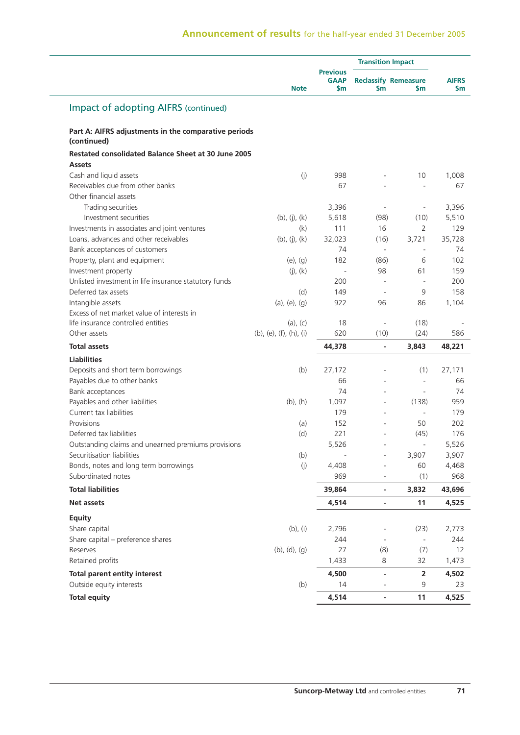## Impact of adopting AIFRS (continued)

### Part A: AIFRS adjustments in the comparative periods (continued)

**Restated consolidated Balance Sheet at 30 June 2005**

| | Note | Previous GAAP $m | Transition Impact Reclassify $m | Transition Impact Remeasure $m | AIFRS $m |
|---|---|---|---|---|---|
| **Assets** | | | | | |
| Cash and liquid assets | (j) | 998 | - | 10 | 1,008 |
| Receivables due from other banks | | 67 | - | - | 67 |
| Other financial assets | | | | | |
| Trading securities | | 3,396 | - | - | 3,396 |
| Investment securities | (b), (j), (k) | 5,618 | (98) | (10) | 5,510 |
| Investments in associates and joint ventures | (k) | 111 | 16 | 2 | 129 |
| Loans, advances and other receivables | (b), (j), (k) | 32,023 | (16) | 3,721 | 35,728 |
| Bank acceptances of customers | | 74 | - | - | 74 |
| Property, plant and equipment | (e), (g) | 182 | (86) | 6 | 102 |
| Investment property | (j), (k) | - | 98 | 61 | 159 |
| Unlisted investment in life insurance statutory funds | | 200 | - | - | 200 |
| Deferred tax assets | (d) | 149 | - | 9 | 158 |
| Intangible assets | (a), (e), (g) | 922 | 96 | 86 | 1,104 |
| Excess of net market value of interests in life insurance controlled entities | (a), (c) | 18 | - | (18) | - |
| Other assets | (b), (e), (f), (h), (i) | 620 | (10) | (24) | 586 |
| **Total assets** | | **44,378** | **-** | **3,843** | **48,221** |
| **Liabilities** | | | | | |
| Deposits and short term borrowings | (b) | 27,172 | - | (1) | 27,171 |
| Payables due to other banks | | 66 | - | - | 66 |
| Bank acceptances | | 74 | - | - | 74 |
| Payables and other liabilities | (b), (h) | 1,097 | - | (138) | 959 |
| Current tax liabilities | | 179 | - | - | 179 |
| Provisions | (a) | 152 | - | 50 | 202 |
| Deferred tax liabilities | (d) | 221 | - | (45) | 176 |
| Outstanding claims and unearned premiums provisions | | 5,526 | - | - | 5,526 |
| Securitisation liabilities | (b) | - | - | 3,907 | 3,907 |
| Bonds, notes and long term borrowings | (j) | 4,408 | - | 60 | 4,468 |
| Subordinated notes | | 969 | - | (1) | 968 |
| **Total liabilities** | | **39,864** | **-** | **3,832** | **43,696** |
| **Net assets** | | **4,514** | **-** | **11** | **4,525** |
| **Equity** | | | | | |
| Share capital | (b), (i) | 2,796 | - | (23) | 2,773 |
| Share capital – preference shares | | 244 | - | - | 244 |
| Reserves | (b), (d), (g) | 27 | (8) | (7) | 12 |
| Retained profits | | 1,433 | 8 | 32 | 1,473 |
| **Total parent entity interest** | | **4,500** | **-** | **2** | **4,502** |
| Outside equity interests | (b) | 14 | - | 9 | 23 |
| **Total equity** | | **4,514** | **-** | **11** | **4,525** |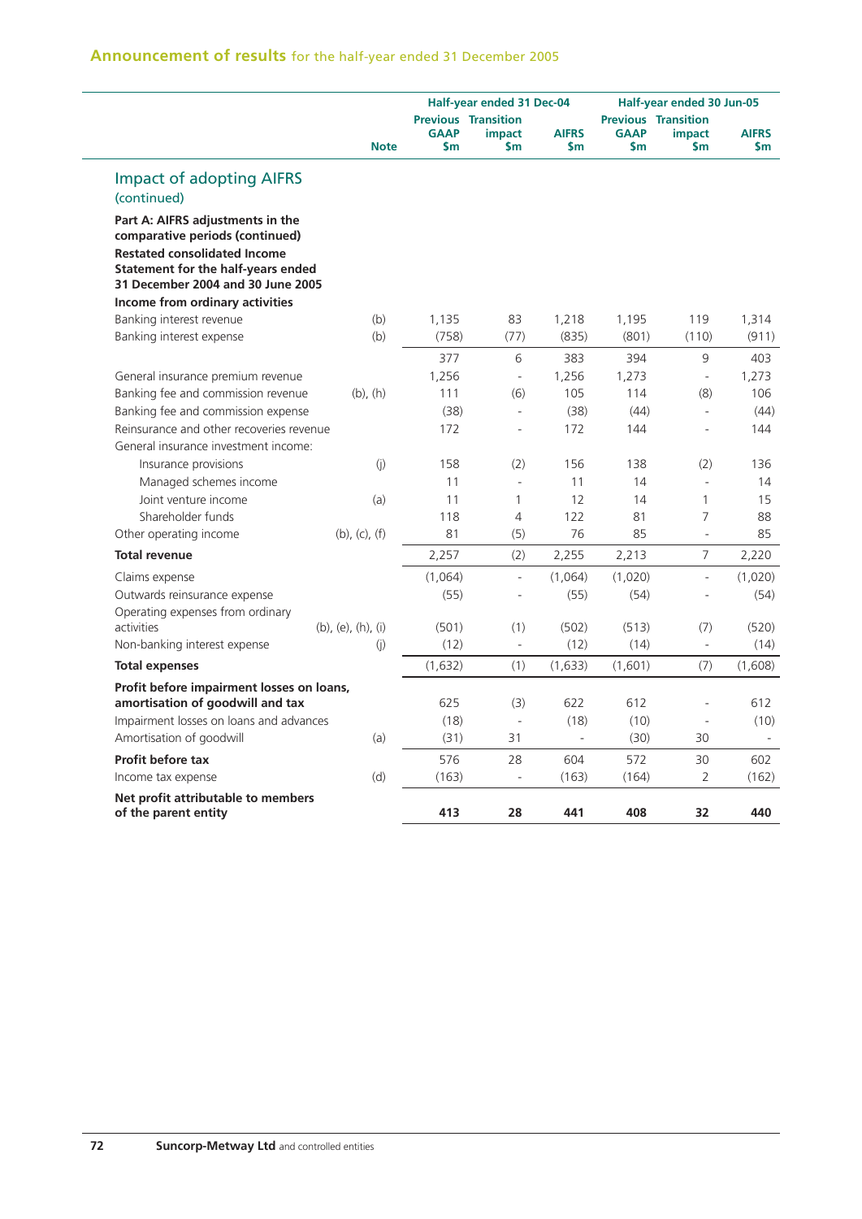## Impact of adopting AIFRS (continued)

**Part A: AIFRS adjustments in the comparative periods (continued)**

**Restated consolidated Income Statement for the half-years ended 31 December 2004 and 30 June 2005**

| | Note | Half-year ended 31 Dec-04 Previous GAAP $m | Transition impact $m | AIFRS $m | Half-year ended 30 Jun-05 Previous GAAP $m | Transition impact $m | AIFRS $m |
|---|---|---|---|---|---|---|---|
| **Income from ordinary activities** | | | | | | | |
| Banking interest revenue | (b) | 1,135 | 83 | 1,218 | 1,195 | 119 | 1,314 |
| Banking interest expense | (b) | (758) | (77) | (835) | (801) | (110) | (911) |
| | | 377 | 6 | 383 | 394 | 9 | 403 |
| General insurance premium revenue | | 1,256 | - | 1,256 | 1,273 | - | 1,273 |
| Banking fee and commission revenue | (b), (h) | 111 | (6) | 105 | 114 | (8) | 106 |
| Banking fee and commission expense | | (38) | - | (38) | (44) | - | (44) |
| Reinsurance and other recoveries revenue | | 172 | - | 172 | 144 | - | 144 |
| General insurance investment income: | | | | | | | |
| Insurance provisions | (j) | 158 | (2) | 156 | 138 | (2) | 136 |
| Managed schemes income | | 11 | - | 11 | 14 | - | 14 |
| Joint venture income | (a) | 11 | 1 | 12 | 14 | 1 | 15 |
| Shareholder funds | | 118 | 4 | 122 | 81 | 7 | 88 |
| Other operating income | (b), (c), (f) | 81 | (5) | 76 | 85 | - | 85 |
| **Total revenue** | | 2,257 | (2) | 2,255 | 2,213 | 7 | 2,220 |
| Claims expense | | (1,064) | - | (1,064) | (1,020) | - | (1,020) |
| Outwards reinsurance expense | | (55) | - | (55) | (54) | - | (54) |
| Operating expenses from ordinary activities | (b), (e), (h), (i) | (501) | (1) | (502) | (513) | (7) | (520) |
| Non-banking interest expense | (j) | (12) | - | (12) | (14) | - | (14) |
| **Total expenses** | | (1,632) | (1) | (1,633) | (1,601) | (7) | (1,608) |
| **Profit before impairment losses on loans, amortisation of goodwill and tax** | | 625 | (3) | 622 | 612 | - | 612 |
| Impairment losses on loans and advances | | (18) | - | (18) | (10) | - | (10) |
| Amortisation of goodwill | (a) | (31) | 31 | - | (30) | 30 | - |
| **Profit before tax** | | 576 | 28 | 604 | 572 | 30 | 602 |
| Income tax expense | (d) | (163) | - | (163) | (164) | 2 | (162) |
| **Net profit attributable to members of the parent entity** | | **413** | **28** | **441** | **408** | **32** | **440** |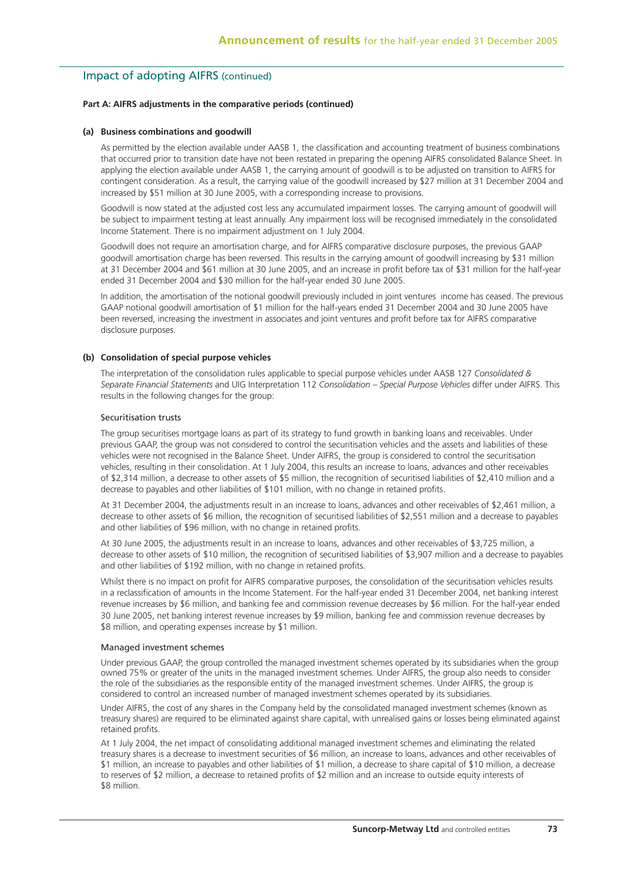## Impact of adopting AIFRS (continued)

**Part A: AIFRS adjustments in the comparative periods (continued)**

**(a) Business combinations and goodwill**

As permitted by the election available under AASB 1, the classification and accounting treatment of business combinations that occurred prior to transition date have not been restated in preparing the opening AIFRS consolidated Balance Sheet. In applying the election available under AASB 1, the carrying amount of goodwill is to be adjusted on transition to AIFRS for contingent consideration. As a result, the carrying value of the goodwill increased by $27 million at 31 December 2004 and increased by $51 million at 30 June 2005, with a corresponding increase to provisions.

Goodwill is now stated at the adjusted cost less any accumulated impairment losses. The carrying amount of goodwill will be subject to impairment testing at least annually. Any impairment loss will be recognised immediately in the consolidated Income Statement. There is no impairment adjustment on 1 July 2004.

Goodwill does not require an amortisation charge, and for AIFRS comparative disclosure purposes, the previous GAAP goodwill amortisation charge has been reversed. This results in the carrying amount of goodwill increasing by $31 million at 31 December 2004 and $61 million at 30 June 2005, and an increase in profit before tax of $31 million for the half-year ended 31 December 2004 and $30 million for the half-year ended 30 June 2005.

In addition, the amortisation of the notional goodwill previously included in joint ventures income has ceased. The previous GAAP notional goodwill amortisation of $1 million for the half-years ended 31 December 2004 and 30 June 2005 have been reversed, increasing the investment in associates and joint ventures and profit before tax for AIFRS comparative disclosure purposes.

**(b) Consolidation of special purpose vehicles**

The interpretation of the consolidation rules applicable to special purpose vehicles under AASB 127 *Consolidated & Separate Financial Statements* and UIG Interpretation 112 *Consolidation – Special Purpose Vehicles* differ under AIFRS. This results in the following changes for the group:

Securitisation trusts

The group securitises mortgage loans as part of its strategy to fund growth in banking loans and receivables. Under previous GAAP, the group was not considered to control the securitisation vehicles and the assets and liabilities of these vehicles were not recognised in the Balance Sheet. Under AIFRS, the group is considered to control the securitisation vehicles, resulting in their consolidation. At 1 July 2004, this results an increase to loans, advances and other receivables of $2,314 million, a decrease to other assets of $5 million, the recognition of securitised liabilities of $2,410 million and a decrease to payables and other liabilities of $101 million, with no change in retained profits.

At 31 December 2004, the adjustments result in an increase to loans, advances and other receivables of $2,461 million, a decrease to other assets of $6 million, the recognition of securitised liabilities of $2,551 million and a decrease to payables and other liabilities of $96 million, with no change in retained profits.

At 30 June 2005, the adjustments result in an increase to loans, advances and other receivables of $3,725 million, a decrease to other assets of $10 million, the recognition of securitised liabilities of $3,907 million and a decrease to payables and other liabilities of $192 million, with no change in retained profits.

Whilst there is no impact on profit for AIFRS comparative purposes, the consolidation of the securitisation vehicles results in a reclassification of amounts in the Income Statement. For the half-year ended 31 December 2004, net banking interest revenue increases by $6 million, and banking fee and commission revenue decreases by $6 million. For the half-year ended 30 June 2005, net banking interest revenue increases by $9 million, banking fee and commission revenue decreases by $8 million, and operating expenses increase by $1 million.

Managed investment schemes

Under previous GAAP, the group controlled the managed investment schemes operated by its subsidiaries when the group owned 75% or greater of the units in the managed investment schemes. Under AIFRS, the group also needs to consider the role of the subsidiaries as the responsible entity of the managed investment schemes. Under AIFRS, the group is considered to control an increased number of managed investment schemes operated by its subsidiaries.

Under AIFRS, the cost of any shares in the Company held by the consolidated managed investment schemes (known as treasury shares) are required to be eliminated against share capital, with unrealised gains or losses being eliminated against retained profits.

At 1 July 2004, the net impact of consolidating additional managed investment schemes and eliminating the related treasury shares is a decrease to investment securities of $6 million, an increase to loans, advances and other receivables of $1 million, an increase to payables and other liabilities of $1 million, a decrease to share capital of $10 million, a decrease to reserves of $2 million, a decrease to retained profits of $2 million and an increase to outside equity interests of $8 million.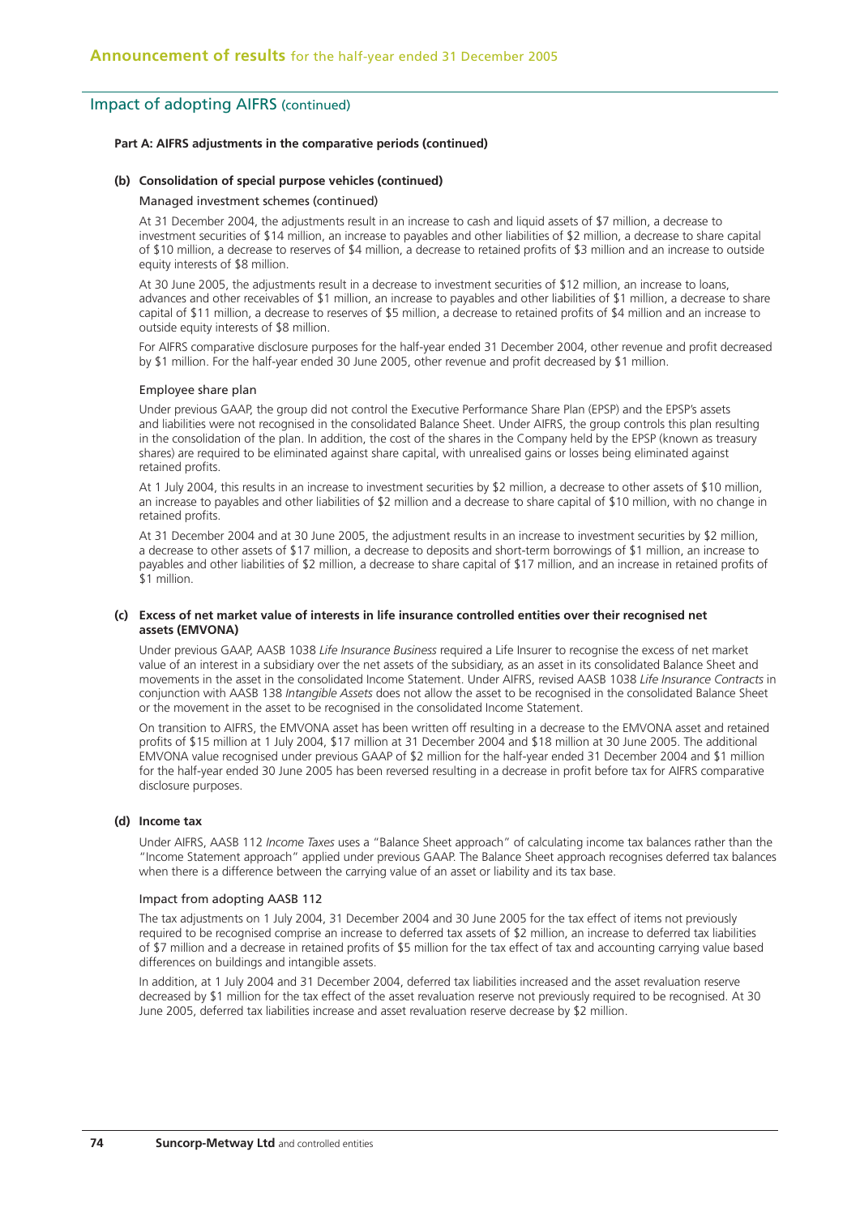## Impact of adopting AIFRS (continued)

**Part A: AIFRS adjustments in the comparative periods (continued)**

**(b) Consolidation of special purpose vehicles (continued)**

Managed investment schemes (continued)

At 31 December 2004, the adjustments result in an increase to cash and liquid assets of $7 million, a decrease to investment securities of $14 million, an increase to payables and other liabilities of $2 million, a decrease to share capital of $10 million, a decrease to reserves of $4 million, a decrease to retained profits of $3 million and an increase to outside equity interests of $8 million.

At 30 June 2005, the adjustments result in a decrease to investment securities of $12 million, an increase to loans, advances and other receivables of $1 million, an increase to payables and other liabilities of $1 million, a decrease to share capital of $11 million, a decrease to reserves of $5 million, a decrease to retained profits of $4 million and an increase to outside equity interests of $8 million.

For AIFRS comparative disclosure purposes for the half-year ended 31 December 2004, other revenue and profit decreased by $1 million. For the half-year ended 30 June 2005, other revenue and profit decreased by $1 million.

Employee share plan

Under previous GAAP, the group did not control the Executive Performance Share Plan (EPSP) and the EPSP's assets and liabilities were not recognised in the consolidated Balance Sheet. Under AIFRS, the group controls this plan resulting in the consolidation of the plan. In addition, the cost of the shares in the Company held by the EPSP (known as treasury shares) are required to be eliminated against share capital, with unrealised gains or losses being eliminated against retained profits.

At 1 July 2004, this results in an increase to investment securities by $2 million, a decrease to other assets of $10 million, an increase to payables and other liabilities of $2 million and a decrease to share capital of $10 million, with no change in retained profits.

At 31 December 2004 and at 30 June 2005, the adjustment results in an increase to investment securities by $2 million, a decrease to other assets of $17 million, a decrease to deposits and short-term borrowings of $1 million, an increase to payables and other liabilities of $2 million, a decrease to share capital of $17 million, and an increase in retained profits of $1 million.

**(c) Excess of net market value of interests in life insurance controlled entities over their recognised net assets (EMVONA)**

Under previous GAAP, AASB 1038 *Life Insurance Business* required a Life Insurer to recognise the excess of net market value of an interest in a subsidiary over the net assets of the subsidiary, as an asset in its consolidated Balance Sheet and movements in the asset in the consolidated Income Statement. Under AIFRS, revised AASB 1038 *Life Insurance Contracts* in conjunction with AASB 138 *Intangible Assets* does not allow the asset to be recognised in the consolidated Balance Sheet or the movement in the asset to be recognised in the consolidated Income Statement.

On transition to AIFRS, the EMVONA asset has been written off resulting in a decrease to the EMVONA asset and retained profits of $15 million at 1 July 2004, $17 million at 31 December 2004 and $18 million at 30 June 2005. The additional EMVONA value recognised under previous GAAP of $2 million for the half-year ended 31 December 2004 and $1 million for the half-year ended 30 June 2005 has been reversed resulting in a decrease in profit before tax for AIFRS comparative disclosure purposes.

**(d) Income tax**

Under AIFRS, AASB 112 *Income Taxes* uses a "Balance Sheet approach" of calculating income tax balances rather than the "Income Statement approach" applied under previous GAAP. The Balance Sheet approach recognises deferred tax balances when there is a difference between the carrying value of an asset or liability and its tax base.

Impact from adopting AASB 112

The tax adjustments on 1 July 2004, 31 December 2004 and 30 June 2005 for the tax effect of items not previously required to be recognised comprise an increase to deferred tax assets of $2 million, an increase to deferred tax liabilities of $7 million and a decrease in retained profits of $5 million for the tax effect of tax and accounting carrying value based differences on buildings and intangible assets.

In addition, at 1 July 2004 and 31 December 2004, deferred tax liabilities increased and the asset revaluation reserve decreased by $1 million for the tax effect of the asset revaluation reserve not previously required to be recognised. At 30 June 2005, deferred tax liabilities increase and asset revaluation reserve decrease by $2 million.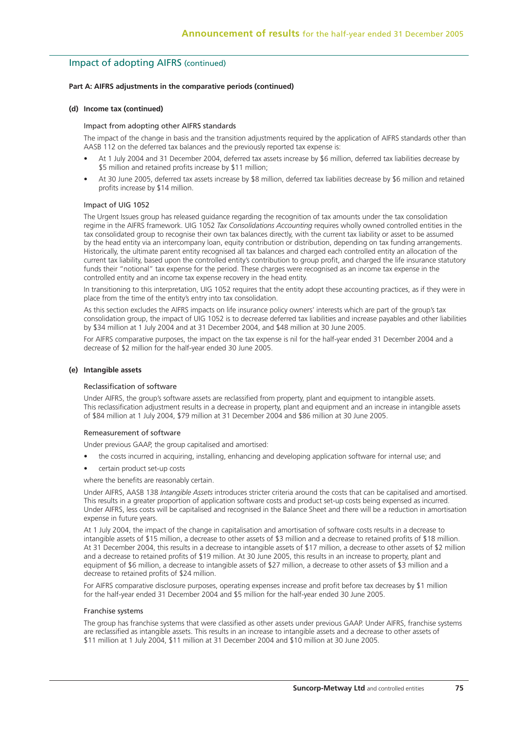## Impact of adopting AIFRS (continued)

**Part A: AIFRS adjustments in the comparative periods (continued)**

**(d) Income tax (continued)**

Impact from adopting other AIFRS standards

The impact of the change in basis and the transition adjustments required by the application of AIFRS standards other than AASB 112 on the deferred tax balances and the previously reported tax expense is:

- At 1 July 2004 and 31 December 2004, deferred tax assets increase by $6 million, deferred tax liabilities decrease by $5 million and retained profits increase by $11 million;
- At 30 June 2005, deferred tax assets increase by $8 million, deferred tax liabilities decrease by $6 million and retained profits increase by $14 million.

Impact of UIG 1052

The Urgent Issues group has released guidance regarding the recognition of tax amounts under the tax consolidation regime in the AIFRS framework. UIG 1052 *Tax Consolidations Accounting* requires wholly owned controlled entities in the tax consolidated group to recognise their own tax balances directly, with the current tax liability or asset to be assumed by the head entity via an intercompany loan, equity contribution or distribution, depending on tax funding arrangements. Historically, the ultimate parent entity recognised all tax balances and charged each controlled entity an allocation of the current tax liability, based upon the controlled entity's contribution to group profit, and charged the life insurance statutory funds their "notional" tax expense for the period. These charges were recognised as an income tax expense in the controlled entity and an income tax expense recovery in the head entity.

In transitioning to this interpretation, UIG 1052 requires that the entity adopt these accounting practices, as if they were in place from the time of the entity's entry into tax consolidation.

As this section excludes the AIFRS impacts on life insurance policy owners' interests which are part of the group's tax consolidation group, the impact of UIG 1052 is to decrease deferred tax liabilities and increase payables and other liabilities by $34 million at 1 July 2004 and at 31 December 2004, and $48 million at 30 June 2005.

For AIFRS comparative purposes, the impact on the tax expense is nil for the half-year ended 31 December 2004 and a decrease of $2 million for the half-year ended 30 June 2005.

**(e) Intangible assets**

Reclassification of software

Under AIFRS, the group's software assets are reclassified from property, plant and equipment to intangible assets. This reclassification adjustment results in a decrease in property, plant and equipment and an increase in intangible assets of $84 million at 1 July 2004, $79 million at 31 December 2004 and $86 million at 30 June 2005.

Remeasurement of software

Under previous GAAP, the group capitalised and amortised:

- the costs incurred in acquiring, installing, enhancing and developing application software for internal use; and
- certain product set-up costs

where the benefits are reasonably certain.

Under AIFRS, AASB 138 *Intangible Assets* introduces stricter criteria around the costs that can be capitalised and amortised. This results in a greater proportion of application software costs and product set-up costs being expensed as incurred. Under AIFRS, less costs will be capitalised and recognised in the Balance Sheet and there will be a reduction in amortisation expense in future years.

At 1 July 2004, the impact of the change in capitalisation and amortisation of software costs results in a decrease to intangible assets of $15 million, a decrease to other assets of $3 million and a decrease to retained profits of $18 million. At 31 December 2004, this results in a decrease to intangible assets of $17 million, a decrease to other assets of $2 million and a decrease to retained profits of $19 million. At 30 June 2005, this results in an increase to property, plant and equipment of $6 million, a decrease to intangible assets of $27 million, a decrease to other assets of $3 million and a decrease to retained profits of $24 million.

For AIFRS comparative disclosure purposes, operating expenses increase and profit before tax decreases by $1 million for the half-year ended 31 December 2004 and $5 million for the half-year ended 30 June 2005.

Franchise systems

The group has franchise systems that were classified as other assets under previous GAAP. Under AIFRS, franchise systems are reclassified as intangible assets. This results in an increase to intangible assets and a decrease to other assets of $11 million at 1 July 2004, $11 million at 31 December 2004 and $10 million at 30 June 2005.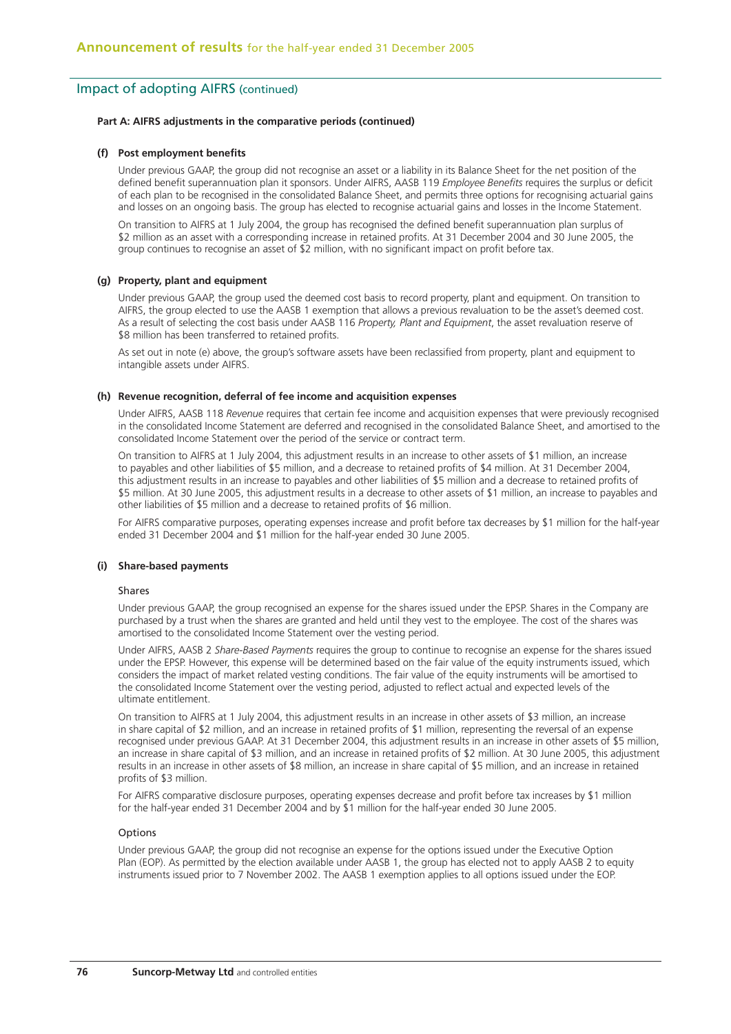## Impact of adopting AIFRS (continued)

**Part A: AIFRS adjustments in the comparative periods (continued)**

**(f) Post employment benefits**

Under previous GAAP, the group did not recognise an asset or a liability in its Balance Sheet for the net position of the defined benefit superannuation plan it sponsors. Under AIFRS, AASB 119 *Employee Benefits* requires the surplus or deficit of each plan to be recognised in the consolidated Balance Sheet, and permits three options for recognising actuarial gains and losses on an ongoing basis. The group has elected to recognise actuarial gains and losses in the Income Statement.

On transition to AIFRS at 1 July 2004, the group has recognised the defined benefit superannuation plan surplus of $2 million as an asset with a corresponding increase in retained profits. At 31 December 2004 and 30 June 2005, the group continues to recognise an asset of $2 million, with no significant impact on profit before tax.

**(g) Property, plant and equipment**

Under previous GAAP, the group used the deemed cost basis to record property, plant and equipment. On transition to AIFRS, the group elected to use the AASB 1 exemption that allows a previous revaluation to be the asset's deemed cost. As a result of selecting the cost basis under AASB 116 *Property, Plant and Equipment*, the asset revaluation reserve of $8 million has been transferred to retained profits.

As set out in note (e) above, the group's software assets have been reclassified from property, plant and equipment to intangible assets under AIFRS.

**(h) Revenue recognition, deferral of fee income and acquisition expenses**

Under AIFRS, AASB 118 *Revenue* requires that certain fee income and acquisition expenses that were previously recognised in the consolidated Income Statement are deferred and recognised in the consolidated Balance Sheet, and amortised to the consolidated Income Statement over the period of the service or contract term.

On transition to AIFRS at 1 July 2004, this adjustment results in an increase to other assets of $1 million, an increase to payables and other liabilities of $5 million, and a decrease to retained profits of $4 million. At 31 December 2004, this adjustment results in an increase to payables and other liabilities of $5 million and a decrease to retained profits of $5 million. At 30 June 2005, this adjustment results in a decrease to other assets of $1 million, an increase to payables and other liabilities of $5 million and a decrease to retained profits of $6 million.

For AIFRS comparative purposes, operating expenses increase and profit before tax decreases by $1 million for the half-year ended 31 December 2004 and $1 million for the half-year ended 30 June 2005.

**(i) Share-based payments**

Shares

Under previous GAAP, the group recognised an expense for the shares issued under the EPSP. Shares in the Company are purchased by a trust when the shares are granted and held until they vest to the employee. The cost of the shares was amortised to the consolidated Income Statement over the vesting period.

Under AIFRS, AASB 2 *Share-Based Payments* requires the group to continue to recognise an expense for the shares issued under the EPSP. However, this expense will be determined based on the fair value of the equity instruments issued, which considers the impact of market related vesting conditions. The fair value of the equity instruments will be amortised to the consolidated Income Statement over the vesting period, adjusted to reflect actual and expected levels of the ultimate entitlement.

On transition to AIFRS at 1 July 2004, this adjustment results in an increase in other assets of $3 million, an increase in share capital of $2 million, and an increase in retained profits of $1 million, representing the reversal of an expense recognised under previous GAAP. At 31 December 2004, this adjustment results in an increase in other assets of $5 million, an increase in share capital of $3 million, and an increase in retained profits of $2 million. At 30 June 2005, this adjustment results in an increase in other assets of $8 million, an increase in share capital of $5 million, and an increase in retained profits of $3 million.

For AIFRS comparative disclosure purposes, operating expenses decrease and profit before tax increases by $1 million for the half-year ended 31 December 2004 and by $1 million for the half-year ended 30 June 2005.

Options

Under previous GAAP, the group did not recognise an expense for the options issued under the Executive Option Plan (EOP). As permitted by the election available under AASB 1, the group has elected not to apply AASB 2 to equity instruments issued prior to 7 November 2002. The AASB 1 exemption applies to all options issued under the EOP.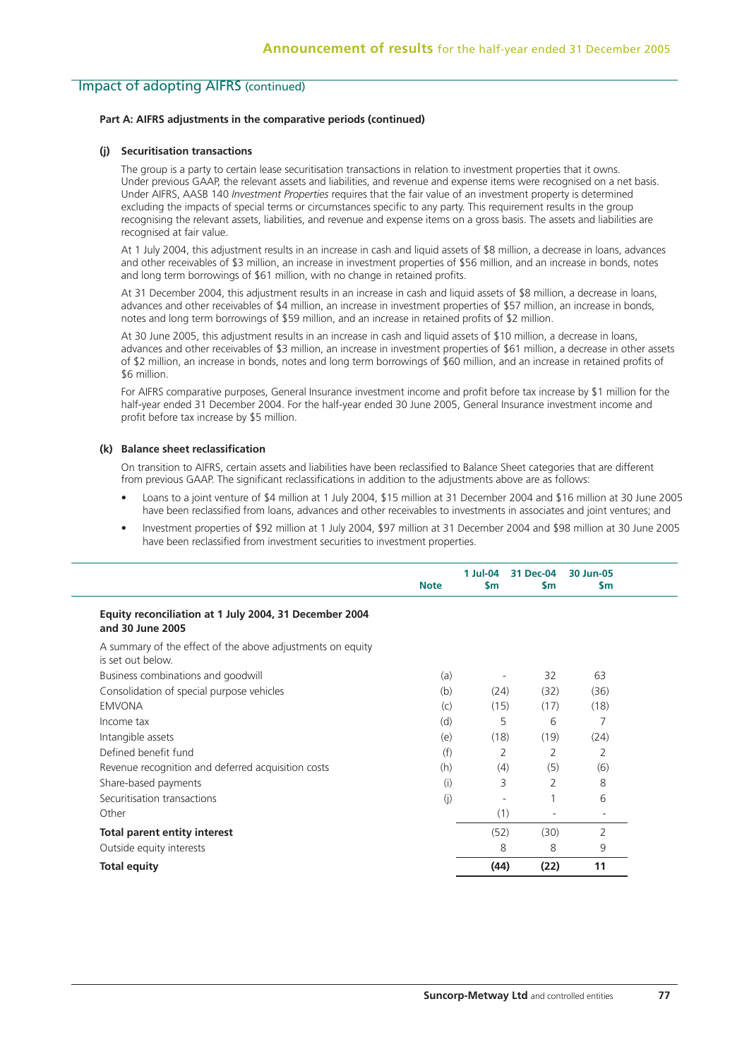## Impact of adopting AIFRS (continued)

**Part A: AIFRS adjustments in the comparative periods (continued)**

**(j) Securitisation transactions**

The group is a party to certain lease securitisation transactions in relation to investment properties that it owns. Under previous GAAP, the relevant assets and liabilities, and revenue and expense items were recognised on a net basis. Under AIFRS, AASB 140 *Investment Properties* requires that the fair value of an investment property is determined excluding the impacts of special terms or circumstances specific to any party. This requirement results in the group recognising the relevant assets, liabilities, and revenue and expense items on a gross basis. The assets and liabilities are recognised at fair value.

At 1 July 2004, this adjustment results in an increase in cash and liquid assets of $8 million, a decrease in loans, advances and other receivables of $3 million, an increase in investment properties of $56 million, and an increase in bonds, notes and long term borrowings of $61 million, with no change in retained profits.

At 31 December 2004, this adjustment results in an increase in cash and liquid assets of $8 million, a decrease in loans, advances and other receivables of $4 million, an increase in investment properties of $57 million, an increase in bonds, notes and long term borrowings of $59 million, and an increase in retained profits of $2 million.

At 30 June 2005, this adjustment results in an increase in cash and liquid assets of $10 million, a decrease in loans, advances and other receivables of $3 million, an increase in investment properties of $61 million, a decrease in other assets of $2 million, an increase in bonds, notes and long term borrowings of $60 million, and an increase in retained profits of $6 million.

For AIFRS comparative purposes, General Insurance investment income and profit before tax increase by $1 million for the half-year ended 31 December 2004. For the half-year ended 30 June 2005, General Insurance investment income and profit before tax increase by $5 million.

**(k) Balance sheet reclassification**

On transition to AIFRS, certain assets and liabilities have been reclassified to Balance Sheet categories that are different from previous GAAP. The significant reclassifications in addition to the adjustments above are as follows:

- Loans to a joint venture of $4 million at 1 July 2004, $15 million at 31 December 2004 and $16 million at 30 June 2005 have been reclassified from loans, advances and other receivables to investments in associates and joint ventures; and
- Investment properties of $92 million at 1 July 2004, $97 million at 31 December 2004 and $98 million at 30 June 2005 have been reclassified from investment securities to investment properties.

| | Note | 1 Jul-04 $m | 31 Dec-04 $m | 30 Jun-05 $m |
|---|---|---|---|---|
| **Equity reconciliation at 1 July 2004, 31 December 2004 and 30 June 2005** | | | | |
| A summary of the effect of the above adjustments on equity is set out below. | | | | |
| Business combinations and goodwill | (a) | - | 32 | 63 |
| Consolidation of special purpose vehicles | (b) | (24) | (32) | (36) |
| EMVONA | (c) | (15) | (17) | (18) |
| Income tax | (d) | 5 | 6 | 7 |
| Intangible assets | (e) | (18) | (19) | (24) |
| Defined benefit fund | (f) | 2 | 2 | 2 |
| Revenue recognition and deferred acquisition costs | (h) | (4) | (5) | (6) |
| Share-based payments | (i) | 3 | 2 | 8 |
| Securitisation transactions | (j) | - | 1 | 6 |
| Other | | (1) | - | - |
| **Total parent entity interest** | | (52) | (30) | 2 |
| Outside equity interests | | 8 | 8 | 9 |
| **Total equity** | | **(44)** | **(22)** | **11** |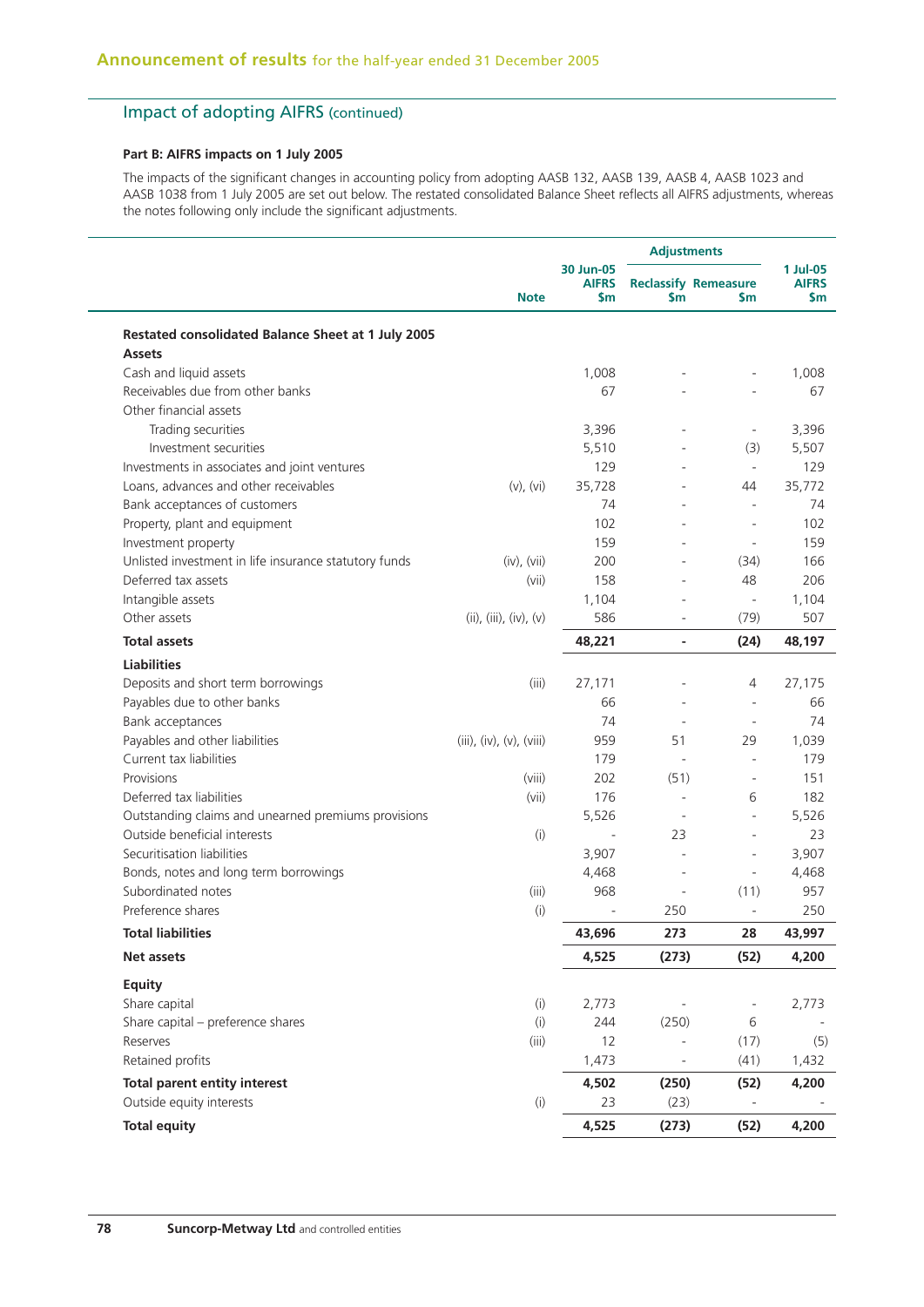## Announcement of results for the half-year ended 31 December 2005

### Impact of adopting AIFRS (continued)

**Part B: AIFRS impacts on 1 July 2005**

The impacts of the significant changes in accounting policy from adopting AASB 132, AASB 139, AASB 4, AASB 1023 and AASB 1038 from 1 July 2005 are set out below. The restated consolidated Balance Sheet reflects all AIFRS adjustments, whereas the notes following only include the significant adjustments.

| | Note | 30 Jun-05 AIFRS $m | Adjustments Reclassify $m | Adjustments Remeasure $m | 1 Jul-05 AIFRS $m |
|---|---|---|---|---|---|
| **Restated consolidated Balance Sheet at 1 July 2005** | | | | | |
| **Assets** | | | | | |
| Cash and liquid assets | | 1,008 | - | - | 1,008 |
| Receivables due from other banks | | 67 | - | - | 67 |
| Other financial assets | | | | | |
| Trading securities | | 3,396 | - | - | 3,396 |
| Investment securities | | 5,510 | - | (3) | 5,507 |
| Investments in associates and joint ventures | | 129 | - | - | 129 |
| Loans, advances and other receivables | (v), (vi) | 35,728 | - | 44 | 35,772 |
| Bank acceptances of customers | | 74 | - | - | 74 |
| Property, plant and equipment | | 102 | - | - | 102 |
| Investment property | | 159 | - | - | 159 |
| Unlisted investment in life insurance statutory funds | (iv), (vii) | 200 | - | (34) | 166 |
| Deferred tax assets | (vii) | 158 | - | 48 | 206 |
| Intangible assets | | 1,104 | - | - | 1,104 |
| Other assets | (ii), (iii), (iv), (v) | 586 | - | (79) | 507 |
| **Total assets** | | **48,221** | **-** | **(24)** | **48,197** |
| **Liabilities** | | | | | |
| Deposits and short term borrowings | (iii) | 27,171 | - | 4 | 27,175 |
| Payables due to other banks | | 66 | - | - | 66 |
| Bank acceptances | | 74 | - | - | 74 |
| Payables and other liabilities | (iii), (iv), (v), (viii) | 959 | 51 | 29 | 1,039 |
| Current tax liabilities | | 179 | - | - | 179 |
| Provisions | (viii) | 202 | (51) | - | 151 |
| Deferred tax liabilities | (vii) | 176 | - | 6 | 182 |
| Outstanding claims and unearned premiums provisions | | 5,526 | - | - | 5,526 |
| Outside beneficial interests | (i) | - | 23 | - | 23 |
| Securitisation liabilities | | 3,907 | - | - | 3,907 |
| Bonds, notes and long term borrowings | | 4,468 | - | - | 4,468 |
| Subordinated notes | (iii) | 968 | - | (11) | 957 |
| Preference shares | (i) | - | 250 | - | 250 |
| **Total liabilities** | | **43,696** | **273** | **28** | **43,997** |
| **Net assets** | | **4,525** | **(273)** | **(52)** | **4,200** |
| **Equity** | | | | | |
| Share capital | (i) | 2,773 | - | - | 2,773 |
| Share capital – preference shares | (i) | 244 | (250) | 6 | - |
| Reserves | (iii) | 12 | - | (17) | (5) |
| Retained profits | | 1,473 | - | (41) | 1,432 |
| **Total parent entity interest** | | **4,502** | **(250)** | **(52)** | **4,200** |
| Outside equity interests | (i) | 23 | (23) | - | - |
| **Total equity** | | **4,525** | **(273)** | **(52)** | **4,200** |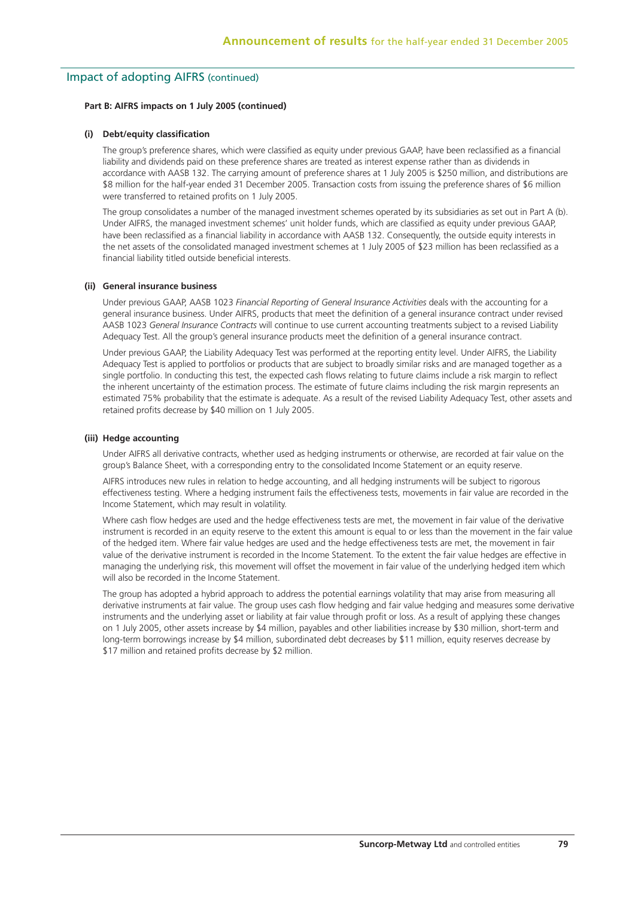## Impact of adopting AIFRS (continued)

**Part B: AIFRS impacts on 1 July 2005 (continued)**

**(i) Debt/equity classification**

The group's preference shares, which were classified as equity under previous GAAP, have been reclassified as a financial liability and dividends paid on these preference shares are treated as interest expense rather than as dividends in accordance with AASB 132. The carrying amount of preference shares at 1 July 2005 is $250 million, and distributions are $8 million for the half-year ended 31 December 2005. Transaction costs from issuing the preference shares of $6 million were transferred to retained profits on 1 July 2005.

The group consolidates a number of the managed investment schemes operated by its subsidiaries as set out in Part A (b). Under AIFRS, the managed investment schemes' unit holder funds, which are classified as equity under previous GAAP, have been reclassified as a financial liability in accordance with AASB 132. Consequently, the outside equity interests in the net assets of the consolidated managed investment schemes at 1 July 2005 of $23 million has been reclassified as a financial liability titled outside beneficial interests.

**(ii) General insurance business**

Under previous GAAP, AASB 1023 *Financial Reporting of General Insurance Activities* deals with the accounting for a general insurance business. Under AIFRS, products that meet the definition of a general insurance contract under revised AASB 1023 *General Insurance Contracts* will continue to use current accounting treatments subject to a revised Liability Adequacy Test. All the group's general insurance products meet the definition of a general insurance contract.

Under previous GAAP, the Liability Adequacy Test was performed at the reporting entity level. Under AIFRS, the Liability Adequacy Test is applied to portfolios or products that are subject to broadly similar risks and are managed together as a single portfolio. In conducting this test, the expected cash flows relating to future claims include a risk margin to reflect the inherent uncertainty of the estimation process. The estimate of future claims including the risk margin represents an estimated 75% probability that the estimate is adequate. As a result of the revised Liability Adequacy Test, other assets and retained profits decrease by $40 million on 1 July 2005.

**(iii) Hedge accounting**

Under AIFRS all derivative contracts, whether used as hedging instruments or otherwise, are recorded at fair value on the group's Balance Sheet, with a corresponding entry to the consolidated Income Statement or an equity reserve.

AIFRS introduces new rules in relation to hedge accounting, and all hedging instruments will be subject to rigorous effectiveness testing. Where a hedging instrument fails the effectiveness tests, movements in fair value are recorded in the Income Statement, which may result in volatility.

Where cash flow hedges are used and the hedge effectiveness tests are met, the movement in fair value of the derivative instrument is recorded in an equity reserve to the extent this amount is equal to or less than the movement in the fair value of the hedged item. Where fair value hedges are used and the hedge effectiveness tests are met, the movement in fair value of the derivative instrument is recorded in the Income Statement. To the extent the fair value hedges are effective in managing the underlying risk, this movement will offset the movement in fair value of the underlying hedged item which will also be recorded in the Income Statement.

The group has adopted a hybrid approach to address the potential earnings volatility that may arise from measuring all derivative instruments at fair value. The group uses cash flow hedging and fair value hedging and measures some derivative instruments and the underlying asset or liability at fair value through profit or loss. As a result of applying these changes on 1 July 2005, other assets increase by $4 million, payables and other liabilities increase by $30 million, short-term and long-term borrowings increase by $4 million, subordinated debt decreases by $11 million, equity reserves decrease by $17 million and retained profits decrease by $2 million.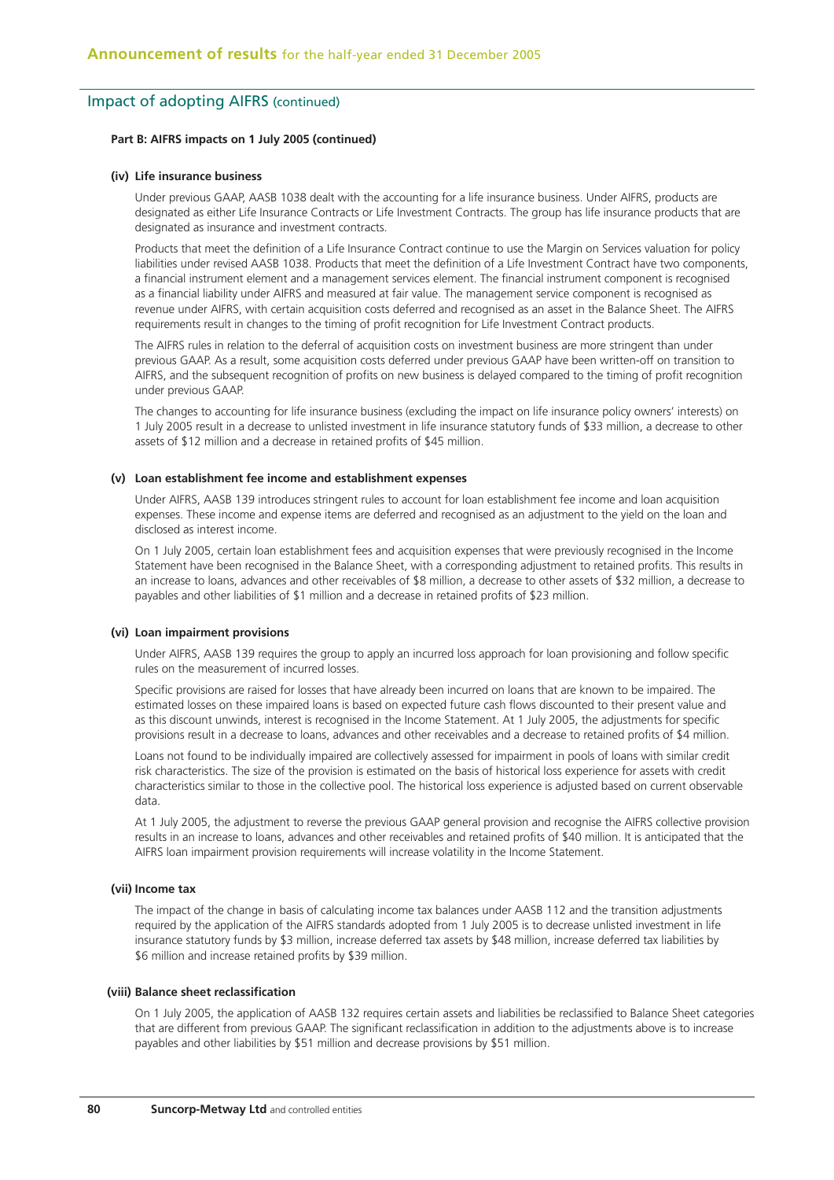## Impact of adopting AIFRS (continued)

**Part B: AIFRS impacts on 1 July 2005 (continued)**

#### (iv) Life insurance business

Under previous GAAP, AASB 1038 dealt with the accounting for a life insurance business. Under AIFRS, products are designated as either Life Insurance Contracts or Life Investment Contracts. The group has life insurance products that are designated as insurance and investment contracts.

Products that meet the definition of a Life Insurance Contract continue to use the Margin on Services valuation for policy liabilities under revised AASB 1038. Products that meet the definition of a Life Investment Contract have two components, a financial instrument element and a management services element. The financial instrument component is recognised as a financial liability under AIFRS and measured at fair value. The management service component is recognised as revenue under AIFRS, with certain acquisition costs deferred and recognised as an asset in the Balance Sheet. The AIFRS requirements result in changes to the timing of profit recognition for Life Investment Contract products.

The AIFRS rules in relation to the deferral of acquisition costs on investment business are more stringent than under previous GAAP. As a result, some acquisition costs deferred under previous GAAP have been written-off on transition to AIFRS, and the subsequent recognition of profits on new business is delayed compared to the timing of profit recognition under previous GAAP.

The changes to accounting for life insurance business (excluding the impact on life insurance policy owners' interests) on 1 July 2005 result in a decrease to unlisted investment in life insurance statutory funds of $33 million, a decrease to other assets of $12 million and a decrease in retained profits of $45 million.

#### (v) Loan establishment fee income and establishment expenses

Under AIFRS, AASB 139 introduces stringent rules to account for loan establishment fee income and loan acquisition expenses. These income and expense items are deferred and recognised as an adjustment to the yield on the loan and disclosed as interest income.

On 1 July 2005, certain loan establishment fees and acquisition expenses that were previously recognised in the Income Statement have been recognised in the Balance Sheet, with a corresponding adjustment to retained profits. This results in an increase to loans, advances and other receivables of $8 million, a decrease to other assets of $32 million, a decrease to payables and other liabilities of $1 million and a decrease in retained profits of $23 million.

#### (vi) Loan impairment provisions

Under AIFRS, AASB 139 requires the group to apply an incurred loss approach for loan provisioning and follow specific rules on the measurement of incurred losses.

Specific provisions are raised for losses that have already been incurred on loans that are known to be impaired. The estimated losses on these impaired loans is based on expected future cash flows discounted to their present value and as this discount unwinds, interest is recognised in the Income Statement. At 1 July 2005, the adjustments for specific provisions result in a decrease to loans, advances and other receivables and a decrease to retained profits of $4 million.

Loans not found to be individually impaired are collectively assessed for impairment in pools of loans with similar credit risk characteristics. The size of the provision is estimated on the basis of historical loss experience for assets with credit characteristics similar to those in the collective pool. The historical loss experience is adjusted based on current observable data.

At 1 July 2005, the adjustment to reverse the previous GAAP general provision and recognise the AIFRS collective provision results in an increase to loans, advances and other receivables and retained profits of $40 million. It is anticipated that the AIFRS loan impairment provision requirements will increase volatility in the Income Statement.

#### (vii) Income tax

The impact of the change in basis of calculating income tax balances under AASB 112 and the transition adjustments required by the application of the AIFRS standards adopted from 1 July 2005 is to decrease unlisted investment in life insurance statutory funds by $3 million, increase deferred tax assets by $48 million, increase deferred tax liabilities by $6 million and increase retained profits by $39 million.

#### (viii) Balance sheet reclassification

On 1 July 2005, the application of AASB 132 requires certain assets and liabilities be reclassified to Balance Sheet categories that are different from previous GAAP. The significant reclassification in addition to the adjustments above is to increase payables and other liabilities by $51 million and decrease provisions by $51 million.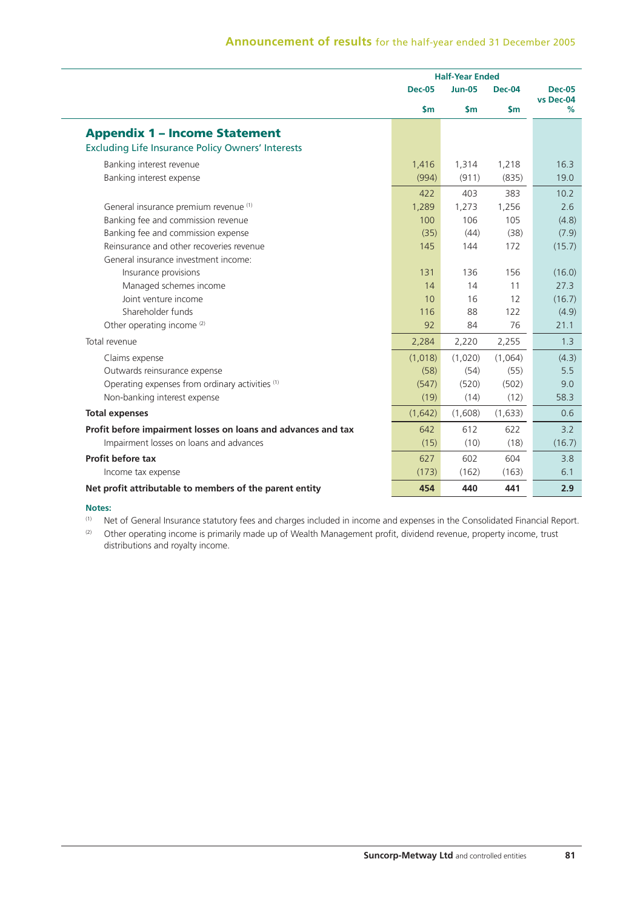## Appendix 1 – Income Statement

Excluding Life Insurance Policy Owners' Interests

| | Half-Year Ended | | | |
|---|---|---|---|---|
| | Dec-05 | Jun-05 | Dec-04 | Dec-05 vs Dec-04 |
| | $m | $m | $m | % |
| Banking interest revenue | 1,416 | 1,314 | 1,218 | 16.3 |
| Banking interest expense | (994) | (911) | (835) | 19.0 |
| | 422 | 403 | 383 | 10.2 |
| General insurance premium revenue [1] | 1,289 | 1,273 | 1,256 | 2.6 |
| Banking fee and commission revenue | 100 | 106 | 105 | (4.8) |
| Banking fee and commission expense | (35) | (44) | (38) | (7.9) |
| Reinsurance and other recoveries revenue | 145 | 144 | 172 | (15.7) |
| General insurance investment income: | | | | |
| Insurance provisions | 131 | 136 | 156 | (16.0) |
| Managed schemes income | 14 | 14 | 11 | 27.3 |
| Joint venture income | 10 | 16 | 12 | (16.7) |
| Shareholder funds | 116 | 88 | 122 | (4.9) |
| Other operating income [2] | 92 | 84 | 76 | 21.1 |
| Total revenue | 2,284 | 2,220 | 2,255 | 1.3 |
| Claims expense | (1,018) | (1,020) | (1,064) | (4.3) |
| Outwards reinsurance expense | (58) | (54) | (55) | 5.5 |
| Operating expenses from ordinary activities [1] | (547) | (520) | (502) | 9.0 |
| Non-banking interest expense | (19) | (14) | (12) | 58.3 |
| **Total expenses** | (1,642) | (1,608) | (1,633) | 0.6 |
| **Profit before impairment losses on loans and advances and tax** | 642 | 612 | 622 | 3.2 |
| Impairment losses on loans and advances | (15) | (10) | (18) | (16.7) |
| **Profit before tax** | 627 | 602 | 604 | 3.8 |
| Income tax expense | (173) | (162) | (163) | 6.1 |
| **Net profit attributable to members of the parent entity** | **454** | **440** | **441** | **2.9** |

**Notes:**

[1] Net of General Insurance statutory fees and charges included in income and expenses in the Consolidated Financial Report.

[2] Other operating income is primarily made up of Wealth Management profit, dividend revenue, property income, trust distributions and royalty income.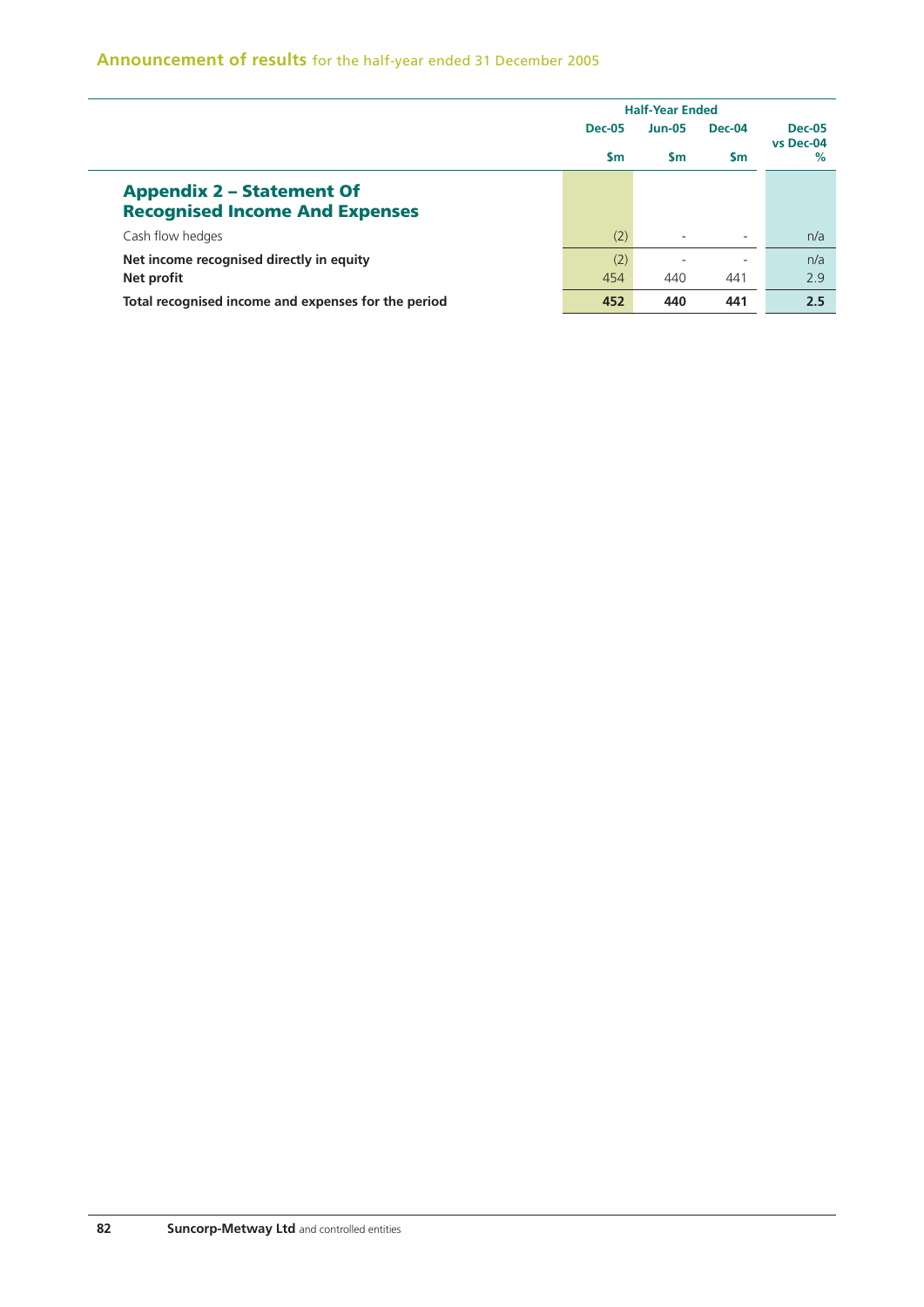## Appendix 2 – Statement Of Recognised Income And Expenses

| | Half-Year Ended | | | |
|---|---|---|---|---|
| | Dec-05 | Jun-05 | Dec-04 | Dec-05 vs Dec-04 |
| | $m | $m | $m | % |
| Cash flow hedges | (2) | - | - | n/a |
| **Net income recognised directly in equity** | (2) | - | - | n/a |
| **Net profit** | 454 | 440 | 441 | 2.9 |
| **Total recognised income and expenses for the period** | **452** | **440** | **441** | **2.5** |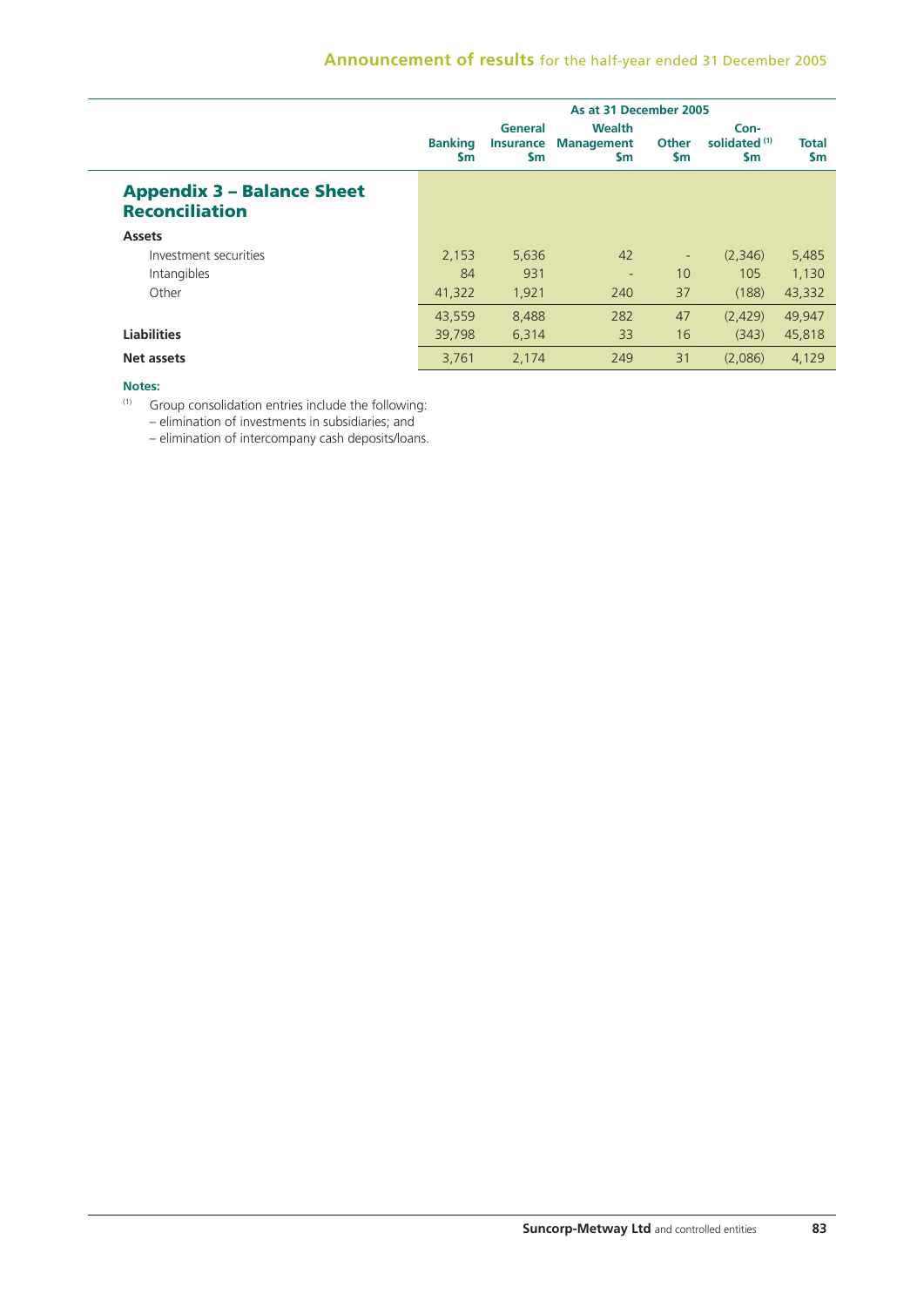## Appendix 3 – Balance Sheet Reconciliation

| | As at 31 December 2005 | | | | | |
|---|---|---|---|---|---|---|
| | Banking $m | General Insurance $m | Wealth Management $m | Other $m | Consolidated [1] $m | Total $m |
| **Assets** | | | | | | |
| Investment securities | 2,153 | 5,636 | 42 | - | (2,346) | 5,485 |
| Intangibles | 84 | 931 | - | 10 | 105 | 1,130 |
| Other | 41,322 | 1,921 | 240 | 37 | (188) | 43,332 |
| | 43,559 | 8,488 | 282 | 47 | (2,429) | 49,947 |
| **Liabilities** | 39,798 | 6,314 | 33 | 16 | (343) | 45,818 |
| **Net assets** | 3,761 | 2,174 | 249 | 31 | (2,086) | 4,129 |

**Notes:**

(1) Group consolidation entries include the following:
– elimination of investments in subsidiaries; and
– elimination of intercompany cash deposits/loans.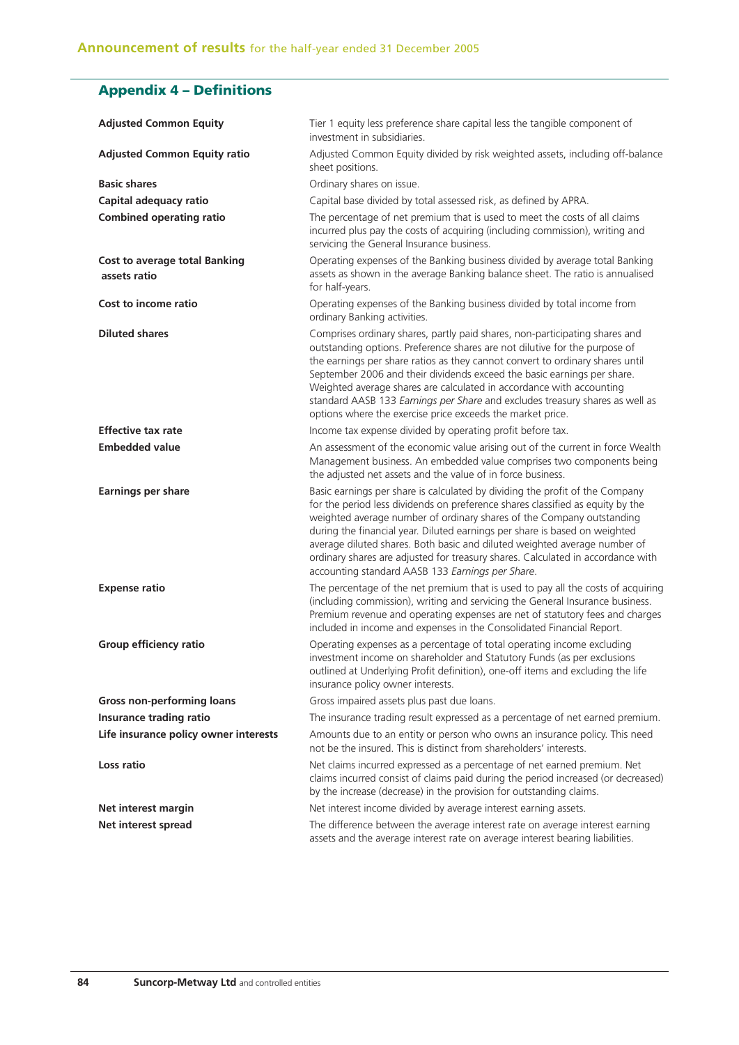## Appendix 4 – Definitions

| | |
|---|---|
| **Adjusted Common Equity** | Tier 1 equity less preference share capital less the tangible component of investment in subsidiaries. |
| **Adjusted Common Equity ratio** | Adjusted Common Equity divided by risk weighted assets, including off-balance sheet positions. |
| **Basic shares** | Ordinary shares on issue. |
| **Capital adequacy ratio** | Capital base divided by total assessed risk, as defined by APRA. |
| **Combined operating ratio** | The percentage of net premium that is used to meet the costs of all claims incurred plus pay the costs of acquiring (including commission), writing and servicing the General Insurance business. |
| **Cost to average total Banking assets ratio** | Operating expenses of the Banking business divided by average total Banking assets as shown in the average Banking balance sheet. The ratio is annualised for half-years. |
| **Cost to income ratio** | Operating expenses of the Banking business divided by total income from ordinary Banking activities. |
| **Diluted shares** | Comprises ordinary shares, partly paid shares, non-participating shares and outstanding options. Preference shares are not dilutive for the purpose of the earnings per share ratios as they cannot convert to ordinary shares until September 2006 and their dividends exceed the basic earnings per share. Weighted average shares are calculated in accordance with accounting standard AASB 133 *Earnings per Share* and excludes treasury shares as well as options where the exercise price exceeds the market price. |
| **Effective tax rate** | Income tax expense divided by operating profit before tax. |
| **Embedded value** | An assessment of the economic value arising out of the current in force Wealth Management business. An embedded value comprises two components being the adjusted net assets and the value of in force business. |
| **Earnings per share** | Basic earnings per share is calculated by dividing the profit of the Company for the period less dividends on preference shares classified as equity by the weighted average number of ordinary shares of the Company outstanding during the financial year. Diluted earnings per share is based on weighted average diluted shares. Both basic and diluted weighted average number of ordinary shares are adjusted for treasury shares. Calculated in accordance with accounting standard AASB 133 *Earnings per Share*. |
| **Expense ratio** | The percentage of the net premium that is used to pay all the costs of acquiring (including commission), writing and servicing the General Insurance business. Premium revenue and operating expenses are net of statutory fees and charges included in income and expenses in the Consolidated Financial Report. |
| **Group efficiency ratio** | Operating expenses as a percentage of total operating income excluding investment income on shareholder and Statutory Funds (as per exclusions outlined at Underlying Profit definition), one-off items and excluding the life insurance policy owner interests. |
| **Gross non-performing loans** | Gross impaired assets plus past due loans. |
| **Insurance trading ratio** | The insurance trading result expressed as a percentage of net earned premium. |
| **Life insurance policy owner interests** | Amounts due to an entity or person who owns an insurance policy. This need not be the insured. This is distinct from shareholders' interests. |
| **Loss ratio** | Net claims incurred expressed as a percentage of net earned premium. Net claims incurred consist of claims paid during the period increased (or decreased) by the increase (decrease) in the provision for outstanding claims. |
| **Net interest margin** | Net interest income divided by average interest earning assets. |
| **Net interest spread** | The difference between the average interest rate on average interest earning assets and the average interest rate on average interest bearing liabilities. |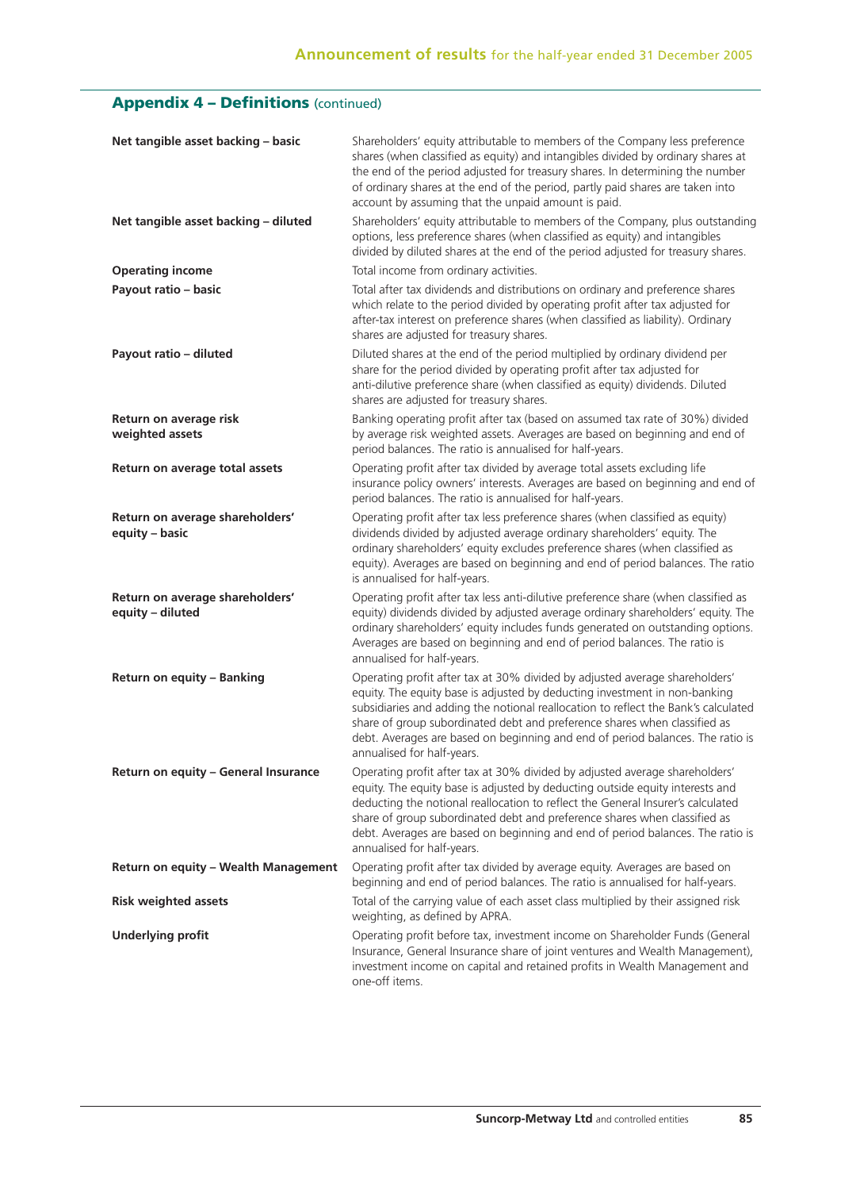## Appendix 4 – Definitions (continued)

| | |
|---|---|
| **Net tangible asset backing – basic** | Shareholders' equity attributable to members of the Company less preference shares (when classified as equity) and intangibles divided by ordinary shares at the end of the period adjusted for treasury shares. In determining the number of ordinary shares at the end of the period, partly paid shares are taken into account by assuming that the unpaid amount is paid. |
| **Net tangible asset backing – diluted** | Shareholders' equity attributable to members of the Company, plus outstanding options, less preference shares (when classified as equity) and intangibles divided by diluted shares at the end of the period adjusted for treasury shares. |
| **Operating income** | Total income from ordinary activities. |
| **Payout ratio – basic** | Total after tax dividends and distributions on ordinary and preference shares which relate to the period divided by operating profit after tax adjusted for after-tax interest on preference shares (when classified as liability). Ordinary shares are adjusted for treasury shares. |
| **Payout ratio – diluted** | Diluted shares at the end of the period multiplied by ordinary dividend per share for the period divided by operating profit after tax adjusted for anti-dilutive preference share (when classified as equity) dividends. Diluted shares are adjusted for treasury shares. |
| **Return on average risk weighted assets** | Banking operating profit after tax (based on assumed tax rate of 30%) divided by average risk weighted assets. Averages are based on beginning and end of period balances. The ratio is annualised for half-years. |
| **Return on average total assets** | Operating profit after tax divided by average total assets excluding life insurance policy owners' interests. Averages are based on beginning and end of period balances. The ratio is annualised for half-years. |
| **Return on average shareholders' equity – basic** | Operating profit after tax less preference shares (when classified as equity) dividends divided by adjusted average ordinary shareholders' equity. The ordinary shareholders' equity excludes preference shares (when classified as equity). Averages are based on beginning and end of period balances. The ratio is annualised for half-years. |
| **Return on average shareholders' equity – diluted** | Operating profit after tax less anti-dilutive preference share (when classified as equity) dividends divided by adjusted average ordinary shareholders' equity. The ordinary shareholders' equity includes funds generated on outstanding options. Averages are based on beginning and end of period balances. The ratio is annualised for half-years. |
| **Return on equity – Banking** | Operating profit after tax at 30% divided by adjusted average shareholders' equity. The equity base is adjusted by deducting investment in non-banking subsidiaries and adding the notional reallocation to reflect the Bank's calculated share of group subordinated debt and preference shares when classified as debt. Averages are based on beginning and end of period balances. The ratio is annualised for half-years. |
| **Return on equity – General Insurance** | Operating profit after tax at 30% divided by adjusted average shareholders' equity. The equity base is adjusted by deducting outside equity interests and deducting the notional reallocation to reflect the General Insurer's calculated share of group subordinated debt and preference shares when classified as debt. Averages are based on beginning and end of period balances. The ratio is annualised for half-years. |
| **Return on equity – Wealth Management** | Operating profit after tax divided by average equity. Averages are based on beginning and end of period balances. The ratio is annualised for half-years. |
| **Risk weighted assets** | Total of the carrying value of each asset class multiplied by their assigned risk weighting, as defined by APRA. |
| **Underlying profit** | Operating profit before tax, investment income on Shareholder Funds (General Insurance, General Insurance share of joint ventures and Wealth Management), investment income on capital and retained profits in Wealth Management and one-off items. |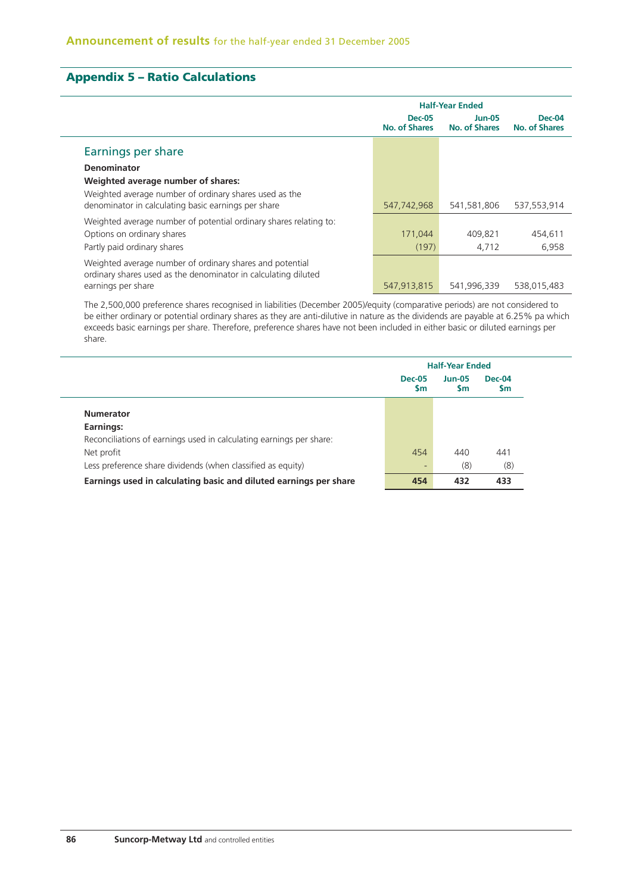## Appendix 5 – Ratio Calculations

| | Half-Year Ended | | |
|---|---|---|---|
| | Dec-05 No. of Shares | Jun-05 No. of Shares | Dec-04 No. of Shares |
| **Earnings per share** | | | |
| **Denominator** | | | |
| **Weighted average number of shares:** | | | |
| Weighted average number of ordinary shares used as the denominator in calculating basic earnings per share | 547,742,968 | 541,581,806 | 537,553,914 |
| Weighted average number of potential ordinary shares relating to: | | | |
| Options on ordinary shares | 171,044 | 409,821 | 454,611 |
| Partly paid ordinary shares | (197) | 4,712 | 6,958 |
| Weighted average number of ordinary shares and potential ordinary shares used as the denominator in calculating diluted earnings per share | 547,913,815 | 541,996,339 | 538,015,483 |

The 2,500,000 preference shares recognised in liabilities (December 2005)/equity (comparative periods) are not considered to be either ordinary or potential ordinary shares as they are anti-dilutive in nature as the dividends are payable at 6.25% pa which exceeds basic earnings per share. Therefore, preference shares have not been included in either basic or diluted earnings per share.

| | Half-Year Ended | | |
|---|---|---|---|
| | Dec-05 $m | Jun-05 $m | Dec-04 $m |
| **Numerator** | | | |
| **Earnings:** | | | |
| Reconciliations of earnings used in calculating earnings per share: | | | |
| Net profit | 454 | 440 | 441 |
| Less preference share dividends (when classified as equity) | - | (8) | (8) |
| **Earnings used in calculating basic and diluted earnings per share** | **454** | **432** | **433** |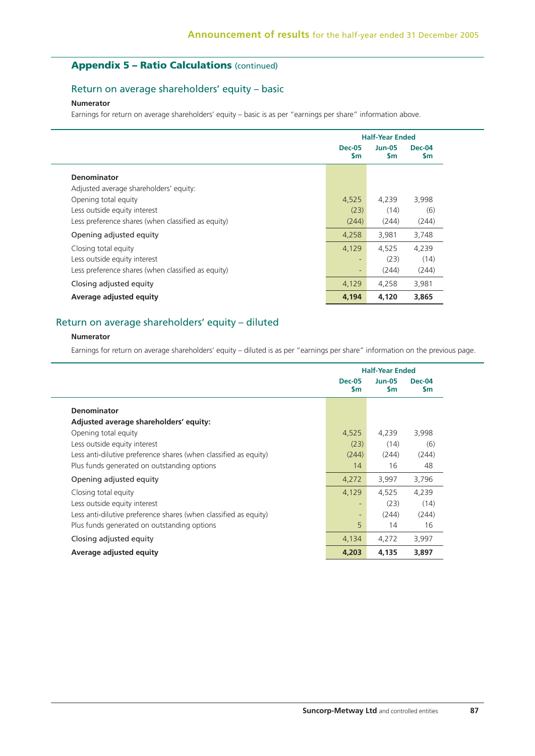## Appendix 5 – Ratio Calculations (continued)

### Return on average shareholders' equity – basic

**Numerator**

Earnings for return on average shareholders' equity – basic is as per "earnings per share" information above.

| | Half-Year Ended | | |
|---|---|---|---|
| | Dec-05 $m | Jun-05 $m | Dec-04 $m |
| **Denominator** | | | |
| Adjusted average shareholders' equity: | | | |
| Opening total equity | 4,525 | 4,239 | 3,998 |
| Less outside equity interest | (23) | (14) | (6) |
| Less preference shares (when classified as equity) | (244) | (244) | (244) |
| Opening adjusted equity | 4,258 | 3,981 | 3,748 |
| Closing total equity | 4,129 | 4,525 | 4,239 |
| Less outside equity interest | - | (23) | (14) |
| Less preference shares (when classified as equity) | - | (244) | (244) |
| Closing adjusted equity | 4,129 | 4,258 | 3,981 |
| **Average adjusted equity** | **4,194** | **4,120** | **3,865** |

### Return on average shareholders' equity – diluted

**Numerator**

Earnings for return on average shareholders' equity – diluted is as per "earnings per share" information on the previous page.

| | Half-Year Ended | | |
|---|---|---|---|
| | Dec-05 $m | Jun-05 $m | Dec-04 $m |
| **Denominator** | | | |
| **Adjusted average shareholders' equity:** | | | |
| Opening total equity | 4,525 | 4,239 | 3,998 |
| Less outside equity interest | (23) | (14) | (6) |
| Less anti-dilutive preference shares (when classified as equity) | (244) | (244) | (244) |
| Plus funds generated on outstanding options | 14 | 16 | 48 |
| Opening adjusted equity | 4,272 | 3,997 | 3,796 |
| Closing total equity | 4,129 | 4,525 | 4,239 |
| Less outside equity interest | - | (23) | (14) |
| Less anti-dilutive preference shares (when classified as equity) | - | (244) | (244) |
| Plus funds generated on outstanding options | 5 | 14 | 16 |
| Closing adjusted equity | 4,134 | 4,272 | 3,997 |
| **Average adjusted equity** | **4,203** | **4,135** | **3,897** |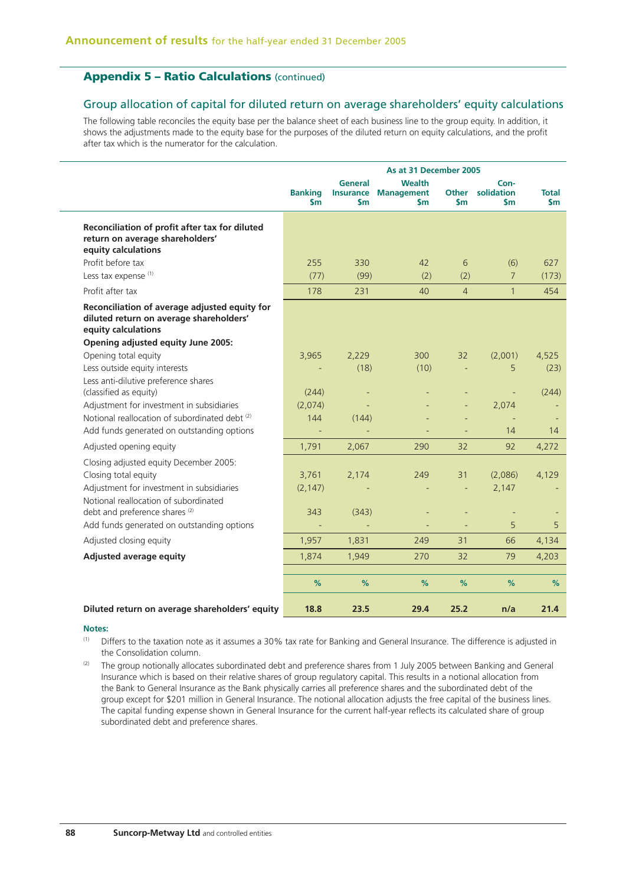## Appendix 5 – Ratio Calculations (continued)

### Group allocation of capital for diluted return on average shareholders' equity calculations

The following table reconciles the equity base per the balance sheet of each business line to the group equity. In addition, it shows the adjustments made to the equity base for the purposes of the diluted return on equity calculations, and the profit after tax which is the numerator for the calculation.

| | As at 31 December 2005 | | | | | |
|---|---|---|---|---|---|---|
| | Banking $m | General Insurance $m | Wealth Management $m | Other $m | Con-solidation $m | Total $m |
| **Reconciliation of profit after tax for diluted return on average shareholders' equity calculations** | | | | | | |
| Profit before tax | 255 | 330 | 42 | 6 | (6) | 627 |
| Less tax expense [(1)] | (77) | (99) | (2) | (2) | 7 | (173) |
| Profit after tax | 178 | 231 | 40 | 4 | 1 | 454 |
| **Reconciliation of average adjusted equity for diluted return on average shareholders' equity calculations** | | | | | | |
| **Opening adjusted equity June 2005:** | | | | | | |
| Opening total equity | 3,965 | 2,229 | 300 | 32 | (2,001) | 4,525 |
| Less outside equity interests | - | (18) | (10) | - | 5 | (23) |
| Less anti-dilutive preference shares (classified as equity) | (244) | - | - | - | - | (244) |
| Adjustment for investment in subsidiaries | (2,074) | - | - | - | 2,074 | - |
| Notional reallocation of subordinated debt [(2)] | 144 | (144) | - | - | - | - |
| Add funds generated on outstanding options | - | - | - | - | 14 | 14 |
| Adjusted opening equity | 1,791 | 2,067 | 290 | 32 | 92 | 4,272 |
| Closing adjusted equity December 2005: | | | | | | |
| Closing total equity | 3,761 | 2,174 | 249 | 31 | (2,086) | 4,129 |
| Adjustment for investment in subsidiaries | (2,147) | - | - | - | 2,147 | - |
| Notional reallocation of subordinated debt and preference shares [(2)] | 343 | (343) | - | - | - | - |
| Add funds generated on outstanding options | - | - | - | - | 5 | 5 |
| Adjusted closing equity | 1,957 | 1,831 | 249 | 31 | 66 | 4,134 |
| **Adjusted average equity** | 1,874 | 1,949 | 270 | 32 | 79 | 4,203 |
| | % | % | % | % | % | % |
| **Diluted return on average shareholders' equity** | **18.8** | **23.5** | **29.4** | **25.2** | **n/a** | **21.4** |

**Notes:**

(1) Differs to the taxation note as it assumes a 30% tax rate for Banking and General Insurance. The difference is adjusted in the Consolidation column.

(2) The group notionally allocates subordinated debt and preference shares from 1 July 2005 between Banking and General Insurance which is based on their relative shares of group regulatory capital. This results in a notional allocation from the Bank to General Insurance as the Bank physically carries all preference shares and the subordinated debt of the group except for $201 million in General Insurance. The notional allocation adjusts the free capital of the business lines. The capital funding expense shown in General Insurance for the current half-year reflects its calculated share of group subordinated debt and preference shares.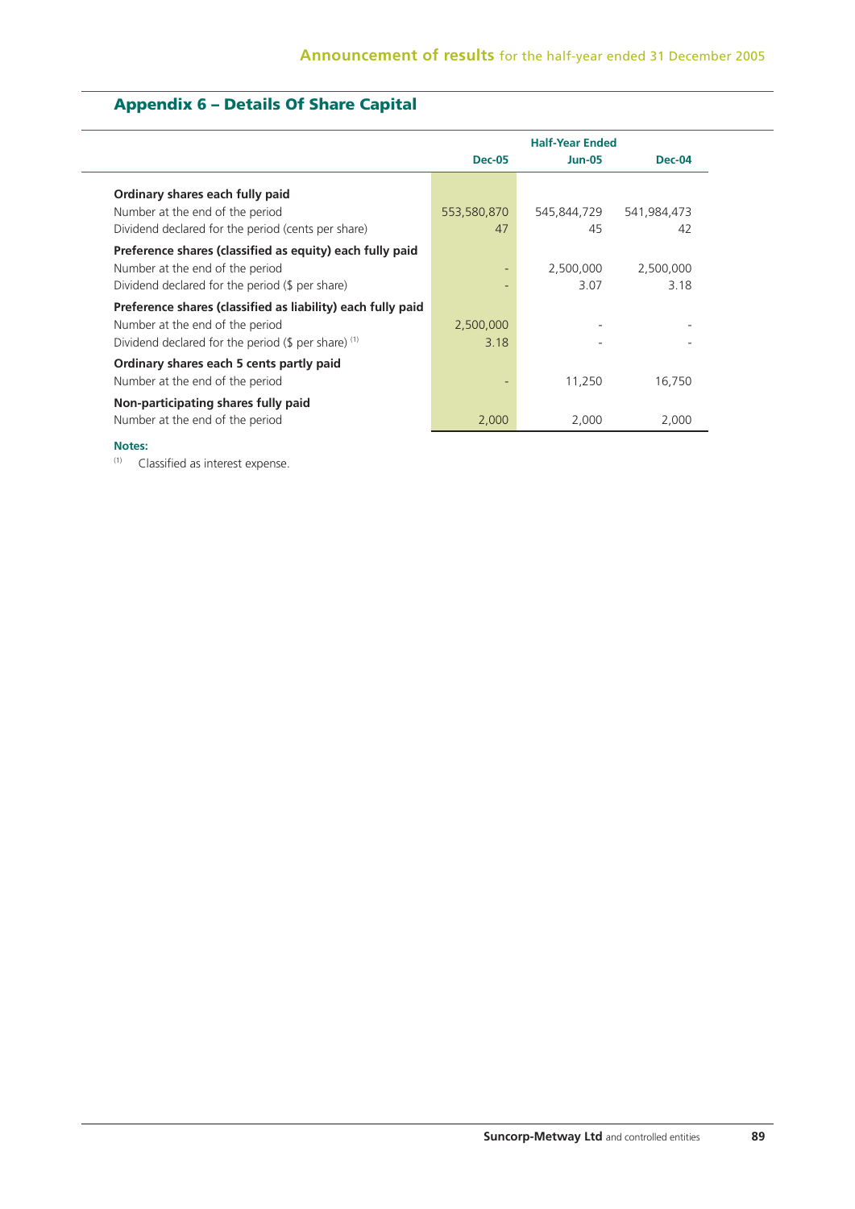## Appendix 6 – Details Of Share Capital

| | Half-Year Ended | | |
|---|---|---|---|
| | **Dec-05** | **Jun-05** | **Dec-04** |
| **Ordinary shares each fully paid** | | | |
| Number at the end of the period | 553,580,870 | 545,844,729 | 541,984,473 |
| Dividend declared for the period (cents per share) | 47 | 45 | 42 |
| **Preference shares (classified as equity) each fully paid** | | | |
| Number at the end of the period | - | 2,500,000 | 2,500,000 |
| Dividend declared for the period ($ per share) | - | 3.07 | 3.18 |
| **Preference shares (classified as liability) each fully paid** | | | |
| Number at the end of the period | 2,500,000 | - | - |
| Dividend declared for the period ($ per share) [(1)] | 3.18 | - | - |
| **Ordinary shares each 5 cents partly paid** | | | |
| Number at the end of the period | - | 11,250 | 16,750 |
| **Non-participating shares fully paid** | | | |
| Number at the end of the period | 2,000 | 2,000 | 2,000 |

**Notes:**

(1) Classified as interest expense.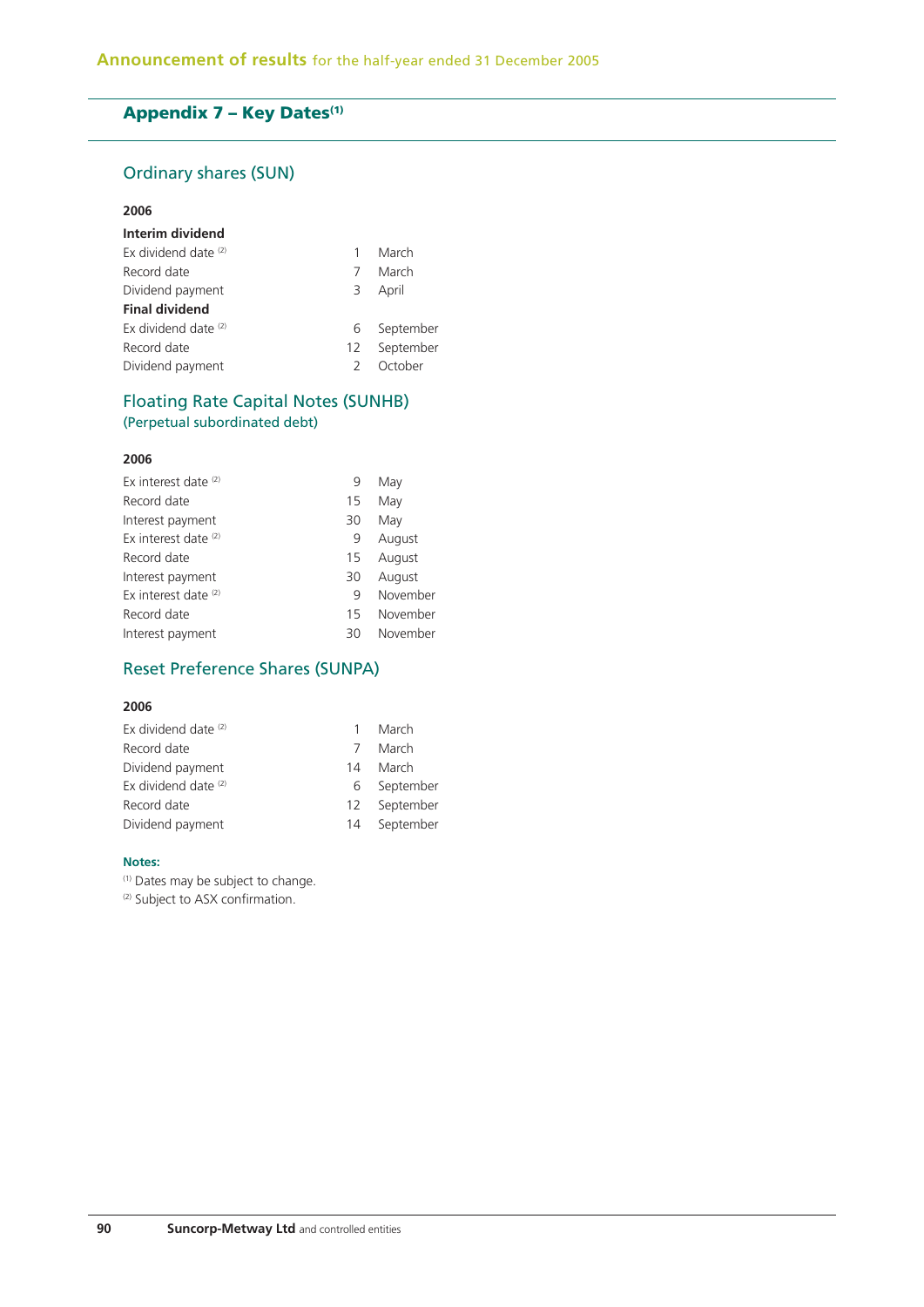## Appendix 7 – Key Dates[1]

### Ordinary shares (SUN)

**2006**

| | | |
|---|---|---|
| **Interim dividend** | | |
| Ex dividend date [2] | 1 | March |
| Record date | 7 | March |
| Dividend payment | 3 | April |
| **Final dividend** | | |
| Ex dividend date [2] | 6 | September |
| Record date | 12 | September |
| Dividend payment | 2 | October |

### Floating Rate Capital Notes (SUNHB)

(Perpetual subordinated debt)

**2006**

| | | |
|---|---|---|
| Ex interest date [2] | 9 | May |
| Record date | 15 | May |
| Interest payment | 30 | May |
| Ex interest date [2] | 9 | August |
| Record date | 15 | August |
| Interest payment | 30 | August |
| Ex interest date [2] | 9 | November |
| Record date | 15 | November |
| Interest payment | 30 | November |

### Reset Preference Shares (SUNPA)

**2006**

| | | |
|---|---|---|
| Ex dividend date [2] | 1 | March |
| Record date | 7 | March |
| Dividend payment | 14 | March |
| Ex dividend date [2] | 6 | September |
| Record date | 12 | September |
| Dividend payment | 14 | September |

**Notes:**

[1] Dates may be subject to change.

[2] Subject to ASX confirmation.